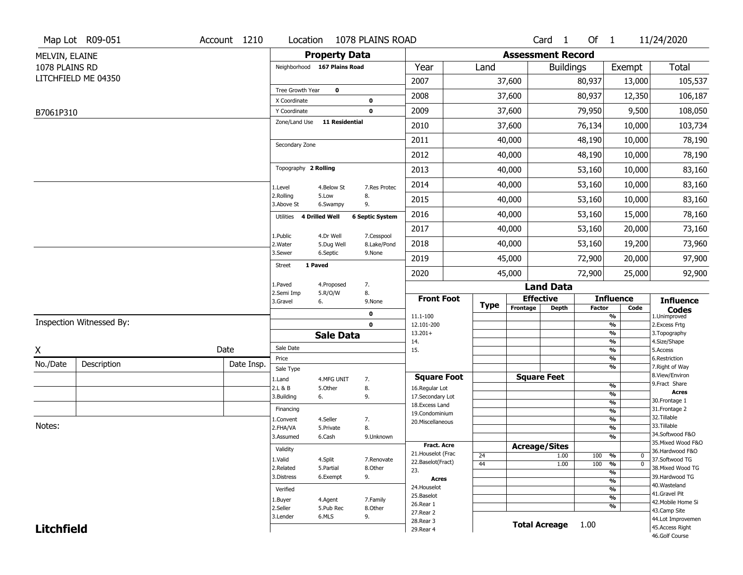Map Lot R09-051 | Account 1210 | Location 1078 PLAINS ROAD | Card 1 Of 1 | 11/24/2020

MELVIN, ELAINE
1078 PLAINS RD
LITCHFIELD ME 04350

B7061P310

## Property Data

Neighborhood **167 Plains Road**

Tree Growth Year **0**
X Coordinate **0**
Y Coordinate **0**
Zone/Land Use **11 Residential**

Secondary Zone

Topography **2 Rolling**

1.Level 4.Below St 7.Res Protec
2.Rolling 5.Low 8.
3.Above St 6.Swampy 9.

Utilities **4 Drilled Well** **6 Septic System**

1.Public 4.Dr Well 7.Cesspool
2.Water 5.Dug Well 8.Lake/Pond
3.Sewer 6.Septic 9.None

Street **1 Paved**

1.Paved 4.Proposed 7.
2.Semi Imp 5.R/O/W 8.
3.Gravel 6. 9.None

0
0

## Assessment Record

| Year | Land | Buildings | Exempt | Total |
|---|---|---|---|---|
| 2007 | 37,600 | 80,937 | 13,000 | 105,537 |
| 2008 | 37,600 | 80,937 | 12,350 | 106,187 |
| 2009 | 37,600 | 79,950 | 9,500 | 108,050 |
| 2010 | 37,600 | 76,134 | 10,000 | 103,734 |
| 2011 | 40,000 | 48,190 | 10,000 | 78,190 |
| 2012 | 40,000 | 48,190 | 10,000 | 78,190 |
| 2013 | 40,000 | 53,160 | 10,000 | 83,160 |
| 2014 | 40,000 | 53,160 | 10,000 | 83,160 |
| 2015 | 40,000 | 53,160 | 10,000 | 83,160 |
| 2016 | 40,000 | 53,160 | 15,000 | 78,160 |
| 2017 | 40,000 | 53,160 | 20,000 | 73,160 |
| 2018 | 40,000 | 53,160 | 19,200 | 73,960 |
| 2019 | 45,000 | 72,900 | 20,000 | 97,900 |
| 2020 | 45,000 | 72,900 | 25,000 | 92,900 |

## Land Data

| Front Foot | Type | Effective Frontage | Effective Depth | Influence Factor | Influence Code |
|---|---|---|---|---|---|
| 11.1-100 | | | | % | |
| 12.101-200 | | | | % | |
| 13.201+ | | | | % | |
| 14. | | | | % | |
| 15. | | | | % | |
| | | | | % | |
| | | | | % | |
| **Square Foot** | | **Square Feet** | | | |
| 16.Regular Lot | | | | % | |
| 17.Secondary Lot | | | | % | |
| 18.Excess Land | | | | % | |
| 19.Condominium | | | | % | |
| 20.Miscellaneous | | | | % | |
| | | | | % | |
| | | | | % | |
| **Fract. Acre** | | **Acreage/Sites** | | | |
| 21.Houselot (Frac | 24 | | 1.00 | 100 % | 0 |
| 22.Baselot(Fract) | 44 | | 1.00 | 100 % | 0 |
| 23. | | | | % | |
| **Acres** | | | | % | |
| 24.Houselot | | | | % | |
| 25.Baselot | | | | % | |
| 26.Rear 1 | | | | % | |
| 27.Rear 2 | | | | | |
| 28.Rear 3 | | | | | |
| 29.Rear 4 | | | | | |

**Total Acreage** 1.00

**Influence Codes**
1.Unimproved
2.Excess Frtg
3.Topography
4.Size/Shape
5.Access
6.Restriction
7.Right of Way
8.View/Environ
9.Fract Share
**Acres**
30.Frontage 1
31.Frontage 2
32.Tillable
33.Tillable
34.Softwood F&O
35.Mixed Wood F&O
36.Hardwood F&O
37.Softwood TG
38.Mixed Wood TG
39.Hardwood TG
40.Wasteland
41.Gravel Pit
42.Mobile Home Si
43.Camp Site
44.Lot Improvemen
45.Access Right
46.Golf Course

## Sale Data

Sale Date
Price
Sale Type
1.Land 4.MFG UNIT 7.
2.L & B 5.Other 8.
3.Building 6. 9.

Financing
1.Convent 4.Seller 7.
2.FHA/VA 5.Private 8.
3.Assumed 6.Cash 9.Unknown

Validity
1.Valid 4.Split 7.Renovate
2.Related 5.Partial 8.Other
3.Distress 6.Exempt 9.

Verified
1.Buyer 4.Agent 7.Family
2.Seller 5.Pub Rec 8.Other
3.Lender 6.MLS 9.

Inspection Witnessed By:

X Date

| No./Date | Description | Date Insp. |
|---|---|---|
| | | |
| | | |
| | | |

Notes:

**Litchfield**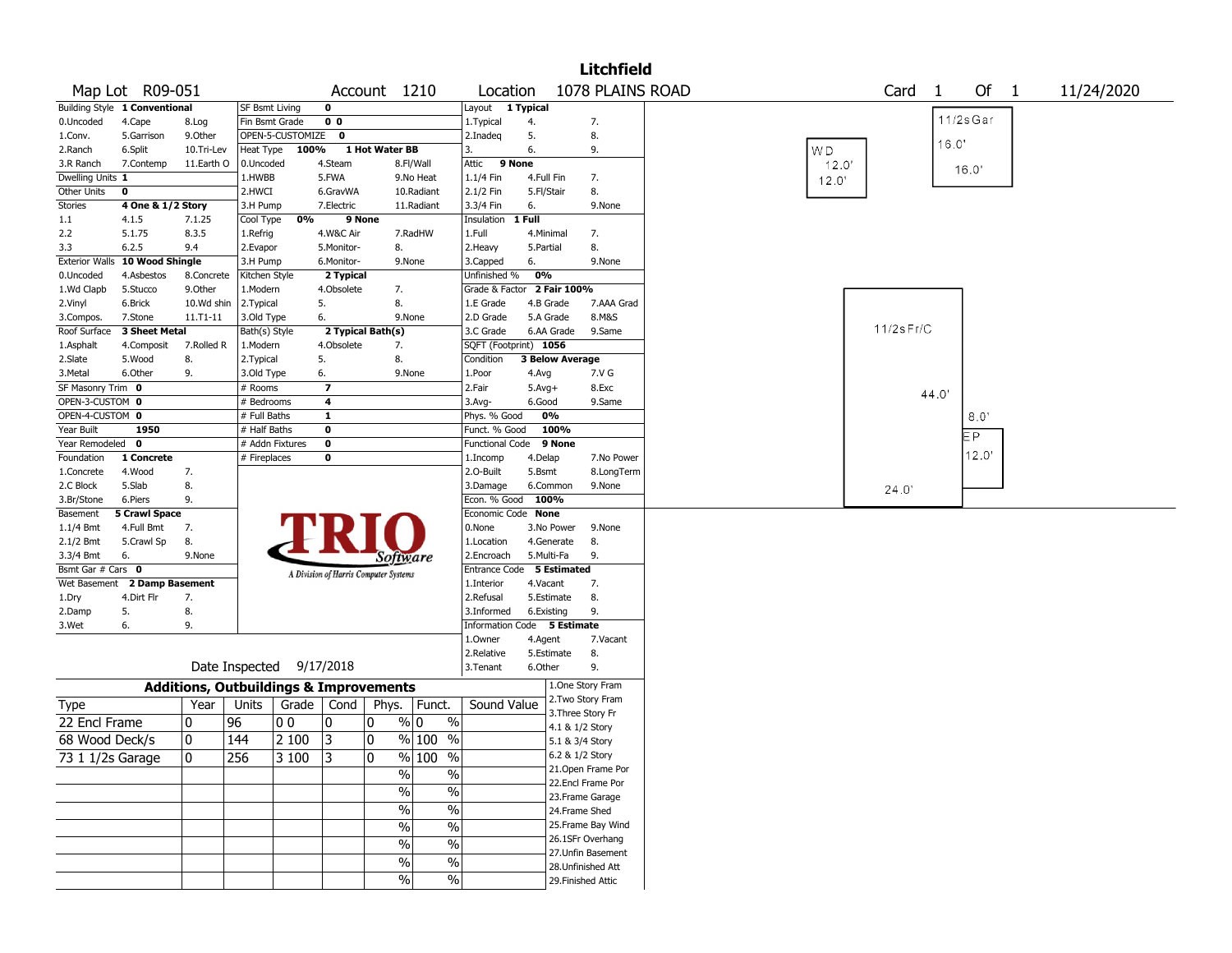# Litchfield

Map Lot R09-051 | Account 1210 | Location 1078 PLAINS ROAD | Card 1 Of 1 | 11/24/2020

| Building Style | 1 Conventional | | SF Bsmt Living | 0 | | Layout | 1 Typical | |
|---|---|---|---|---|---|---|---|---|
| 0.Uncoded | 4.Cape | 8.Log | Fin Bsmt Grade | 0 0 | | 1.Typical | 4. | 7. |
| 1.Conv. | 5.Garrison | 9.Other | OPEN-5-CUSTOMIZE | 0 | | 2.Inadeq | 5. | 8. |
| 2.Ranch | 6.Split | 10.Tri-Lev | Heat Type 100% | 1 Hot Water BB | | 3. | 6. | 9. |
| 3.R Ranch | 7.Contemp | 11.Earth O | 0.Uncoded | 4.Steam | 8.Fl/Wall | Attic | 9 None | |
| Dwelling Units | 1 | | 1.HWBB | 5.FWA | 9.No Heat | 1.1/4 Fin | 4.Full Fin | 7. |
| Other Units | 0 | | 2.HWCI | 6.GravWA | 10.Radiant | 2.1/2 Fin | 5.Fl/Stair | 8. |
| Stories | 4 One & 1/2 Story | | 3.H Pump | 7.Electric | 11.Radiant | 3.3/4 Fin | 6. | 9.None |
| 1.1 | 4.1.5 | 7.1.25 | Cool Type 0% | 9 None | | Insulation | 1 Full | |
| 2.2 | 5.1.75 | 8.3.5 | 1.Refrig | 4.W&C Air | 7.RadHW | 1.Full | 4.Minimal | 7. |
| 3.3 | 6.2.5 | 9.4 | 2.Evapor | 5.Monitor- | 8. | 2.Heavy | 5.Partial | 8. |
| Exterior Walls | 10 Wood Shingle | | 3.H Pump | 6.Monitor- | 9.None | 3.Capped | 6. | 9.None |
| 0.Uncoded | 4.Asbestos | 8.Concrete | Kitchen Style | 2 Typical | | Unfinished % | 0% | |
| 1.Wd Clapb | 5.Stucco | 9.Other | 1.Modern | 4.Obsolete | 7. | Grade & Factor | 2 Fair 100% | |
| 2.Vinyl | 6.Brick | 10.Wd shin | 2.Typical | 5. | 8. | 1.E Grade | 4.B Grade | 7.AAA Grad |
| 3.Compos. | 7.Stone | 11.T1-11 | 3.Old Type | 6. | 9.None | 2.D Grade | 5.A Grade | 8.M&S |
| Roof Surface | 3 Sheet Metal | | Bath(s) Style | 2 Typical Bath(s) | | 3.C Grade | 6.AA Grade | 9.Same |
| 1.Asphalt | 4.Composit | 7.Rolled R | 1.Modern | 4.Obsolete | 7. | SQFT (Footprint) | 1056 | |
| 2.Slate | 5.Wood | 8. | 2.Typical | 5. | 8. | Condition | 3 Below Average | |
| 3.Metal | 6.Other | 9. | 3.Old Type | 6. | 9.None | 1.Poor | 4.Avg | 7.V G |
| SF Masonry Trim | 0 | | # Rooms | 7 | | 2.Fair | 5.Avg+ | 8.Exc |
| OPEN-3-CUSTOM | 0 | | # Bedrooms | 4 | | 3.Avg- | 6.Good | 9.Same |
| OPEN-4-CUSTOM | 0 | | # Full Baths | 1 | | Phys. % Good | 0% | |
| Year Built | 1950 | | # Half Baths | 0 | | Funct. % Good | 100% | |
| Year Remodeled | 0 | | # Addn Fixtures | 0 | | Functional Code | 9 None | |
| Foundation | 1 Concrete | | # Fireplaces | 0 | | 1.Incomp | 4.Delap | 7.No Power |
| 1.Concrete | 4.Wood | 7. | | | | 2.O-Built | 5.Bsmt | 8.LongTerm |
| 2.C Block | 5.Slab | 8. | | | | 3.Damage | 6.Common | 9.None |
| 3.Br/Stone | 6.Piers | 9. | | | | Econ. % Good | 100% | |
| Basement | 5 Crawl Space | | | | | Economic Code | None | |
| 1.1/4 Bmt | 4.Full Bmt | 7. | | | | 0.None | 3.No Power | 9.None |
| 2.1/2 Bmt | 5.Crawl Sp | 8. | | | | 1.Location | 4.Generate | 8. |
| 3.3/4 Bmt | 6. | 9.None | | | | 2.Encroach | 5.Multi-Fa | 9. |
| Bsmt Gar # Cars | 0 | | | | | Entrance Code | 5 Estimated | |
| Wet Basement | 2 Damp Basement | | | | | 1.Interior | 4.Vacant | 7. |
| 1.Dry | 4.Dirt Flr | 7. | | | | 2.Refusal | 5.Estimate | 8. |
| 2.Damp | 5. | 8. | | | | 3.Informed | 6.Existing | 9. |
| 3.Wet | 6. | 9. | | | | Information Code | 5 Estimate | |
| | | | | | | 1.Owner | 4.Agent | 7.Vacant |
| | | | | | | 2.Relative | 5.Estimate | 8. |
| | Date Inspected | 9/17/2018 | | | | 3.Tenant | 6.Other | 9. |

TRIO Software — A Division of Harris Computer Systems

## Additions, Outbuildings & Improvements

| Type | Year | Units | Grade | Cond | Phys. | Funct. | Sound Value |
|---|---|---|---|---|---|---|---|
| 22 Encl Frame | 0 | 96 | 0 0 | 0 | 0 % | 0 % | |
| 68 Wood Deck/s | 0 | 144 | 2 100 | 3 | 0 % | 100 % | |
| 73 1 1/2s Garage | 0 | 256 | 3 100 | 3 | 0 % | 100 % | |
| | | | | | % | % | |
| | | | | | % | % | |
| | | | | | % | % | |
| | | | | | % | % | |
| | | | | | % | % | |
| | | | | | % | % | |
| | | | | | % | % | |

1.One Story Fram
2.Two Story Fram
3.Three Story Fr
4.1 & 1/2 Story
5.1 & 3/4 Story
6.2 & 1/2 Story
21.Open Frame Por
22.Encl Frame Por
23.Frame Garage
24.Frame Shed
25.Frame Bay Wind
26.1SFr Overhang
27.Unfin Basement
28.Unfinished Att
29.Finished Attic

Sketch labels: WD 12.0' 12.0'; 11/2sGar 16.0' 16.0'; 11/2sFr/C 44.0' 24.0'; EP 8.0' 12.0'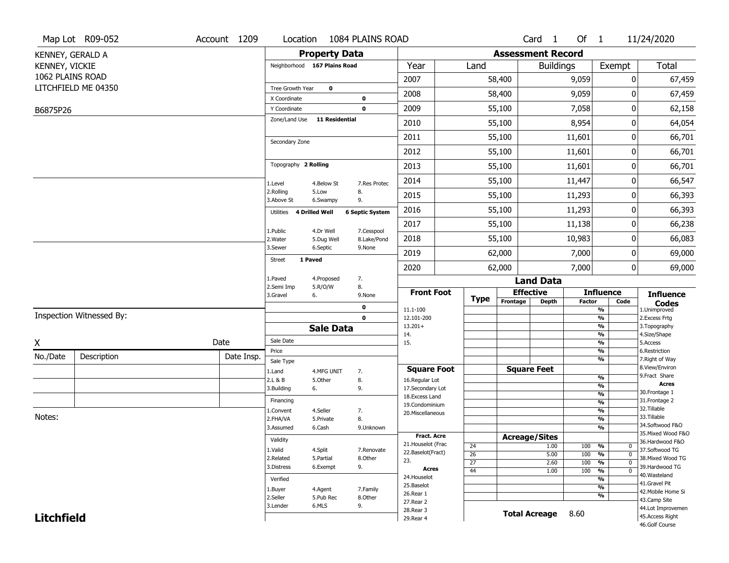Map Lot R09-052 | Account 1209 | Location 1084 PLAINS ROAD | Card 1 Of 1 | 11/24/2020

KENNEY, GERALD A
KENNEY, VICKIE
1062 PLAINS ROAD
LITCHFIELD ME 04350

B6875P26

## Property Data

Neighborhood **167 Plains Road**

Tree Growth Year **0**
X Coordinate **0**
Y Coordinate **0**
Zone/Land Use **11 Residential**

Secondary Zone

Topography **2 Rolling**

1.Level 4.Below St 7.Res Protec
2.Rolling 5.Low 8.
3.Above St 6.Swampy 9.

Utilities **4 Drilled Well** **6 Septic System**

1.Public 4.Dr Well 7.Cesspool
2.Water 5.Dug Well 8.Lake/Pond
3.Sewer 6.Septic 9.None

Street **1 Paved**

1.Paved 4.Proposed 7.
2.Semi Imp 5.R/O/W 8.
3.Gravel 6. 9.None

**0**
**0**

## Sale Data

Sale Date
Price
Sale Type
1.Land 4.MFG UNIT 7.
2.L & B 5.Other 8.
3.Building 6. 9.

Financing
1.Convent 4.Seller 7.
2.FHA/VA 5.Private 8.
3.Assumed 6.Cash 9.Unknown

Validity
1.Valid 4.Split 7.Renovate
2.Related 5.Partial 8.Other
3.Distress 6.Exempt 9.

Verified
1.Buyer 4.Agent 7.Family
2.Seller 5.Pub Rec 8.Other
3.Lender 6.MLS 9.

## Assessment Record

| Year | Land | Buildings | Exempt | Total |
|---|---|---|---|---|
| 2007 | 58,400 | 9,059 | 0 | 67,459 |
| 2008 | 58,400 | 9,059 | 0 | 67,459 |
| 2009 | 55,100 | 7,058 | 0 | 62,158 |
| 2010 | 55,100 | 8,954 | 0 | 64,054 |
| 2011 | 55,100 | 11,601 | 0 | 66,701 |
| 2012 | 55,100 | 11,601 | 0 | 66,701 |
| 2013 | 55,100 | 11,601 | 0 | 66,701 |
| 2014 | 55,100 | 11,447 | 0 | 66,547 |
| 2015 | 55,100 | 11,293 | 0 | 66,393 |
| 2016 | 55,100 | 11,293 | 0 | 66,393 |
| 2017 | 55,100 | 11,138 | 0 | 66,238 |
| 2018 | 55,100 | 10,983 | 0 | 66,083 |
| 2019 | 62,000 | 7,000 | 0 | 69,000 |
| 2020 | 62,000 | 7,000 | 0 | 69,000 |

## Land Data

| Front Foot | Type | Effective Frontage | Effective Depth | Influence Factor | Influence Code |
|---|---|---|---|---|---|
| 11.1-100 | | | | % | |
| 12.101-200 | | | | % | |
| 13.201+ | | | | % | |
| 14. | | | | % | |
| 15. | | | | % | |
| | | | | % | |
| | | | | % | |

| Square Foot | Square Feet | Factor |
|---|---|---|
| 16.Regular Lot | | % |
| 17.Secondary Lot | | % |
| 18.Excess Land | | % |
| 19.Condominium | | % |
| 20.Miscellaneous | | % |
| | | % |
| | | % |

| Fract. Acre / Acres | Type | Acreage/Sites | Factor | Code |
|---|---|---|---|---|
| 21.Houselot (Frac | 24 | 1.00 | 100 % | 0 |
| 22.Baselot(Fract) | 26 | 5.00 | 100 % | 0 |
| 23. | 27 | 2.60 | 100 % | 0 |
| 24.Houselot | 44 | 1.00 | 100 % | 0 |
| 25.Baselot | | | % | |
| 26.Rear 1 | | | % | |
| 27.Rear 2 | | | % | |
| 28.Rear 3 | | | | |
| 29.Rear 4 | | | | |

**Total Acreage** 8.60

**Influence Codes**
1.Unimproved
2.Excess Frtg
3.Topography
4.Size/Shape
5.Access
6.Restriction
7.Right of Way
8.View/Environ
9.Fract Share
**Acres**
30.Frontage 1
31.Frontage 2
32.Tillable
33.Tillable
34.Softwood F&O
35.Mixed Wood F&O
36.Hardwood F&O
37.Softwood TG
38.Mixed Wood TG
39.Hardwood TG
40.Wasteland
41.Gravel Pit
42.Mobile Home Si
43.Camp Site
44.Lot Improvemen
45.Access Right
46.Golf Course

Inspection Witnessed By:

X Date

| No./Date | Description | Date Insp. |
|---|---|---|
| | | |
| | | |
| | | |

Notes:

**Litchfield**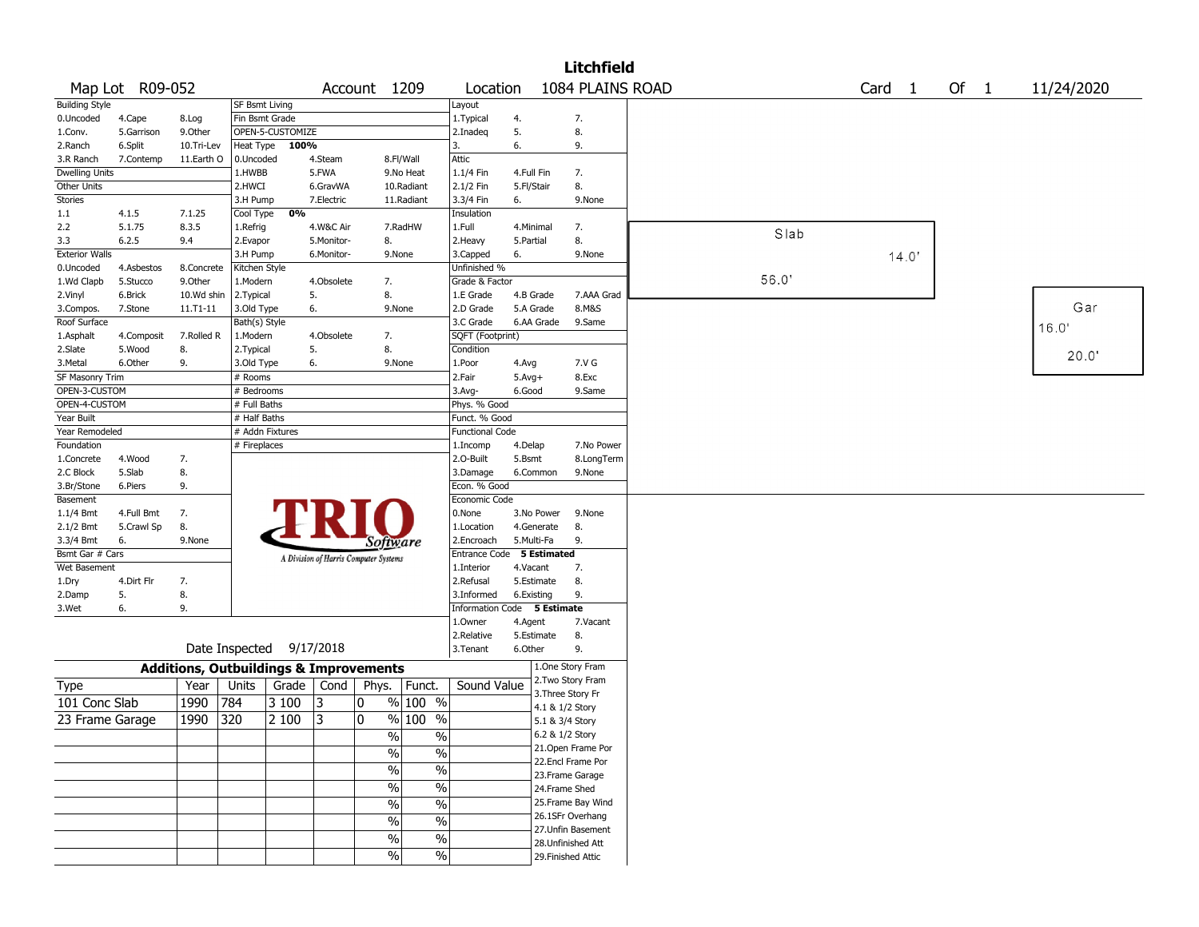# Litchfield

Map Lot R09-052 | Account 1209 | Location 1084 PLAINS ROAD | Card 1 Of 1 | 11/24/2020

| Building Style | | | SF Bsmt Living | | | Layout | | |
|---|---|---|---|---|---|---|---|---|
| 0.Uncoded | 4.Cape | 8.Log | Fin Bsmt Grade | | | 1.Typical | 4. | 7. |
| 1.Conv. | 5.Garrison | 9.Other | OPEN-5-CUSTOMIZE | | | 2.Inadeq | 5. | 8. |
| 2.Ranch | 6.Split | 10.Tri-Lev | Heat Type 100% | | | 3. | 6. | 9. |
| 3.R Ranch | 7.Contemp | 11.Earth O | 0.Uncoded | 4.Steam | 8.Fl/Wall | Attic | | |
| Dwelling Units | | | 1.HWBB | 5.FWA | 9.No Heat | 1.1/4 Fin | 4.Full Fin | 7. |
| Other Units | | | 2.HWCI | 6.GravWA | 10.Radiant | 2.1/2 Fin | 5.Fl/Stair | 8. |
| Stories | | | 3.H Pump | 7.Electric | 11.Radiant | 3.3/4 Fin | 6. | 9.None |
| 1.1 | 4.1.5 | 7.1.25 | Cool Type 0% | | | Insulation | | |
| 2.2 | 5.1.75 | 8.3.5 | 1.Refrig | 4.W&C Air | 7.RadHW | 1.Full | 4.Minimal | 7. |
| 3.3 | 6.2.5 | 9.4 | 2.Evapor | 5.Monitor- | 8. | 2.Heavy | 5.Partial | 8. |
| Exterior Walls | | | 3.H Pump | 6.Monitor- | 9.None | 3.Capped | 6. | 9.None |
| 0.Uncoded | 4.Asbestos | 8.Concrete | Kitchen Style | | | Unfinished % | | |
| 1.Wd Clapb | 5.Stucco | 9.Other | 1.Modern | 4.Obsolete | 7. | Grade & Factor | | |
| 2.Vinyl | 6.Brick | 10.Wd shin | 2.Typical | 5. | 8. | 1.E Grade | 4.B Grade | 7.AAA Grad |
| 3.Compos. | 7.Stone | 11.T1-11 | 3.Old Type | 6. | 9.None | 2.D Grade | 5.A Grade | 8.M&S |
| Roof Surface | | | Bath(s) Style | | | 3.C Grade | 6.AA Grade | 9.Same |
| 1.Asphalt | 4.Composit | 7.Rolled R | 1.Modern | 4.Obsolete | 7. | SQFT (Footprint) | | |
| 2.Slate | 5.Wood | 8. | 2.Typical | 5. | 8. | Condition | | |
| 3.Metal | 6.Other | 9. | 3.Old Type | 6. | 9.None | 1.Poor | 4.Avg | 7.V G |
| SF Masonry Trim | | | # Rooms | | | 2.Fair | 5.Avg+ | 8.Exc |
| OPEN-3-CUSTOM | | | # Bedrooms | | | 3.Avg- | 6.Good | 9.Same |
| OPEN-4-CUSTOM | | | # Full Baths | | | Phys. % Good | | |
| Year Built | | | # Half Baths | | | Funct. % Good | | |
| Year Remodeled | | | # Addn Fixtures | | | Functional Code | | |
| Foundation | | | # Fireplaces | | | 1.Incomp | 4.Delap | 7.No Power |
| 1.Concrete | 4.Wood | 7. | | | | 2.O-Built | 5.Bsmt | 8.LongTerm |
| 2.C Block | 5.Slab | 8. | | | | 3.Damage | 6.Common | 9.None |
| 3.Br/Stone | 6.Piers | 9. | | | | Econ. % Good | | |
| Basement | | | | | | Economic Code | | |
| 1.1/4 Bmt | 4.Full Bmt | 7. | | | | 0.None | 3.No Power | 9.None |
| 2.1/2 Bmt | 5.Crawl Sp | 8. | | | | 1.Location | 4.Generate | 8. |
| 3.3/4 Bmt | 6. | 9.None | | | | 2.Encroach | 5.Multi-Fa | 9. |
| Bsmt Gar # Cars | | | | | | Entrance Code 5 Estimated | | |
| Wet Basement | | | | | | 1.Interior | 4.Vacant | 7. |
| 1.Dry | 4.Dirt Flr | 7. | | | | 2.Refusal | 5.Estimate | 8. |
| 2.Damp | 5. | 8. | | | | 3.Informed | 6.Existing | 9. |
| 3.Wet | 6. | 9. | | | | Information Code 5 Estimate | | |
| | | | | | | 1.Owner | 4.Agent | 7.Vacant |
| | | | | | | 2.Relative | 5.Estimate | 8. |
| | | | | | | 3.Tenant | 6.Other | 9. |

Date Inspected 9/17/2018

Slab 56.0' x 14.0'

Gar 16.0' x 20.0'

## Additions, Outbuildings & Improvements

| Type | Year | Units | Grade | Cond | Phys. | Funct. | Sound Value |
|---|---|---|---|---|---|---|---|
| 101 Conc Slab | 1990 | 784 | 3 100 | 3 | 0 % | 100 % | |
| 23 Frame Garage | 1990 | 320 | 2 100 | 3 | 0 % | 100 % | |
| | | | | | % | % | |
| | | | | | % | % | |
| | | | | | % | % | |
| | | | | | % | % | |
| | | | | | % | % | |
| | | | | | % | % | |
| | | | | | % | % | |
| | | | | | % | % | |

1.One Story Fram
2.Two Story Fram
3.Three Story Fr
4.1 & 1/2 Story
5.1 & 3/4 Story
6.2 & 1/2 Story
21.Open Frame Por
22.Encl Frame Por
23.Frame Garage
24.Frame Shed
25.Frame Bay Wind
26.1SFr Overhang
27.Unfin Basement
28.Unfinished Att
29.Finished Attic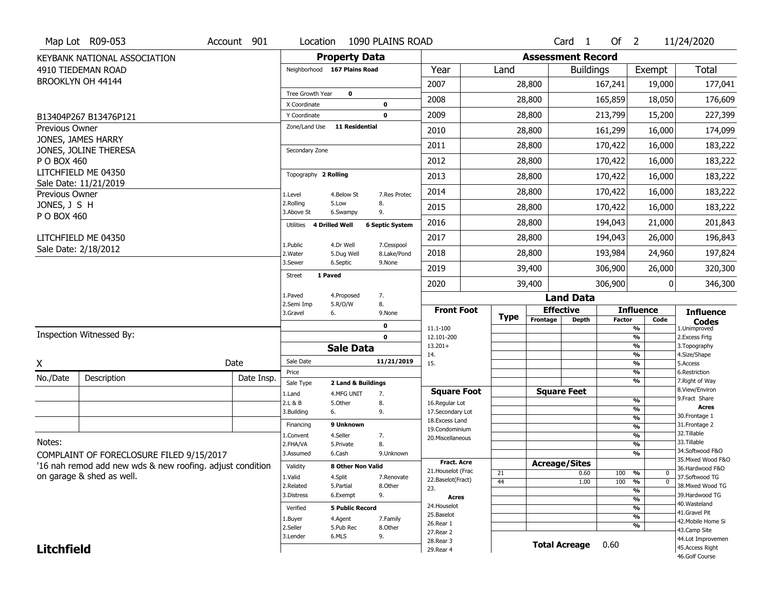Map Lot R09-053 | Account 901 | Location 1090 PLAINS ROAD | Card 1 Of 2 | 11/24/2020

KEYBANK NATIONAL ASSOCIATION
4910 TIEDEMAN ROAD
BROOKLYN OH 44144

B13404P267 B13476P121

Previous Owner
JONES, JAMES HARRY
JONES, JOLINE THERESA
P O BOX 460
LITCHFIELD ME 04350
Sale Date: 11/21/2019

Previous Owner
JONES, J S H
P O BOX 460
LITCHFIELD ME 04350
Sale Date: 2/18/2012

## Property Data

| | |
|---|---|
| Neighborhood | 167 Plains Road |
| Tree Growth Year | 0 |
| X Coordinate | 0 |
| Y Coordinate | 0 |
| Zone/Land Use | 11 Residential |
| Secondary Zone | |
| Topography | 2 Rolling |
| Utilities | 4 Drilled Well, 6 Septic System |
| Street | 1 Paved |

Topography: 1.Level 2.Rolling 3.Above St 4.Below St 5.Low 6.Swampy 7.Res Protec 8. 9.

Utilities: 1.Public 2.Water 3.Sewer 4.Dr Well 5.Dug Well 6.Septic 7.Cesspool 8.Lake/Pond 9.None

Street: 1.Paved 2.Semi Imp 3.Gravel 4.Proposed 5.R/O/W 6. 7. 8. 9.None

## Assessment Record

| Year | Land | Buildings | Exempt | Total |
|---|---|---|---|---|
| 2007 | 28,800 | 167,241 | 19,000 | 177,041 |
| 2008 | 28,800 | 165,859 | 18,050 | 176,609 |
| 2009 | 28,800 | 213,799 | 15,200 | 227,399 |
| 2010 | 28,800 | 161,299 | 16,000 | 174,099 |
| 2011 | 28,800 | 170,422 | 16,000 | 183,222 |
| 2012 | 28,800 | 170,422 | 16,000 | 183,222 |
| 2013 | 28,800 | 170,422 | 16,000 | 183,222 |
| 2014 | 28,800 | 170,422 | 16,000 | 183,222 |
| 2015 | 28,800 | 170,422 | 16,000 | 183,222 |
| 2016 | 28,800 | 194,043 | 21,000 | 201,843 |
| 2017 | 28,800 | 194,043 | 26,000 | 196,843 |
| 2018 | 28,800 | 193,984 | 24,960 | 197,824 |
| 2019 | 39,400 | 306,900 | 26,000 | 320,300 |
| 2020 | 39,400 | 306,900 | 0 | 346,300 |

## Sale Data

| | |
|---|---|
| Sale Date | 11/21/2019 |
| Price | |
| Sale Type | 2 Land & Buildings |
| Financing | 9 Unknown |
| Validity | 8 Other Non Valid |
| Verified | 5 Public Record |

Sale Type: 1.Land 2.L & B 3.Building 4.MFG UNIT 5.Other 6. 7. 8. 9.

Financing: 1.Convent 2.FHA/VA 3.Assumed 4.Seller 5.Private 6.Cash 7. 8. 9.Unknown

Validity: 1.Valid 2.Related 3.Distress 4.Split 5.Partial 6.Exempt 7.Renovate 8.Other 9.

Verified: 1.Buyer 2.Seller 3.Lender 4.Agent 5.Pub Rec 6.MLS 7.Family 8.Other 9.

## Land Data

| Type | Code | Effective Frontage | Effective Depth / Acreage | Influence Factor | Influence Code |
|---|---|---|---|---|---|
| Acreage/Sites | 21 | | 0.60 | 100 % | 0 |
| Acreage/Sites | 44 | | 1.00 | 100 % | 0 |

Front Foot: 11.1-100, 12.101-200, 13.201+, 14., 15.

Square Foot: 16.Regular Lot, 17.Secondary Lot, 18.Excess Land, 19.Condominium, 20.Miscellaneous

Fract. Acre: 21.Houselot (Frac, 22.Baselot(Fract), 23.

Acres: 24.Houselot, 25.Baselot, 26.Rear 1, 27.Rear 2, 28.Rear 3, 29.Rear 4

**Total Acreage** 0.60

Influence Codes: 1.Unimproved 2.Excess Frtg 3.Topography 4.Size/Shape 5.Access 6.Restriction 7.Right of Way 8.View/Environ 9.Fract Share

Acres: 30.Frontage 1 31.Frontage 2 32.Tillable 33.Tillable 34.Softwood F&O 35.Mixed Wood F&O 36.Hardwood F&O 37.Softwood TG 38.Mixed Wood TG 39.Hardwood TG 40.Wasteland 41.Gravel Pit 42.Mobile Home Si 43.Camp Site 44.Lot Improvemen 45.Access Right 46.Golf Course

Inspection Witnessed By:

X Date

| No./Date | Description | Date Insp. |
|---|---|---|
| | | |
| | | |
| | | |

Notes:
COMPLAINT OF FORECLOSURE FILED 9/15/2017
'16 nah remod add new wds & new roofing. adjust condition on garage & shed as well.

**Litchfield**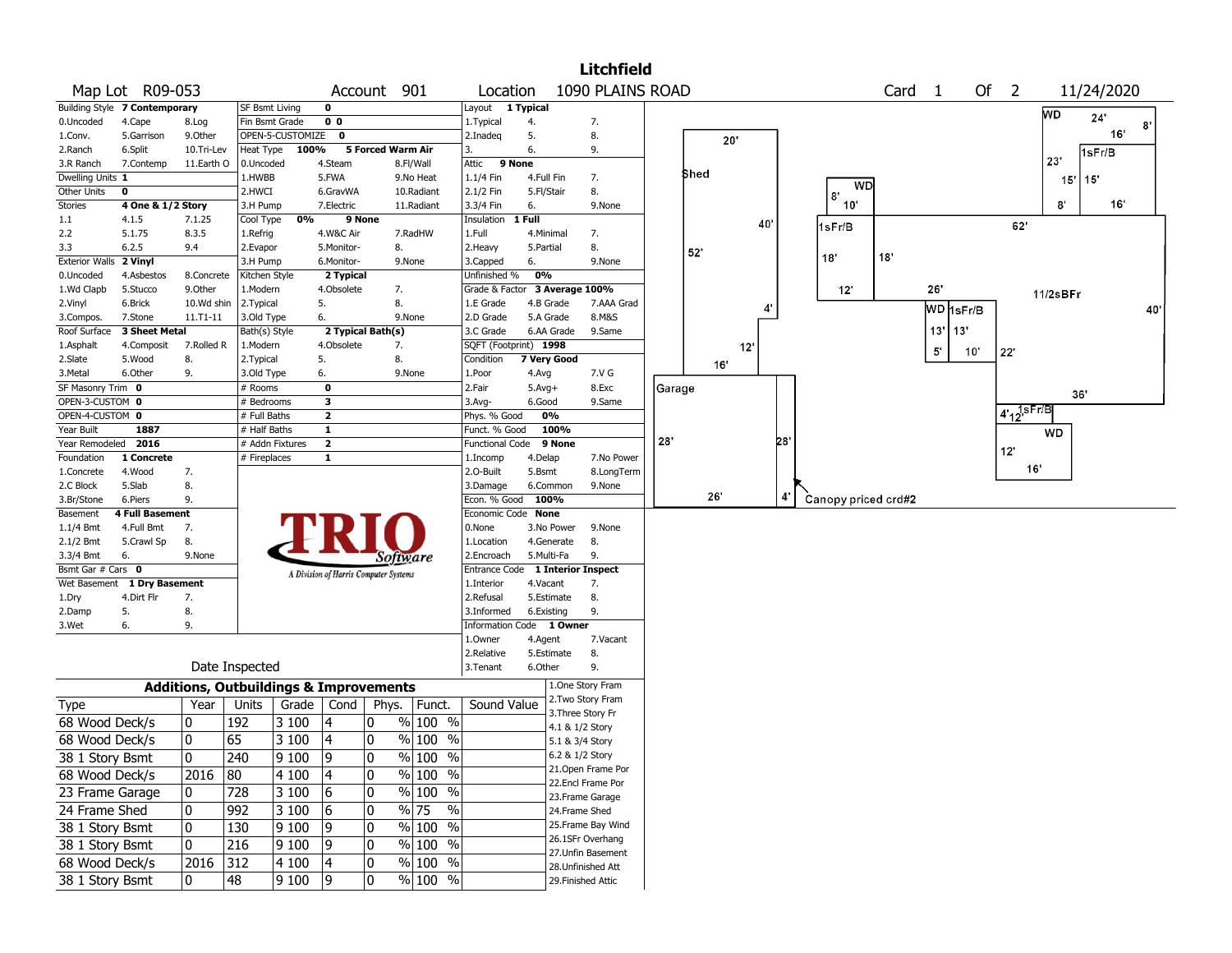# Litchfield

**Map Lot** R09-053 **Account** 901 **Location** 1090 PLAINS ROAD **Card** 1 **Of** 2 11/24/2020

| Field | Value |
|---|---|
| Building Style | 7 Contemporary |
| Dwelling Units | 1 |
| Other Units | 0 |
| Stories | 4 One & 1/2 Story |
| Exterior Walls | 2 Vinyl |
| Roof Surface | 3 Sheet Metal |
| SF Masonry Trim | 0 |
| OPEN-3-CUSTOM | 0 |
| OPEN-4-CUSTOM | 0 |
| Year Built | 1887 |
| Year Remodeled | 2016 |
| Foundation | 1 Concrete |
| Basement | 4 Full Basement |
| Bsmt Gar # Cars | 0 |
| Wet Basement | 1 Dry Basement |

Building Style: 0.Uncoded, 1.Conv., 2.Ranch, 3.R Ranch, 4.Cape, 5.Garrison, 6.Split, 7.Contemp, 8.Log, 9.Other, 10.Tri-Lev, 11.Earth O
Stories: 1.1, 2.2, 3.3, 4.1.5, 5.1.75, 6.2.5, 7.1.25, 8.3.5, 9.4
Exterior Walls: 0.Uncoded, 1.Wd Clapb, 2.Vinyl, 3.Compos., 4.Asbestos, 5.Stucco, 6.Brick, 7.Stone, 8.Concrete, 9.Other, 10.Wd shin, 11.T1-11
Roof Surface: 1.Asphalt, 2.Slate, 3.Metal, 4.Composit, 5.Wood, 6.Other, 7.Rolled R, 8., 9.
Foundation: 1.Concrete, 2.C Block, 3.Br/Stone, 4.Wood, 5.Slab, 6.Piers, 7., 8., 9.
Basement: 1.1/4 Bmt, 2.1/2 Bmt, 3.3/4 Bmt, 4.Full Bmt, 5.Crawl Sp, 6., 7., 8., 9.None
Wet Basement: 1.Dry, 2.Damp, 3.Wet, 4.Dirt Flr, 5., 6., 7., 8., 9.

| Field | Value |
|---|---|
| SF Bsmt Living | 0 |
| Fin Bsmt Grade | 0 0 |
| OPEN-5-CUSTOMIZE | 0 |
| Heat Type | 100% 5 Forced Warm Air |
| Cool Type | 0% 9 None |
| Kitchen Style | 2 Typical |
| Bath(s) Style | 2 Typical Bath(s) |
| # Rooms | 0 |
| # Bedrooms | 3 |
| # Full Baths | 2 |
| # Half Baths | 1 |
| # Addn Fixtures | 2 |
| # Fireplaces | 1 |

Heat Type: 0.Uncoded, 1.HWBB, 2.HWCI, 3.H Pump, 4.Steam, 5.FWA, 6.GravWA, 7.Electric, 8.Fl/Wall, 9.No Heat, 10.Radiant, 11.Radiant
Cool Type: 1.Refrig, 2.Evapor, 3.H Pump, 4.W&C Air, 5.Monitor-, 6.Monitor-, 7.RadHW, 8., 9.None
Kitchen Style: 1.Modern, 2.Typical, 3.Old Type, 4.Obsolete, 5., 6., 7., 8., 9.None
Bath(s) Style: 1.Modern, 2.Typical, 3.Old Type, 4.Obsolete, 5., 6., 7., 8., 9.None

| Field | Value |
|---|---|
| Layout | 1 Typical |
| Attic | 9 None |
| Insulation | 1 Full |
| Unfinished % | 0% |
| Grade & Factor | 3 Average 100% |
| SQFT (Footprint) | 1998 |
| Condition | 7 Very Good |
| Phys. % Good | 0% |
| Funct. % Good | 100% |
| Functional Code | 9 None |
| Econ. % Good | 100% |
| Economic Code | None |
| Entrance Code | 1 Interior Inspect |
| Information Code | 1 Owner |

Layout: 1.Typical, 2.Inadeq, 3., 4., 5., 6., 7., 8., 9.
Attic: 1.1/4 Fin, 2.1/2 Fin, 3.3/4 Fin, 4.Full Fin, 5.Fl/Stair, 6., 7., 8., 9.None
Insulation: 1.Full, 2.Heavy, 3.Capped, 4.Minimal, 5.Partial, 6., 7., 8., 9.None
Grade: 1.E Grade, 2.D Grade, 3.C Grade, 4.B Grade, 5.A Grade, 6.AA Grade, 7.AAA Grad, 8.M&S, 9.Same
Condition: 1.Poor, 2.Fair, 3.Avg-, 4.Avg, 5.Avg+, 6.Good, 7.V G, 8.Exc, 9.Same
Functional Code: 1.Incomp, 2.O-Built, 3.Damage, 4.Delap, 5.Bsmt, 6.Common, 7.No Power, 8.LongTerm, 9.None
Economic Code: 0.None, 1.Location, 2.Encroach, 3.No Power, 4.Generate, 5.Multi-Fa, 8., 9., 9.None
Entrance Code: 1.Interior, 2.Refusal, 3.Informed, 4.Vacant, 5.Estimate, 6.Existing, 7., 8., 9.
Information Code: 1.Owner, 2.Relative, 3.Tenant, 4.Agent, 5.Estimate, 6.Other, 7.Vacant, 8., 9.

Date Inspected

## Additions, Outbuildings & Improvements

| Type | Year | Units | Grade | Cond | Phys. | Funct. | Sound Value |
|---|---|---|---|---|---|---|---|
| 68 Wood Deck/s | 0 | 192 | 3 100 | 4 | 0 % | 100 % | |
| 68 Wood Deck/s | 0 | 65 | 3 100 | 4 | 0 % | 100 % | |
| 38 1 Story Bsmt | 0 | 240 | 9 100 | 9 | 0 % | 100 % | |
| 68 Wood Deck/s | 2016 | 80 | 4 100 | 4 | 0 % | 100 % | |
| 23 Frame Garage | 0 | 728 | 3 100 | 6 | 0 % | 100 % | |
| 24 Frame Shed | 0 | 992 | 3 100 | 6 | 0 % | 75 % | |
| 38 1 Story Bsmt | 0 | 130 | 9 100 | 9 | 0 % | 100 % | |
| 38 1 Story Bsmt | 0 | 216 | 9 100 | 9 | 0 % | 100 % | |
| 68 Wood Deck/s | 2016 | 312 | 4 100 | 4 | 0 % | 100 % | |
| 38 1 Story Bsmt | 0 | 48 | 9 100 | 9 | 0 % | 100 % | |

1.One Story Fram, 2.Two Story Fram, 3.Three Story Fr, 4.1 & 1/2 Story, 5.1 & 3/4 Story, 6.2 & 1/2 Story, 21.Open Frame Por, 22.Encl Frame Por, 23.Frame Garage, 24.Frame Shed, 25.Frame Bay Wind, 26.1SFr Overhang, 27.Unfin Basement, 28.Unfinished Att, 29.Finished Attic

Sketch labels: Shed 20' 40' 52' 4' 12' 16'; Garage 28' 28' 26' 4'; Canopy priced crd#2; WD 8' 10'; 1sFr/B 18' 18' 12'; 26' WD 1sFr/B 13' 13' 5' 10'; 62' 11/2sBFr 40' 22' 36'; WD 24' 8' 16' 1sFr/B 23' 15' 15' 8' 16'; 4' 12' 1sFr/B; WD 12' 16'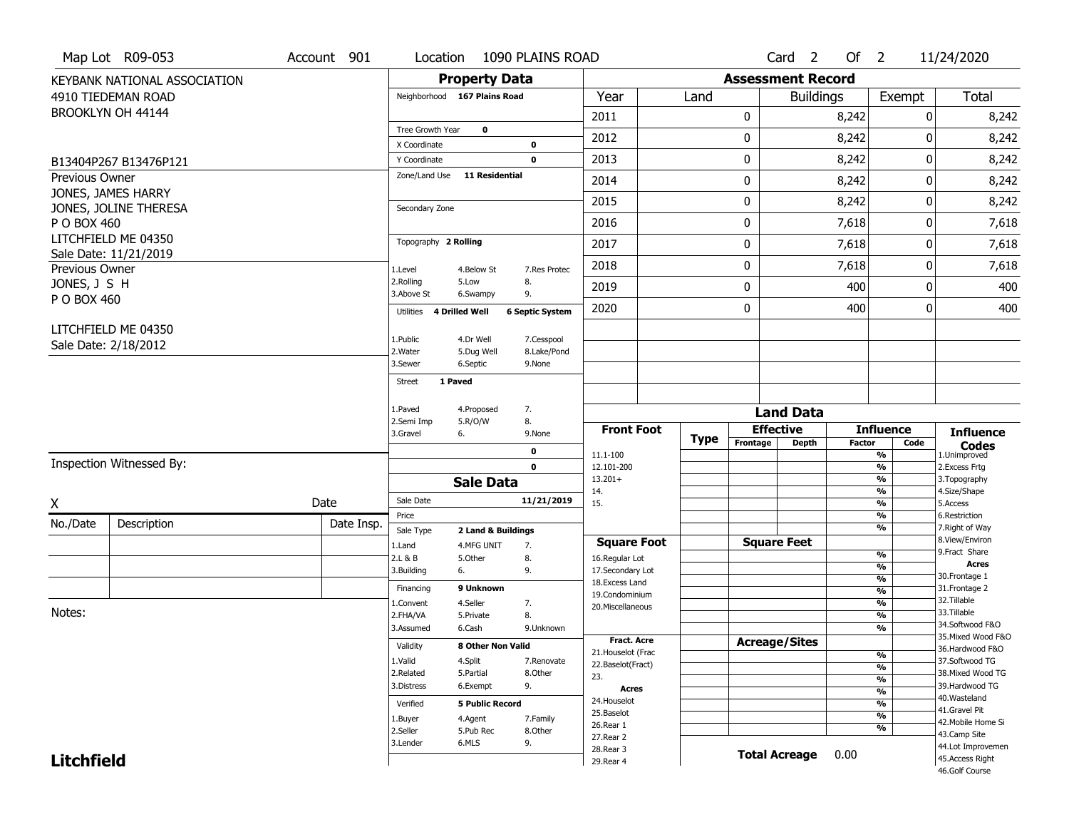Map Lot R09-053 | Account 901 | Location 1090 PLAINS ROAD | Card 2 Of 2 | 11/24/2020

KEYBANK NATIONAL ASSOCIATION
4910 TIEDEMAN ROAD
BROOKLYN OH 44144

B13404P267 B13476P121

Previous Owner
JONES, JAMES HARRY
JONES, JOLINE THERESA
P O BOX 460
LITCHFIELD ME 04350
Sale Date: 11/21/2019

Previous Owner
JONES, J S H
P O BOX 460
LITCHFIELD ME 04350
Sale Date: 2/18/2012

## Property Data

| | |
|---|---|
| Neighborhood | 167 Plains Road |
| Tree Growth Year | 0 |
| X Coordinate | 0 |
| Y Coordinate | 0 |
| Zone/Land Use | 11 Residential |
| Secondary Zone | |
| Topography | 2 Rolling |
| Utilities | 4 Drilled Well, 6 Septic System |
| Street | 1 Paved |

Topography: 1.Level 2.Rolling 3.Above St 4.Below St 5.Low 6.Swampy 7.Res Protec 8. 9.

Utilities: 1.Public 2.Water 3.Sewer 4.Dr Well 5.Dug Well 6.Septic 7.Cesspool 8.Lake/Pond 9.None

Street: 1.Paved 2.Semi Imp 3.Gravel 4.Proposed 5.R/O/W 6. 7. 8. 9.None

## Assessment Record

| Year | Land | Buildings | Exempt | Total |
|---|---|---|---|---|
| 2011 | 0 | 8,242 | 0 | 8,242 |
| 2012 | 0 | 8,242 | 0 | 8,242 |
| 2013 | 0 | 8,242 | 0 | 8,242 |
| 2014 | 0 | 8,242 | 0 | 8,242 |
| 2015 | 0 | 8,242 | 0 | 8,242 |
| 2016 | 0 | 7,618 | 0 | 7,618 |
| 2017 | 0 | 7,618 | 0 | 7,618 |
| 2018 | 0 | 7,618 | 0 | 7,618 |
| 2019 | 0 | 400 | 0 | 400 |
| 2020 | 0 | 400 | 0 | 400 |

## Sale Data

| | |
|---|---|
| Sale Date | 11/21/2019 |
| Price | |
| Sale Type | 2 Land & Buildings |
| Financing | 9 Unknown |
| Validity | 8 Other Non Valid |
| Verified | 5 Public Record |

Sale Type: 1.Land 2.L & B 3.Building 4.MFG UNIT 5.Other 6. 7. 8. 9.

Financing: 1.Convent 2.FHA/VA 3.Assumed 4.Seller 5.Private 6.Cash 7. 8. 9.Unknown

Validity: 1.Valid 2.Related 3.Distress 4.Split 5.Partial 6.Exempt 7.Renovate 8.Other 9.

Verified: 1.Buyer 2.Seller 3.Lender 4.Agent 5.Pub Rec 6.MLS 7.Family 8.Other 9.

## Land Data

Front Foot: 11.1-100, 12.101-200, 13.201+, 14., 15.

Square Foot: 16.Regular Lot, 17.Secondary Lot, 18.Excess Land, 19.Condominium, 20.Miscellaneous

Fract. Acre: 21.Houselot (Frac, 22.Baselot(Fract), 23.

Acres: 24.Houselot, 25.Baselot, 26.Rear 1, 27.Rear 2, 28.Rear 3, 29.Rear 4

Total Acreage 0.00

Influence Codes: 1.Unimproved 2.Excess Frtg 3.Topography 4.Size/Shape 5.Access 6.Restriction 7.Right of Way 8.View/Environ 9.Fract Share

Acres: 30.Frontage 1 31.Frontage 2 32.Tillable 33.Tillable 34.Softwood F&O 35.Mixed Wood F&O 36.Hardwood F&O 37.Softwood TG 38.Mixed Wood TG 39.Hardwood TG 40.Wasteland 41.Gravel Pit 42.Mobile Home Si 43.Camp Site 44.Lot Improvemen 45.Access Right 46.Golf Course

Inspection Witnessed By:

X ____________ Date

| No./Date | Description | Date Insp. |
|---|---|---|
| | | |
| | | |
| | | |

Notes:

**Litchfield**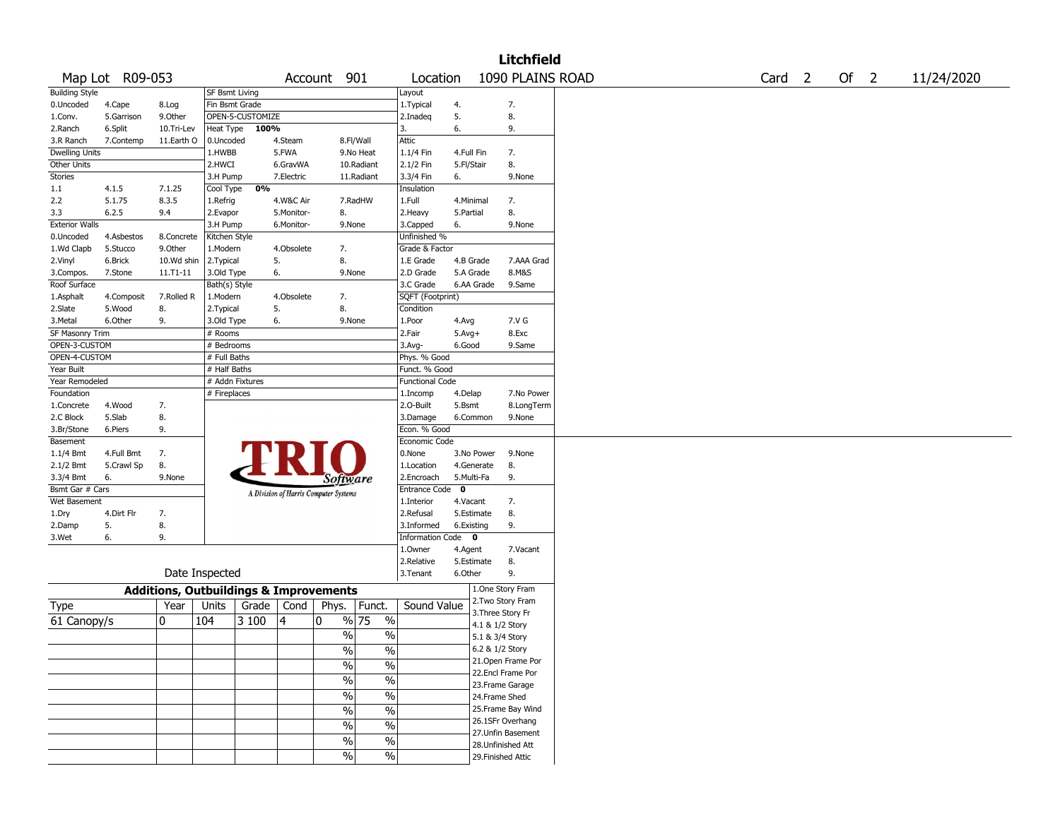# Litchfield

| Map Lot R09-053 | Account 901 | Location 1090 PLAINS ROAD | Card 2 Of 2 | 11/24/2020 |
|---|---|---|---|---|

| Building Style | | | SF Bsmt Living | | | Layout | | |
|---|---|---|---|---|---|---|---|---|
| 0.Uncoded | 4.Cape | 8.Log | Fin Bsmt Grade | | | 1.Typical | 4. | 7. |
| 1.Conv. | 5.Garrison | 9.Other | OPEN-5-CUSTOMIZE | | | 2.Inadeq | 5. | 8. |
| 2.Ranch | 6.Split | 10.Tri-Lev | Heat Type 100% | | | 3. | 6. | 9. |
| 3.R Ranch | 7.Contemp | 11.Earth O | 0.Uncoded | 4.Steam | 8.Fl/Wall | Attic | | |
| Dwelling Units | | | 1.HWBB | 5.FWA | 9.No Heat | 1.1/4 Fin | 4.Full Fin | 7. |
| Other Units | | | 2.HWCI | 6.GravWA | 10.Radiant | 2.1/2 Fin | 5.Fl/Stair | 8. |
| Stories | | | 3.H Pump | 7.Electric | 11.Radiant | 3.3/4 Fin | 6. | 9.None |
| 1.1 | 4.1.5 | 7.1.25 | Cool Type 0% | | | Insulation | | |
| 2.2 | 5.1.75 | 8.3.5 | 1.Refrig | 4.W&C Air | 7.RadHW | 1.Full | 4.Minimal | 7. |
| 3.3 | 6.2.5 | 9.4 | 2.Evapor | 5.Monitor- | 8. | 2.Heavy | 5.Partial | 8. |
| Exterior Walls | | | 3.H Pump | 6.Monitor- | 9.None | 3.Capped | 6. | 9.None |
| 0.Uncoded | 4.Asbestos | 8.Concrete | Kitchen Style | | | Unfinished % | | |
| 1.Wd Clapb | 5.Stucco | 9.Other | 1.Modern | 4.Obsolete | 7. | Grade & Factor | | |
| 2.Vinyl | 6.Brick | 10.Wd shin | 2.Typical | 5. | 8. | 1.E Grade | 4.B Grade | 7.AAA Grad |
| 3.Compos. | 7.Stone | 11.T1-11 | 3.Old Type | 6. | 9.None | 2.D Grade | 5.A Grade | 8.M&S |
| Roof Surface | | | Bath(s) Style | | | 3.C Grade | 6.AA Grade | 9.Same |
| 1.Asphalt | 4.Composit | 7.Rolled R | 1.Modern | 4.Obsolete | 7. | SQFT (Footprint) | | |
| 2.Slate | 5.Wood | 8. | 2.Typical | 5. | 8. | Condition | | |
| 3.Metal | 6.Other | 9. | 3.Old Type | 6. | 9.None | 1.Poor | 4.Avg | 7.V G |
| SF Masonry Trim | | | # Rooms | | | 2.Fair | 5.Avg+ | 8.Exc |
| OPEN-3-CUSTOM | | | # Bedrooms | | | 3.Avg- | 6.Good | 9.Same |
| OPEN-4-CUSTOM | | | # Full Baths | | | Phys. % Good | | |
| Year Built | | | # Half Baths | | | Funct. % Good | | |
| Year Remodeled | | | # Addn Fixtures | | | Functional Code | | |
| Foundation | | | # Fireplaces | | | 1.Incomp | 4.Delap | 7.No Power |
| 1.Concrete | 4.Wood | 7. | | | | 2.O-Built | 5.Bsmt | 8.LongTerm |
| 2.C Block | 5.Slab | 8. | | | | 3.Damage | 6.Common | 9.None |
| 3.Br/Stone | 6.Piers | 9. | | | | Econ. % Good | | |
| Basement | | | | | | Economic Code | | |
| 1.1/4 Bmt | 4.Full Bmt | 7. | | | | 0.None | 3.No Power | 9.None |
| 2.1/2 Bmt | 5.Crawl Sp | 8. | | | | 1.Location | 4.Generate | 8. |
| 3.3/4 Bmt | 6. | 9.None | | | | 2.Encroach | 5.Multi-Fa | 9. |
| Bsmt Gar # Cars | | | | | | Entrance Code 0 | | |
| Wet Basement | | | | | | 1.Interior | 4.Vacant | 7. |
| 1.Dry | 4.Dirt Flr | 7. | | | | 2.Refusal | 5.Estimate | 8. |
| 2.Damp | 5. | 8. | | | | 3.Informed | 6.Existing | 9. |
| 3.Wet | 6. | 9. | | | | Information Code 0 | | |
| | | | | | | 1.Owner | 4.Agent | 7.Vacant |
| | | | | | | 2.Relative | 5.Estimate | 8. |
| Date Inspected | | | | | | 3.Tenant | 6.Other | 9. |

TRIO Software — A Division of Harris Computer Systems

## Additions, Outbuildings & Improvements

| Type | Year | Units | Grade | Cond | Phys. | Funct. | Sound Value | |
|---|---|---|---|---|---|---|---|---|
| 61 Canopy/s | 0 | 104 | 3 100 | 4 | 0 % | 75 % | | 1.One Story Fram |
| | | | | | % | % | | 2.Two Story Fram |
| | | | | | % | % | | 3.Three Story Fr |
| | | | | | % | % | | 4.1 & 1/2 Story |
| | | | | | % | % | | 5.1 & 3/4 Story |
| | | | | | % | % | | 6.2 & 1/2 Story |
| | | | | | % | % | | 21.Open Frame Por |
| | | | | | % | % | | 22.Encl Frame Por |
| | | | | | % | % | | 23.Frame Garage |
| | | | | | % | % | | 24.Frame Shed |
| | | | | | | | | 25.Frame Bay Wind |
| | | | | | | | | 26.1SFr Overhang |
| | | | | | | | | 27.Unfin Basement |
| | | | | | | | | 28.Unfinished Att |
| | | | | | | | | 29.Finished Attic |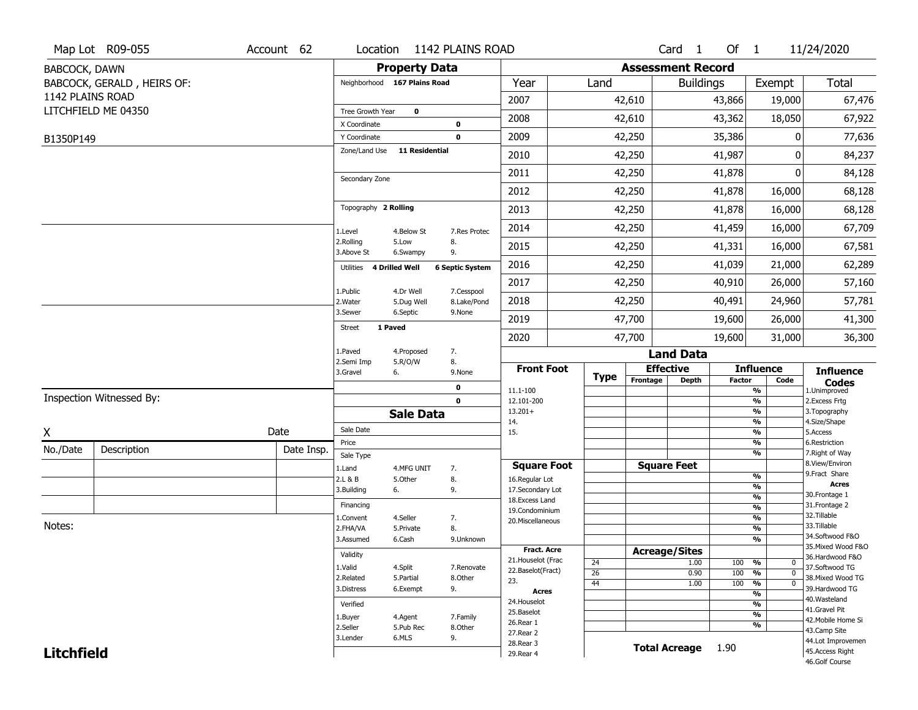Map Lot R09-055 | Account 62 | Location 1142 PLAINS ROAD | Card 1 Of 1 | 11/24/2020

BABCOCK, DAWN
BABCOCK, GERALD , HEIRS OF:
1142 PLAINS ROAD
LITCHFIELD ME 04350

B1350P149

## Property Data

Neighborhood **167 Plains Road**

Tree Growth Year **0**
X Coordinate **0**
Y Coordinate **0**
Zone/Land Use **11 Residential**

Secondary Zone

Topography **2 Rolling**

1.Level 4.Below St 7.Res Protec
2.Rolling 5.Low 8.
3.Above St 6.Swampy 9.

Utilities **4 Drilled Well** **6 Septic System**

1.Public 4.Dr Well 7.Cesspool
2.Water 5.Dug Well 8.Lake/Pond
3.Sewer 6.Septic 9.None

Street **1 Paved**

1.Paved 4.Proposed 7.
2.Semi Imp 5.R/O/W 8.
3.Gravel 6. 9.None

**0**
**0**

## Assessment Record

| Year | Land | Buildings | Exempt | Total |
|---|---|---|---|---|
| 2007 | 42,610 | 43,866 | 19,000 | 67,476 |
| 2008 | 42,610 | 43,362 | 18,050 | 67,922 |
| 2009 | 42,250 | 35,386 | 0 | 77,636 |
| 2010 | 42,250 | 41,987 | 0 | 84,237 |
| 2011 | 42,250 | 41,878 | 0 | 84,128 |
| 2012 | 42,250 | 41,878 | 16,000 | 68,128 |
| 2013 | 42,250 | 41,878 | 16,000 | 68,128 |
| 2014 | 42,250 | 41,459 | 16,000 | 67,709 |
| 2015 | 42,250 | 41,331 | 16,000 | 67,581 |
| 2016 | 42,250 | 41,039 | 21,000 | 62,289 |
| 2017 | 42,250 | 40,910 | 26,000 | 57,160 |
| 2018 | 42,250 | 40,491 | 24,960 | 57,781 |
| 2019 | 47,700 | 19,600 | 26,000 | 41,300 |
| 2020 | 47,700 | 19,600 | 31,000 | 36,300 |

## Land Data

| Front Foot | Type | Effective Frontage | Effective Depth | Influence Factor | Influence Code |
|---|---|---|---|---|---|
| 11.1-100 | | | | % | |
| 12.101-200 | | | | % | |
| 13.201+ | | | | % | |
| 14. | | | | % | |
| 15. | | | | % | |
| | | | | % | |
| | | | | % | |

| Square Foot | Square Feet | | |
|---|---|---|---|
| 16.Regular Lot | | % | |
| 17.Secondary Lot | | % | |
| 18.Excess Land | | % | |
| 19.Condominium | | % | |
| 20.Miscellaneous | | % | |
| | | % | |
| | | % | |

| Fract. Acre / Acres | Type | Acreage/Sites | Factor | Code |
|---|---|---|---|---|
| 21.Houselot (Frac | 24 | 1.00 | 100 % | 0 |
| 22.Baselot(Fract) | 26 | 0.90 | 100 % | 0 |
| 23. | 44 | 1.00 | 100 % | 0 |
| 24.Houselot | | | % | |
| 25.Baselot | | | % | |
| 26.Rear 1 | | | % | |
| 27.Rear 2 | | | % | |
| 28.Rear 3 | | | | |
| 29.Rear 4 | | | | |

**Total Acreage** 1.90

**Influence Codes**
1.Unimproved
2.Excess Frtg
3.Topography
4.Size/Shape
5.Access
6.Restriction
7.Right of Way
8.View/Environ
9.Fract Share

**Acres**
30.Frontage 1
31.Frontage 2
32.Tillable
33.Tillable
34.Softwood F&O
35.Mixed Wood F&O
36.Hardwood F&O
37.Softwood TG
38.Mixed Wood TG
39.Hardwood TG
40.Wasteland
41.Gravel Pit
42.Mobile Home Si
43.Camp Site
44.Lot Improvemen
45.Access Right
46.Golf Course

## Sale Data

Sale Date
Price
Sale Type
1.Land 4.MFG UNIT 7.
2.L & B 5.Other 8.
3.Building 6. 9.

Financing
1.Convent 4.Seller 7.
2.FHA/VA 5.Private 8.
3.Assumed 6.Cash 9.Unknown

Validity
1.Valid 4.Split 7.Renovate
2.Related 5.Partial 8.Other
3.Distress 6.Exempt 9.

Verified
1.Buyer 4.Agent 7.Family
2.Seller 5.Pub Rec 8.Other
3.Lender 6.MLS 9.

Inspection Witnessed By:

X Date

| No./Date | Description | Date Insp. |
|---|---|---|
| | | |
| | | |
| | | |

Notes:

**Litchfield**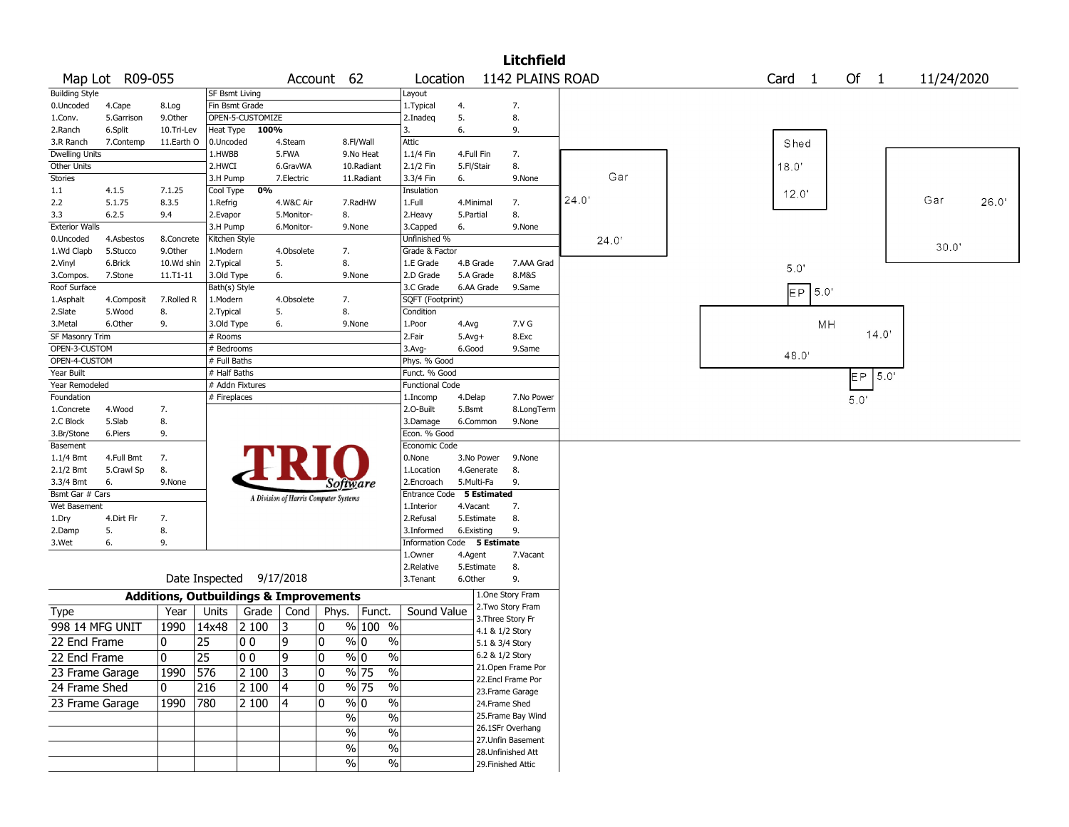# Litchfield

Map Lot R09-055 | Account 62 | Location 1142 PLAINS ROAD | Card 1 Of 1 | 11/24/2020

| Building Style | | | SF Bsmt Living | | | Layout | | |
|---|---|---|---|---|---|---|---|---|
| 0.Uncoded | 4.Cape | 8.Log | Fin Bsmt Grade | | | 1.Typical | 4. | 7. |
| 1.Conv. | 5.Garrison | 9.Other | OPEN-5-CUSTOMIZE | | | 2.Inadeq | 5. | 8. |
| 2.Ranch | 6.Split | 10.Tri-Lev | Heat Type 100% | | | 3. | 6. | 9. |
| 3.R Ranch | 7.Contemp | 11.Earth O | 0.Uncoded | 4.Steam | 8.Fl/Wall | Attic | | |
| Dwelling Units | | | 1.HWBB | 5.FWA | 9.No Heat | 1.1/4 Fin | 4.Full Fin | 7. |
| Other Units | | | 2.HWCI | 6.GravWA | 10.Radiant | 2.1/2 Fin | 5.Fl/Stair | 8. |
| Stories | | | 3.H Pump | 7.Electric | 11.Radiant | 3.3/4 Fin | 6. | 9.None |
| 1.1 | 4.1.5 | 7.1.25 | Cool Type 0% | | | Insulation | | |
| 2.2 | 5.1.75 | 8.3.5 | 1.Refrig | 4.W&C Air | 7.RadHW | 1.Full | 4.Minimal | 7. |
| 3.3 | 6.2.5 | 9.4 | 2.Evapor | 5.Monitor- | 8. | 2.Heavy | 5.Partial | 8. |
| Exterior Walls | | | 3.H Pump | 6.Monitor- | 9.None | 3.Capped | 6. | 9.None |
| 0.Uncoded | 4.Asbestos | 8.Concrete | Kitchen Style | | | Unfinished % | | |
| 1.Wd Clapb | 5.Stucco | 9.Other | 1.Modern | 4.Obsolete | 7. | Grade & Factor | | |
| 2.Vinyl | 6.Brick | 10.Wd shin | 2.Typical | 5. | 8. | 1.E Grade | 4.B Grade | 7.AAA Grad |
| 3.Compos. | 7.Stone | 11.T1-11 | 3.Old Type | 6. | 9.None | 2.D Grade | 5.A Grade | 8.M&S |
| Roof Surface | | | Bath(s) Style | | | 3.C Grade | 6.AA Grade | 9.Same |
| 1.Asphalt | 4.Composit | 7.Rolled R | 1.Modern | 4.Obsolete | 7. | SQFT (Footprint) | | |
| 2.Slate | 5.Wood | 8. | 2.Typical | 5. | 8. | Condition | | |
| 3.Metal | 6.Other | 9. | 3.Old Type | 6. | 9.None | 1.Poor | 4.Avg | 7.V G |
| SF Masonry Trim | | | # Rooms | | | 2.Fair | 5.Avg+ | 8.Exc |
| OPEN-3-CUSTOM | | | # Bedrooms | | | 3.Avg- | 6.Good | 9.Same |
| OPEN-4-CUSTOM | | | # Full Baths | | | Phys. % Good | | |
| Year Built | | | # Half Baths | | | Funct. % Good | | |
| Year Remodeled | | | # Addn Fixtures | | | Functional Code | | |
| Foundation | | | # Fireplaces | | | 1.Incomp | 4.Delap | 7.No Power |
| 1.Concrete | 4.Wood | 7. | | | | 2.O-Built | 5.Bsmt | 8.LongTerm |
| 2.C Block | 5.Slab | 8. | | | | 3.Damage | 6.Common | 9.None |
| 3.Br/Stone | 6.Piers | 9. | | | | Econ. % Good | | |
| Basement | | | | | | Economic Code | | |
| 1.1/4 Bmt | 4.Full Bmt | 7. | | | | 0.None | 3.No Power | 9.None |
| 2.1/2 Bmt | 5.Crawl Sp | 8. | | | | 1.Location | 4.Generate | 8. |
| 3.3/4 Bmt | 6. | 9.None | | | | 2.Encroach | 5.Multi-Fa | 9. |
| Bsmt Gar # Cars | | | | | | Entrance Code 5 Estimated | | |
| Wet Basement | | | | | | 1.Interior | 4.Vacant | 7. |
| 1.Dry | 4.Dirt Flr | 7. | | | | 2.Refusal | 5.Estimate | 8. |
| 2.Damp | 5. | 8. | | | | 3.Informed | 6.Existing | 9. |
| 3.Wet | 6. | 9. | | | | Information Code 5 Estimate | | |
| | | | | | | 1.Owner | 4.Agent | 7.Vacant |
| | | | | | | 2.Relative | 5.Estimate | 8. |
| | | | | | | 3.Tenant | 6.Other | 9. |

TRIO Software — A Division of Harris Computer Systems

Date Inspected 9/17/2018

## Additions, Outbuildings & Improvements

| Type | Year | Units | Grade | Cond | Phys. | Funct. | Sound Value |
|---|---|---|---|---|---|---|---|
| 998 14 MFG UNIT | 1990 | 14x48 | 2 100 | 3 | 0 % | 100 % | |
| 22 Encl Frame | 0 | 25 | 0 0 | 9 | 0 % | 0 % | |
| 22 Encl Frame | 0 | 25 | 0 0 | 9 | 0 % | 0 % | |
| 23 Frame Garage | 1990 | 576 | 2 100 | 3 | 0 % | 75 % | |
| 24 Frame Shed | 0 | 216 | 2 100 | 4 | 0 % | 75 % | |
| 23 Frame Garage | 1990 | 780 | 2 100 | 4 | 0 % | 0 % | |
| | | | | | % | % | |
| | | | | | % | % | |
| | | | | | % | % | |
| | | | | | % | % | |

1.One Story Fram
2.Two Story Fram
3.Three Story Fr
4.1 & 1/2 Story
5.1 & 3/4 Story
6.2 & 1/2 Story
21.Open Frame Por
22.Encl Frame Por
23.Frame Garage
24.Frame Shed
25.Frame Bay Wind
26.1SFr Overhang
27.Unfin Basement
28.Unfinished Att
29.Finished Attic

Sketch: Gar 24.0' x 24.0'; Shed 18.0' x 12.0'; Gar 26.0' x 30.0'; EP 5.0' x 5.0'; MH 48.0' x 14.0'; EP 5.0' x 5.0'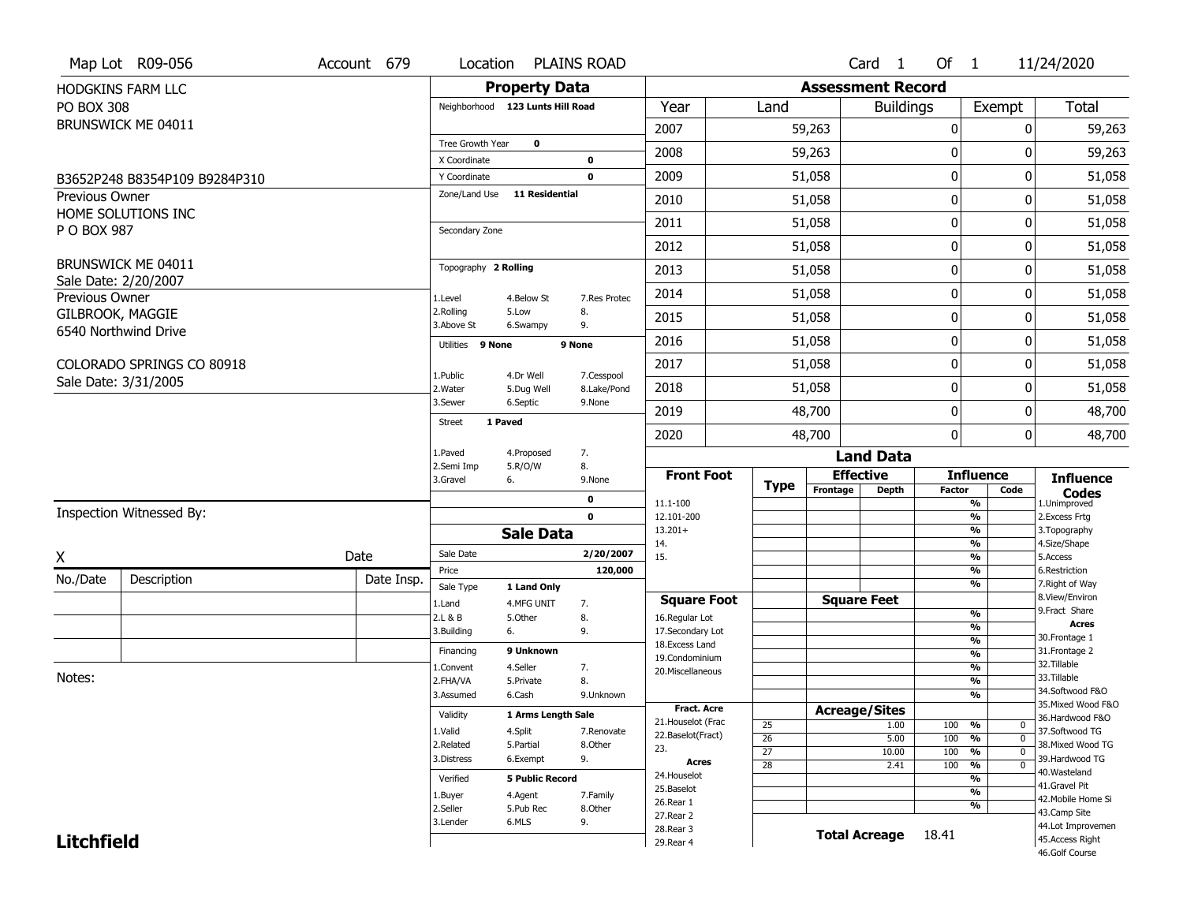Map Lot R09-056 | Account 679 | Location PLAINS ROAD | Card 1 Of 1 | 11/24/2020

HODGKINS FARM LLC
PO BOX 308
BRUNSWICK ME 04011

B3652P248 B8354P109 B9284P310

Previous Owner
HOME SOLUTIONS INC
P O BOX 987

BRUNSWICK ME 04011
Sale Date: 2/20/2007

Previous Owner
GILBROOK, MAGGIE
6540 Northwind Drive

COLORADO SPRINGS CO 80918
Sale Date: 3/31/2005

Inspection Witnessed By:

X ____________________ Date ________

| No./Date | Description | Date Insp. |
|---|---|---|
| | | |
| | | |
| | | |

Notes:

**Litchfield**

## Property Data

Neighborhood **123 Lunts Hill Road**

| | |
|---|---|
| Tree Growth Year | 0 |
| X Coordinate | 0 |
| Y Coordinate | 0 |
| Zone/Land Use | 11 Residential |
| Secondary Zone | |

Topography **2 Rolling**

1.Level 4.Below St 7.Res Protec
2.Rolling 5.Low 8.
3.Above St 6.Swampy 9.

Utilities **9 None** **9 None**

1.Public 4.Dr Well 7.Cesspool
2.Water 5.Dug Well 8.Lake/Pond
3.Sewer 6.Septic 9.None

Street **1 Paved**

1.Paved 4.Proposed 7.
2.Semi Imp 5.R/O/W 8.
3.Gravel 6. 9.None

0
0

## Sale Data

| | |
|---|---|
| Sale Date | 2/20/2007 |
| Price | 120,000 |
| Sale Type | 1 Land Only |

1.Land 4.MFG UNIT 7.
2.L & B 5.Other 8.
3.Building 6. 9.

Financing **9 Unknown**

1.Convent 4.Seller 7.
2.FHA/VA 5.Private 8.
3.Assumed 6.Cash 9.Unknown

Validity **1 Arms Length Sale**

1.Valid 4.Split 7.Renovate
2.Related 5.Partial 8.Other
3.Distress 6.Exempt 9.

Verified **5 Public Record**

1.Buyer 4.Agent 7.Family
2.Seller 5.Pub Rec 8.Other
3.Lender 6.MLS 9.

## Assessment Record

| Year | Land | Buildings | Exempt | Total |
|---|---|---|---|---|
| 2007 | 59,263 | 0 | 0 | 59,263 |
| 2008 | 59,263 | 0 | 0 | 59,263 |
| 2009 | 51,058 | 0 | 0 | 51,058 |
| 2010 | 51,058 | 0 | 0 | 51,058 |
| 2011 | 51,058 | 0 | 0 | 51,058 |
| 2012 | 51,058 | 0 | 0 | 51,058 |
| 2013 | 51,058 | 0 | 0 | 51,058 |
| 2014 | 51,058 | 0 | 0 | 51,058 |
| 2015 | 51,058 | 0 | 0 | 51,058 |
| 2016 | 51,058 | 0 | 0 | 51,058 |
| 2017 | 51,058 | 0 | 0 | 51,058 |
| 2018 | 51,058 | 0 | 0 | 51,058 |
| 2019 | 48,700 | 0 | 0 | 48,700 |
| 2020 | 48,700 | 0 | 0 | 48,700 |

## Land Data

| Type | Effective Frontage | Effective Depth | Influence Factor | Influence Code |
|---|---|---|---|---|
| **Front Foot** | | | | |
| 11.1-100 | | | % | |
| 12.101-200 | | | % | |
| 13.201+ | | | % | |
| 14. | | | % | |
| 15. | | | % | |
| **Square Foot** | **Square Feet** | | | |
| 16.Regular Lot | | | % | |
| 17.Secondary Lot | | | % | |
| 18.Excess Land | | | % | |
| 19.Condominium | | | % | |
| 20.Miscellaneous | | | % | |
| **Fract. Acre** | **Acreage/Sites** | | | |
| 21.Houselot (Frac | | | | |
| 22.Baselot(Fract) | | | | |
| 23. | | | | |
| **Acres** | | | | |
| 24.Houselot | | | | |
| 25.Baselot | | | | |
| 26.Rear 1 | | | | |
| 27.Rear 2 | | | | |
| 28.Rear 3 | | | | |
| 29.Rear 4 | | | | |

| Type | Acreage/Sites | Factor | Code |
|---|---|---|---|
| 25 | 1.00 | 100 % | 0 |
| 26 | 5.00 | 100 % | 0 |
| 27 | 10.00 | 100 % | 0 |
| 28 | 2.41 | 100 % | 0 |

**Total Acreage** 18.41

**Influence Codes**
1.Unimproved
2.Excess Frtg
3.Topography
4.Size/Shape
5.Access
6.Restriction
7.Right of Way
8.View/Environ
9.Fract Share

**Acres**
30.Frontage 1
31.Frontage 2
32.Tillable
33.Tillable
34.Softwood F&O
35.Mixed Wood F&O
36.Hardwood F&O
37.Softwood TG
38.Mixed Wood TG
39.Hardwood TG
40.Wasteland
41.Gravel Pit
42.Mobile Home Si
43.Camp Site
44.Lot Improvemen
45.Access Right
46.Golf Course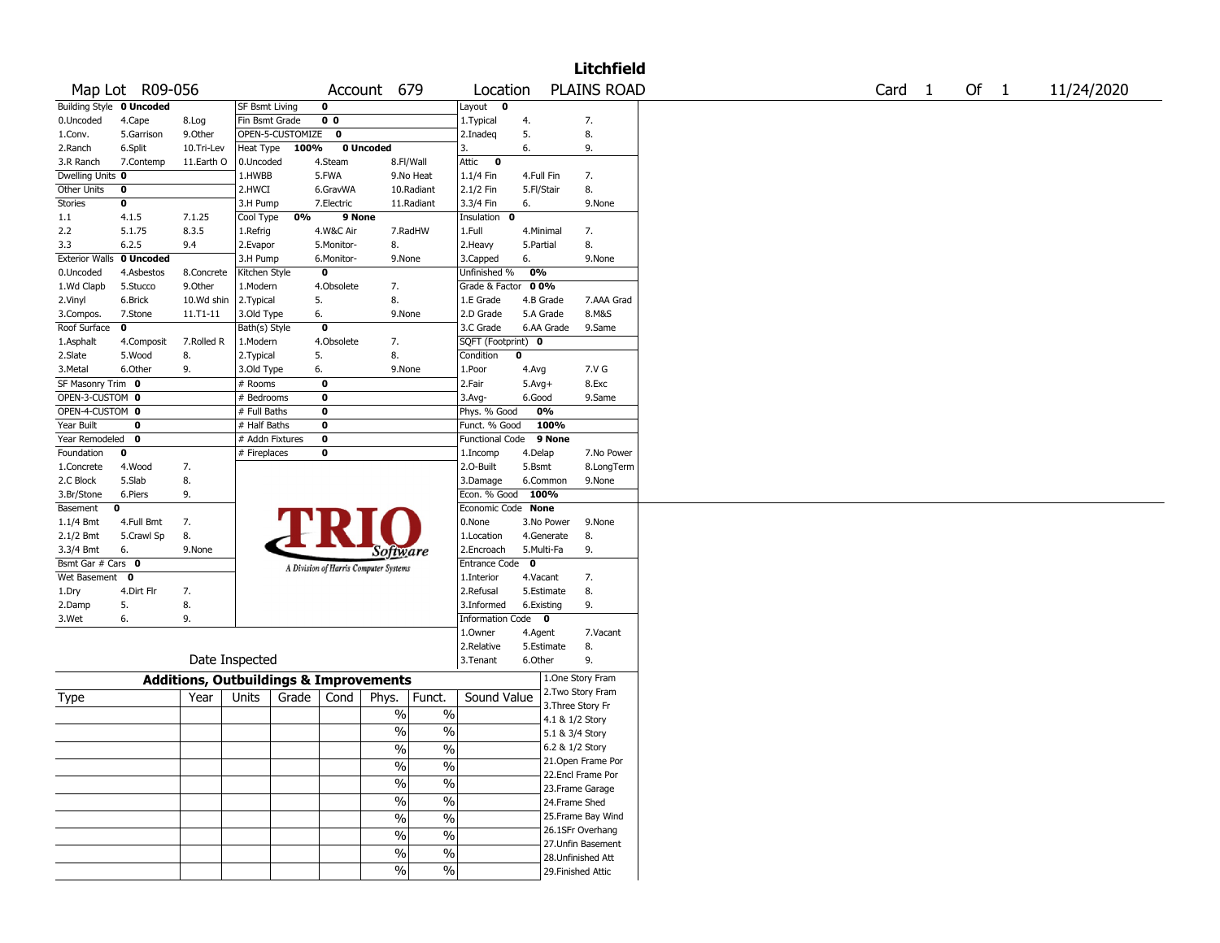# Litchfield

**Map Lot** R09-056 **Account** 679 **Location** PLAINS ROAD **Card** 1 **Of** 1 11/24/2020

| Building Style | 0 Uncoded | | SF Bsmt Living | 0 | | Layout | 0 | |
|---|---|---|---|---|---|---|---|---|
| 0.Uncoded | 4.Cape | 8.Log | Fin Bsmt Grade | 0 0 | | 1.Typical | 4. | 7. |
| 1.Conv. | 5.Garrison | 9.Other | OPEN-5-CUSTOMIZE | 0 | | 2.Inadeq | 5. | 8. |
| 2.Ranch | 6.Split | 10.Tri-Lev | Heat Type 100% | 0 Uncoded | | 3. | 6. | 9. |
| 3.R Ranch | 7.Contemp | 11.Earth O | 0.Uncoded | 4.Steam | 8.Fl/Wall | Attic | 0 | |
| Dwelling Units | 0 | | 1.HWBB | 5.FWA | 9.No Heat | 1.1/4 Fin | 4.Full Fin | 7. |
| Other Units | 0 | | 2.HWCI | 6.GravWA | 10.Radiant | 2.1/2 Fin | 5.Fl/Stair | 8. |
| Stories | 0 | | 3.H Pump | 7.Electric | 11.Radiant | 3.3/4 Fin | 6. | 9.None |
| 1.1 | 4.1.5 | 7.1.25 | Cool Type 0% | 9 None | | Insulation | 0 | |
| 2.2 | 5.1.75 | 8.3.5 | 1.Refrig | 4.W&C Air | 7.RadHW | 1.Full | 4.Minimal | 7. |
| 3.3 | 6.2.5 | 9.4 | 2.Evapor | 5.Monitor- | 8. | 2.Heavy | 5.Partial | 8. |
| Exterior Walls | 0 Uncoded | | 3.H Pump | 6.Monitor- | 9.None | 3.Capped | 6. | 9.None |
| 0.Uncoded | 4.Asbestos | 8.Concrete | Kitchen Style | 0 | | Unfinished % | 0% | |
| 1.Wd Clapb | 5.Stucco | 9.Other | 1.Modern | 4.Obsolete | 7. | Grade & Factor | 0 0% | |
| 2.Vinyl | 6.Brick | 10.Wd shin | 2.Typical | 5. | 8. | 1.E Grade | 4.B Grade | 7.AAA Grad |
| 3.Compos. | 7.Stone | 11.T1-11 | 3.Old Type | 6. | 9.None | 2.D Grade | 5.A Grade | 8.M&S |
| Roof Surface | 0 | | Bath(s) Style | 0 | | 3.C Grade | 6.AA Grade | 9.Same |
| 1.Asphalt | 4.Composit | 7.Rolled R | 1.Modern | 4.Obsolete | 7. | SQFT (Footprint) | 0 | |
| 2.Slate | 5.Wood | 8. | 2.Typical | 5. | 8. | Condition | 0 | |
| 3.Metal | 6.Other | 9. | 3.Old Type | 6. | 9.None | 1.Poor | 4.Avg | 7.V G |
| SF Masonry Trim | 0 | | # Rooms | 0 | | 2.Fair | 5.Avg+ | 8.Exc |
| OPEN-3-CUSTOM | 0 | | # Bedrooms | 0 | | 3.Avg- | 6.Good | 9.Same |
| OPEN-4-CUSTOM | 0 | | # Full Baths | 0 | | Phys. % Good | 0% | |
| Year Built | 0 | | # Half Baths | 0 | | Funct. % Good | 100% | |
| Year Remodeled | 0 | | # Addn Fixtures | 0 | | Functional Code | 9 None | |
| Foundation | 0 | | # Fireplaces | 0 | | 1.Incomp | 4.Delap | 7.No Power |
| 1.Concrete | 4.Wood | 7. | | | | 2.O-Built | 5.Bsmt | 8.LongTerm |
| 2.C Block | 5.Slab | 8. | | | | 3.Damage | 6.Common | 9.None |
| 3.Br/Stone | 6.Piers | 9. | | | | Econ. % Good | 100% | |
| Basement | 0 | | | | | Economic Code | None | |
| 1.1/4 Bmt | 4.Full Bmt | 7. | | | | 0.None | 3.No Power | 9.None |
| 2.1/2 Bmt | 5.Crawl Sp | 8. | | | | 1.Location | 4.Generate | 8. |
| 3.3/4 Bmt | 6. | 9.None | | | | 2.Encroach | 5.Multi-Fa | 9. |
| Bsmt Gar # Cars | 0 | | | | | Entrance Code | 0 | |
| Wet Basement | 0 | | | | | 1.Interior | 4.Vacant | 7. |
| 1.Dry | 4.Dirt Flr | 7. | | | | 2.Refusal | 5.Estimate | 8. |
| 2.Damp | 5. | 8. | | | | 3.Informed | 6.Existing | 9. |
| 3.Wet | 6. | 9. | | | | Information Code | 0 | |
| | | | | | | 1.Owner | 4.Agent | 7.Vacant |
| | | | | | | 2.Relative | 5.Estimate | 8. |
| | Date Inspected | | | | | 3.Tenant | 6.Other | 9. |

TRIO Software — A Division of Harris Computer Systems

## Additions, Outbuildings & Improvements

| Type | Year | Units | Grade | Cond | Phys. | Funct. | Sound Value | |
|---|---|---|---|---|---|---|---|---|
| | | | | | % | % | | 1.One Story Fram |
| | | | | | % | % | | 2.Two Story Fram |
| | | | | | % | % | | 3.Three Story Fr |
| | | | | | % | % | | 4.1 & 1/2 Story |
| | | | | | % | % | | 5.1 & 3/4 Story |
| | | | | | % | % | | 6.2 & 1/2 Story |
| | | | | | % | % | | 21.Open Frame Por |
| | | | | | % | % | | 22.Encl Frame Por |
| | | | | | % | % | | 23.Frame Garage |
| | | | | | % | % | | 24.Frame Shed |
| | | | | | | | | 25.Frame Bay Wind |
| | | | | | | | | 26.1SFr Overhang |
| | | | | | | | | 27.Unfin Basement |
| | | | | | | | | 28.Unfinished Att |
| | | | | | | | | 29.Finished Attic |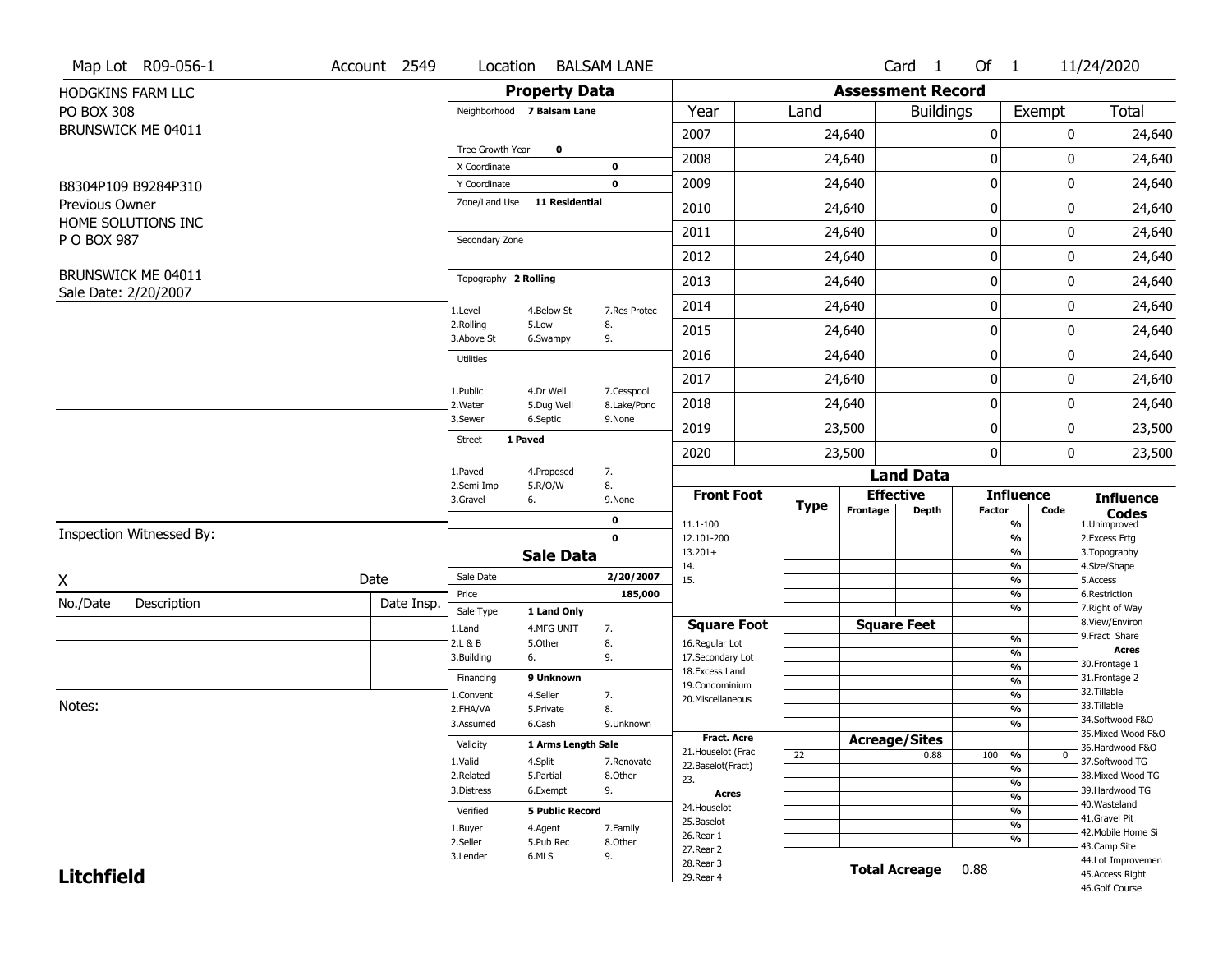Map Lot R09-056-1 | Account 2549 | Location BALSAM LANE | Card 1 Of 1 | 11/24/2020

HODGKINS FARM LLC
PO BOX 308
BRUNSWICK ME 04011

B8304P109 B9284P310

Previous Owner
HOME SOLUTIONS INC
P O BOX 987

BRUNSWICK ME 04011
Sale Date: 2/20/2007

## Property Data

| | |
|---|---|
| Neighborhood | 7 Balsam Lane |
| Tree Growth Year | 0 |
| X Coordinate | 0 |
| Y Coordinate | 0 |
| Zone/Land Use | 11 Residential |
| Secondary Zone | |
| Topography | 2 Rolling |
| Utilities | |
| Street | 1 Paved |

Topography codes: 1.Level, 2.Rolling, 3.Above St, 4.Below St, 5.Low, 6.Swampy, 7.Res Protec, 8., 9.

Utilities codes: 1.Public, 2.Water, 3.Sewer, 4.Dr Well, 5.Dug Well, 6.Septic, 7.Cesspool, 8.Lake/Pond, 9.None

Street codes: 1.Paved, 2.Semi Imp, 3.Gravel, 4.Proposed, 5.R/O/W, 6., 7., 8., 9.None

## Assessment Record

| Year | Land | Buildings | Exempt | Total |
|---|---|---|---|---|
| 2007 | 24,640 | 0 | 0 | 24,640 |
| 2008 | 24,640 | 0 | 0 | 24,640 |
| 2009 | 24,640 | 0 | 0 | 24,640 |
| 2010 | 24,640 | 0 | 0 | 24,640 |
| 2011 | 24,640 | 0 | 0 | 24,640 |
| 2012 | 24,640 | 0 | 0 | 24,640 |
| 2013 | 24,640 | 0 | 0 | 24,640 |
| 2014 | 24,640 | 0 | 0 | 24,640 |
| 2015 | 24,640 | 0 | 0 | 24,640 |
| 2016 | 24,640 | 0 | 0 | 24,640 |
| 2017 | 24,640 | 0 | 0 | 24,640 |
| 2018 | 24,640 | 0 | 0 | 24,640 |
| 2019 | 23,500 | 0 | 0 | 23,500 |
| 2020 | 23,500 | 0 | 0 | 23,500 |

## Sale Data

| | |
|---|---|
| Sale Date | 2/20/2007 |
| Price | 185,000 |
| Sale Type | 1 Land Only |
| Financing | 9 Unknown |
| Validity | 1 Arms Length Sale |
| Verified | 5 Public Record |

Sale Type codes: 1.Land, 2.L & B, 3.Building, 4.MFG UNIT, 5.Other, 6., 7., 8., 9.

Financing codes: 1.Convent, 2.FHA/VA, 3.Assumed, 4.Seller, 5.Private, 6.Cash, 7., 8., 9.Unknown

Validity codes: 1.Valid, 2.Related, 3.Distress, 4.Split, 5.Partial, 6.Exempt, 7.Renovate, 8.Other, 9.

Verified codes: 1.Buyer, 2.Seller, 3.Lender, 4.Agent, 5.Pub Rec, 6.MLS, 7.Family, 8.Other, 9.

## Land Data

| Type | Effective Frontage | Effective Depth | Influence Factor | Influence Code |
|---|---|---|---|---|
| 22 | | 0.88 | 100 % | 0 |

Front Foot: 11.1-100, 12.101-200, 13.201+, 14., 15.

Square Foot: 16.Regular Lot, 17.Secondary Lot, 18.Excess Land, 19.Condominium, 20.Miscellaneous

Fract. Acre: 21.Houselot (Frac, 22.Baselot(Fract), 23.

Acres: 24.Houselot, 25.Baselot, 26.Rear 1, 27.Rear 2, 28.Rear 3, 29.Rear 4

**Total Acreage** 0.88

Influence Codes: 1.Unimproved, 2.Excess Frtg, 3.Topography, 4.Size/Shape, 5.Access, 6.Restriction, 7.Right of Way, 8.View/Environ, 9.Fract Share

Acres: 30.Frontage 1, 31.Frontage 2, 32.Tillable, 33.Tillable, 34.Softwood F&O, 35.Mixed Wood F&O, 36.Hardwood F&O, 37.Softwood TG, 38.Mixed Wood TG, 39.Hardwood TG, 40.Wasteland, 41.Gravel Pit, 42.Mobile Home Si, 43.Camp Site, 44.Lot Improvemen, 45.Access Right, 46.Golf Course

Inspection Witnessed By:

X ______________________ Date

| No./Date | Description | Date Insp. |
|---|---|---|
| | | |
| | | |
| | | |

Notes:

**Litchfield**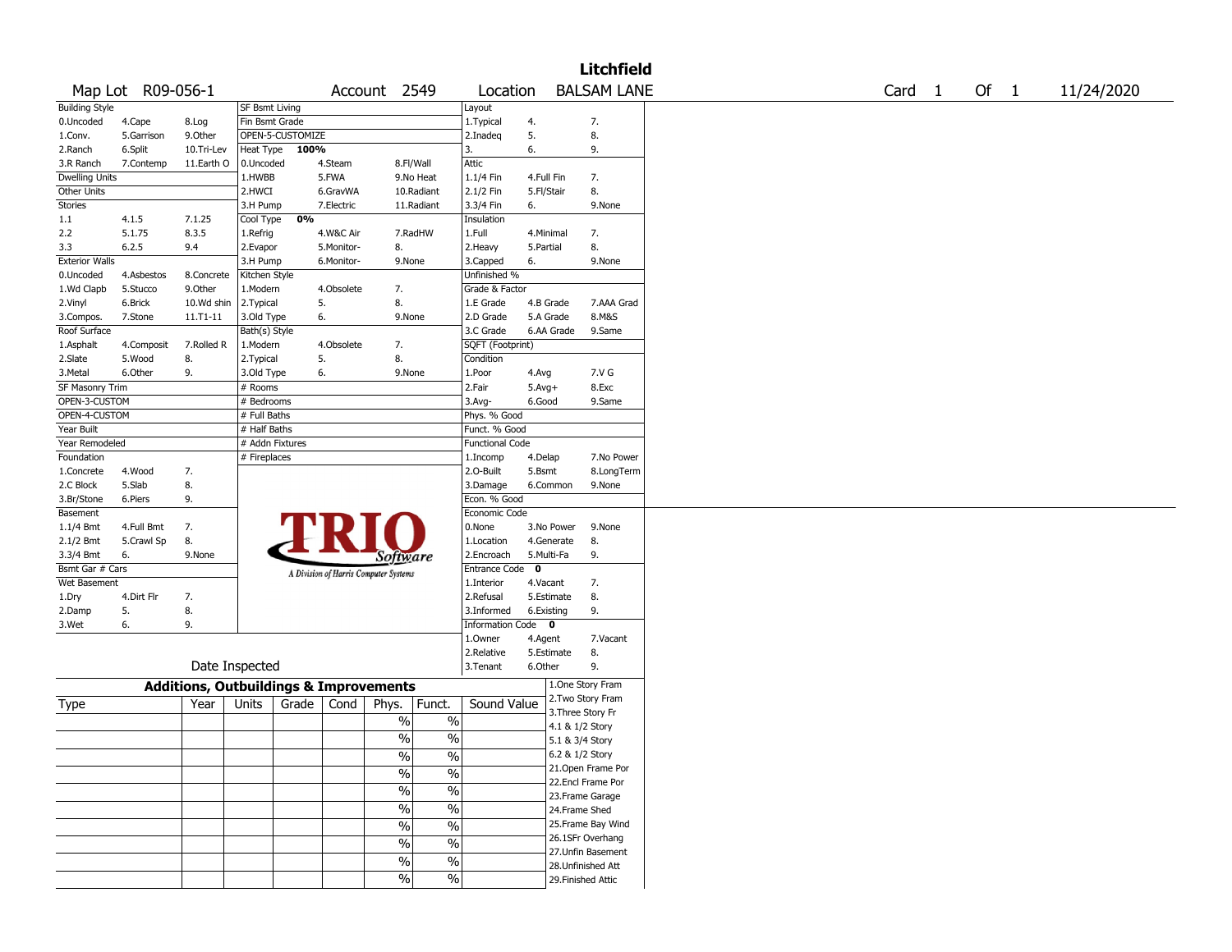# Litchfield

Map Lot R09-056-1 | Account 2549 | Location BALSAM LANE | Card 1 Of 1 | 11/24/2020

| Building Style | | | SF Bsmt Living | | | Layout | | |
|---|---|---|---|---|---|---|---|---|
| 0.Uncoded | 4.Cape | 8.Log | Fin Bsmt Grade | | | 1.Typical | 4. | 7. |
| 1.Conv. | 5.Garrison | 9.Other | OPEN-5-CUSTOMIZE | | | 2.Inadeq | 5. | 8. |
| 2.Ranch | 6.Split | 10.Tri-Lev | Heat Type 100% | | | 3. | 6. | 9. |
| 3.R Ranch | 7.Contemp | 11.Earth O | 0.Uncoded | 4.Steam | 8.Fl/Wall | Attic | | |
| Dwelling Units | | | 1.HWBB | 5.FWA | 9.No Heat | 1.1/4 Fin | 4.Full Fin | 7. |
| Other Units | | | 2.HWCI | 6.GravWA | 10.Radiant | 2.1/2 Fin | 5.Fl/Stair | 8. |
| Stories | | | 3.H Pump | 7.Electric | 11.Radiant | 3.3/4 Fin | 6. | 9.None |
| 1.1 | 4.1.5 | 7.1.25 | Cool Type 0% | | | Insulation | | |
| 2.2 | 5.1.75 | 8.3.5 | 1.Refrig | 4.W&C Air | 7.RadHW | 1.Full | 4.Minimal | 7. |
| 3.3 | 6.2.5 | 9.4 | 2.Evapor | 5.Monitor- | 8. | 2.Heavy | 5.Partial | 8. |
| Exterior Walls | | | 3.H Pump | 6.Monitor- | 9.None | 3.Capped | 6. | 9.None |
| 0.Uncoded | 4.Asbestos | 8.Concrete | Kitchen Style | | | Unfinished % | | |
| 1.Wd Clapb | 5.Stucco | 9.Other | 1.Modern | 4.Obsolete | 7. | Grade & Factor | | |
| 2.Vinyl | 6.Brick | 10.Wd shin | 2.Typical | 5. | 8. | 1.E Grade | 4.B Grade | 7.AAA Grad |
| 3.Compos. | 7.Stone | 11.T1-11 | 3.Old Type | 6. | 9.None | 2.D Grade | 5.A Grade | 8.M&S |
| Roof Surface | | | Bath(s) Style | | | 3.C Grade | 6.AA Grade | 9.Same |
| 1.Asphalt | 4.Composit | 7.Rolled R | 1.Modern | 4.Obsolete | 7. | SQFT (Footprint) | | |
| 2.Slate | 5.Wood | 8. | 2.Typical | 5. | 8. | Condition | | |
| 3.Metal | 6.Other | 9. | 3.Old Type | 6. | 9.None | 1.Poor | 4.Avg | 7.V G |
| SF Masonry Trim | | | # Rooms | | | 2.Fair | 5.Avg+ | 8.Exc |
| OPEN-3-CUSTOM | | | # Bedrooms | | | 3.Avg- | 6.Good | 9.Same |
| OPEN-4-CUSTOM | | | # Full Baths | | | Phys. % Good | | |
| Year Built | | | # Half Baths | | | Funct. % Good | | |
| Year Remodeled | | | # Addn Fixtures | | | Functional Code | | |
| Foundation | | | # Fireplaces | | | 1.Incomp | 4.Delap | 7.No Power |
| 1.Concrete | 4.Wood | 7. | | | | 2.O-Built | 5.Bsmt | 8.LongTerm |
| 2.C Block | 5.Slab | 8. | | | | 3.Damage | 6.Common | 9.None |
| 3.Br/Stone | 6.Piers | 9. | | | | Econ. % Good | | |
| Basement | | | | | | Economic Code | | |
| 1.1/4 Bmt | 4.Full Bmt | 7. | | | | 0.None | 3.No Power | 9.None |
| 2.1/2 Bmt | 5.Crawl Sp | 8. | | | | 1.Location | 4.Generate | 8. |
| 3.3/4 Bmt | 6. | 9.None | | | | 2.Encroach | 5.Multi-Fa | 9. |
| Bsmt Gar # Cars | | | | | | Entrance Code 0 | | |
| Wet Basement | | | | | | 1.Interior | 4.Vacant | 7. |
| 1.Dry | 4.Dirt Flr | 7. | | | | 2.Refusal | 5.Estimate | 8. |
| 2.Damp | 5. | 8. | | | | 3.Informed | 6.Existing | 9. |
| 3.Wet | 6. | 9. | | | | Information Code 0 | | |
| | | | | | | 1.Owner | 4.Agent | 7.Vacant |
| | | | | | | 2.Relative | 5.Estimate | 8. |
| Date Inspected | | | | | | 3.Tenant | 6.Other | 9. |

TRIO Software — A Division of Harris Computer Systems

## Additions, Outbuildings & Improvements

| Type | Year | Units | Grade | Cond | Phys. | Funct. | Sound Value |
|---|---|---|---|---|---|---|---|
| | | | | | % | % | |
| | | | | | % | % | |
| | | | | | % | % | |
| | | | | | % | % | |
| | | | | | % | % | |
| | | | | | % | % | |
| | | | | | % | % | |
| | | | | | % | % | |
| | | | | | % | % | |
| | | | | | % | % | |

1.One Story Fram
2.Two Story Fram
3.Three Story Fr
4.1 & 1/2 Story
5.1 & 3/4 Story
6.2 & 1/2 Story
21.Open Frame Por
22.Encl Frame Por
23.Frame Garage
24.Frame Shed
25.Frame Bay Wind
26.1SFr Overhang
27.Unfin Basement
28.Unfinished Att
29.Finished Attic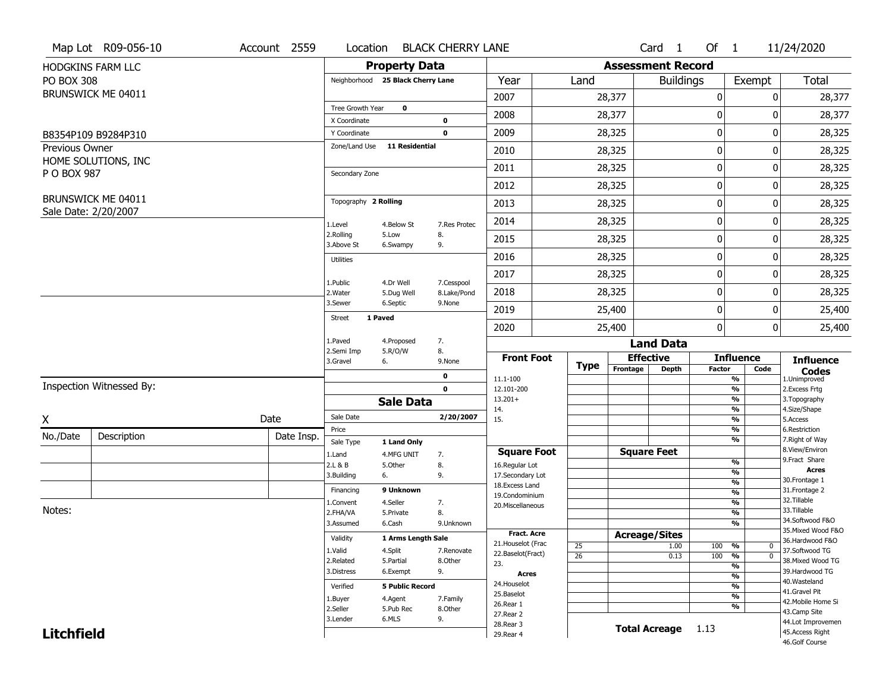Map Lot R09-056-10 | Account 2559 | Location BLACK CHERRY LANE | Card 1 Of 1 | 11/24/2020

HODGKINS FARM LLC
PO BOX 308
BRUNSWICK ME 04011

B8354P109 B9284P310

Previous Owner
HOME SOLUTIONS, INC
P O BOX 987

BRUNSWICK ME 04011
Sale Date: 2/20/2007

## Property Data

Neighborhood **25 Black Cherry Lane**

Tree Growth Year **0**
X Coordinate **0**
Y Coordinate **0**
Zone/Land Use **11 Residential**

Secondary Zone

Topography **2 Rolling**

| | | |
|---|---|---|
| 1.Level | 4.Below St | 7.Res Protec |
| 2.Rolling | 5.Low | 8. |
| 3.Above St | 6.Swampy | 9. |

Utilities

| | | |
|---|---|---|
| 1.Public | 4.Dr Well | 7.Cesspool |
| 2.Water | 5.Dug Well | 8.Lake/Pond |
| 3.Sewer | 6.Septic | 9.None |

Street **1 Paved**

| | | |
|---|---|---|
| 1.Paved | 4.Proposed | 7. |
| 2.Semi Imp | 5.R/O/W | 8. |
| 3.Gravel | 6. | 9.None |

0
0

## Sale Data

Sale Date **2/20/2007**
Price
Sale Type **1 Land Only**

| | | |
|---|---|---|
| 1.Land | 4.MFG UNIT | 7. |
| 2.L & B | 5.Other | 8. |
| 3.Building | 6. | 9. |

Financing **9 Unknown**

| | | |
|---|---|---|
| 1.Convent | 4.Seller | 7. |
| 2.FHA/VA | 5.Private | 8. |
| 3.Assumed | 6.Cash | 9.Unknown |

Validity **1 Arms Length Sale**

| | | |
|---|---|---|
| 1.Valid | 4.Split | 7.Renovate |
| 2.Related | 5.Partial | 8.Other |
| 3.Distress | 6.Exempt | 9. |

Verified **5 Public Record**

| | | |
|---|---|---|
| 1.Buyer | 4.Agent | 7.Family |
| 2.Seller | 5.Pub Rec | 8.Other |
| 3.Lender | 6.MLS | 9. |

## Assessment Record

| Year | Land | Buildings | Exempt | Total |
|---|---|---|---|---|
| 2007 | 28,377 | 0 | 0 | 28,377 |
| 2008 | 28,377 | 0 | 0 | 28,377 |
| 2009 | 28,325 | 0 | 0 | 28,325 |
| 2010 | 28,325 | 0 | 0 | 28,325 |
| 2011 | 28,325 | 0 | 0 | 28,325 |
| 2012 | 28,325 | 0 | 0 | 28,325 |
| 2013 | 28,325 | 0 | 0 | 28,325 |
| 2014 | 28,325 | 0 | 0 | 28,325 |
| 2015 | 28,325 | 0 | 0 | 28,325 |
| 2016 | 28,325 | 0 | 0 | 28,325 |
| 2017 | 28,325 | 0 | 0 | 28,325 |
| 2018 | 28,325 | 0 | 0 | 28,325 |
| 2019 | 25,400 | 0 | 0 | 25,400 |
| 2020 | 25,400 | 0 | 0 | 25,400 |

## Land Data

| Front Foot | Type | Effective Frontage | Effective Depth | Influence Factor | Influence Code |
|---|---|---|---|---|---|
| 11.1-100 | | | | % | |
| 12.101-200 | | | | % | |
| 13.201+ | | | | % | |
| 14. | | | | % | |
| 15. | | | | % | |
| | | | | % | |
| **Square Foot** | | **Square Feet** | | | |
| 16.Regular Lot | | | | % | |
| 17.Secondary Lot | | | | % | |
| 18.Excess Land | | | | % | |
| 19.Condominium | | | | % | |
| 20.Miscellaneous | | | | % | |
| | | | | % | |
| | | | | % | |
| **Fract. Acre** | | **Acreage/Sites** | | | |
| 21.Houselot (Frac | 25 | | 1.00 | 100 % | 0 |
| 22.Baselot(Fract) | 26 | | 0.13 | 100 % | 0 |
| 23. | | | | % | |
| **Acres** | | | | % | |
| 24.Houselot | | | | % | |
| 25.Baselot | | | | % | |
| 26.Rear 1 | | | | % | |
| 27.Rear 2 | | | | | |
| 28.Rear 3 | | | | | |
| 29.Rear 4 | | | | | |

**Total Acreage** 1.13

**Influence Codes**
1.Unimproved
2.Excess Frtg
3.Topography
4.Size/Shape
5.Access
6.Restriction
7.Right of Way
8.View/Environ
9.Fract Share
**Acres**
30.Frontage 1
31.Frontage 2
32.Tillable
33.Tillable
34.Softwood F&O
35.Mixed Wood F&O
36.Hardwood F&O
37.Softwood TG
38.Mixed Wood TG
39.Hardwood TG
40.Wasteland
41.Gravel Pit
42.Mobile Home Si
43.Camp Site
44.Lot Improvemen
45.Access Right
46.Golf Course

Inspection Witnessed By:

X ____________________ Date

| No./Date | Description | Date Insp. |
|---|---|---|
| | | |
| | | |
| | | |

Notes:

**Litchfield**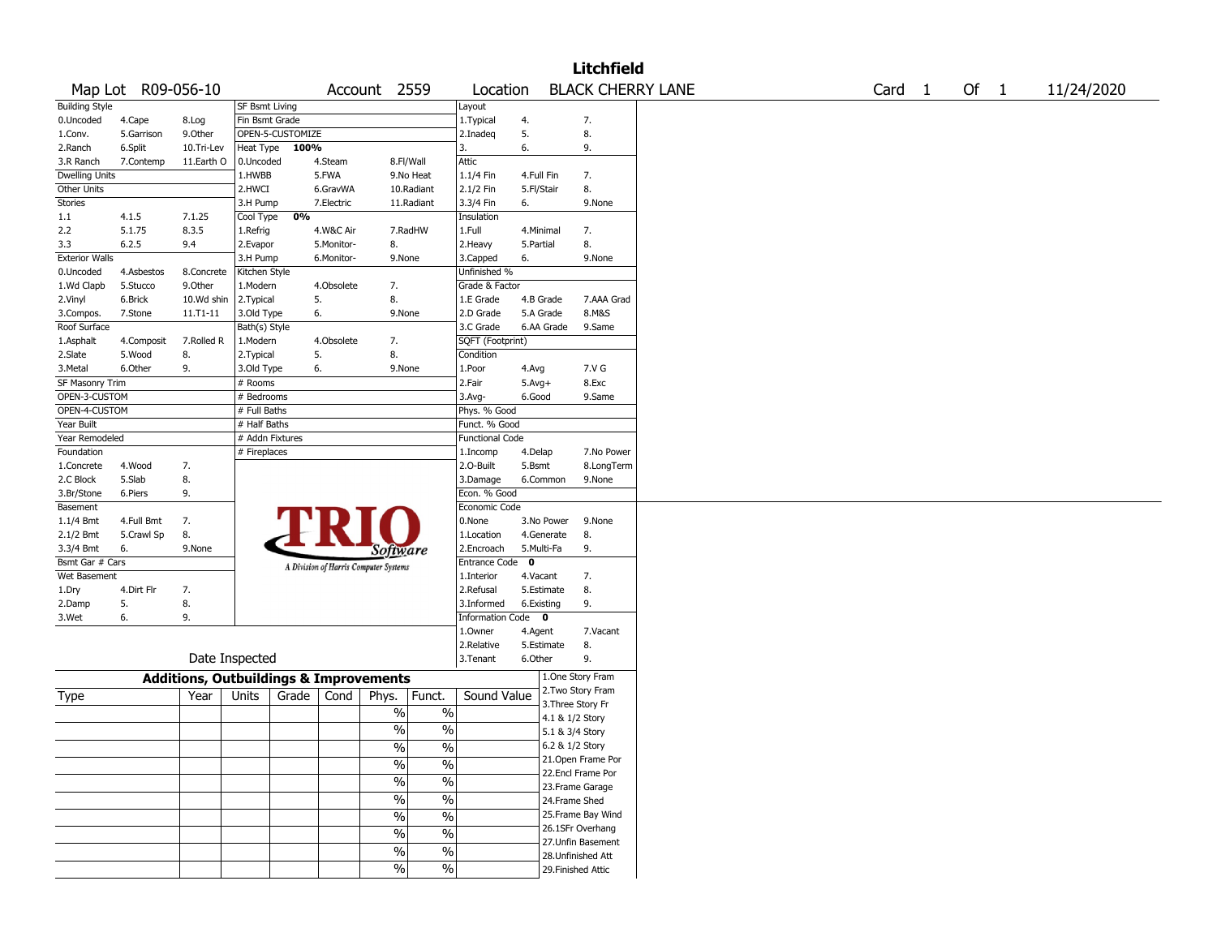# Litchfield

Map Lot R09-056-10 | Account 2559 | Location BLACK CHERRY LANE | Card 1 Of 1 | 11/24/2020

| Building Style | | | SF Bsmt Living | | | Layout | | |
|---|---|---|---|---|---|---|---|---|
| 0.Uncoded | 4.Cape | 8.Log | Fin Bsmt Grade | | | 1.Typical | 4. | 7. |
| 1.Conv. | 5.Garrison | 9.Other | OPEN-5-CUSTOMIZE | | | 2.Inadeq | 5. | 8. |
| 2.Ranch | 6.Split | 10.Tri-Lev | Heat Type 100% | | | 3. | 6. | 9. |
| 3.R Ranch | 7.Contemp | 11.Earth O | 0.Uncoded | 4.Steam | 8.Fl/Wall | Attic | | |
| Dwelling Units | | | 1.HWBB | 5.FWA | 9.No Heat | 1.1/4 Fin | 4.Full Fin | 7. |
| Other Units | | | 2.HWCI | 6.GravWA | 10.Radiant | 2.1/2 Fin | 5.Fl/Stair | 8. |
| Stories | | | 3.H Pump | 7.Electric | 11.Radiant | 3.3/4 Fin | 6. | 9.None |
| 1.1 | 4.1.5 | 7.1.25 | Cool Type 0% | | | Insulation | | |
| 2.2 | 5.1.75 | 8.3.5 | 1.Refrig | 4.W&C Air | 7.RadHW | 1.Full | 4.Minimal | 7. |
| 3.3 | 6.2.5 | 9.4 | 2.Evapor | 5.Monitor- | 8. | 2.Heavy | 5.Partial | 8. |
| Exterior Walls | | | 3.H Pump | 6.Monitor- | 9.None | 3.Capped | 6. | 9.None |
| 0.Uncoded | 4.Asbestos | 8.Concrete | Kitchen Style | | | Unfinished % | | |
| 1.Wd Clapb | 5.Stucco | 9.Other | 1.Modern | 4.Obsolete | 7. | Grade & Factor | | |
| 2.Vinyl | 6.Brick | 10.Wd shin | 2.Typical | 5. | 8. | 1.E Grade | 4.B Grade | 7.AAA Grad |
| 3.Compos. | 7.Stone | 11.T1-11 | 3.Old Type | 6. | 9.None | 2.D Grade | 5.A Grade | 8.M&S |
| Roof Surface | | | Bath(s) Style | | | 3.C Grade | 6.AA Grade | 9.Same |
| 1.Asphalt | 4.Composit | 7.Rolled R | 1.Modern | 4.Obsolete | 7. | SQFT (Footprint) | | |
| 2.Slate | 5.Wood | 8. | 2.Typical | 5. | 8. | Condition | | |
| 3.Metal | 6.Other | 9. | 3.Old Type | 6. | 9.None | 1.Poor | 4.Avg | 7.V G |
| SF Masonry Trim | | | # Rooms | | | 2.Fair | 5.Avg+ | 8.Exc |
| OPEN-3-CUSTOM | | | # Bedrooms | | | 3.Avg- | 6.Good | 9.Same |
| OPEN-4-CUSTOM | | | # Full Baths | | | Phys. % Good | | |
| Year Built | | | # Half Baths | | | Funct. % Good | | |
| Year Remodeled | | | # Addn Fixtures | | | Functional Code | | |
| Foundation | | | # Fireplaces | | | 1.Incomp | 4.Delap | 7.No Power |
| 1.Concrete | 4.Wood | 7. | | | | 2.O-Built | 5.Bsmt | 8.LongTerm |
| 2.C Block | 5.Slab | 8. | | | | 3.Damage | 6.Common | 9.None |
| 3.Br/Stone | 6.Piers | 9. | | | | Econ. % Good | | |
| Basement | | | | | | Economic Code | | |
| 1.1/4 Bmt | 4.Full Bmt | 7. | | | | 0.None | 3.No Power | 9.None |
| 2.1/2 Bmt | 5.Crawl Sp | 8. | | | | 1.Location | 4.Generate | 8. |
| 3.3/4 Bmt | 6. | 9.None | | | | 2.Encroach | 5.Multi-Fa | 9. |
| Bsmt Gar # Cars | | | | | | Entrance Code 0 | | |
| Wet Basement | | | | | | 1.Interior | 4.Vacant | 7. |
| 1.Dry | 4.Dirt Flr | 7. | | | | 2.Refusal | 5.Estimate | 8. |
| 2.Damp | 5. | 8. | | | | 3.Informed | 6.Existing | 9. |
| 3.Wet | 6. | 9. | | | | Information Code 0 | | |
| | | | | | | 1.Owner | 4.Agent | 7.Vacant |
| | | | | | | 2.Relative | 5.Estimate | 8. |
| Date Inspected | | | | | | 3.Tenant | 6.Other | 9. |

TRIO Software — A Division of Harris Computer Systems

## Additions, Outbuildings & Improvements

| Type | Year | Units | Grade | Cond | Phys. | Funct. | Sound Value |
|---|---|---|---|---|---|---|---|
| | | | | | % | % | |
| | | | | | % | % | |
| | | | | | % | % | |
| | | | | | % | % | |
| | | | | | % | % | |
| | | | | | % | % | |
| | | | | | % | % | |
| | | | | | % | % | |
| | | | | | % | % | |
| | | | | | % | % | |

1.One Story Fram
2.Two Story Fram
3.Three Story Fr
4.1 & 1/2 Story
5.1 & 3/4 Story
6.2 & 1/2 Story
21.Open Frame Por
22.Encl Frame Por
23.Frame Garage
24.Frame Shed
25.Frame Bay Wind
26.1SFr Overhang
27.Unfin Basement
28.Unfinished Att
29.Finished Attic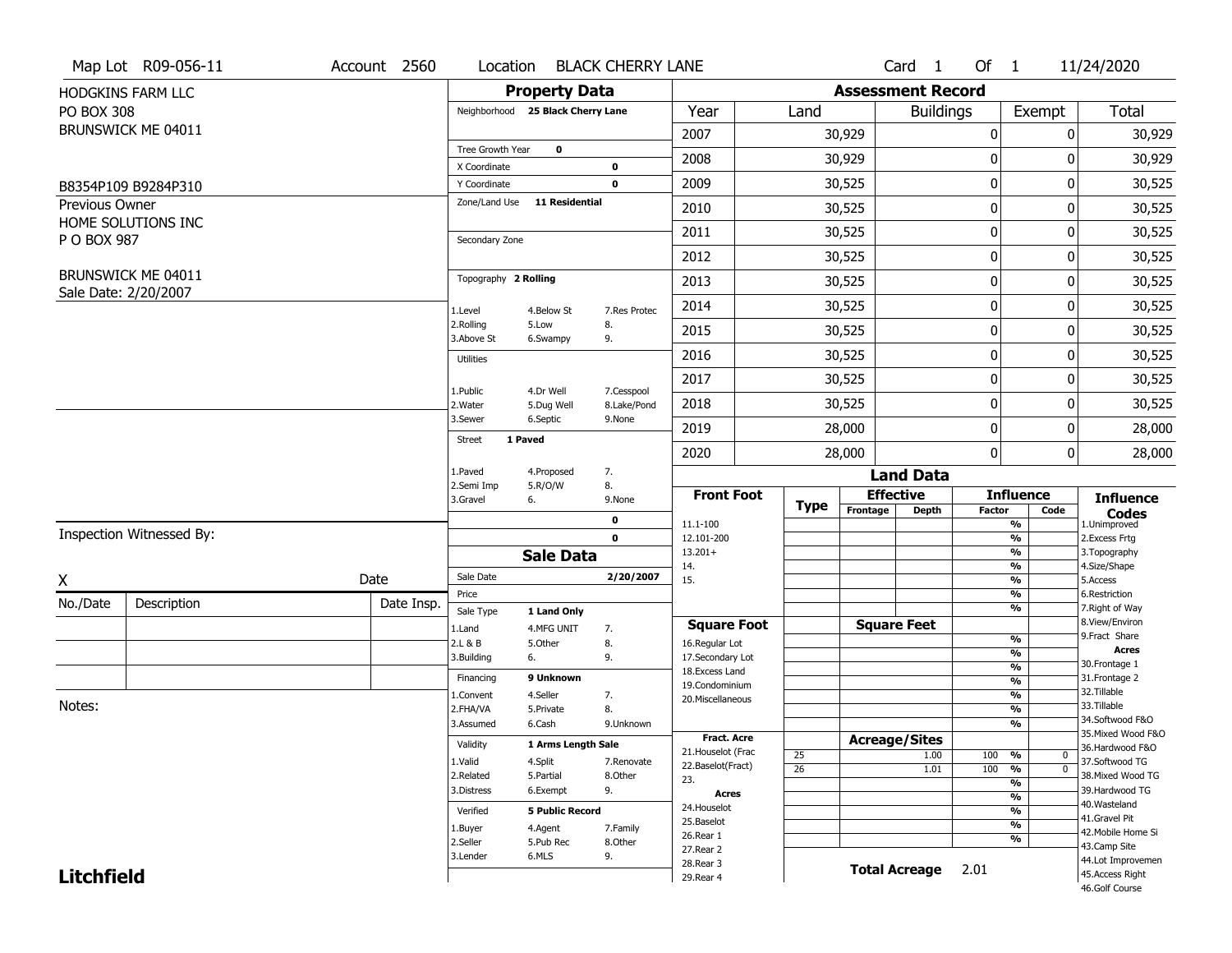Map Lot R09-056-11 | Account 2560 | Location BLACK CHERRY LANE | Card 1 Of 1 | 11/24/2020

HODGKINS FARM LLC
PO BOX 308
BRUNSWICK ME 04011

B8354P109 B9284P310

Previous Owner
HOME SOLUTIONS INC
P O BOX 987

BRUNSWICK ME 04011
Sale Date: 2/20/2007

## Property Data

Neighborhood **25 Black Cherry Lane**

Tree Growth Year **0**
X Coordinate **0**
Y Coordinate **0**
Zone/Land Use **11 Residential**

Secondary Zone

Topography **2 Rolling**

1.Level 4.Below St 7.Res Protec
2.Rolling 5.Low 8.
3.Above St 6.Swampy 9.

Utilities

1.Public 4.Dr Well 7.Cesspool
2.Water 5.Dug Well 8.Lake/Pond
3.Sewer 6.Septic 9.None

Street **1 Paved**

1.Paved 4.Proposed 7.
2.Semi Imp 5.R/O/W 8.
3.Gravel 6. 9.None

**0**
**0**

## Sale Data

Sale Date **2/20/2007**
Price
Sale Type **1 Land Only**

1.Land 4.MFG UNIT 7.
2.L & B 5.Other 8.
3.Building 6. 9.

Financing **9 Unknown**

1.Convent 4.Seller 7.
2.FHA/VA 5.Private 8.
3.Assumed 6.Cash 9.Unknown

Validity **1 Arms Length Sale**

1.Valid 4.Split 7.Renovate
2.Related 5.Partial 8.Other
3.Distress 6.Exempt 9.

Verified **5 Public Record**

1.Buyer 4.Agent 7.Family
2.Seller 5.Pub Rec 8.Other
3.Lender 6.MLS 9.

## Assessment Record

| Year | Land | Buildings | Exempt | Total |
|---|---|---|---|---|
| 2007 | 30,929 | 0 | 0 | 30,929 |
| 2008 | 30,929 | 0 | 0 | 30,929 |
| 2009 | 30,525 | 0 | 0 | 30,525 |
| 2010 | 30,525 | 0 | 0 | 30,525 |
| 2011 | 30,525 | 0 | 0 | 30,525 |
| 2012 | 30,525 | 0 | 0 | 30,525 |
| 2013 | 30,525 | 0 | 0 | 30,525 |
| 2014 | 30,525 | 0 | 0 | 30,525 |
| 2015 | 30,525 | 0 | 0 | 30,525 |
| 2016 | 30,525 | 0 | 0 | 30,525 |
| 2017 | 30,525 | 0 | 0 | 30,525 |
| 2018 | 30,525 | 0 | 0 | 30,525 |
| 2019 | 28,000 | 0 | 0 | 28,000 |
| 2020 | 28,000 | 0 | 0 | 28,000 |

## Land Data

| Front Foot | Type | Effective Frontage | Effective Depth | Influence Factor | Influence Code |
|---|---|---|---|---|---|
| 11.1-100 | | | | % | |
| 12.101-200 | | | | % | |
| 13.201+ | | | | % | |
| 14. | | | | % | |
| 15. | | | | % | |

| Square Foot | Square Feet | Influence Factor | Influence Code |
|---|---|---|---|
| 16.Regular Lot | | % | |
| 17.Secondary Lot | | % | |
| 18.Excess Land | | % | |
| 19.Condominium | | % | |
| 20.Miscellaneous | | % | |

| Fract. Acre / Acres | Type | Acreage/Sites | Influence Factor | Influence Code |
|---|---|---|---|---|
| 21.Houselot (Frac | 25 | 1.00 | 100 % | 0 |
| 22.Baselot(Fract) | 26 | 1.01 | 100 % | 0 |
| 23. | | | % | |
| 24.Houselot | | | % | |
| 25.Baselot | | | % | |
| 26.Rear 1 | | | % | |
| 27.Rear 2 | | | % | |
| 28.Rear 3 | | | | |
| 29.Rear 4 | | | | |

**Total Acreage** 2.01

**Influence Codes**
1.Unimproved
2.Excess Frtg
3.Topography
4.Size/Shape
5.Access
6.Restriction
7.Right of Way
8.View/Environ
9.Fract Share

**Acres**
30.Frontage 1
31.Frontage 2
32.Tillable
33.Tillable
34.Softwood F&O
35.Mixed Wood F&O
36.Hardwood F&O
37.Softwood TG
38.Mixed Wood TG
39.Hardwood TG
40.Wasteland
41.Gravel Pit
42.Mobile Home Si
43.Camp Site
44.Lot Improvemen
45.Access Right
46.Golf Course

Inspection Witnessed By:

X Date

| No./Date | Description | Date Insp. |
|---|---|---|
| | | |
| | | |
| | | |

Notes:

**Litchfield**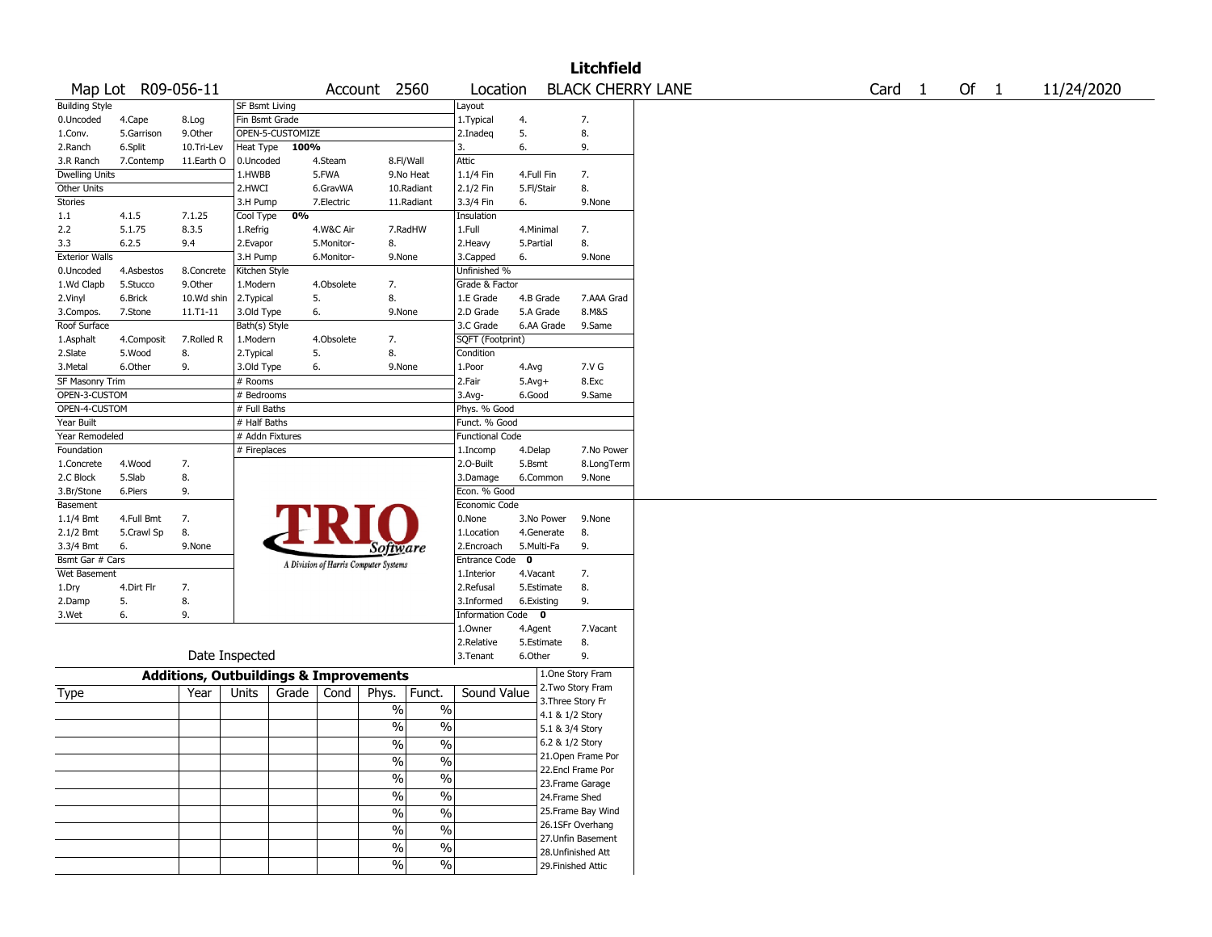# Litchfield

Map Lot R09-056-11 | Account 2560 | Location BLACK CHERRY LANE | Card 1 Of 1 | 11/24/2020

| Building Style | | | SF Bsmt Living | | | Layout | | |
|---|---|---|---|---|---|---|---|---|
| 0.Uncoded | 4.Cape | 8.Log | Fin Bsmt Grade | | | 1.Typical | 4. | 7. |
| 1.Conv. | 5.Garrison | 9.Other | OPEN-5-CUSTOMIZE | | | 2.Inadeq | 5. | 8. |
| 2.Ranch | 6.Split | 10.Tri-Lev | Heat Type 100% | | | 3. | 6. | 9. |
| 3.R Ranch | 7.Contemp | 11.Earth O | 0.Uncoded | 4.Steam | 8.Fl/Wall | Attic | | |
| Dwelling Units | | | 1.HWBB | 5.FWA | 9.No Heat | 1.1/4 Fin | 4.Full Fin | 7. |
| Other Units | | | 2.HWCI | 6.GravWA | 10.Radiant | 2.1/2 Fin | 5.Fl/Stair | 8. |
| Stories | | | 3.H Pump | 7.Electric | 11.Radiant | 3.3/4 Fin | 6. | 9.None |
| 1.1 | 4.1.5 | 7.1.25 | Cool Type 0% | | | Insulation | | |
| 2.2 | 5.1.75 | 8.3.5 | 1.Refrig | 4.W&C Air | 7.RadHW | 1.Full | 4.Minimal | 7. |
| 3.3 | 6.2.5 | 9.4 | 2.Evapor | 5.Monitor- | 8. | 2.Heavy | 5.Partial | 8. |
| Exterior Walls | | | 3.H Pump | 6.Monitor- | 9.None | 3.Capped | 6. | 9.None |
| 0.Uncoded | 4.Asbestos | 8.Concrete | Kitchen Style | | | Unfinished % | | |
| 1.Wd Clapb | 5.Stucco | 9.Other | 1.Modern | 4.Obsolete | 7. | Grade & Factor | | |
| 2.Vinyl | 6.Brick | 10.Wd shin | 2.Typical | 5. | 8. | 1.E Grade | 4.B Grade | 7.AAA Grad |
| 3.Compos. | 7.Stone | 11.T1-11 | 3.Old Type | 6. | 9.None | 2.D Grade | 5.A Grade | 8.M&S |
| Roof Surface | | | Bath(s) Style | | | 3.C Grade | 6.AA Grade | 9.Same |
| 1.Asphalt | 4.Composit | 7.Rolled R | 1.Modern | 4.Obsolete | 7. | SQFT (Footprint) | | |
| 2.Slate | 5.Wood | 8. | 2.Typical | 5. | 8. | Condition | | |
| 3.Metal | 6.Other | 9. | 3.Old Type | 6. | 9.None | 1.Poor | 4.Avg | 7.V G |
| SF Masonry Trim | | | # Rooms | | | 2.Fair | 5.Avg+ | 8.Exc |
| OPEN-3-CUSTOM | | | # Bedrooms | | | 3.Avg- | 6.Good | 9.Same |
| OPEN-4-CUSTOM | | | # Full Baths | | | Phys. % Good | | |
| Year Built | | | # Half Baths | | | Funct. % Good | | |
| Year Remodeled | | | # Addn Fixtures | | | Functional Code | | |
| Foundation | | | # Fireplaces | | | 1.Incomp | 4.Delap | 7.No Power |
| 1.Concrete | 4.Wood | 7. | | | | 2.O-Built | 5.Bsmt | 8.LongTerm |
| 2.C Block | 5.Slab | 8. | | | | 3.Damage | 6.Common | 9.None |
| 3.Br/Stone | 6.Piers | 9. | | | | Econ. % Good | | |
| Basement | | | | | | Economic Code | | |
| 1.1/4 Bmt | 4.Full Bmt | 7. | | | | 0.None | 3.No Power | 9.None |
| 2.1/2 Bmt | 5.Crawl Sp | 8. | | | | 1.Location | 4.Generate | 8. |
| 3.3/4 Bmt | 6. | 9.None | | | | 2.Encroach | 5.Multi-Fa | 9. |
| Bsmt Gar # Cars | | | | | | Entrance Code 0 | | |
| Wet Basement | | | | | | 1.Interior | 4.Vacant | 7. |
| 1.Dry | 4.Dirt Flr | 7. | | | | 2.Refusal | 5.Estimate | 8. |
| 2.Damp | 5. | 8. | | | | 3.Informed | 6.Existing | 9. |
| 3.Wet | 6. | 9. | | | | Information Code 0 | | |
| | | | | | | 1.Owner | 4.Agent | 7.Vacant |
| | | | | | | 2.Relative | 5.Estimate | 8. |
| | Date Inspected | | | | | 3.Tenant | 6.Other | 9. |

TRIO Software — A Division of Harris Computer Systems

## Additions, Outbuildings & Improvements

| Type | Year | Units | Grade | Cond | Phys. | Funct. | Sound Value |
|---|---|---|---|---|---|---|---|
| | | | | | % | % | |
| | | | | | % | % | |
| | | | | | % | % | |
| | | | | | % | % | |
| | | | | | % | % | |
| | | | | | % | % | |
| | | | | | % | % | |
| | | | | | % | % | |
| | | | | | % | % | |
| | | | | | % | % | |

1.One Story Fram
2.Two Story Fram
3.Three Story Fr
4.1 & 1/2 Story
5.1 & 3/4 Story
6.2 & 1/2 Story
21.Open Frame Por
22.Encl Frame Por
23.Frame Garage
24.Frame Shed
25.Frame Bay Wind
26.1SFr Overhang
27.Unfin Basement
28.Unfinished Att
29.Finished Attic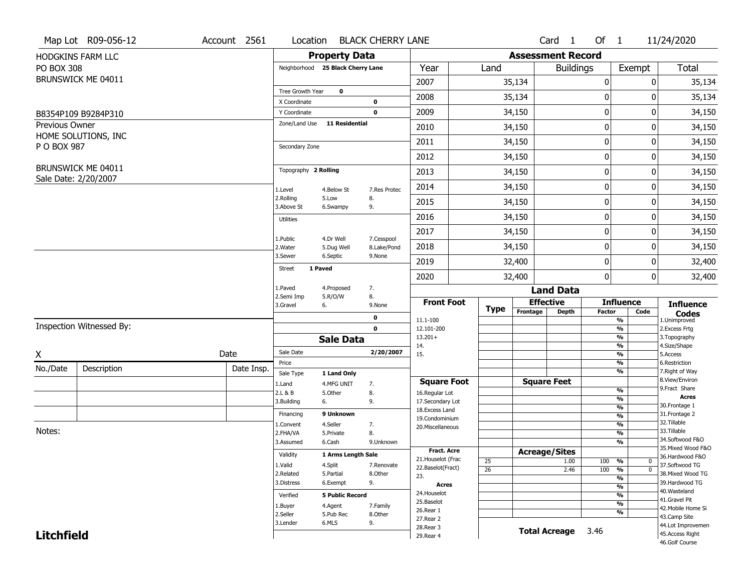Map Lot R09-056-12 | Account 2561 | Location BLACK CHERRY LANE | Card 1 Of 1 | 11/24/2020

HODGKINS FARM LLC
PO BOX 308
BRUNSWICK ME 04011

B8354P109 B9284P310

Previous Owner
HOME SOLUTIONS, INC
P O BOX 987

BRUNSWICK ME 04011
Sale Date: 2/20/2007

## Property Data

Neighborhood **25 Black Cherry Lane**

Tree Growth Year **0**
X Coordinate **0**
Y Coordinate **0**
Zone/Land Use **11 Residential**

Secondary Zone

Topography **2 Rolling**

1.Level 4.Below St 7.Res Protec
2.Rolling 5.Low 8.
3.Above St 6.Swampy 9.

Utilities

1.Public 4.Dr Well 7.Cesspool
2.Water 5.Dug Well 8.Lake/Pond
3.Sewer 6.Septic 9.None

Street **1 Paved**

1.Paved 4.Proposed 7.
2.Semi Imp 5.R/O/W 8.
3.Gravel 6. 9.None

0
0

## Sale Data

Sale Date **2/20/2007**
Price
Sale Type **1 Land Only**

1.Land 4.MFG UNIT 7.
2.L & B 5.Other 8.
3.Building 6. 9.

Financing **9 Unknown**

1.Convent 4.Seller 7.
2.FHA/VA 5.Private 8.
3.Assumed 6.Cash 9.Unknown

Validity **1 Arms Length Sale**

1.Valid 4.Split 7.Renovate
2.Related 5.Partial 8.Other
3.Distress 6.Exempt 9.

Verified **5 Public Record**

1.Buyer 4.Agent 7.Family
2.Seller 5.Pub Rec 8.Other
3.Lender 6.MLS 9.

## Assessment Record

| Year | Land | Buildings | Exempt | Total |
|---|---|---|---|---|
| 2007 | 35,134 | 0 | 0 | 35,134 |
| 2008 | 35,134 | 0 | 0 | 35,134 |
| 2009 | 34,150 | 0 | 0 | 34,150 |
| 2010 | 34,150 | 0 | 0 | 34,150 |
| 2011 | 34,150 | 0 | 0 | 34,150 |
| 2012 | 34,150 | 0 | 0 | 34,150 |
| 2013 | 34,150 | 0 | 0 | 34,150 |
| 2014 | 34,150 | 0 | 0 | 34,150 |
| 2015 | 34,150 | 0 | 0 | 34,150 |
| 2016 | 34,150 | 0 | 0 | 34,150 |
| 2017 | 34,150 | 0 | 0 | 34,150 |
| 2018 | 34,150 | 0 | 0 | 34,150 |
| 2019 | 32,400 | 0 | 0 | 32,400 |
| 2020 | 32,400 | 0 | 0 | 32,400 |

## Land Data

| Front Foot | Type | Effective Frontage | Effective Depth | Influence Factor | Influence Code |
|---|---|---|---|---|---|
| 11.1-100 | | | | % | |
| 12.101-200 | | | | % | |
| 13.201+ | | | | % | |
| 14. | | | | % | |
| 15. | | | | % | |
| | | | | % | |
| **Square Foot** | | **Square Feet** | | | |
| 16.Regular Lot | | | | % | |
| 17.Secondary Lot | | | | % | |
| 18.Excess Land | | | | % | |
| 19.Condominium | | | | % | |
| 20.Miscellaneous | | | | % | |
| | | | | % | |
| | | | | % | |
| **Fract. Acre** | | **Acreage/Sites** | | | |
| 21.Houselot (Frac | 25 | | 1.00 | 100 % | 0 |
| 22.Baselot(Fract) | 26 | | 2.46 | 100 % | 0 |
| 23. | | | | % | |
| **Acres** | | | | % | |
| 24.Houselot | | | | % | |
| 25.Baselot | | | | % | |
| 26.Rear 1 | | | | % | |
| 27.Rear 2 | | | | | |
| 28.Rear 3 | | | | | |
| 29.Rear 4 | | | | | |

**Total Acreage** 3.46

**Influence Codes**
1.Unimproved
2.Excess Frtg
3.Topography
4.Size/Shape
5.Access
6.Restriction
7.Right of Way
8.View/Environ
9.Fract Share
**Acres**
30.Frontage 1
31.Frontage 2
32.Tillable
33.Tillable
34.Softwood F&O
35.Mixed Wood F&O
36.Hardwood F&O
37.Softwood TG
38.Mixed Wood TG
39.Hardwood TG
40.Wasteland
41.Gravel Pit
42.Mobile Home Si
43.Camp Site
44.Lot Improvemen
45.Access Right
46.Golf Course

Inspection Witnessed By:

X Date

| No./Date | Description | Date Insp. |
|---|---|---|
| | | |
| | | |
| | | |

Notes:

**Litchfield**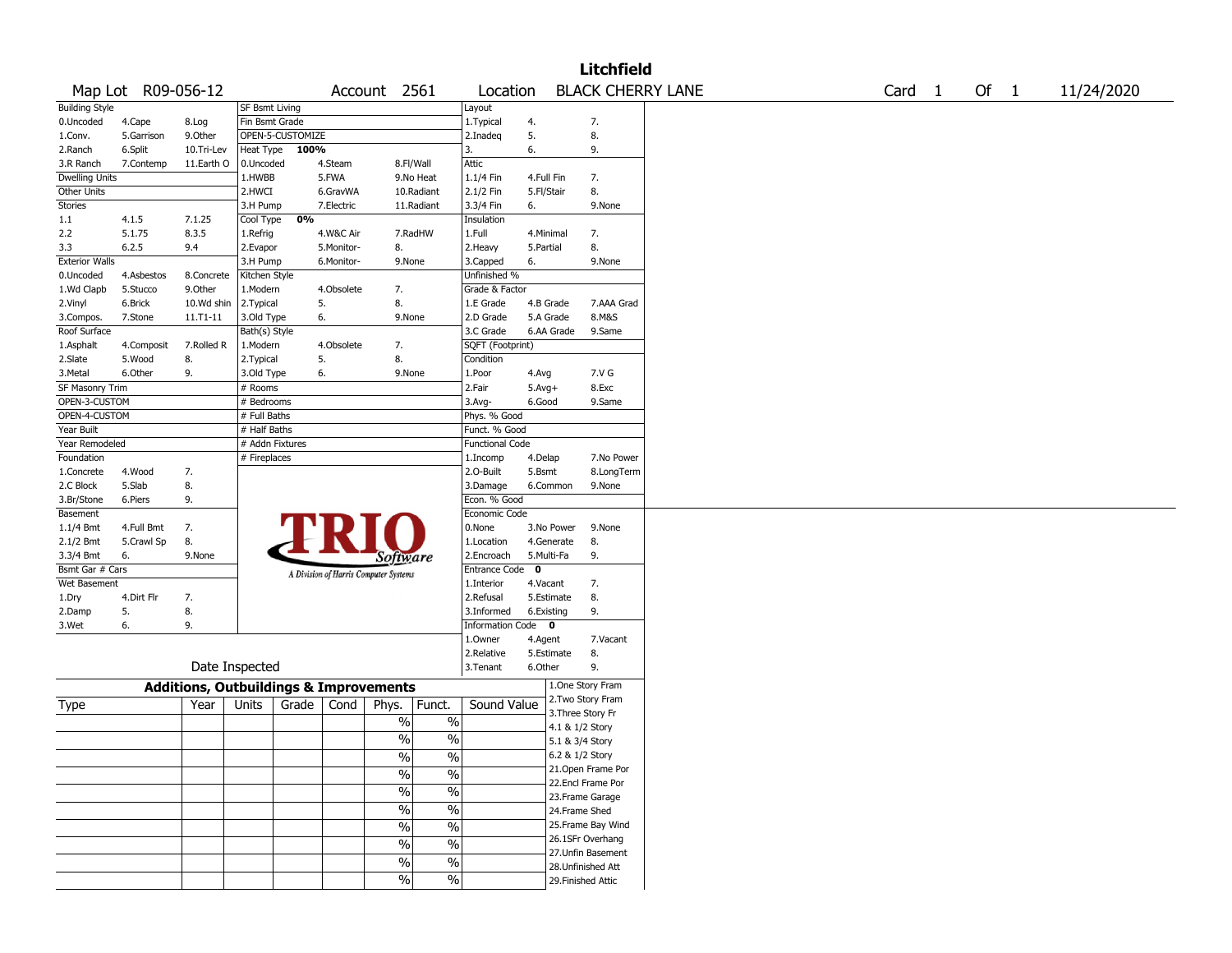# Litchfield

Map Lot R09-056-12 | Account 2561 | Location BLACK CHERRY LANE | Card 1 Of 1 | 11/24/2020

| Building Style | | | SF Bsmt Living | | | Layout | | |
|---|---|---|---|---|---|---|---|---|
| 0.Uncoded | 4.Cape | 8.Log | Fin Bsmt Grade | | | 1.Typical | 4. | 7. |
| 1.Conv. | 5.Garrison | 9.Other | OPEN-5-CUSTOMIZE | | | 2.Inadeq | 5. | 8. |
| 2.Ranch | 6.Split | 10.Tri-Lev | Heat Type 100% | | | 3. | 6. | 9. |
| 3.R Ranch | 7.Contemp | 11.Earth O | 0.Uncoded | 4.Steam | 8.Fl/Wall | Attic | | |
| Dwelling Units | | | 1.HWBB | 5.FWA | 9.No Heat | 1.1/4 Fin | 4.Full Fin | 7. |
| Other Units | | | 2.HWCI | 6.GravWA | 10.Radiant | 2.1/2 Fin | 5.Fl/Stair | 8. |
| Stories | | | 3.H Pump | 7.Electric | 11.Radiant | 3.3/4 Fin | 6. | 9.None |
| 1.1 | 4.1.5 | 7.1.25 | Cool Type 0% | | | Insulation | | |
| 2.2 | 5.1.75 | 8.3.5 | 1.Refrig | 4.W&C Air | 7.RadHW | 1.Full | 4.Minimal | 7. |
| 3.3 | 6.2.5 | 9.4 | 2.Evapor | 5.Monitor- | 8. | 2.Heavy | 5.Partial | 8. |
| Exterior Walls | | | 3.H Pump | 6.Monitor- | 9.None | 3.Capped | 6. | 9.None |
| 0.Uncoded | 4.Asbestos | 8.Concrete | Kitchen Style | | | Unfinished % | | |
| 1.Wd Clapb | 5.Stucco | 9.Other | 1.Modern | 4.Obsolete | 7. | Grade & Factor | | |
| 2.Vinyl | 6.Brick | 10.Wd shin | 2.Typical | 5. | 8. | 1.E Grade | 4.B Grade | 7.AAA Grad |
| 3.Compos. | 7.Stone | 11.T1-11 | 3.Old Type | 6. | 9.None | 2.D Grade | 5.A Grade | 8.M&S |
| Roof Surface | | | Bath(s) Style | | | 3.C Grade | 6.AA Grade | 9.Same |
| 1.Asphalt | 4.Composit | 7.Rolled R | 1.Modern | 4.Obsolete | 7. | SQFT (Footprint) | | |
| 2.Slate | 5.Wood | 8. | 2.Typical | 5. | 8. | Condition | | |
| 3.Metal | 6.Other | 9. | 3.Old Type | 6. | 9.None | 1.Poor | 4.Avg | 7.V G |
| SF Masonry Trim | | | # Rooms | | | 2.Fair | 5.Avg+ | 8.Exc |
| OPEN-3-CUSTOM | | | # Bedrooms | | | 3.Avg- | 6.Good | 9.Same |
| OPEN-4-CUSTOM | | | # Full Baths | | | Phys. % Good | | |
| Year Built | | | # Half Baths | | | Funct. % Good | | |
| Year Remodeled | | | # Addn Fixtures | | | Functional Code | | |
| Foundation | | | # Fireplaces | | | 1.Incomp | 4.Delap | 7.No Power |
| 1.Concrete | 4.Wood | 7. | | | | 2.O-Built | 5.Bsmt | 8.LongTerm |
| 2.C Block | 5.Slab | 8. | | | | 3.Damage | 6.Common | 9.None |
| 3.Br/Stone | 6.Piers | 9. | | | | Econ. % Good | | |
| Basement | | | | | | Economic Code | | |
| 1.1/4 Bmt | 4.Full Bmt | 7. | | | | 0.None | 3.No Power | 9.None |
| 2.1/2 Bmt | 5.Crawl Sp | 8. | | | | 1.Location | 4.Generate | 8. |
| 3.3/4 Bmt | 6. | 9.None | | | | 2.Encroach | 5.Multi-Fa | 9. |
| Bsmt Gar # Cars | | | | | | Entrance Code 0 | | |
| Wet Basement | | | | | | 1.Interior | 4.Vacant | 7. |
| 1.Dry | 4.Dirt Flr | 7. | | | | 2.Refusal | 5.Estimate | 8. |
| 2.Damp | 5. | 8. | | | | 3.Informed | 6.Existing | 9. |
| 3.Wet | 6. | 9. | | | | Information Code 0 | | |
| | | | | | | 1.Owner | 4.Agent | 7.Vacant |
| | | | | | | 2.Relative | 5.Estimate | 8. |
| Date Inspected | | | | | | 3.Tenant | 6.Other | 9. |

TRIO Software — A Division of Harris Computer Systems

## Additions, Outbuildings & Improvements

| Type | Year | Units | Grade | Cond | Phys. | Funct. | Sound Value | |
|---|---|---|---|---|---|---|---|---|
| | | | | | % | % | | 1.One Story Fram |
| | | | | | % | % | | 2.Two Story Fram |
| | | | | | % | % | | 3.Three Story Fr |
| | | | | | % | % | | 4.1 & 1/2 Story |
| | | | | | % | % | | 5.1 & 3/4 Story |
| | | | | | % | % | | 6.2 & 1/2 Story |
| | | | | | % | % | | 21.Open Frame Por |
| | | | | | % | % | | 22.Encl Frame Por |
| | | | | | % | % | | 23.Frame Garage |
| | | | | | % | % | | 24.Frame Shed |
| | | | | | | | | 25.Frame Bay Wind |
| | | | | | | | | 26.1SFr Overhang |
| | | | | | | | | 27.Unfin Basement |
| | | | | | | | | 28.Unfinished Att |
| | | | | | | | | 29.Finished Attic |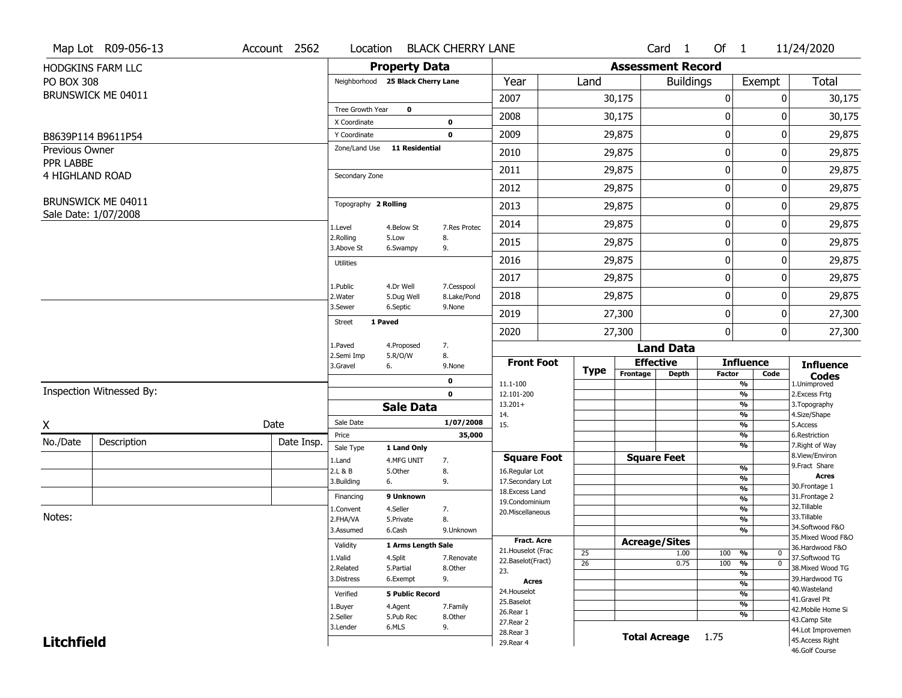Map Lot R09-056-13 | Account 2562 | Location BLACK CHERRY LANE | Card 1 Of 1 | 11/24/2020

HODGKINS FARM LLC
PO BOX 308
BRUNSWICK ME 04011

B8639P114 B9611P54

Previous Owner
PPR LABBE
4 HIGHLAND ROAD

BRUNSWICK ME 04011
Sale Date: 1/07/2008

## Property Data

Neighborhood **25 Black Cherry Lane**

Tree Growth Year **0**
X Coordinate **0**
Y Coordinate **0**
Zone/Land Use **11 Residential**

Secondary Zone

Topography **2 Rolling**

| | | |
|---|---|---|
| 1.Level | 4.Below St | 7.Res Protec |
| 2.Rolling | 5.Low | 8. |
| 3.Above St | 6.Swampy | 9. |

Utilities

| | | |
|---|---|---|
| 1.Public | 4.Dr Well | 7.Cesspool |
| 2.Water | 5.Dug Well | 8.Lake/Pond |
| 3.Sewer | 6.Septic | 9.None |

Street **1 Paved**

| | | |
|---|---|---|
| 1.Paved | 4.Proposed | 7. |
| 2.Semi Imp | 5.R/O/W | 8. |
| 3.Gravel | 6. | 9.None |

0
0

## Sale Data

Sale Date **1/07/2008**
Price **35,000**
Sale Type **1 Land Only**

| | | |
|---|---|---|
| 1.Land | 4.MFG UNIT | 7. |
| 2.L & B | 5.Other | 8. |
| 3.Building | 6. | 9. |

Financing **9 Unknown**

| | | |
|---|---|---|
| 1.Convent | 4.Seller | 7. |
| 2.FHA/VA | 5.Private | 8. |
| 3.Assumed | 6.Cash | 9.Unknown |

Validity **1 Arms Length Sale**

| | | |
|---|---|---|
| 1.Valid | 4.Split | 7.Renovate |
| 2.Related | 5.Partial | 8.Other |
| 3.Distress | 6.Exempt | 9. |

Verified **5 Public Record**

| | | |
|---|---|---|
| 1.Buyer | 4.Agent | 7.Family |
| 2.Seller | 5.Pub Rec | 8.Other |
| 3.Lender | 6.MLS | 9. |

## Assessment Record

| Year | Land | Buildings | Exempt | Total |
|---|---|---|---|---|
| 2007 | 30,175 | 0 | 0 | 30,175 |
| 2008 | 30,175 | 0 | 0 | 30,175 |
| 2009 | 29,875 | 0 | 0 | 29,875 |
| 2010 | 29,875 | 0 | 0 | 29,875 |
| 2011 | 29,875 | 0 | 0 | 29,875 |
| 2012 | 29,875 | 0 | 0 | 29,875 |
| 2013 | 29,875 | 0 | 0 | 29,875 |
| 2014 | 29,875 | 0 | 0 | 29,875 |
| 2015 | 29,875 | 0 | 0 | 29,875 |
| 2016 | 29,875 | 0 | 0 | 29,875 |
| 2017 | 29,875 | 0 | 0 | 29,875 |
| 2018 | 29,875 | 0 | 0 | 29,875 |
| 2019 | 27,300 | 0 | 0 | 27,300 |
| 2020 | 27,300 | 0 | 0 | 27,300 |

## Land Data

| Front Foot | Type | Effective Frontage | Effective Depth | Influence Factor | Influence Code |
|---|---|---|---|---|---|
| 11.1-100 | | | | % | |
| 12.101-200 | | | | % | |
| 13.201+ | | | | % | |
| 14. | | | | % | |
| 15. | | | | % | |
| | | | | % | |
| | | | | % | |
| **Square Foot** | | **Square Feet** | | | |
| 16.Regular Lot | | | | % | |
| 17.Secondary Lot | | | | % | |
| 18.Excess Land | | | | % | |
| 19.Condominium | | | | % | |
| 20.Miscellaneous | | | | % | |
| | | | | % | |
| | | | | % | |
| **Fract. Acre** | | **Acreage/Sites** | | | |
| 21.Houselot (Frac | 25 | | 1.00 | 100 % | 0 |
| 22.Baselot(Fract) | 26 | | 0.75 | 100 % | 0 |
| 23. | | | | % | |
| **Acres** | | | | % | |
| 24.Houselot | | | | % | |
| 25.Baselot | | | | % | |
| 26.Rear 1 | | | | % | |
| 27.Rear 2 | | | | | |
| 28.Rear 3 | | | | | |
| 29.Rear 4 | | | | | |

**Total Acreage** 1.75

**Influence Codes**
1.Unimproved
2.Excess Frtg
3.Topography
4.Size/Shape
5.Access
6.Restriction
7.Right of Way
8.View/Environ
9.Fract Share
**Acres**
30.Frontage 1
31.Frontage 2
32.Tillable
33.Tillable
34.Softwood F&O
35.Mixed Wood F&O
36.Hardwood F&O
37.Softwood TG
38.Mixed Wood TG
39.Hardwood TG
40.Wasteland
41.Gravel Pit
42.Mobile Home Si
43.Camp Site
44.Lot Improvemen
45.Access Right
46.Golf Course

Inspection Witnessed By:

X _______________ Date

| No./Date | Description | Date Insp. |
|---|---|---|
| | | |
| | | |
| | | |

Notes:

**Litchfield**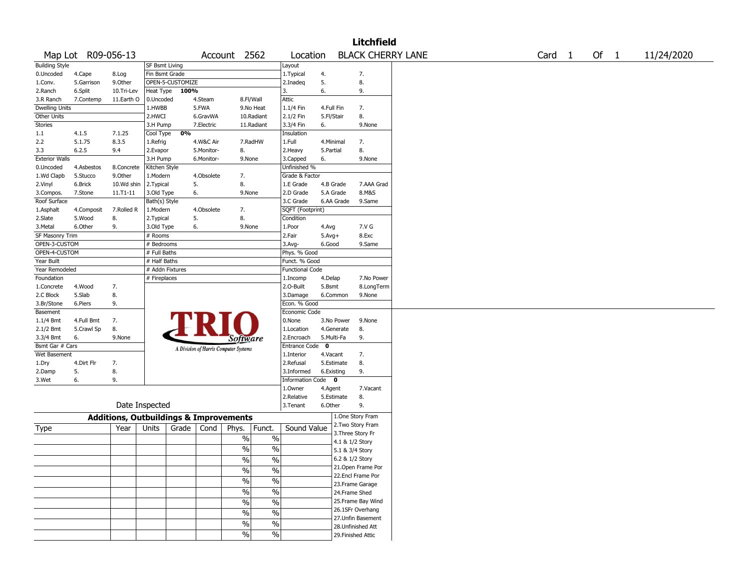# Litchfield

Map Lot R09-056-13 | Account 2562 | Location BLACK CHERRY LANE | Card 1 Of 1 | 11/24/2020

| Building Style | | | SF Bsmt Living | | | Layout | | |
|---|---|---|---|---|---|---|---|---|
| 0.Uncoded | 4.Cape | 8.Log | Fin Bsmt Grade | | | 1.Typical | 4. | 7. |
| 1.Conv. | 5.Garrison | 9.Other | OPEN-5-CUSTOMIZE | | | 2.Inadeq | 5. | 8. |
| 2.Ranch | 6.Split | 10.Tri-Lev | Heat Type 100% | | | 3. | 6. | 9. |
| 3.R Ranch | 7.Contemp | 11.Earth O | 0.Uncoded | 4.Steam | 8.Fl/Wall | Attic | | |
| Dwelling Units | | | 1.HWBB | 5.FWA | 9.No Heat | 1.1/4 Fin | 4.Full Fin | 7. |
| Other Units | | | 2.HWCI | 6.GravWA | 10.Radiant | 2.1/2 Fin | 5.Fl/Stair | 8. |
| Stories | | | 3.H Pump | 7.Electric | 11.Radiant | 3.3/4 Fin | 6. | 9.None |
| 1.1 | 4.1.5 | 7.1.25 | Cool Type 0% | | | Insulation | | |
| 2.2 | 5.1.75 | 8.3.5 | 1.Refrig | 4.W&C Air | 7.RadHW | 1.Full | 4.Minimal | 7. |
| 3.3 | 6.2.5 | 9.4 | 2.Evapor | 5.Monitor- | 8. | 2.Heavy | 5.Partial | 8. |
| Exterior Walls | | | 3.H Pump | 6.Monitor- | 9.None | 3.Capped | 6. | 9.None |
| 0.Uncoded | 4.Asbestos | 8.Concrete | Kitchen Style | | | Unfinished % | | |
| 1.Wd Clapb | 5.Stucco | 9.Other | 1.Modern | 4.Obsolete | 7. | Grade & Factor | | |
| 2.Vinyl | 6.Brick | 10.Wd shin | 2.Typical | 5. | 8. | 1.E Grade | 4.B Grade | 7.AAA Grad |
| 3.Compos. | 7.Stone | 11.T1-11 | 3.Old Type | 6. | 9.None | 2.D Grade | 5.A Grade | 8.M&S |
| Roof Surface | | | Bath(s) Style | | | 3.C Grade | 6.AA Grade | 9.Same |
| 1.Asphalt | 4.Composit | 7.Rolled R | 1.Modern | 4.Obsolete | 7. | SQFT (Footprint) | | |
| 2.Slate | 5.Wood | 8. | 2.Typical | 5. | 8. | Condition | | |
| 3.Metal | 6.Other | 9. | 3.Old Type | 6. | 9.None | 1.Poor | 4.Avg | 7.V G |
| SF Masonry Trim | | | # Rooms | | | 2.Fair | 5.Avg+ | 8.Exc |
| OPEN-3-CUSTOM | | | # Bedrooms | | | 3.Avg- | 6.Good | 9.Same |
| OPEN-4-CUSTOM | | | # Full Baths | | | Phys. % Good | | |
| Year Built | | | # Half Baths | | | Funct. % Good | | |
| Year Remodeled | | | # Addn Fixtures | | | Functional Code | | |
| Foundation | | | # Fireplaces | | | 1.Incomp | 4.Delap | 7.No Power |
| 1.Concrete | 4.Wood | 7. | | | | 2.O-Built | 5.Bsmt | 8.LongTerm |
| 2.C Block | 5.Slab | 8. | | | | 3.Damage | 6.Common | 9.None |
| 3.Br/Stone | 6.Piers | 9. | | | | Econ. % Good | | |
| Basement | | | | | | Economic Code | | |
| 1.1/4 Bmt | 4.Full Bmt | 7. | | | | 0.None | 3.No Power | 9.None |
| 2.1/2 Bmt | 5.Crawl Sp | 8. | | | | 1.Location | 4.Generate | 8. |
| 3.3/4 Bmt | 6. | 9.None | | | | 2.Encroach | 5.Multi-Fa | 9. |
| Bsmt Gar # Cars | | | | | | Entrance Code 0 | | |
| Wet Basement | | | | | | 1.Interior | 4.Vacant | 7. |
| 1.Dry | 4.Dirt Flr | 7. | | | | 2.Refusal | 5.Estimate | 8. |
| 2.Damp | 5. | 8. | | | | 3.Informed | 6.Existing | 9. |
| 3.Wet | 6. | 9. | | | | Information Code 0 | | |
| | | | | | | 1.Owner | 4.Agent | 7.Vacant |
| | | | | | | 2.Relative | 5.Estimate | 8. |
| Date Inspected | | | | | | 3.Tenant | 6.Other | 9. |

TRIO Software — A Division of Harris Computer Systems

## Additions, Outbuildings & Improvements

| Type | Year | Units | Grade | Cond | Phys. | Funct. | Sound Value | |
|---|---|---|---|---|---|---|---|---|
| | | | | | % | % | | 1.One Story Fram |
| | | | | | % | % | | 2.Two Story Fram |
| | | | | | % | % | | 3.Three Story Fr |
| | | | | | % | % | | 4.1 & 1/2 Story |
| | | | | | % | % | | 5.1 & 3/4 Story |
| | | | | | % | % | | 6.2 & 1/2 Story |
| | | | | | % | % | | 21.Open Frame Por |
| | | | | | % | % | | 22.Encl Frame Por |
| | | | | | % | % | | 23.Frame Garage |
| | | | | | % | % | | 24.Frame Shed |
| | | | | | | | | 25.Frame Bay Wind |
| | | | | | | | | 26.1SFr Overhang |
| | | | | | | | | 27.Unfin Basement |
| | | | | | | | | 28.Unfinished Att |
| | | | | | | | | 29.Finished Attic |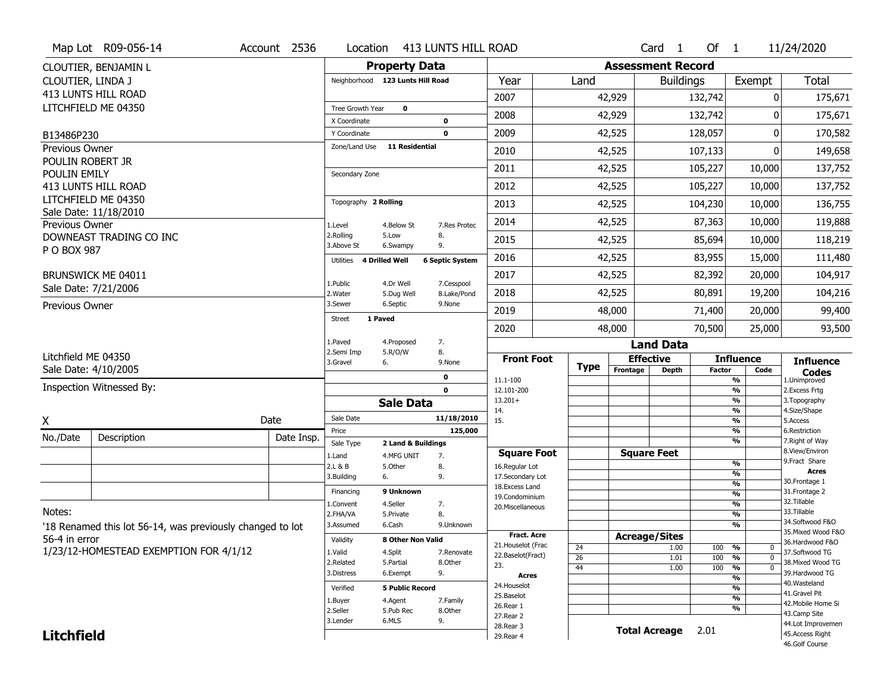Map Lot R09-056-14 | Account 2536 | Location 413 LUNTS HILL ROAD | Card 1 Of 1 | 11/24/2020

CLOUTIER, BENJAMIN L
CLOUTIER, LINDA J
413 LUNTS HILL ROAD
LITCHFIELD ME 04350

B13486P230

Previous Owner
POULIN ROBERT JR
POULIN EMILY
413 LUNTS HILL ROAD
LITCHFIELD ME 04350
Sale Date: 11/18/2010

Previous Owner
DOWNEAST TRADING CO INC
P O BOX 987

BRUNSWICK ME 04011
Sale Date: 7/21/2006

Previous Owner

Litchfield ME 04350
Sale Date: 4/10/2005

Inspection Witnessed By:

X _______________ Date

| No./Date | Description | Date Insp. |
|---|---|---|
| | | |
| | | |
| | | |

Notes:
'18 Renamed this lot 56-14, was previously changed to lot 56-4 in error
1/23/12-HOMESTEAD EXEMPTION FOR 4/1/12

## Property Data

Neighborhood: 123 Lunts Hill Road

Tree Growth Year: 0
X Coordinate: 0
Y Coordinate: 0
Zone/Land Use: 11 Residential

Secondary Zone

Topography: 2 Rolling
1.Level 4.Below St 7.Res Protec
2.Rolling 5.Low 8.
3.Above St 6.Swampy 9.

Utilities: 4 Drilled Well, 6 Septic System
1.Public 4.Dr Well 7.Cesspool
2.Water 5.Dug Well 8.Lake/Pond
3.Sewer 6.Septic 9.None

Street: 1 Paved
1.Paved 4.Proposed 7.
2.Semi Imp 5.R/O/W 8.
3.Gravel 6. 9.None

0
0

## Sale Data

Sale Date: 11/18/2010
Price: 125,000
Sale Type: 2 Land & Buildings
1.Land 4.MFG UNIT 7.
2.L & B 5.Other 8.
3.Building 6. 9.

Financing: 9 Unknown
1.Convent 4.Seller 7.
2.FHA/VA 5.Private 8.
3.Assumed 6.Cash 9.Unknown

Validity: 8 Other Non Valid
1.Valid 4.Split 7.Renovate
2.Related 5.Partial 8.Other
3.Distress 6.Exempt 9.

Verified: 5 Public Record
1.Buyer 4.Agent 7.Family
2.Seller 5.Pub Rec 8.Other
3.Lender 6.MLS 9.

## Assessment Record

| Year | Land | Buildings | Exempt | Total |
|---|---|---|---|---|
| 2007 | 42,929 | 132,742 | 0 | 175,671 |
| 2008 | 42,929 | 132,742 | 0 | 175,671 |
| 2009 | 42,525 | 128,057 | 0 | 170,582 |
| 2010 | 42,525 | 107,133 | 0 | 149,658 |
| 2011 | 42,525 | 105,227 | 10,000 | 137,752 |
| 2012 | 42,525 | 105,227 | 10,000 | 137,752 |
| 2013 | 42,525 | 104,230 | 10,000 | 136,755 |
| 2014 | 42,525 | 87,363 | 10,000 | 119,888 |
| 2015 | 42,525 | 85,694 | 10,000 | 118,219 |
| 2016 | 42,525 | 83,955 | 15,000 | 111,480 |
| 2017 | 42,525 | 82,392 | 20,000 | 104,917 |
| 2018 | 42,525 | 80,891 | 19,200 | 104,216 |
| 2019 | 48,000 | 71,400 | 20,000 | 99,400 |
| 2020 | 48,000 | 70,500 | 25,000 | 93,500 |

## Land Data

| Front Foot | Type | Effective Frontage | Effective Depth | Influence Factor | Influence Code |
|---|---|---|---|---|---|
| 11.1-100 | | | | % | |
| 12.101-200 | | | | % | |
| 13.201+ | | | | % | |
| 14. | | | | % | |
| 15. | | | | % | |
| | | | | % | |
| | | | | % | |

| Square Foot | Square Feet | Factor | Code |
|---|---|---|---|
| 16.Regular Lot | | % | |
| 17.Secondary Lot | | % | |
| 18.Excess Land | | % | |
| 19.Condominium | | % | |
| 20.Miscellaneous | | % | |
| | | % | |
| | | % | |

| Fract. Acre / Acres | Type | Acreage/Sites | Factor | Code |
|---|---|---|---|---|
| 21.Houselot (Frac | 24 | 1.00 | 100 % | 0 |
| 22.Baselot(Fract) | 26 | 1.01 | 100 % | 0 |
| 23. | 44 | 1.00 | 100 % | 0 |
| 24.Houselot | | | % | |
| 25.Baselot | | | % | |
| 26.Rear 1 | | | % | |
| 27.Rear 2 | | | % | |
| 28.Rear 3 | | | | |
| 29.Rear 4 | | | | |

Total Acreage: 2.01

### Influence Codes
1.Unimproved
2.Excess Frtg
3.Topography
4.Size/Shape
5.Access
6.Restriction
7.Right of Way
8.View/Environ
9.Fract Share

**Acres**
30.Frontage 1
31.Frontage 2
32.Tillable
33.Tillable
34.Softwood F&O
35.Mixed Wood F&O
36.Hardwood F&O
37.Softwood TG
38.Mixed Wood TG
39.Hardwood TG
40.Wasteland
41.Gravel Pit
42.Mobile Home Si
43.Camp Site
44.Lot Improvemen
45.Access Right
46.Golf Course

**Litchfield**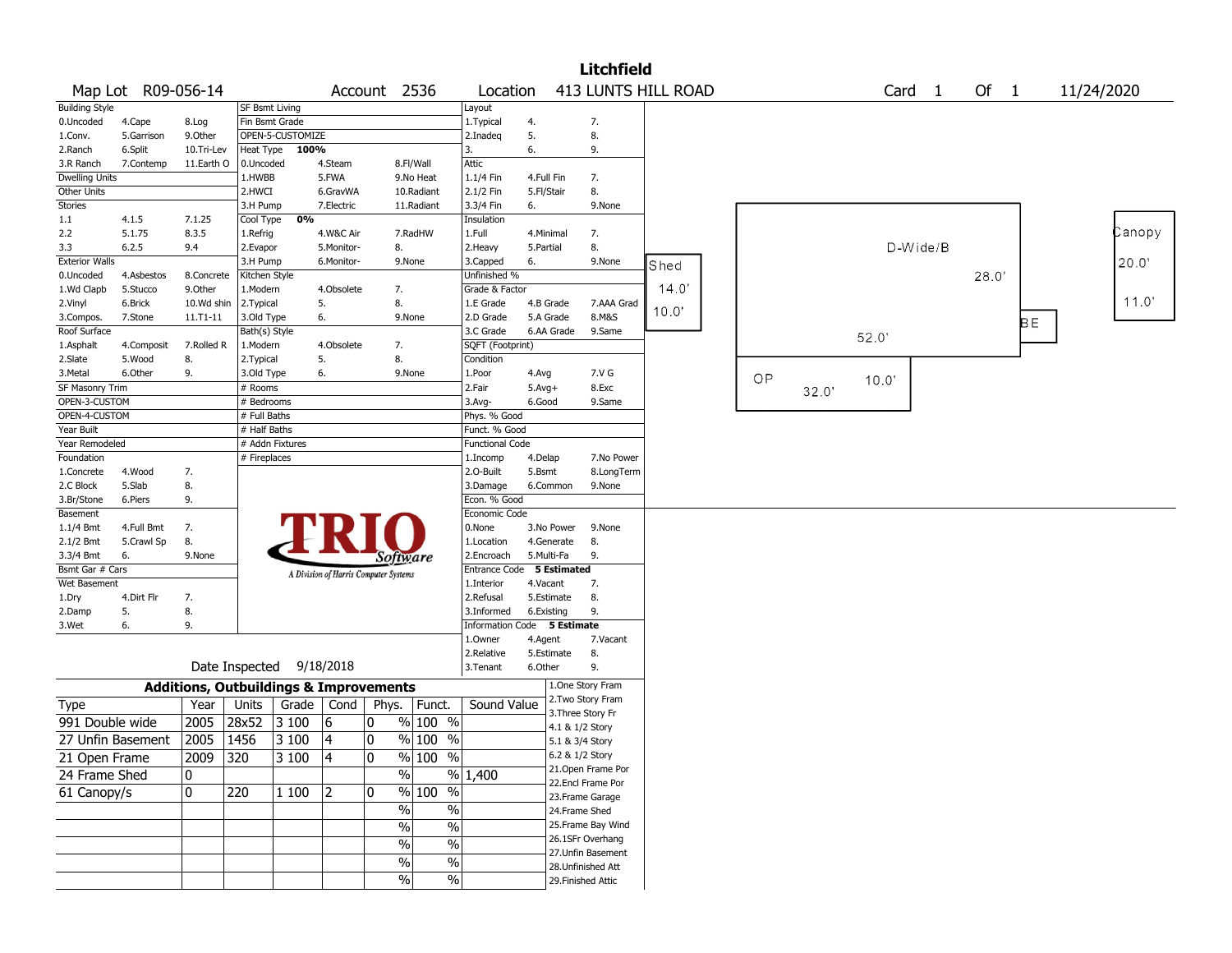# Litchfield

**Map Lot** R09-056-14 **Account** 2536 **Location** 413 LUNTS HILL ROAD **Card** 1 **Of** 1 11/24/2020

| Building Style | | | SF Bsmt Living | | | Layout | | |
|---|---|---|---|---|---|---|---|---|
| 0.Uncoded | 4.Cape | 8.Log | Fin Bsmt Grade | | | 1.Typical | 4. | 7. |
| 1.Conv. | 5.Garrison | 9.Other | OPEN-5-CUSTOMIZE | | | 2.Inadeq | 5. | 8. |
| 2.Ranch | 6.Split | 10.Tri-Lev | Heat Type **100%** | | | 3. | 6. | 9. |
| 3.R Ranch | 7.Contemp | 11.Earth O | 0.Uncoded | 4.Steam | 8.Fl/Wall | Attic | | |
| Dwelling Units | | | 1.HWBB | 5.FWA | 9.No Heat | 1.1/4 Fin | 4.Full Fin | 7. |
| Other Units | | | 2.HWCI | 6.GravWA | 10.Radiant | 2.1/2 Fin | 5.Fl/Stair | 8. |
| Stories | | | 3.H Pump | 7.Electric | 11.Radiant | 3.3/4 Fin | 6. | 9.None |
| 1.1 | 4.1.5 | 7.1.25 | Cool Type **0%** | | | Insulation | | |
| 2.2 | 5.1.75 | 8.3.5 | 1.Refrig | 4.W&C Air | 7.RadHW | 1.Full | 4.Minimal | 7. |
| 3.3 | 6.2.5 | 9.4 | 2.Evapor | 5.Monitor- | 8. | 2.Heavy | 5.Partial | 8. |
| Exterior Walls | | | 3.H Pump | 6.Monitor- | 9.None | 3.Capped | 6. | 9.None |
| 0.Uncoded | 4.Asbestos | 8.Concrete | Kitchen Style | | | Unfinished % | | |
| 1.Wd Clapb | 5.Stucco | 9.Other | 1.Modern | 4.Obsolete | 7. | Grade & Factor | | |
| 2.Vinyl | 6.Brick | 10.Wd shin | 2.Typical | 5. | 8. | 1.E Grade | 4.B Grade | 7.AAA Grad |
| 3.Compos. | 7.Stone | 11.T1-11 | 3.Old Type | 6. | 9.None | 2.D Grade | 5.A Grade | 8.M&S |
| Roof Surface | | | Bath(s) Style | | | 3.C Grade | 6.AA Grade | 9.Same |
| 1.Asphalt | 4.Composit | 7.Rolled R | 1.Modern | 4.Obsolete | 7. | SQFT (Footprint) | | |
| 2.Slate | 5.Wood | 8. | 2.Typical | 5. | 8. | Condition | | |
| 3.Metal | 6.Other | 9. | 3.Old Type | 6. | 9.None | 1.Poor | 4.Avg | 7.V G |
| SF Masonry Trim | | | # Rooms | | | 2.Fair | 5.Avg+ | 8.Exc |
| OPEN-3-CUSTOM | | | # Bedrooms | | | 3.Avg- | 6.Good | 9.Same |
| OPEN-4-CUSTOM | | | # Full Baths | | | Phys. % Good | | |
| Year Built | | | # Half Baths | | | Funct. % Good | | |
| Year Remodeled | | | # Addn Fixtures | | | Functional Code | | |
| Foundation | | | # Fireplaces | | | 1.Incomp | 4.Delap | 7.No Power |
| 1.Concrete | 4.Wood | 7. | | | | 2.O-Built | 5.Bsmt | 8.LongTerm |
| 2.C Block | 5.Slab | 8. | | | | 3.Damage | 6.Common | 9.None |
| 3.Br/Stone | 6.Piers | 9. | | | | Econ. % Good | | |
| Basement | | | | | | Economic Code | | |
| 1.1/4 Bmt | 4.Full Bmt | 7. | | | | 0.None | 3.No Power | 9.None |
| 2.1/2 Bmt | 5.Crawl Sp | 8. | | | | 1.Location | 4.Generate | 8. |
| 3.3/4 Bmt | 6. | 9.None | | | | 2.Encroach | 5.Multi-Fa | 9. |
| Bsmt Gar # Cars | | | | | | Entrance Code **5 Estimated** | | |
| Wet Basement | | | | | | 1.Interior | 4.Vacant | 7. |
| 1.Dry | 4.Dirt Flr | 7. | | | | 2.Refusal | 5.Estimate | 8. |
| 2.Damp | 5. | 8. | | | | 3.Informed | 6.Existing | 9. |
| 3.Wet | 6. | 9. | | | | Information Code **5 Estimate** | | |
| | | | | | | 1.Owner | 4.Agent | 7.Vacant |
| | | | | | | 2.Relative | 5.Estimate | 8. |
| | | | Date Inspected 9/18/2018 | | | 3.Tenant | 6.Other | 9. |

TRIO Software — A Division of Harris Computer Systems

## Additions, Outbuildings & Improvements

| Type | Year | Units | Grade | Cond | Phys. | Funct. | Sound Value |
|---|---|---|---|---|---|---|---|
| 991 Double wide | 2005 | 28x52 | 3 100 | 6 | 0 % | 100 % | |
| 27 Unfin Basement | 2005 | 1456 | 3 100 | 4 | 0 % | 100 % | |
| 21 Open Frame | 2009 | 320 | 3 100 | 4 | 0 % | 100 % | |
| 24 Frame Shed | 0 | | | | % | % | 1,400 |
| 61 Canopy/s | 0 | 220 | 1 100 | 2 | 0 % | 100 % | |
| | | | | | % | % | |
| | | | | | % | % | |
| | | | | | % | % | |
| | | | | | % | % | |
| | | | | | % | % | |

1.One Story Fram
2.Two Story Fram
3.Three Story Fr
4.1 & 1/2 Story
5.1 & 3/4 Story
6.2 & 1/2 Story
21.Open Frame Por
22.Encl Frame Por
23.Frame Garage
24.Frame Shed
25.Frame Bay Wind
26.1SFr Overhang
27.Unfin Basement
28.Unfinished Att
29.Finished Attic

Sketch labels: Shed 14.0' x 10.0'; D-Wide/B 52.0' x 28.0'; BE; Canopy 20.0' x 11.0'; OP 32.0' x 10.0'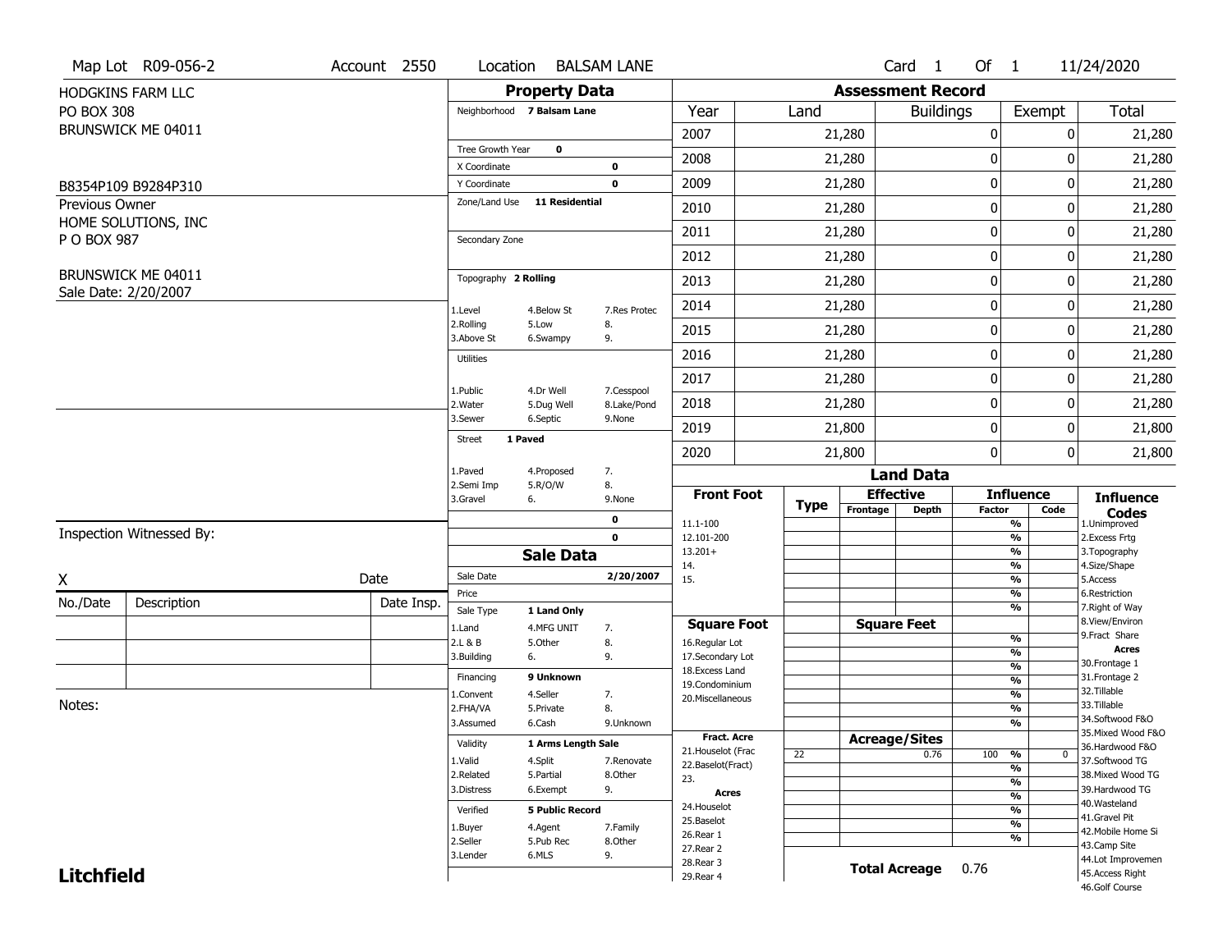Map Lot R09-056-2 | Account 2550 | Location BALSAM LANE | Card 1 Of 1 | 11/24/2020

HODGKINS FARM LLC
PO BOX 308
BRUNSWICK ME 04011

B8354P109 B9284P310

Previous Owner
HOME SOLUTIONS, INC
P O BOX 987

BRUNSWICK ME 04011
Sale Date: 2/20/2007

## Property Data

| | |
|---|---|
| Neighborhood | 7 Balsam Lane |
| Tree Growth Year | 0 |
| X Coordinate | 0 |
| Y Coordinate | 0 |
| Zone/Land Use | 11 Residential |
| Secondary Zone | |
| Topography | 2 Rolling |
| Utilities | |
| Street | 1 Paved |

Topography codes: 1.Level, 2.Rolling, 3.Above St, 4.Below St, 5.Low, 6.Swampy, 7.Res Protec, 8., 9.

Utilities codes: 1.Public, 2.Water, 3.Sewer, 4.Dr Well, 5.Dug Well, 6.Septic, 7.Cesspool, 8.Lake/Pond, 9.None

Street codes: 1.Paved, 2.Semi Imp, 3.Gravel, 4.Proposed, 5.R/O/W, 6., 7., 8., 9.None

## Assessment Record

| Year | Land | Buildings | Exempt | Total |
|---|---|---|---|---|
| 2007 | 21,280 | 0 | 0 | 21,280 |
| 2008 | 21,280 | 0 | 0 | 21,280 |
| 2009 | 21,280 | 0 | 0 | 21,280 |
| 2010 | 21,280 | 0 | 0 | 21,280 |
| 2011 | 21,280 | 0 | 0 | 21,280 |
| 2012 | 21,280 | 0 | 0 | 21,280 |
| 2013 | 21,280 | 0 | 0 | 21,280 |
| 2014 | 21,280 | 0 | 0 | 21,280 |
| 2015 | 21,280 | 0 | 0 | 21,280 |
| 2016 | 21,280 | 0 | 0 | 21,280 |
| 2017 | 21,280 | 0 | 0 | 21,280 |
| 2018 | 21,280 | 0 | 0 | 21,280 |
| 2019 | 21,800 | 0 | 0 | 21,800 |
| 2020 | 21,800 | 0 | 0 | 21,800 |

## Sale Data

| | |
|---|---|
| Sale Date | 2/20/2007 |
| Price | |
| Sale Type | 1 Land Only |
| Financing | 9 Unknown |
| Validity | 1 Arms Length Sale |
| Verified | 5 Public Record |

Sale Type codes: 1.Land, 2.L & B, 3.Building, 4.MFG UNIT, 5.Other, 6., 7., 8., 9.

Financing codes: 1.Convent, 2.FHA/VA, 3.Assumed, 4.Seller, 5.Private, 6.Cash, 7., 8., 9.Unknown

Validity codes: 1.Valid, 2.Related, 3.Distress, 4.Split, 5.Partial, 6.Exempt, 7.Renovate, 8.Other, 9.

Verified codes: 1.Buyer, 2.Seller, 3.Lender, 4.Agent, 5.Pub Rec, 6.MLS, 7.Family, 8.Other, 9.

## Land Data

| Type | Effective Frontage | Effective Depth | Influence Factor | Influence Code |
|---|---|---|---|---|
| 22 | | 0.76 | 100 % | 0 |

Front Foot: 11.1-100, 12.101-200, 13.201+, 14., 15.

Square Foot: 16.Regular Lot, 17.Secondary Lot, 18.Excess Land, 19.Condominium, 20.Miscellaneous

Fract. Acre: 21.Houselot (Frac, 22.Baselot(Fract), 23.

Acres: 24.Houselot, 25.Baselot, 26.Rear 1, 27.Rear 2, 28.Rear 3, 29.Rear 4

**Total Acreage** 0.76

Influence Codes: 1.Unimproved, 2.Excess Frtg, 3.Topography, 4.Size/Shape, 5.Access, 6.Restriction, 7.Right of Way, 8.View/Environ, 9.Fract Share

Acres: 30.Frontage 1, 31.Frontage 2, 32.Tillable, 33.Tillable, 34.Softwood F&O, 35.Mixed Wood F&O, 36.Hardwood F&O, 37.Softwood TG, 38.Mixed Wood TG, 39.Hardwood TG, 40.Wasteland, 41.Gravel Pit, 42.Mobile Home Si, 43.Camp Site, 44.Lot Improvemen, 45.Access Right, 46.Golf Course

Inspection Witnessed By:

X | Date

| No./Date | Description | Date Insp. |
|---|---|---|
| | | |
| | | |
| | | |

Notes:

**Litchfield**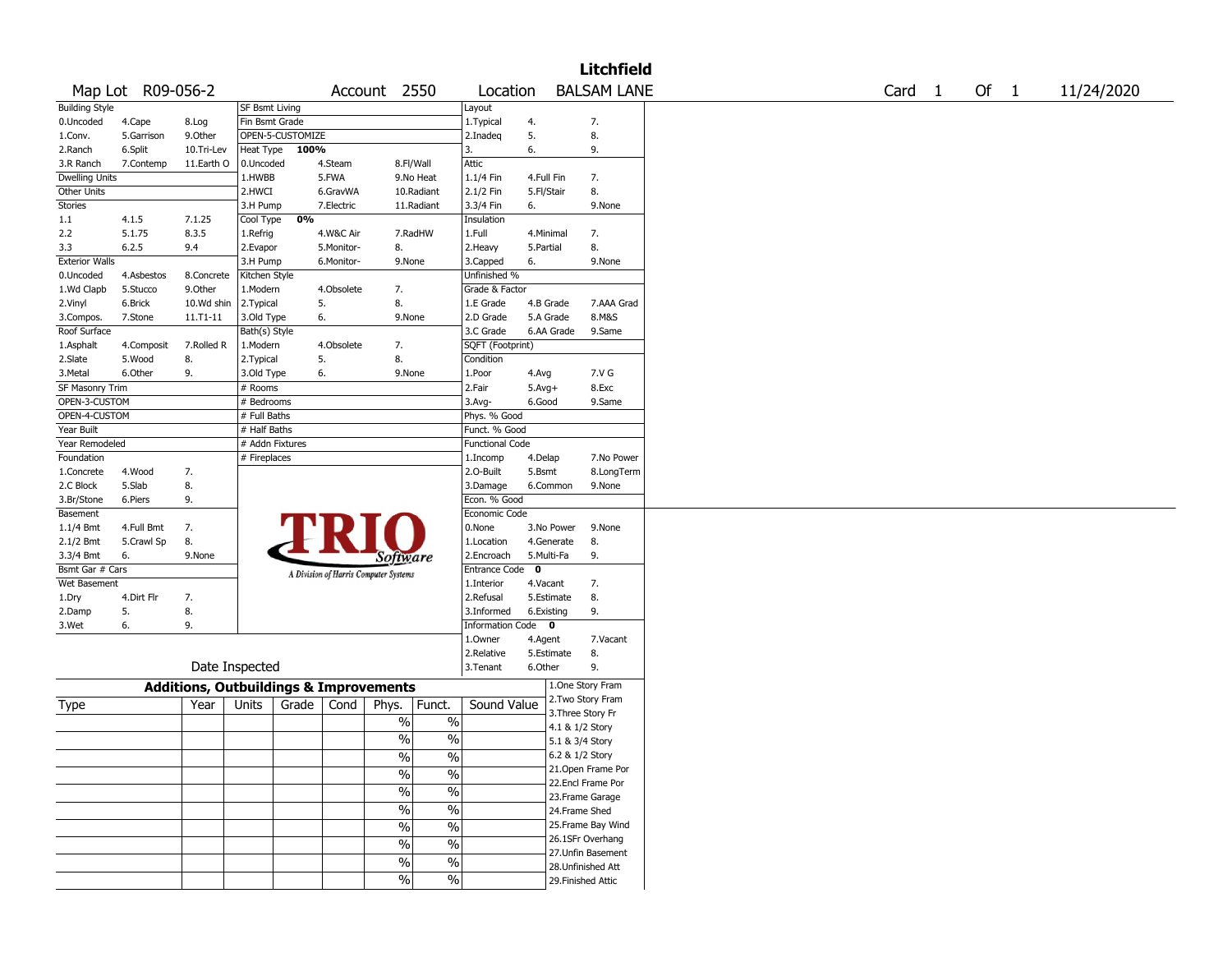# Litchfield

Map Lot R09-056-2 | Account 2550 | Location BALSAM LANE | Card 1 Of 1 | 11/24/2020

| Building Style | | | SF Bsmt Living | | | Layout | | |
|---|---|---|---|---|---|---|---|---|
| 0.Uncoded | 4.Cape | 8.Log | Fin Bsmt Grade | | | 1.Typical | 4. | 7. |
| 1.Conv. | 5.Garrison | 9.Other | OPEN-5-CUSTOMIZE | | | 2.Inadeq | 5. | 8. |
| 2.Ranch | 6.Split | 10.Tri-Lev | Heat Type 100% | | | 3. | 6. | 9. |
| 3.R Ranch | 7.Contemp | 11.Earth O | 0.Uncoded | 4.Steam | 8.Fl/Wall | Attic | | |
| Dwelling Units | | | 1.HWBB | 5.FWA | 9.No Heat | 1.1/4 Fin | 4.Full Fin | 7. |
| Other Units | | | 2.HWCI | 6.GravWA | 10.Radiant | 2.1/2 Fin | 5.Fl/Stair | 8. |
| Stories | | | 3.H Pump | 7.Electric | 11.Radiant | 3.3/4 Fin | 6. | 9.None |
| 1.1 | 4.1.5 | 7.1.25 | Cool Type 0% | | | Insulation | | |
| 2.2 | 5.1.75 | 8.3.5 | 1.Refrig | 4.W&C Air | 7.RadHW | 1.Full | 4.Minimal | 7. |
| 3.3 | 6.2.5 | 9.4 | 2.Evapor | 5.Monitor- | 8. | 2.Heavy | 5.Partial | 8. |
| Exterior Walls | | | 3.H Pump | 6.Monitor- | 9.None | 3.Capped | 6. | 9.None |
| 0.Uncoded | 4.Asbestos | 8.Concrete | Kitchen Style | | | Unfinished % | | |
| 1.Wd Clapb | 5.Stucco | 9.Other | 1.Modern | 4.Obsolete | 7. | Grade & Factor | | |
| 2.Vinyl | 6.Brick | 10.Wd shin | 2.Typical | 5. | 8. | 1.E Grade | 4.B Grade | 7.AAA Grad |
| 3.Compos. | 7.Stone | 11.T1-11 | 3.Old Type | 6. | 9.None | 2.D Grade | 5.A Grade | 8.M&S |
| Roof Surface | | | Bath(s) Style | | | 3.C Grade | 6.AA Grade | 9.Same |
| 1.Asphalt | 4.Composit | 7.Rolled R | 1.Modern | 4.Obsolete | 7. | SQFT (Footprint) | | |
| 2.Slate | 5.Wood | 8. | 2.Typical | 5. | 8. | Condition | | |
| 3.Metal | 6.Other | 9. | 3.Old Type | 6. | 9.None | 1.Poor | 4.Avg | 7.V G |
| SF Masonry Trim | | | # Rooms | | | 2.Fair | 5.Avg+ | 8.Exc |
| OPEN-3-CUSTOM | | | # Bedrooms | | | 3.Avg- | 6.Good | 9.Same |
| OPEN-4-CUSTOM | | | # Full Baths | | | Phys. % Good | | |
| Year Built | | | # Half Baths | | | Funct. % Good | | |
| Year Remodeled | | | # Addn Fixtures | | | Functional Code | | |
| Foundation | | | # Fireplaces | | | 1.Incomp | 4.Delap | 7.No Power |
| 1.Concrete | 4.Wood | 7. | | | | 2.O-Built | 5.Bsmt | 8.LongTerm |
| 2.C Block | 5.Slab | 8. | | | | 3.Damage | 6.Common | 9.None |
| 3.Br/Stone | 6.Piers | 9. | | | | Econ. % Good | | |
| Basement | | | | | | Economic Code | | |
| 1.1/4 Bmt | 4.Full Bmt | 7. | | | | 0.None | 3.No Power | 9.None |
| 2.1/2 Bmt | 5.Crawl Sp | 8. | | | | 1.Location | 4.Generate | 8. |
| 3.3/4 Bmt | 6. | 9.None | | | | 2.Encroach | 5.Multi-Fa | 9. |
| Bsmt Gar # Cars | | | | | | Entrance Code 0 | | |
| Wet Basement | | | | | | 1.Interior | 4.Vacant | 7. |
| 1.Dry | 4.Dirt Flr | 7. | | | | 2.Refusal | 5.Estimate | 8. |
| 2.Damp | 5. | 8. | | | | 3.Informed | 6.Existing | 9. |
| 3.Wet | 6. | 9. | | | | Information Code 0 | | |
| | | | | | | 1.Owner | 4.Agent | 7.Vacant |
| | | | | | | 2.Relative | 5.Estimate | 8. |
| Date Inspected | | | | | | 3.Tenant | 6.Other | 9. |

TRIO Software — A Division of Harris Computer Systems

## Additions, Outbuildings & Improvements

| Type | Year | Units | Grade | Cond | Phys. | Funct. | Sound Value | |
|---|---|---|---|---|---|---|---|---|
| | | | | | % | % | | 1.One Story Fram |
| | | | | | % | % | | 2.Two Story Fram |
| | | | | | % | % | | 3.Three Story Fr |
| | | | | | % | % | | 4.1 & 1/2 Story |
| | | | | | % | % | | 5.1 & 3/4 Story |
| | | | | | % | % | | 6.2 & 1/2 Story |
| | | | | | % | % | | 21.Open Frame Por |
| | | | | | % | % | | 22.Encl Frame Por |
| | | | | | % | % | | 23.Frame Garage |
| | | | | | % | % | | 24.Frame Shed |
| | | | | | | | | 25.Frame Bay Wind |
| | | | | | | | | 26.1SFr Overhang |
| | | | | | | | | 27.Unfin Basement |
| | | | | | | | | 28.Unfinished Att |
| | | | | | | | | 29.Finished Attic |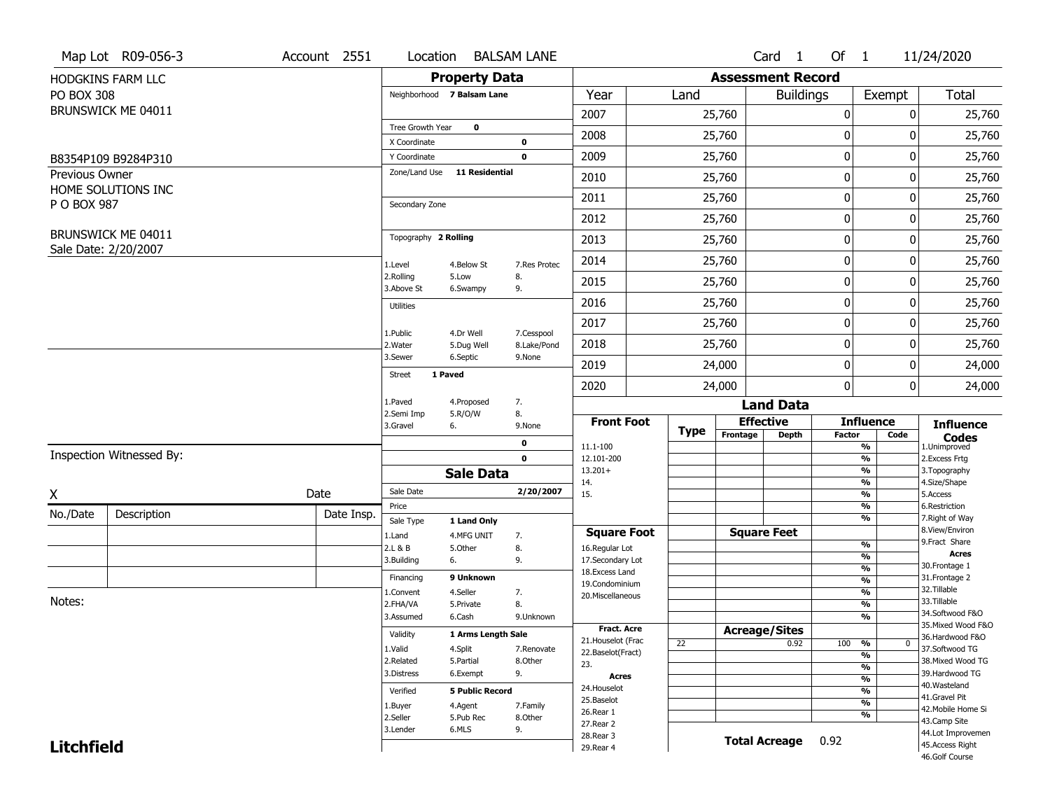Map Lot R09-056-3 | Account 2551 | Location BALSAM LANE | Card 1 Of 1 | 11/24/2020

HODGKINS FARM LLC
PO BOX 308
BRUNSWICK ME 04011

B8354P109 B9284P310

Previous Owner
HOME SOLUTIONS INC
P O BOX 987

BRUNSWICK ME 04011
Sale Date: 2/20/2007

## Property Data

| Field | Value |
|---|---|
| Neighborhood | 7 Balsam Lane |
| Tree Growth Year | 0 |
| X Coordinate | 0 |
| Y Coordinate | 0 |
| Zone/Land Use | 11 Residential |
| Secondary Zone | |
| Topography | 2 Rolling |
| Utilities | |
| Street | 1 Paved |

Topography codes: 1.Level, 2.Rolling, 3.Above St, 4.Below St, 5.Low, 6.Swampy, 7.Res Protec, 8., 9.

Utilities codes: 1.Public, 2.Water, 3.Sewer, 4.Dr Well, 5.Dug Well, 6.Septic, 7.Cesspool, 8.Lake/Pond, 9.None

Street codes: 1.Paved, 2.Semi Imp, 3.Gravel, 4.Proposed, 5.R/O/W, 6., 7., 8., 9.None

0
0

## Sale Data

| Field | Value |
|---|---|
| Sale Date | 2/20/2007 |
| Price | |
| Sale Type | 1 Land Only |
| Financing | 9 Unknown |
| Validity | 1 Arms Length Sale |
| Verified | 5 Public Record |

Sale Type codes: 1.Land, 2.L & B, 3.Building, 4.MFG UNIT, 5.Other, 6., 7., 8., 9.

Financing codes: 1.Convent, 2.FHA/VA, 3.Assumed, 4.Seller, 5.Private, 6.Cash, 7., 8., 9.Unknown

Validity codes: 1.Valid, 2.Related, 3.Distress, 4.Split, 5.Partial, 6.Exempt, 7.Renovate, 8.Other, 9.

Verified codes: 1.Buyer, 2.Seller, 3.Lender, 4.Agent, 5.Pub Rec, 6.MLS, 7.Family, 8.Other, 9.

## Assessment Record

| Year | Land | Buildings | Exempt | Total |
|---|---|---|---|---|
| 2007 | 25,760 | 0 | 0 | 25,760 |
| 2008 | 25,760 | 0 | 0 | 25,760 |
| 2009 | 25,760 | 0 | 0 | 25,760 |
| 2010 | 25,760 | 0 | 0 | 25,760 |
| 2011 | 25,760 | 0 | 0 | 25,760 |
| 2012 | 25,760 | 0 | 0 | 25,760 |
| 2013 | 25,760 | 0 | 0 | 25,760 |
| 2014 | 25,760 | 0 | 0 | 25,760 |
| 2015 | 25,760 | 0 | 0 | 25,760 |
| 2016 | 25,760 | 0 | 0 | 25,760 |
| 2017 | 25,760 | 0 | 0 | 25,760 |
| 2018 | 25,760 | 0 | 0 | 25,760 |
| 2019 | 24,000 | 0 | 0 | 24,000 |
| 2020 | 24,000 | 0 | 0 | 24,000 |

## Land Data

| Front Foot | Type | Effective Frontage | Effective Depth | Influence Factor | Influence Code |
|---|---|---|---|---|---|
| 11.1-100 | | | | % | |
| 12.101-200 | | | | % | |
| 13.201+ | | | | % | |
| 14. | | | | % | |
| 15. | | | | % | |
| | | | | % | |
| | | | | % | |

| Square Foot | | Square Feet | Factor | |
|---|---|---|---|---|
| 16.Regular Lot | | | % | |
| 17.Secondary Lot | | | % | |
| 18.Excess Land | | | % | |
| 19.Condominium | | | % | |
| 20.Miscellaneous | | | % | |
| | | | % | |
| | | | % | |

| Fract. Acre / Acres | Type | Acreage/Sites | Factor | Code |
|---|---|---|---|---|
| 21.Houselot (Frac | 22 | 0.92 | 100 % | 0 |
| 22.Baselot(Fract) | | | % | |
| 23. | | | % | |
| 24.Houselot | | | % | |
| 25.Baselot | | | % | |
| 26.Rear 1 | | | % | |
| 27.Rear 2 | | | % | |
| 28.Rear 3 | | | | |
| 29.Rear 4 | | | | |

**Total Acreage** 0.92

### Influence Codes
1.Unimproved
2.Excess Frtg
3.Topography
4.Size/Shape
5.Access
6.Restriction
7.Right of Way
8.View/Environ
9.Fract Share

**Acres**
30.Frontage 1
31.Frontage 2
32.Tillable
33.Tillable
34.Softwood F&O
35.Mixed Wood F&O
36.Hardwood F&O
37.Softwood TG
38.Mixed Wood TG
39.Hardwood TG
40.Wasteland
41.Gravel Pit
42.Mobile Home Si
43.Camp Site
44.Lot Improvemen
45.Access Right
46.Golf Course

Inspection Witnessed By:

X ______________________ Date

| No./Date | Description | Date Insp. |
|---|---|---|
| | | |
| | | |
| | | |

Notes:

**Litchfield**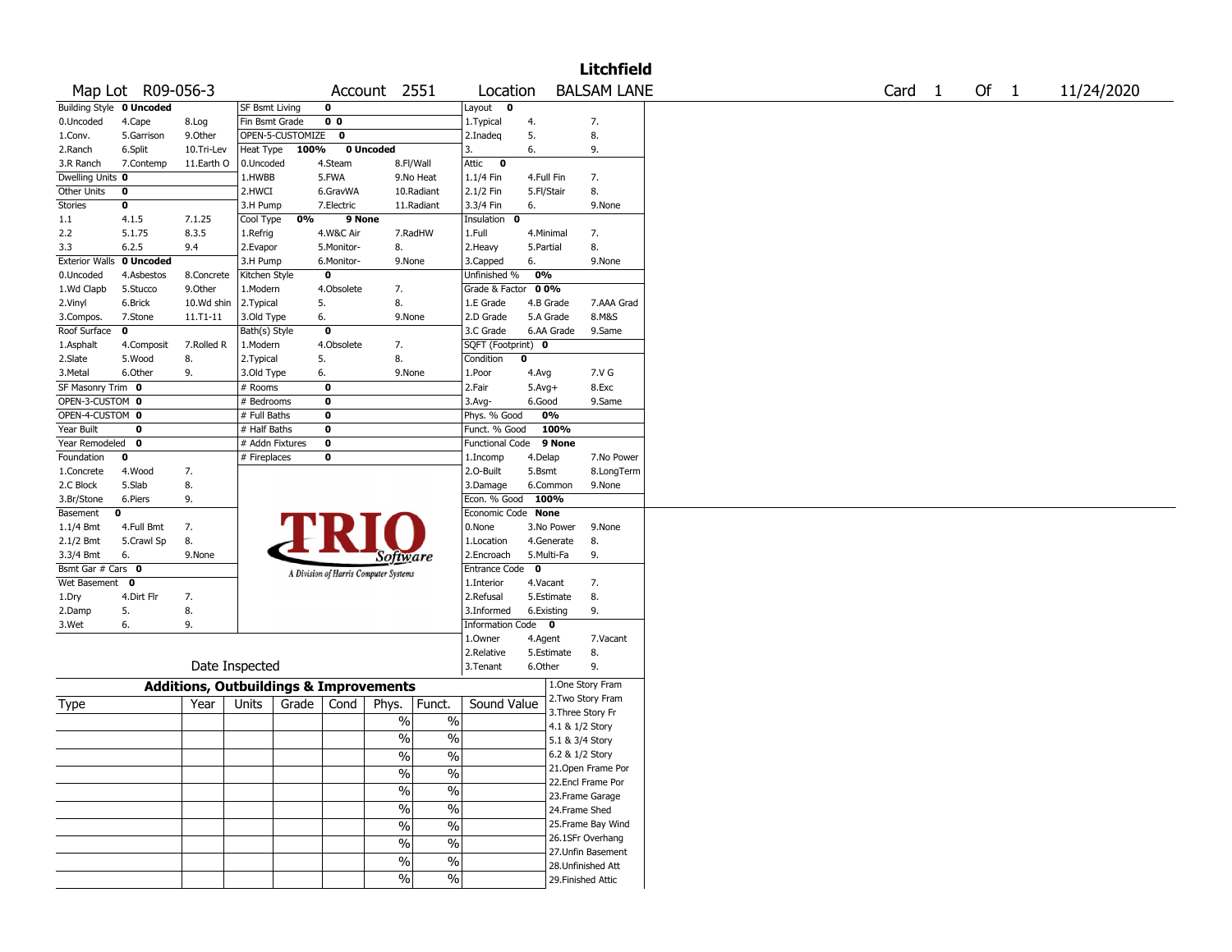**Litchfield**

Map Lot R09-056-3 | Account 2551 | Location BALSAM LANE | Card 1 Of 1 | 11/24/2020

| Building Style | 0 Uncoded | | SF Bsmt Living | 0 | | Layout | 0 | |
|---|---|---|---|---|---|---|---|---|
| 0.Uncoded | 4.Cape | 8.Log | Fin Bsmt Grade | 0 0 | | 1.Typical | 4. | 7. |
| 1.Conv. | 5.Garrison | 9.Other | OPEN-5-CUSTOMIZE | 0 | | 2.Inadeq | 5. | 8. |
| 2.Ranch | 6.Split | 10.Tri-Lev | Heat Type 100% | 0 Uncoded | | 3. | 6. | 9. |
| 3.R Ranch | 7.Contemp | 11.Earth O | 0.Uncoded | 4.Steam | 8.Fl/Wall | Attic | 0 | |
| Dwelling Units | 0 | | 1.HWBB | 5.FWA | 9.No Heat | 1.1/4 Fin | 4.Full Fin | 7. |
| Other Units | 0 | | 2.HWCI | 6.GravWA | 10.Radiant | 2.1/2 Fin | 5.Fl/Stair | 8. |
| Stories | 0 | | 3.H Pump | 7.Electric | 11.Radiant | 3.3/4 Fin | 6. | 9.None |
| 1.1 | 4.1.5 | 7.1.25 | Cool Type 0% | 9 None | | Insulation | 0 | |
| 2.2 | 5.1.75 | 8.3.5 | 1.Refrig | 4.W&C Air | 7.RadHW | 1.Full | 4.Minimal | 7. |
| 3.3 | 6.2.5 | 9.4 | 2.Evapor | 5.Monitor- | 8. | 2.Heavy | 5.Partial | 8. |
| Exterior Walls | 0 Uncoded | | 3.H Pump | 6.Monitor- | 9.None | 3.Capped | 6. | 9.None |
| 0.Uncoded | 4.Asbestos | 8.Concrete | Kitchen Style | 0 | | Unfinished % | 0% | |
| 1.Wd Clapb | 5.Stucco | 9.Other | 1.Modern | 4.Obsolete | 7. | Grade & Factor | 0 0% | |
| 2.Vinyl | 6.Brick | 10.Wd shin | 2.Typical | 5. | 8. | 1.E Grade | 4.B Grade | 7.AAA Grad |
| 3.Compos. | 7.Stone | 11.T1-11 | 3.Old Type | 6. | 9.None | 2.D Grade | 5.A Grade | 8.M&S |
| Roof Surface | 0 | | Bath(s) Style | 0 | | 3.C Grade | 6.AA Grade | 9.Same |
| 1.Asphalt | 4.Composit | 7.Rolled R | 1.Modern | 4.Obsolete | 7. | SQFT (Footprint) | 0 | |
| 2.Slate | 5.Wood | 8. | 2.Typical | 5. | 8. | Condition | 0 | |
| 3.Metal | 6.Other | 9. | 3.Old Type | 6. | 9.None | 1.Poor | 4.Avg | 7.V G |
| SF Masonry Trim | 0 | | # Rooms | 0 | | 2.Fair | 5.Avg+ | 8.Exc |
| OPEN-3-CUSTOM | 0 | | # Bedrooms | 0 | | 3.Avg- | 6.Good | 9.Same |
| OPEN-4-CUSTOM | 0 | | # Full Baths | 0 | | Phys. % Good | 0% | |
| Year Built | 0 | | # Half Baths | 0 | | Funct. % Good | 100% | |
| Year Remodeled | 0 | | # Addn Fixtures | 0 | | Functional Code | 9 None | |
| Foundation | 0 | | # Fireplaces | 0 | | 1.Incomp | 4.Delap | 7.No Power |
| 1.Concrete | 4.Wood | 7. | | | | 2.O-Built | 5.Bsmt | 8.LongTerm |
| 2.C Block | 5.Slab | 8. | | | | 3.Damage | 6.Common | 9.None |
| 3.Br/Stone | 6.Piers | 9. | | | | Econ. % Good | 100% | |
| Basement | 0 | | | | | Economic Code | None | |
| 1.1/4 Bmt | 4.Full Bmt | 7. | | | | 0.None | 3.No Power | 9.None |
| 2.1/2 Bmt | 5.Crawl Sp | 8. | | | | 1.Location | 4.Generate | 8. |
| 3.3/4 Bmt | 6. | 9.None | | | | 2.Encroach | 5.Multi-Fa | 9. |
| Bsmt Gar # Cars | 0 | | | | | Entrance Code | 0 | |
| Wet Basement | 0 | | | | | 1.Interior | 4.Vacant | 7. |
| 1.Dry | 4.Dirt Flr | 7. | | | | 2.Refusal | 5.Estimate | 8. |
| 2.Damp | 5. | 8. | | | | 3.Informed | 6.Existing | 9. |
| 3.Wet | 6. | 9. | | | | Information Code | 0 | |
| | | | | | | 1.Owner | 4.Agent | 7.Vacant |
| | | | | | | 2.Relative | 5.Estimate | 8. |
| Date Inspected | | | | | | 3.Tenant | 6.Other | 9. |

TRIO Software — A Division of Harris Computer Systems

## Additions, Outbuildings & Improvements

| Type | Year | Units | Grade | Cond | Phys. | Funct. | Sound Value |
|---|---|---|---|---|---|---|---|
| | | | | | % | % | |
| | | | | | % | % | |
| | | | | | % | % | |
| | | | | | % | % | |
| | | | | | % | % | |
| | | | | | % | % | |
| | | | | | % | % | |
| | | | | | % | % | |
| | | | | | % | % | |
| | | | | | % | % | |

1.One Story Fram
2.Two Story Fram
3.Three Story Fr
4.1 & 1/2 Story
5.1 & 3/4 Story
6.2 & 1/2 Story
21.Open Frame Por
22.Encl Frame Por
23.Frame Garage
24.Frame Shed
25.Frame Bay Wind
26.1SFr Overhang
27.Unfin Basement
28.Unfinished Att
29.Finished Attic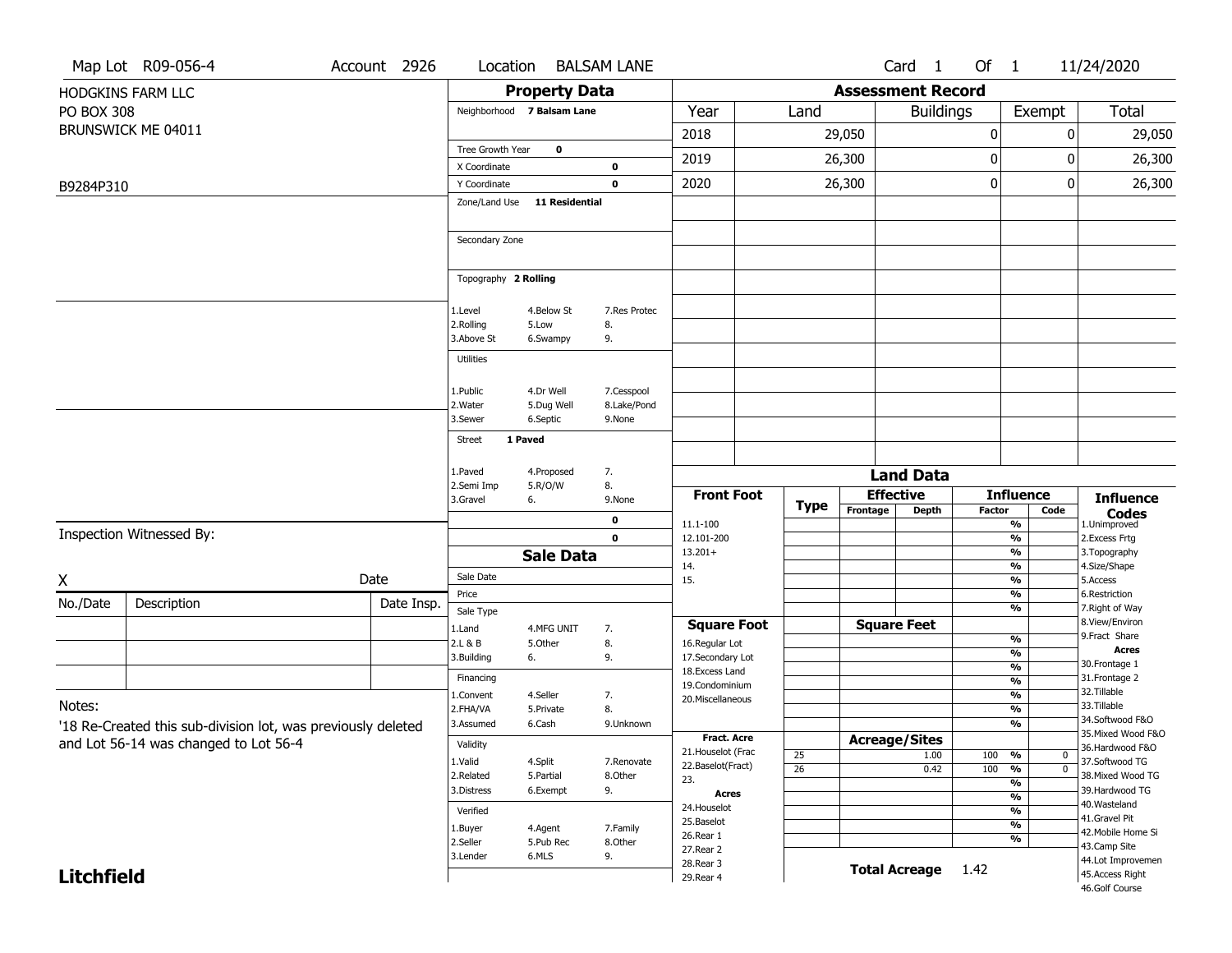Map Lot R09-056-4 | Account 2926 | Location BALSAM LANE | Card 1 Of 1 | 11/24/2020

HODGKINS FARM LLC
PO BOX 308
BRUNSWICK ME 04011

B9284P310

## Property Data

Neighborhood **7 Balsam Lane**

Tree Growth Year **0**
X Coordinate **0**
Y Coordinate **0**
Zone/Land Use **11 Residential**

Secondary Zone

Topography **2 Rolling**

1.Level 4.Below St 7.Res Protec
2.Rolling 5.Low 8.
3.Above St 6.Swampy 9.

Utilities

1.Public 4.Dr Well 7.Cesspool
2.Water 5.Dug Well 8.Lake/Pond
3.Sewer 6.Septic 9.None

Street **1 Paved**

1.Paved 4.Proposed 7.
2.Semi Imp 5.R/O/W 8.
3.Gravel 6. 9.None

**0**
**0**

## Sale Data

Sale Date
Price
Sale Type
1.Land 4.MFG UNIT 7.
2.L & B 5.Other 8.
3.Building 6. 9.

Financing
1.Convent 4.Seller 7.
2.FHA/VA 5.Private 8.
3.Assumed 6.Cash 9.Unknown

Validity
1.Valid 4.Split 7.Renovate
2.Related 5.Partial 8.Other
3.Distress 6.Exempt 9.

Verified
1.Buyer 4.Agent 7.Family
2.Seller 5.Pub Rec 8.Other
3.Lender 6.MLS 9.

## Assessment Record

| Year | Land | Buildings | Exempt | Total |
|---|---|---|---|---|
| 2018 | 29,050 | 0 | 0 | 29,050 |
| 2019 | 26,300 | 0 | 0 | 26,300 |
| 2020 | 26,300 | 0 | 0 | 26,300 |

## Land Data

| Front Foot | Type | Effective Frontage | Effective Depth | Influence Factor | Influence Code |
|---|---|---|---|---|---|
| 11.1-100 | | | | % | |
| 12.101-200 | | | | % | |
| 13.201+ | | | | % | |
| 14. | | | | % | |
| 15. | | | | % | |

| Square Foot | Square Feet | Factor |
|---|---|---|
| 16.Regular Lot | | % |
| 17.Secondary Lot | | % |
| 18.Excess Land | | % |
| 19.Condominium | | % |
| 20.Miscellaneous | | % |

| Fract. Acre / Acres | Type | Acreage/Sites | Factor | Code |
|---|---|---|---|---|
| 21.Houselot (Frac | 25 | 1.00 | 100 % | 0 |
| 22.Baselot(Fract) | 26 | 0.42 | 100 % | 0 |
| 23. | | | % | |
| 24.Houselot | | | % | |
| 25.Baselot | | | % | |
| 26.Rear 1 | | | % | |
| 27.Rear 2 | | | | |
| 28.Rear 3 | | | | |
| 29.Rear 4 | | | | |

**Total Acreage** 1.42

**Influence Codes**
1.Unimproved
2.Excess Frtg
3.Topography
4.Size/Shape
5.Access
6.Restriction
7.Right of Way
8.View/Environ
9.Fract Share
**Acres**
30.Frontage 1
31.Frontage 2
32.Tillable
33.Tillable
34.Softwood F&O
35.Mixed Wood F&O
36.Hardwood F&O
37.Softwood TG
38.Mixed Wood TG
39.Hardwood TG
40.Wasteland
41.Gravel Pit
42.Mobile Home Si
43.Camp Site
44.Lot Improvemen
45.Access Right
46.Golf Course

Inspection Witnessed By:

X Date

| No./Date | Description | Date Insp. |
|---|---|---|
| | | |
| | | |
| | | |

Notes:
'18 Re-Created this sub-division lot, was previously deleted and Lot 56-14 was changed to Lot 56-4

**Litchfield**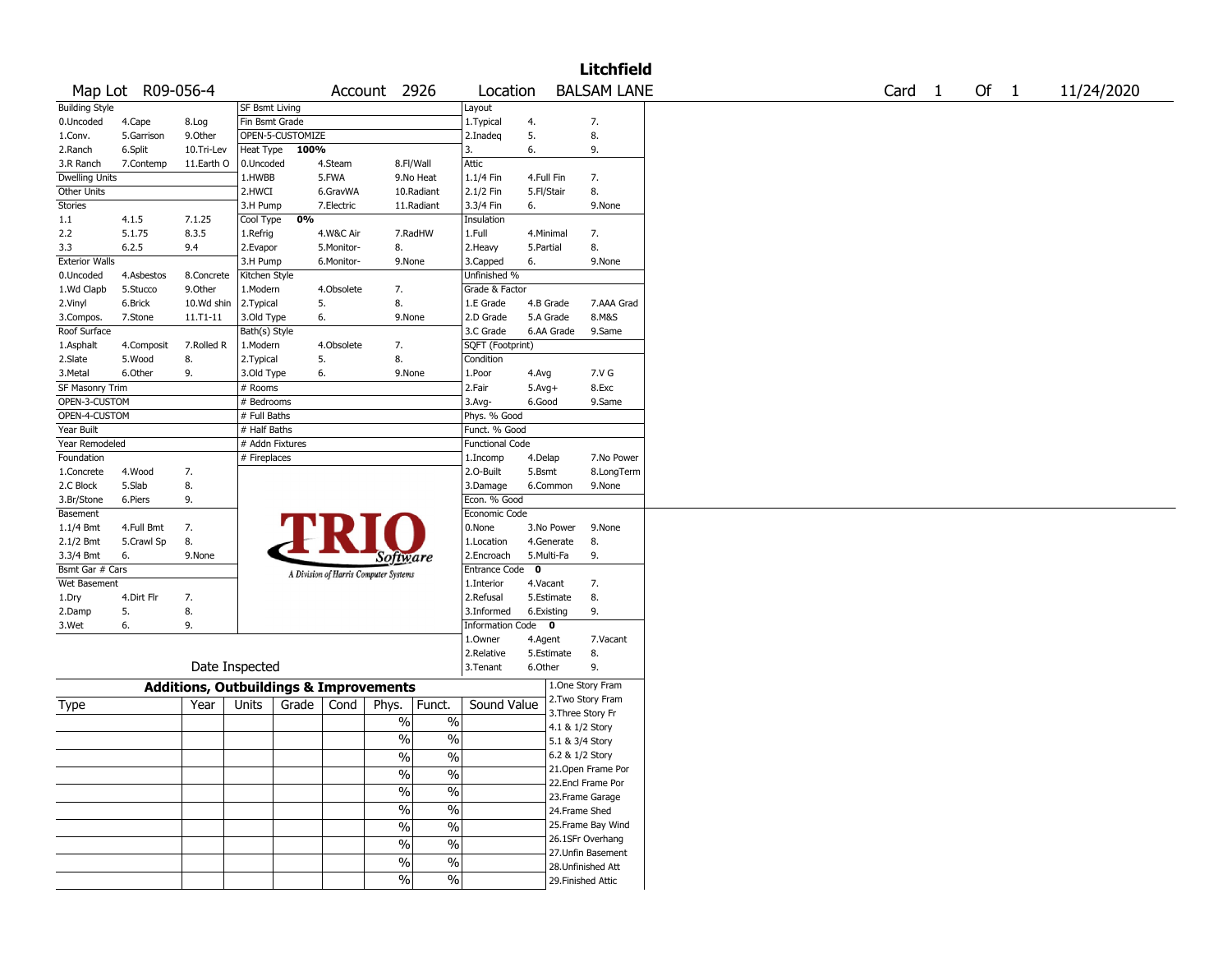# Litchfield

Map Lot R09-056-4 | Account 2926 | Location BALSAM LANE | Card 1 Of 1 | 11/24/2020

| Building Style | | | SF Bsmt Living | | | Layout | | |
|---|---|---|---|---|---|---|---|---|
| 0.Uncoded | 4.Cape | 8.Log | Fin Bsmt Grade | | | 1.Typical | 4. | 7. |
| 1.Conv. | 5.Garrison | 9.Other | OPEN-5-CUSTOMIZE | | | 2.Inadeq | 5. | 8. |
| 2.Ranch | 6.Split | 10.Tri-Lev | Heat Type 100% | | | 3. | 6. | 9. |
| 3.R Ranch | 7.Contemp | 11.Earth O | 0.Uncoded | 4.Steam | 8.Fl/Wall | Attic | | |
| Dwelling Units | | | 1.HWBB | 5.FWA | 9.No Heat | 1.1/4 Fin | 4.Full Fin | 7. |
| Other Units | | | 2.HWCI | 6.GravWA | 10.Radiant | 2.1/2 Fin | 5.Fl/Stair | 8. |
| Stories | | | 3.H Pump | 7.Electric | 11.Radiant | 3.3/4 Fin | 6. | 9.None |
| 1.1 | 4.1.5 | 7.1.25 | Cool Type 0% | | | Insulation | | |
| 2.2 | 5.1.75 | 8.3.5 | 1.Refrig | 4.W&C Air | 7.RadHW | 1.Full | 4.Minimal | 7. |
| 3.3 | 6.2.5 | 9.4 | 2.Evapor | 5.Monitor- | 8. | 2.Heavy | 5.Partial | 8. |
| Exterior Walls | | | 3.H Pump | 6.Monitor- | 9.None | 3.Capped | 6. | 9.None |
| 0.Uncoded | 4.Asbestos | 8.Concrete | Kitchen Style | | | Unfinished % | | |
| 1.Wd Clapb | 5.Stucco | 9.Other | 1.Modern | 4.Obsolete | 7. | Grade & Factor | | |
| 2.Vinyl | 6.Brick | 10.Wd shin | 2.Typical | 5. | 8. | 1.E Grade | 4.B Grade | 7.AAA Grad |
| 3.Compos. | 7.Stone | 11.T1-11 | 3.Old Type | 6. | 9.None | 2.D Grade | 5.A Grade | 8.M&S |
| Roof Surface | | | Bath(s) Style | | | 3.C Grade | 6.AA Grade | 9.Same |
| 1.Asphalt | 4.Composit | 7.Rolled R | 1.Modern | 4.Obsolete | 7. | SQFT (Footprint) | | |
| 2.Slate | 5.Wood | 8. | 2.Typical | 5. | 8. | Condition | | |
| 3.Metal | 6.Other | 9. | 3.Old Type | 6. | 9.None | 1.Poor | 4.Avg | 7.V G |
| SF Masonry Trim | | | # Rooms | | | 2.Fair | 5.Avg+ | 8.Exc |
| OPEN-3-CUSTOM | | | # Bedrooms | | | 3.Avg- | 6.Good | 9.Same |
| OPEN-4-CUSTOM | | | # Full Baths | | | Phys. % Good | | |
| Year Built | | | # Half Baths | | | Funct. % Good | | |
| Year Remodeled | | | # Addn Fixtures | | | Functional Code | | |
| Foundation | | | # Fireplaces | | | 1.Incomp | 4.Delap | 7.No Power |
| 1.Concrete | 4.Wood | 7. | | | | 2.O-Built | 5.Bsmt | 8.LongTerm |
| 2.C Block | 5.Slab | 8. | | | | 3.Damage | 6.Common | 9.None |
| 3.Br/Stone | 6.Piers | 9. | | | | Econ. % Good | | |
| Basement | | | | | | Economic Code | | |
| 1.1/4 Bmt | 4.Full Bmt | 7. | | | | 0.None | 3.No Power | 9.None |
| 2.1/2 Bmt | 5.Crawl Sp | 8. | | | | 1.Location | 4.Generate | 8. |
| 3.3/4 Bmt | 6. | 9.None | | | | 2.Encroach | 5.Multi-Fa | 9. |
| Bsmt Gar # Cars | | | | | | Entrance Code 0 | | |
| Wet Basement | | | | | | 1.Interior | 4.Vacant | 7. |
| 1.Dry | 4.Dirt Flr | 7. | | | | 2.Refusal | 5.Estimate | 8. |
| 2.Damp | 5. | 8. | | | | 3.Informed | 6.Existing | 9. |
| 3.Wet | 6. | 9. | | | | Information Code 0 | | |
| | | | | | | 1.Owner | 4.Agent | 7.Vacant |
| | | | | | | 2.Relative | 5.Estimate | 8. |
| | Date Inspected | | | | | 3.Tenant | 6.Other | 9. |

TRIO Software — A Division of Harris Computer Systems

## Additions, Outbuildings & Improvements

| Type | Year | Units | Grade | Cond | Phys. | Funct. | Sound Value |
|---|---|---|---|---|---|---|---|
| | | | | | % | % | |
| | | | | | % | % | |
| | | | | | % | % | |
| | | | | | % | % | |
| | | | | | % | % | |
| | | | | | % | % | |
| | | | | | % | % | |
| | | | | | % | % | |
| | | | | | % | % | |
| | | | | | % | % | |

1.One Story Fram
2.Two Story Fram
3.Three Story Fr
4.1 & 1/2 Story
5.1 & 3/4 Story
6.2 & 1/2 Story
21.Open Frame Por
22.Encl Frame Por
23.Frame Garage
24.Frame Shed
25.Frame Bay Wind
26.1SFr Overhang
27.Unfin Basement
28.Unfinished Att
29.Finished Attic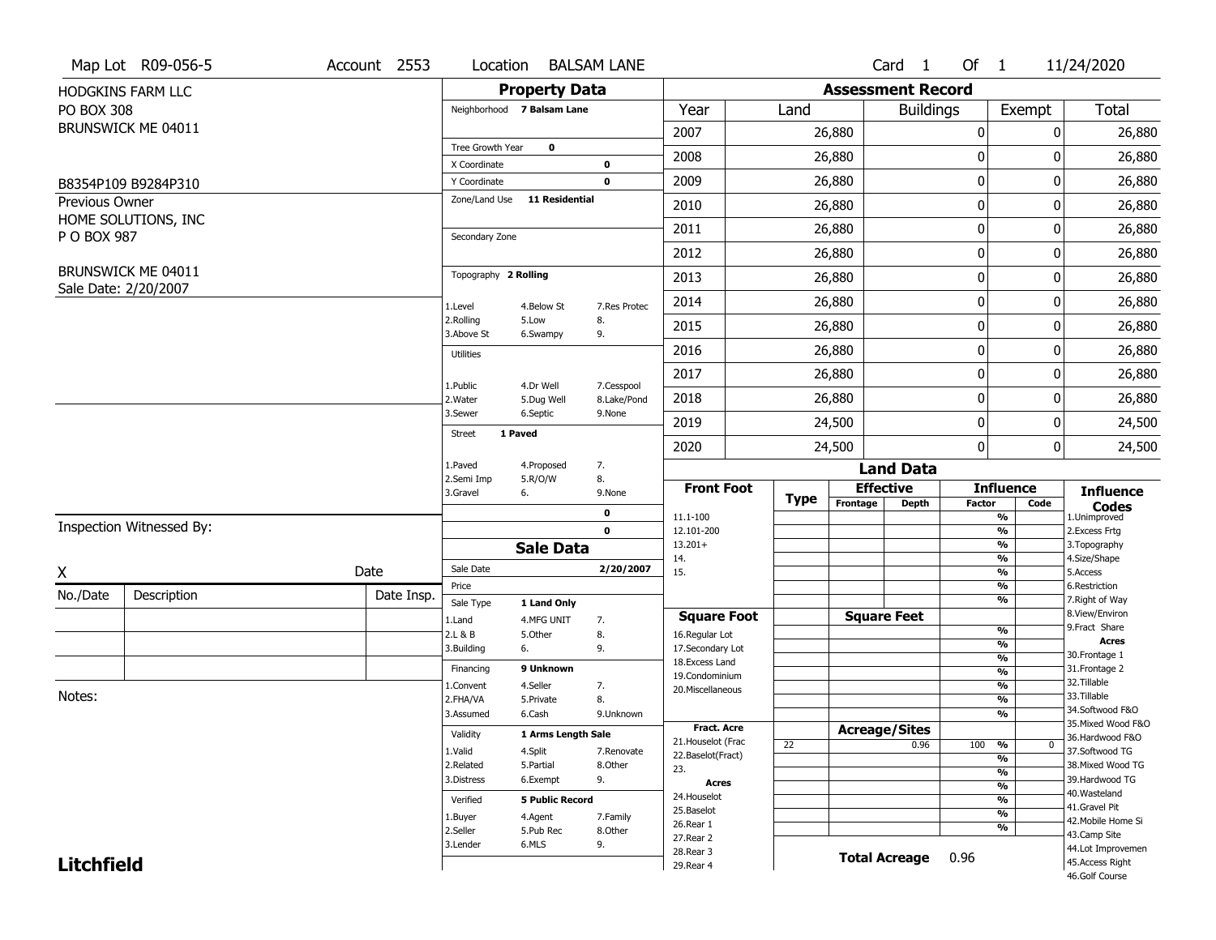Map Lot R09-056-5 | Account 2553 | Location BALSAM LANE | Card 1 Of 1 | 11/24/2020

HODGKINS FARM LLC
PO BOX 308
BRUNSWICK ME 04011

B8354P109 B9284P310

Previous Owner
HOME SOLUTIONS, INC
P O BOX 987

BRUNSWICK ME 04011
Sale Date: 2/20/2007

## Property Data

Neighborhood **7 Balsam Lane**

Tree Growth Year **0**
X Coordinate **0**
Y Coordinate **0**
Zone/Land Use **11 Residential**

Secondary Zone

Topography **2 Rolling**

| | | |
|---|---|---|
| 1.Level | 4.Below St | 7.Res Protec |
| 2.Rolling | 5.Low | 8. |
| 3.Above St | 6.Swampy | 9. |

Utilities

| | | |
|---|---|---|
| 1.Public | 4.Dr Well | 7.Cesspool |
| 2.Water | 5.Dug Well | 8.Lake/Pond |
| 3.Sewer | 6.Septic | 9.None |

Street **1 Paved**

| | | |
|---|---|---|
| 1.Paved | 4.Proposed | 7. |
| 2.Semi Imp | 5.R/O/W | 8. |
| 3.Gravel | 6. | 9.None |

0
0

## Sale Data

Sale Date **2/20/2007**
Price
Sale Type **1 Land Only**

| | | |
|---|---|---|
| 1.Land | 4.MFG UNIT | 7. |
| 2.L & B | 5.Other | 8. |
| 3.Building | 6. | 9. |

Financing **9 Unknown**

| | | |
|---|---|---|
| 1.Convent | 4.Seller | 7. |
| 2.FHA/VA | 5.Private | 8. |
| 3.Assumed | 6.Cash | 9.Unknown |

Validity **1 Arms Length Sale**

| | | |
|---|---|---|
| 1.Valid | 4.Split | 7.Renovate |
| 2.Related | 5.Partial | 8.Other |
| 3.Distress | 6.Exempt | 9. |

Verified **5 Public Record**

| | | |
|---|---|---|
| 1.Buyer | 4.Agent | 7.Family |
| 2.Seller | 5.Pub Rec | 8.Other |
| 3.Lender | 6.MLS | 9. |

## Assessment Record

| Year | Land | Buildings | Exempt | Total |
|---|---|---|---|---|
| 2007 | 26,880 | 0 | 0 | 26,880 |
| 2008 | 26,880 | 0 | 0 | 26,880 |
| 2009 | 26,880 | 0 | 0 | 26,880 |
| 2010 | 26,880 | 0 | 0 | 26,880 |
| 2011 | 26,880 | 0 | 0 | 26,880 |
| 2012 | 26,880 | 0 | 0 | 26,880 |
| 2013 | 26,880 | 0 | 0 | 26,880 |
| 2014 | 26,880 | 0 | 0 | 26,880 |
| 2015 | 26,880 | 0 | 0 | 26,880 |
| 2016 | 26,880 | 0 | 0 | 26,880 |
| 2017 | 26,880 | 0 | 0 | 26,880 |
| 2018 | 26,880 | 0 | 0 | 26,880 |
| 2019 | 24,500 | 0 | 0 | 24,500 |
| 2020 | 24,500 | 0 | 0 | 24,500 |

## Land Data

| Front Foot | Type | Effective Frontage | Effective Depth | Influence Factor | Influence Code |
|---|---|---|---|---|---|
| 11.1-100 | | | | % | |
| 12.101-200 | | | | % | |
| 13.201+ | | | | % | |
| 14. | | | | % | |
| 15. | | | | % | |
| | | | | % | |
| | | | | % | |
| **Square Foot** | | **Square Feet** | | | |
| 16.Regular Lot | | | | % | |
| 17.Secondary Lot | | | | % | |
| 18.Excess Land | | | | % | |
| 19.Condominium | | | | % | |
| 20.Miscellaneous | | | | % | |
| | | | | % | |
| | | | | % | |
| **Fract. Acre** | | **Acreage/Sites** | | | |
| 21.Houselot (Frac | 22 | | 0.96 | 100 % | 0 |
| 22.Baselot(Fract) | | | | % | |
| 23. | | | | % | |
| **Acres** | | | | % | |
| 24.Houselot | | | | % | |
| 25.Baselot | | | | % | |
| 26.Rear 1 | | | | % | |
| 27.Rear 2 | | | | | |
| 28.Rear 3 | | | | | |
| 29.Rear 4 | | | | | |

**Total Acreage** 0.96

**Influence Codes**
1.Unimproved
2.Excess Frtg
3.Topography
4.Size/Shape
5.Access
6.Restriction
7.Right of Way
8.View/Environ
9.Fract Share
**Acres**
30.Frontage 1
31.Frontage 2
32.Tillable
33.Tillable
34.Softwood F&O
35.Mixed Wood F&O
36.Hardwood F&O
37.Softwood TG
38.Mixed Wood TG
39.Hardwood TG
40.Wasteland
41.Gravel Pit
42.Mobile Home Si
43.Camp Site
44.Lot Improvemen
45.Access Right
46.Golf Course

Inspection Witnessed By:

X _______________ Date

| No./Date | Description | Date Insp. |
|---|---|---|
| | | |
| | | |
| | | |

Notes:

**Litchfield**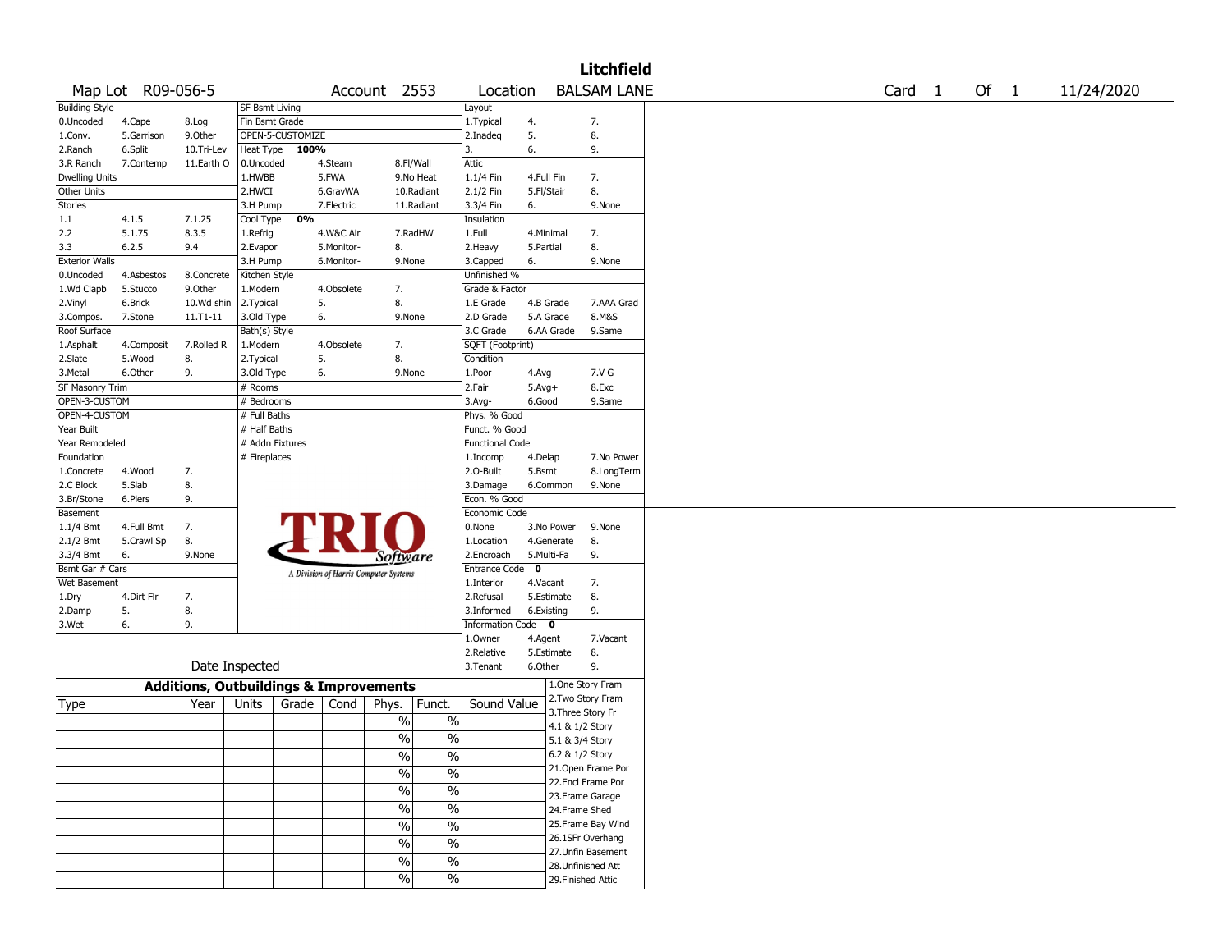# Litchfield

Map Lot R09-056-5 | Account 2553 | Location BALSAM LANE | Card 1 Of 1 | 11/24/2020

| Building Style | | | SF Bsmt Living | | | Layout | | |
|---|---|---|---|---|---|---|---|---|
| 0.Uncoded | 4.Cape | 8.Log | Fin Bsmt Grade | | | 1.Typical | 4. | 7. |
| 1.Conv. | 5.Garrison | 9.Other | OPEN-5-CUSTOMIZE | | | 2.Inadeq | 5. | 8. |
| 2.Ranch | 6.Split | 10.Tri-Lev | Heat Type 100% | | | 3. | 6. | 9. |
| 3.R Ranch | 7.Contemp | 11.Earth O | 0.Uncoded | 4.Steam | 8.Fl/Wall | Attic | | |
| Dwelling Units | | | 1.HWBB | 5.FWA | 9.No Heat | 1.1/4 Fin | 4.Full Fin | 7. |
| Other Units | | | 2.HWCI | 6.GravWA | 10.Radiant | 2.1/2 Fin | 5.Fl/Stair | 8. |
| Stories | | | 3.H Pump | 7.Electric | 11.Radiant | 3.3/4 Fin | 6. | 9.None |
| 1.1 | 4.1.5 | 7.1.25 | Cool Type 0% | | | Insulation | | |
| 2.2 | 5.1.75 | 8.3.5 | 1.Refrig | 4.W&C Air | 7.RadHW | 1.Full | 4.Minimal | 7. |
| 3.3 | 6.2.5 | 9.4 | 2.Evapor | 5.Monitor- | 8. | 2.Heavy | 5.Partial | 8. |
| Exterior Walls | | | 3.H Pump | 6.Monitor- | 9.None | 3.Capped | 6. | 9.None |
| 0.Uncoded | 4.Asbestos | 8.Concrete | Kitchen Style | | | Unfinished % | | |
| 1.Wd Clapb | 5.Stucco | 9.Other | 1.Modern | 4.Obsolete | 7. | Grade & Factor | | |
| 2.Vinyl | 6.Brick | 10.Wd shin | 2.Typical | 5. | 8. | 1.E Grade | 4.B Grade | 7.AAA Grad |
| 3.Compos. | 7.Stone | 11.T1-11 | 3.Old Type | 6. | 9.None | 2.D Grade | 5.A Grade | 8.M&S |
| Roof Surface | | | Bath(s) Style | | | 3.C Grade | 6.AA Grade | 9.Same |
| 1.Asphalt | 4.Composit | 7.Rolled R | 1.Modern | 4.Obsolete | 7. | SQFT (Footprint) | | |
| 2.Slate | 5.Wood | 8. | 2.Typical | 5. | 8. | Condition | | |
| 3.Metal | 6.Other | 9. | 3.Old Type | 6. | 9.None | 1.Poor | 4.Avg | 7.V G |
| SF Masonry Trim | | | # Rooms | | | 2.Fair | 5.Avg+ | 8.Exc |
| OPEN-3-CUSTOM | | | # Bedrooms | | | 3.Avg- | 6.Good | 9.Same |
| OPEN-4-CUSTOM | | | # Full Baths | | | Phys. % Good | | |
| Year Built | | | # Half Baths | | | Funct. % Good | | |
| Year Remodeled | | | # Addn Fixtures | | | Functional Code | | |
| Foundation | | | # Fireplaces | | | 1.Incomp | 4.Delap | 7.No Power |
| 1.Concrete | 4.Wood | 7. | | | | 2.O-Built | 5.Bsmt | 8.LongTerm |
| 2.C Block | 5.Slab | 8. | | | | 3.Damage | 6.Common | 9.None |
| 3.Br/Stone | 6.Piers | 9. | | | | Econ. % Good | | |
| Basement | | | | | | Economic Code | | |
| 1.1/4 Bmt | 4.Full Bmt | 7. | | | | 0.None | 3.No Power | 9.None |
| 2.1/2 Bmt | 5.Crawl Sp | 8. | | | | 1.Location | 4.Generate | 8. |
| 3.3/4 Bmt | 6. | 9.None | | | | 2.Encroach | 5.Multi-Fa | 9. |
| Bsmt Gar # Cars | | | | | | Entrance Code 0 | | |
| Wet Basement | | | | | | 1.Interior | 4.Vacant | 7. |
| 1.Dry | 4.Dirt Flr | 7. | | | | 2.Refusal | 5.Estimate | 8. |
| 2.Damp | 5. | 8. | | | | 3.Informed | 6.Existing | 9. |
| 3.Wet | 6. | 9. | | | | Information Code 0 | | |
| | | | | | | 1.Owner | 4.Agent | 7.Vacant |
| | | | | | | 2.Relative | 5.Estimate | 8. |
| | Date Inspected | | | | | 3.Tenant | 6.Other | 9. |

TRIO Software — A Division of Harris Computer Systems

## Additions, Outbuildings & Improvements

| Type | Year | Units | Grade | Cond | Phys. | Funct. | Sound Value | |
|---|---|---|---|---|---|---|---|---|
| | | | | | % | % | | 1.One Story Fram |
| | | | | | % | % | | 2.Two Story Fram |
| | | | | | % | % | | 3.Three Story Fr |
| | | | | | % | % | | 4.1 & 1/2 Story |
| | | | | | % | % | | 5.1 & 3/4 Story |
| | | | | | % | % | | 6.2 & 1/2 Story |
| | | | | | % | % | | 21.Open Frame Por |
| | | | | | % | % | | 22.Encl Frame Por |
| | | | | | % | % | | 23.Frame Garage |
| | | | | | % | % | | 24.Frame Shed |
| | | | | | | | | 25.Frame Bay Wind |
| | | | | | | | | 26.1SFr Overhang |
| | | | | | | | | 27.Unfin Basement |
| | | | | | | | | 28.Unfinished Att |
| | | | | | | | | 29.Finished Attic |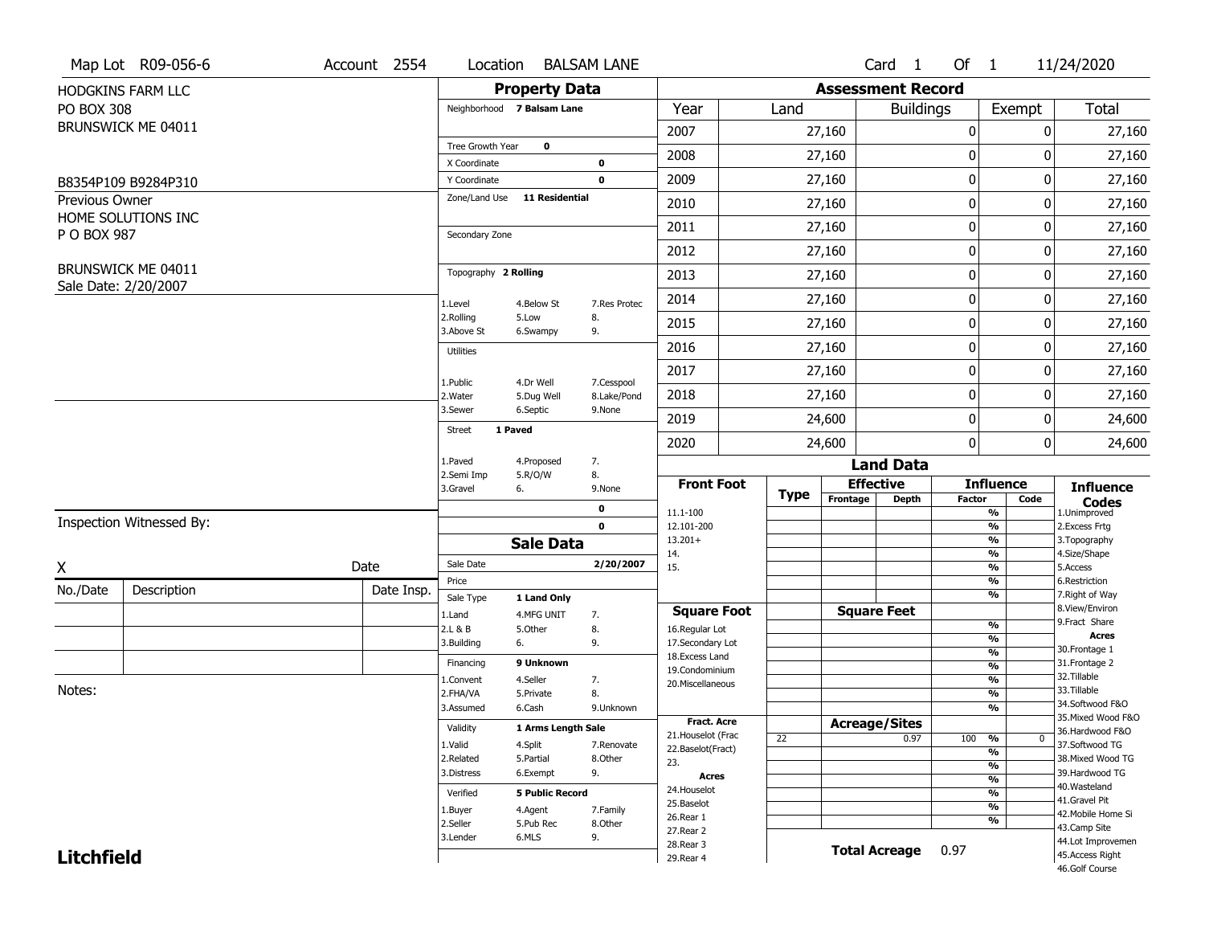Map Lot R09-056-6 | Account 2554 | Location BALSAM LANE | Card 1 Of 1 | 11/24/2020

HODGKINS FARM LLC
PO BOX 308
BRUNSWICK ME 04011

B8354P109 B9284P310

Previous Owner
HOME SOLUTIONS INC
P O BOX 987

BRUNSWICK ME 04011
Sale Date: 2/20/2007

## Property Data

Neighborhood **7 Balsam Lane**

Tree Growth Year **0**
X Coordinate **0**
Y Coordinate **0**
Zone/Land Use **11 Residential**

Secondary Zone

Topography **2 Rolling**

1.Level 4.Below St 7.Res Protec
2.Rolling 5.Low 8.
3.Above St 6.Swampy 9.

Utilities

1.Public 4.Dr Well 7.Cesspool
2.Water 5.Dug Well 8.Lake/Pond
3.Sewer 6.Septic 9.None

Street **1 Paved**

1.Paved 4.Proposed 7.
2.Semi Imp 5.R/O/W 8.
3.Gravel 6. 9.None

0
0

## Sale Data

Sale Date **2/20/2007**
Price
Sale Type **1 Land Only**

1.Land 4.MFG UNIT 7.
2.L & B 5.Other 8.
3.Building 6. 9.

Financing **9 Unknown**

1.Convent 4.Seller 7.
2.FHA/VA 5.Private 8.
3.Assumed 6.Cash 9.Unknown

Validity **1 Arms Length Sale**

1.Valid 4.Split 7.Renovate
2.Related 5.Partial 8.Other
3.Distress 6.Exempt 9.

Verified **5 Public Record**

1.Buyer 4.Agent 7.Family
2.Seller 5.Pub Rec 8.Other
3.Lender 6.MLS 9.

## Assessment Record

| Year | Land | Buildings | Exempt | Total |
|---|---|---|---|---|
| 2007 | 27,160 | 0 | 0 | 27,160 |
| 2008 | 27,160 | 0 | 0 | 27,160 |
| 2009 | 27,160 | 0 | 0 | 27,160 |
| 2010 | 27,160 | 0 | 0 | 27,160 |
| 2011 | 27,160 | 0 | 0 | 27,160 |
| 2012 | 27,160 | 0 | 0 | 27,160 |
| 2013 | 27,160 | 0 | 0 | 27,160 |
| 2014 | 27,160 | 0 | 0 | 27,160 |
| 2015 | 27,160 | 0 | 0 | 27,160 |
| 2016 | 27,160 | 0 | 0 | 27,160 |
| 2017 | 27,160 | 0 | 0 | 27,160 |
| 2018 | 27,160 | 0 | 0 | 27,160 |
| 2019 | 24,600 | 0 | 0 | 24,600 |
| 2020 | 24,600 | 0 | 0 | 24,600 |

## Land Data

| Front Foot | Type | Effective Frontage | Effective Depth | Influence Factor | Influence Code |
|---|---|---|---|---|---|
| 11.1-100 | | | | % | |
| 12.101-200 | | | | % | |
| 13.201+ | | | | % | |
| 14. | | | | % | |
| 15. | | | | % | |
| | | | | % | |
| | | | | % | |
| **Square Foot** | | **Square Feet** | | | |
| 16.Regular Lot | | | | % | |
| 17.Secondary Lot | | | | % | |
| 18.Excess Land | | | | % | |
| 19.Condominium | | | | % | |
| 20.Miscellaneous | | | | % | |
| | | | | % | |
| | | | | % | |
| **Fract. Acre** | | **Acreage/Sites** | | | |
| 21.Houselot (Frac | 22 | | 0.97 | 100 % | 0 |
| 22.Baselot(Fract) | | | | % | |
| 23. | | | | % | |
| **Acres** | | | | % | |
| 24.Houselot | | | | % | |
| 25.Baselot | | | | % | |
| 26.Rear 1 | | | | % | |
| 27.Rear 2 | | | | | |
| 28.Rear 3 | | | | | |
| 29.Rear 4 | | | | | |

**Total Acreage** 0.97

**Influence Codes**
1.Unimproved
2.Excess Frtg
3.Topography
4.Size/Shape
5.Access
6.Restriction
7.Right of Way
8.View/Environ
9.Fract Share
**Acres**
30.Frontage 1
31.Frontage 2
32.Tillable
33.Tillable
34.Softwood F&O
35.Mixed Wood F&O
36.Hardwood F&O
37.Softwood TG
38.Mixed Wood TG
39.Hardwood TG
40.Wasteland
41.Gravel Pit
42.Mobile Home Si
43.Camp Site
44.Lot Improvemen
45.Access Right
46.Golf Course

Inspection Witnessed By:

X ____________________ Date

| No./Date | Description | Date Insp. |
|---|---|---|
| | | |
| | | |
| | | |

Notes:

**Litchfield**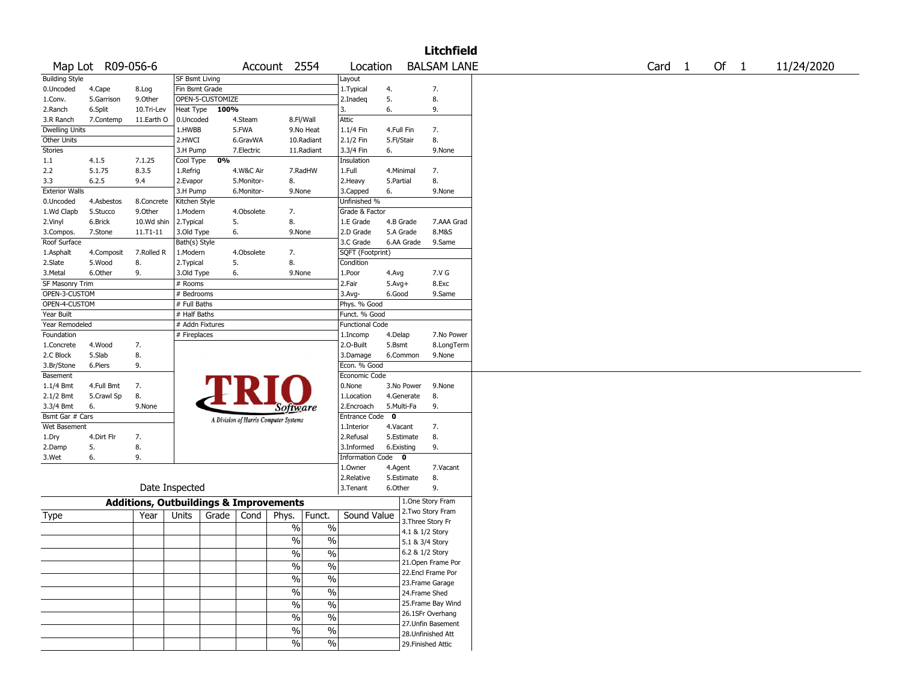# Litchfield

Map Lot R09-056-6 | Account 2554 | Location BALSAM LANE | Card 1 Of 1 | 11/24/2020

| Building Style | | | SF Bsmt Living | | | Layout | | |
|---|---|---|---|---|---|---|---|---|
| 0.Uncoded | 4.Cape | 8.Log | Fin Bsmt Grade | | | 1.Typical | 4. | 7. |
| 1.Conv. | 5.Garrison | 9.Other | OPEN-5-CUSTOMIZE | | | 2.Inadeq | 5. | 8. |
| 2.Ranch | 6.Split | 10.Tri-Lev | Heat Type 100% | | | 3. | 6. | 9. |
| 3.R Ranch | 7.Contemp | 11.Earth O | 0.Uncoded | 4.Steam | 8.Fl/Wall | Attic | | |
| Dwelling Units | | | 1.HWBB | 5.FWA | 9.No Heat | 1.1/4 Fin | 4.Full Fin | 7. |
| Other Units | | | 2.HWCI | 6.GravWA | 10.Radiant | 2.1/2 Fin | 5.Fl/Stair | 8. |
| Stories | | | 3.H Pump | 7.Electric | 11.Radiant | 3.3/4 Fin | 6. | 9.None |
| 1.1 | 4.1.5 | 7.1.25 | Cool Type 0% | | | Insulation | | |
| 2.2 | 5.1.75 | 8.3.5 | 1.Refrig | 4.W&C Air | 7.RadHW | 1.Full | 4.Minimal | 7. |
| 3.3 | 6.2.5 | 9.4 | 2.Evapor | 5.Monitor- | 8. | 2.Heavy | 5.Partial | 8. |
| Exterior Walls | | | 3.H Pump | 6.Monitor- | 9.None | 3.Capped | 6. | 9.None |
| 0.Uncoded | 4.Asbestos | 8.Concrete | Kitchen Style | | | Unfinished % | | |
| 1.Wd Clapb | 5.Stucco | 9.Other | 1.Modern | 4.Obsolete | 7. | Grade & Factor | | |
| 2.Vinyl | 6.Brick | 10.Wd shin | 2.Typical | 5. | 8. | 1.E Grade | 4.B Grade | 7.AAA Grad |
| 3.Compos. | 7.Stone | 11.T1-11 | 3.Old Type | 6. | 9.None | 2.D Grade | 5.A Grade | 8.M&S |
| Roof Surface | | | Bath(s) Style | | | 3.C Grade | 6.AA Grade | 9.Same |
| 1.Asphalt | 4.Composit | 7.Rolled R | 1.Modern | 4.Obsolete | 7. | SQFT (Footprint) | | |
| 2.Slate | 5.Wood | 8. | 2.Typical | 5. | 8. | Condition | | |
| 3.Metal | 6.Other | 9. | 3.Old Type | 6. | 9.None | 1.Poor | 4.Avg | 7.V G |
| SF Masonry Trim | | | # Rooms | | | 2.Fair | 5.Avg+ | 8.Exc |
| OPEN-3-CUSTOM | | | # Bedrooms | | | 3.Avg- | 6.Good | 9.Same |
| OPEN-4-CUSTOM | | | # Full Baths | | | Phys. % Good | | |
| Year Built | | | # Half Baths | | | Funct. % Good | | |
| Year Remodeled | | | # Addn Fixtures | | | Functional Code | | |
| Foundation | | | # Fireplaces | | | 1.Incomp | 4.Delap | 7.No Power |
| 1.Concrete | 4.Wood | 7. | | | | 2.O-Built | 5.Bsmt | 8.LongTerm |
| 2.C Block | 5.Slab | 8. | | | | 3.Damage | 6.Common | 9.None |
| 3.Br/Stone | 6.Piers | 9. | | | | Econ. % Good | | |
| Basement | | | | | | Economic Code | | |
| 1.1/4 Bmt | 4.Full Bmt | 7. | | | | 0.None | 3.No Power | 9.None |
| 2.1/2 Bmt | 5.Crawl Sp | 8. | | | | 1.Location | 4.Generate | 8. |
| 3.3/4 Bmt | 6. | 9.None | | | | 2.Encroach | 5.Multi-Fa | 9. |
| Bsmt Gar # Cars | | | | | | Entrance Code 0 | | |
| Wet Basement | | | | | | 1.Interior | 4.Vacant | 7. |
| 1.Dry | 4.Dirt Flr | 7. | | | | 2.Refusal | 5.Estimate | 8. |
| 2.Damp | 5. | 8. | | | | 3.Informed | 6.Existing | 9. |
| 3.Wet | 6. | 9. | | | | Information Code 0 | | |
| | | | | | | 1.Owner | 4.Agent | 7.Vacant |
| | | | | | | 2.Relative | 5.Estimate | 8. |
| | | | Date Inspected | | | 3.Tenant | 6.Other | 9. |

TRIO Software — A Division of Harris Computer Systems

## Additions, Outbuildings & Improvements

| Type | Year | Units | Grade | Cond | Phys. | Funct. | Sound Value | |
|---|---|---|---|---|---|---|---|---|
| | | | | | % | % | | 1.One Story Fram |
| | | | | | % | % | | 2.Two Story Fram |
| | | | | | % | % | | 3.Three Story Fr |
| | | | | | % | % | | 4.1 & 1/2 Story |
| | | | | | % | % | | 5.1 & 3/4 Story |
| | | | | | % | % | | 6.2 & 1/2 Story |
| | | | | | % | % | | 21.Open Frame Por |
| | | | | | % | % | | 22.Encl Frame Por |
| | | | | | % | % | | 23.Frame Garage |
| | | | | | % | % | | 24.Frame Shed |
| | | | | | | | | 25.Frame Bay Wind |
| | | | | | | | | 26.1SFr Overhang |
| | | | | | | | | 27.Unfin Basement |
| | | | | | | | | 28.Unfinished Att |
| | | | | | | | | 29.Finished Attic |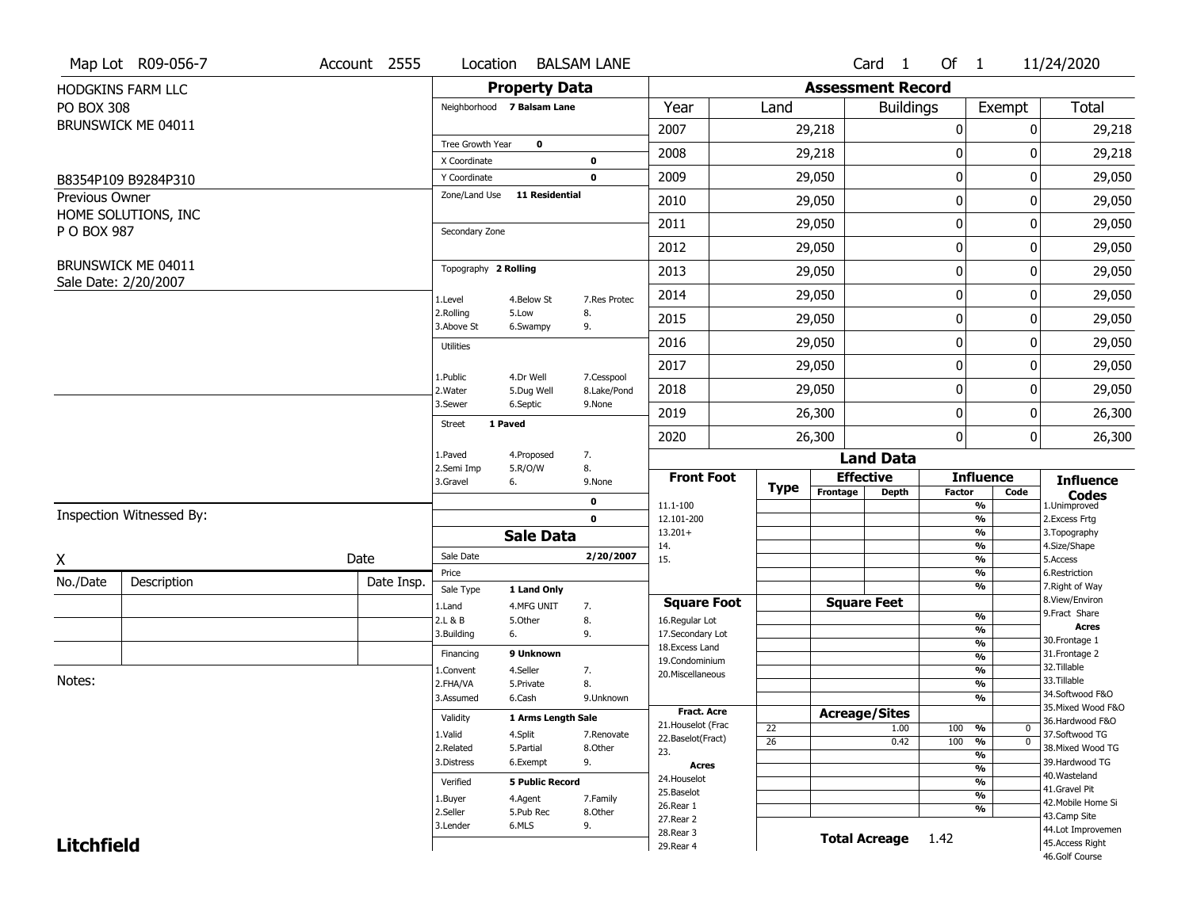Map Lot R09-056-7 | Account 2555 | Location BALSAM LANE | Card 1 Of 1 | 11/24/2020

HODGKINS FARM LLC
PO BOX 308
BRUNSWICK ME 04011

B8354P109 B9284P310

Previous Owner
HOME SOLUTIONS, INC
P O BOX 987

BRUNSWICK ME 04011
Sale Date: 2/20/2007

## Property Data

Neighborhood **7 Balsam Lane**

Tree Growth Year **0**
X Coordinate **0**
Y Coordinate **0**
Zone/Land Use **11 Residential**

Secondary Zone

Topography **2 Rolling**

1.Level 4.Below St 7.Res Protec
2.Rolling 5.Low 8.
3.Above St 6.Swampy 9.

Utilities

1.Public 4.Dr Well 7.Cesspool
2.Water 5.Dug Well 8.Lake/Pond
3.Sewer 6.Septic 9.None

Street **1 Paved**

1.Paved 4.Proposed 7.
2.Semi Imp 5.R/O/W 8.
3.Gravel 6. 9.None

**0**
**0**

## Sale Data

Sale Date **2/20/2007**
Price
Sale Type **1 Land Only**

1.Land 4.MFG UNIT 7.
2.L & B 5.Other 8.
3.Building 6. 9.

Financing **9 Unknown**

1.Convent 4.Seller 7.
2.FHA/VA 5.Private 8.
3.Assumed 6.Cash 9.Unknown

Validity **1 Arms Length Sale**

1.Valid 4.Split 7.Renovate
2.Related 5.Partial 8.Other
3.Distress 6.Exempt 9.

Verified **5 Public Record**

1.Buyer 4.Agent 7.Family
2.Seller 5.Pub Rec 8.Other
3.Lender 6.MLS 9.

## Assessment Record

| Year | Land | Buildings | Exempt | Total |
|---|---|---|---|---|
| 2007 | 29,218 | 0 | 0 | 29,218 |
| 2008 | 29,218 | 0 | 0 | 29,218 |
| 2009 | 29,050 | 0 | 0 | 29,050 |
| 2010 | 29,050 | 0 | 0 | 29,050 |
| 2011 | 29,050 | 0 | 0 | 29,050 |
| 2012 | 29,050 | 0 | 0 | 29,050 |
| 2013 | 29,050 | 0 | 0 | 29,050 |
| 2014 | 29,050 | 0 | 0 | 29,050 |
| 2015 | 29,050 | 0 | 0 | 29,050 |
| 2016 | 29,050 | 0 | 0 | 29,050 |
| 2017 | 29,050 | 0 | 0 | 29,050 |
| 2018 | 29,050 | 0 | 0 | 29,050 |
| 2019 | 26,300 | 0 | 0 | 26,300 |
| 2020 | 26,300 | 0 | 0 | 26,300 |

## Land Data

| Front Foot | Type | Effective Frontage | Effective Depth | Influence Factor | Influence Code |
|---|---|---|---|---|---|
| 11.1-100 | | | | % | |
| 12.101-200 | | | | % | |
| 13.201+ | | | | % | |
| 14. | | | | % | |
| 15. | | | | % | |
| | | | | % | |
| | | | | % | |
| **Square Foot** | | **Square Feet** | | | |
| 16.Regular Lot | | | | % | |
| 17.Secondary Lot | | | | % | |
| 18.Excess Land | | | | % | |
| 19.Condominium | | | | % | |
| 20.Miscellaneous | | | | % | |
| | | | | % | |
| | | | | % | |
| **Fract. Acre** | | **Acreage/Sites** | | | |
| 21.Houselot (Frac | 22 | | 1.00 | 100 % | 0 |
| 22.Baselot(Fract) | 26 | | 0.42 | 100 % | 0 |
| 23. | | | | % | |
| **Acres** | | | | % | |
| 24.Houselot | | | | % | |
| 25.Baselot | | | | % | |
| 26.Rear 1 | | | | % | |
| 27.Rear 2 | | | | | |
| 28.Rear 3 | | | | | |
| 29.Rear 4 | | | | | |

**Total Acreage** 1.42

**Influence Codes**
1.Unimproved
2.Excess Frtg
3.Topography
4.Size/Shape
5.Access
6.Restriction
7.Right of Way
8.View/Environ
9.Fract Share
**Acres**
30.Frontage 1
31.Frontage 2
32.Tillable
33.Tillable
34.Softwood F&O
35.Mixed Wood F&O
36.Hardwood F&O
37.Softwood TG
38.Mixed Wood TG
39.Hardwood TG
40.Wasteland
41.Gravel Pit
42.Mobile Home Si
43.Camp Site
44.Lot Improvemen
45.Access Right
46.Golf Course

Inspection Witnessed By:

X Date

| No./Date | Description | Date Insp. |
|---|---|---|
| | | |
| | | |
| | | |

Notes:

**Litchfield**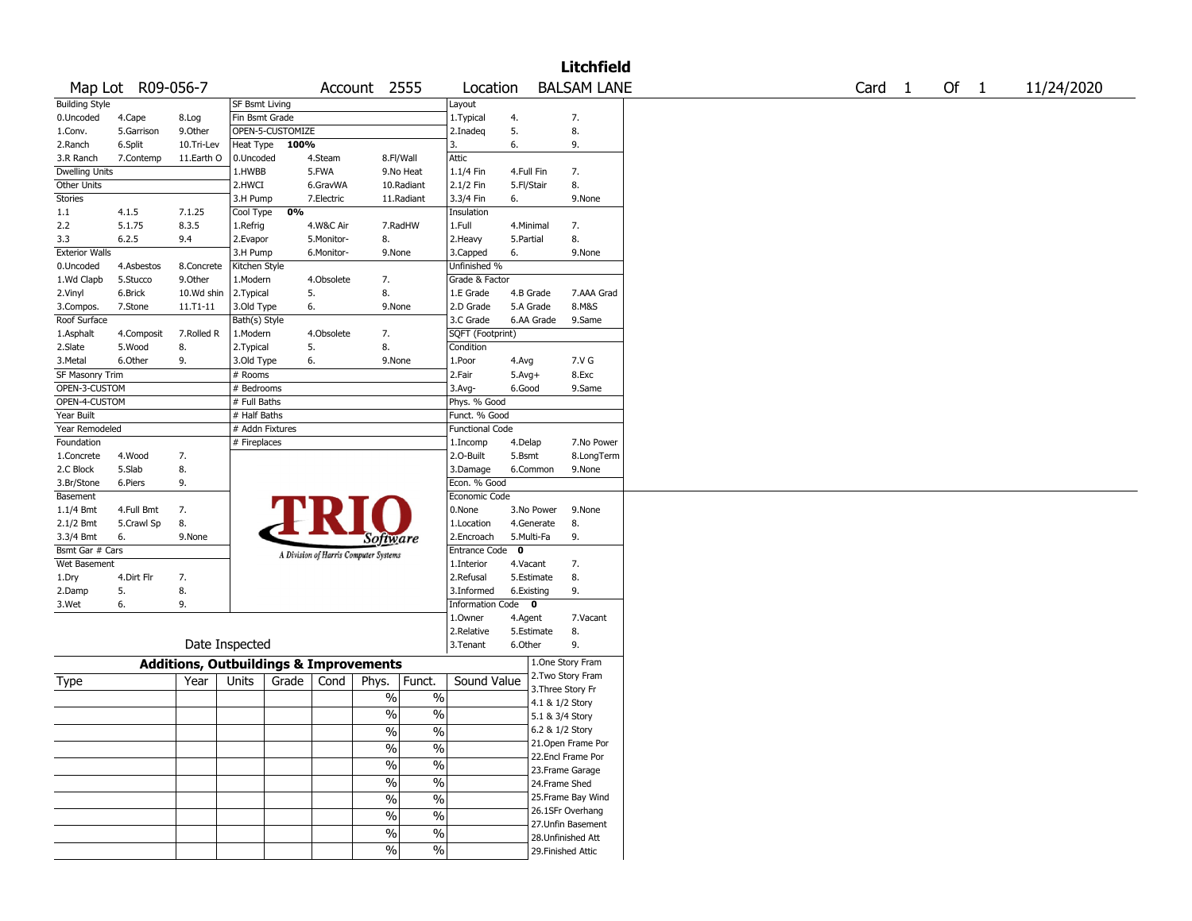# Litchfield

| Map Lot | R09-056-7 | Account | 2555 | Location | BALSAM LANE | Card | 1 | Of | 1 | 11/24/2020 |
|---|---|---|---|---|---|---|---|---|---|---|

| Building Style | | | SF Bsmt Living | | | Layout | | |
|---|---|---|---|---|---|---|---|---|
| 0.Uncoded | 4.Cape | 8.Log | Fin Bsmt Grade | | | 1.Typical | 4. | 7. |
| 1.Conv. | 5.Garrison | 9.Other | OPEN-5-CUSTOMIZE | | | 2.Inadeq | 5. | 8. |
| 2.Ranch | 6.Split | 10.Tri-Lev | Heat Type 100% | | | 3. | 6. | 9. |
| 3.R Ranch | 7.Contemp | 11.Earth O | 0.Uncoded | 4.Steam | 8.Fl/Wall | Attic | | |
| Dwelling Units | | | 1.HWBB | 5.FWA | 9.No Heat | 1.1/4 Fin | 4.Full Fin | 7. |
| Other Units | | | 2.HWCI | 6.GravWA | 10.Radiant | 2.1/2 Fin | 5.Fl/Stair | 8. |
| Stories | | | 3.H Pump | 7.Electric | 11.Radiant | 3.3/4 Fin | 6. | 9.None |
| 1.1 | 4.1.5 | 7.1.25 | Cool Type 0% | | | Insulation | | |
| 2.2 | 5.1.75 | 8.3.5 | 1.Refrig | 4.W&C Air | 7.RadHW | 1.Full | 4.Minimal | 7. |
| 3.3 | 6.2.5 | 9.4 | 2.Evapor | 5.Monitor- | 8. | 2.Heavy | 5.Partial | 8. |
| Exterior Walls | | | 3.H Pump | 6.Monitor- | 9.None | 3.Capped | 6. | 9.None |
| 0.Uncoded | 4.Asbestos | 8.Concrete | Kitchen Style | | | Unfinished % | | |
| 1.Wd Clapb | 5.Stucco | 9.Other | 1.Modern | 4.Obsolete | 7. | Grade & Factor | | |
| 2.Vinyl | 6.Brick | 10.Wd shin | 2.Typical | 5. | 8. | 1.E Grade | 4.B Grade | 7.AAA Grad |
| 3.Compos. | 7.Stone | 11.T1-11 | 3.Old Type | 6. | 9.None | 2.D Grade | 5.A Grade | 8.M&S |
| Roof Surface | | | Bath(s) Style | | | 3.C Grade | 6.AA Grade | 9.Same |
| 1.Asphalt | 4.Composit | 7.Rolled R | 1.Modern | 4.Obsolete | 7. | SQFT (Footprint) | | |
| 2.Slate | 5.Wood | 8. | 2.Typical | 5. | 8. | Condition | | |
| 3.Metal | 6.Other | 9. | 3.Old Type | 6. | 9.None | 1.Poor | 4.Avg | 7.V G |
| SF Masonry Trim | | | # Rooms | | | 2.Fair | 5.Avg+ | 8.Exc |
| OPEN-3-CUSTOM | | | # Bedrooms | | | 3.Avg- | 6.Good | 9.Same |
| OPEN-4-CUSTOM | | | # Full Baths | | | Phys. % Good | | |
| Year Built | | | # Half Baths | | | Funct. % Good | | |
| Year Remodeled | | | # Addn Fixtures | | | Functional Code | | |
| Foundation | | | # Fireplaces | | | 1.Incomp | 4.Delap | 7.No Power |
| 1.Concrete | 4.Wood | 7. | | | | 2.O-Built | 5.Bsmt | 8.LongTerm |
| 2.C Block | 5.Slab | 8. | | | | 3.Damage | 6.Common | 9.None |
| 3.Br/Stone | 6.Piers | 9. | | | | Econ. % Good | | |
| Basement | | | | | | Economic Code | | |
| 1.1/4 Bmt | 4.Full Bmt | 7. | | | | 0.None | 3.No Power | 9.None |
| 2.1/2 Bmt | 5.Crawl Sp | 8. | | | | 1.Location | 4.Generate | 8. |
| 3.3/4 Bmt | 6. | 9.None | | | | 2.Encroach | 5.Multi-Fa | 9. |
| Bsmt Gar # Cars | | | | | | Entrance Code 0 | | |
| Wet Basement | | | | | | 1.Interior | 4.Vacant | 7. |
| 1.Dry | 4.Dirt Flr | 7. | | | | 2.Refusal | 5.Estimate | 8. |
| 2.Damp | 5. | 8. | | | | 3.Informed | 6.Existing | 9. |
| 3.Wet | 6. | 9. | | | | Information Code 0 | | |
| | | | | | | 1.Owner | 4.Agent | 7.Vacant |
| | | | | | | 2.Relative | 5.Estimate | 8. |
| Date Inspected | | | | | | 3.Tenant | 6.Other | 9. |

TRIO Software — A Division of Harris Computer Systems

## Additions, Outbuildings & Improvements

| Type | Year | Units | Grade | Cond | Phys. | Funct. | Sound Value | |
|---|---|---|---|---|---|---|---|---|
| | | | | | % | % | | 1.One Story Fram |
| | | | | | % | % | | 2.Two Story Fram |
| | | | | | % | % | | 3.Three Story Fr |
| | | | | | % | % | | 4.1 & 1/2 Story |
| | | | | | % | % | | 5.1 & 3/4 Story |
| | | | | | % | % | | 6.2 & 1/2 Story |
| | | | | | % | % | | 21.Open Frame Por |
| | | | | | % | % | | 22.Encl Frame Por |
| | | | | | % | % | | 23.Frame Garage |
| | | | | | % | % | | 24.Frame Shed |
| | | | | | | | | 25.Frame Bay Wind |
| | | | | | | | | 26.1SFr Overhang |
| | | | | | | | | 27.Unfin Basement |
| | | | | | | | | 28.Unfinished Att |
| | | | | | | | | 29.Finished Attic |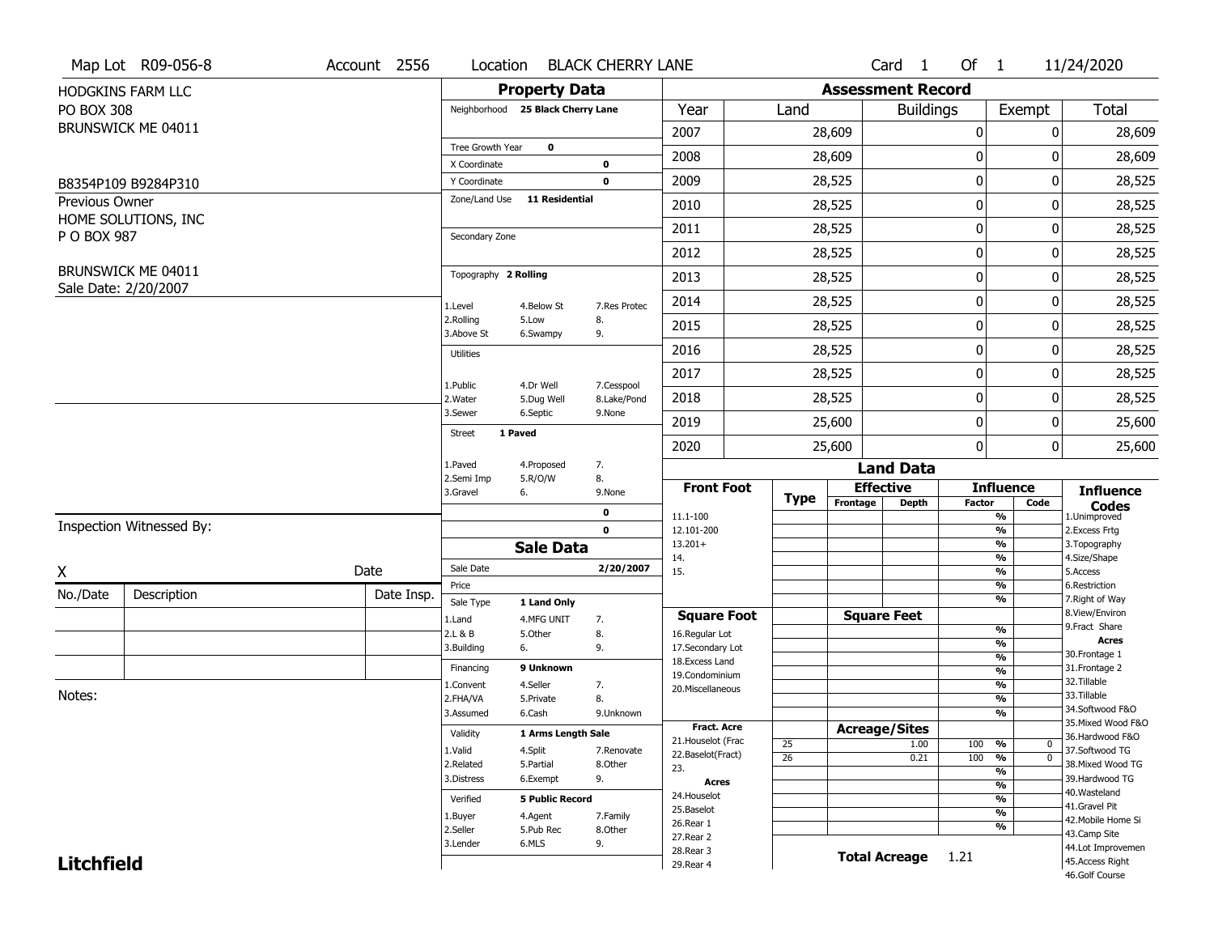Map Lot R09-056-8 | Account 2556 | Location BLACK CHERRY LANE | Card 1 Of 1 | 11/24/2020

HODGKINS FARM LLC
PO BOX 308
BRUNSWICK ME 04011

B8354P109 B9284P310

Previous Owner
HOME SOLUTIONS, INC
P O BOX 987

BRUNSWICK ME 04011
Sale Date: 2/20/2007

## Property Data

Neighborhood **25 Black Cherry Lane**

Tree Growth Year **0**
X Coordinate **0**
Y Coordinate **0**
Zone/Land Use **11 Residential**

Secondary Zone

Topography **2 Rolling**

1.Level 4.Below St 7.Res Protec
2.Rolling 5.Low 8.
3.Above St 6.Swampy 9.

Utilities

1.Public 4.Dr Well 7.Cesspool
2.Water 5.Dug Well 8.Lake/Pond
3.Sewer 6.Septic 9.None

Street **1 Paved**

1.Paved 4.Proposed 7.
2.Semi Imp 5.R/O/W 8.
3.Gravel 6. 9.None

**0**
**0**

## Sale Data

Sale Date **2/20/2007**
Price
Sale Type **1 Land Only**

1.Land 4.MFG UNIT 7.
2.L & B 5.Other 8.
3.Building 6. 9.

Financing **9 Unknown**

1.Convent 4.Seller 7.
2.FHA/VA 5.Private 8.
3.Assumed 6.Cash 9.Unknown

Validity **1 Arms Length Sale**

1.Valid 4.Split 7.Renovate
2.Related 5.Partial 8.Other
3.Distress 6.Exempt 9.

Verified **5 Public Record**

1.Buyer 4.Agent 7.Family
2.Seller 5.Pub Rec 8.Other
3.Lender 6.MLS 9.

Inspection Witnessed By:

X Date

| No./Date | Description | Date Insp. |
|---|---|---|
| | | |
| | | |
| | | |

Notes:

## Assessment Record

| Year | Land | Buildings | Exempt | Total |
|---|---|---|---|---|
| 2007 | 28,609 | 0 | 0 | 28,609 |
| 2008 | 28,609 | 0 | 0 | 28,609 |
| 2009 | 28,525 | 0 | 0 | 28,525 |
| 2010 | 28,525 | 0 | 0 | 28,525 |
| 2011 | 28,525 | 0 | 0 | 28,525 |
| 2012 | 28,525 | 0 | 0 | 28,525 |
| 2013 | 28,525 | 0 | 0 | 28,525 |
| 2014 | 28,525 | 0 | 0 | 28,525 |
| 2015 | 28,525 | 0 | 0 | 28,525 |
| 2016 | 28,525 | 0 | 0 | 28,525 |
| 2017 | 28,525 | 0 | 0 | 28,525 |
| 2018 | 28,525 | 0 | 0 | 28,525 |
| 2019 | 25,600 | 0 | 0 | 25,600 |
| 2020 | 25,600 | 0 | 0 | 25,600 |

## Land Data

| Front Foot | Type | Effective Frontage | Effective Depth | Influence Factor | Influence Code |
|---|---|---|---|---|---|
| 11.1-100 | | | | % | |
| 12.101-200 | | | | % | |
| 13.201+ | | | | % | |
| 14. | | | | % | |
| 15. | | | | % | |
| | | | | % | |
| | | | | % | |
| **Square Foot** | | **Square Feet** | | | |
| 16.Regular Lot | | | | % | |
| 17.Secondary Lot | | | | % | |
| 18.Excess Land | | | | % | |
| 19.Condominium | | | | % | |
| 20.Miscellaneous | | | | % | |
| | | | | % | |
| | | | | % | |
| **Fract. Acre** | | **Acreage/Sites** | | | |
| 21.Houselot (Frac | 25 | | 1.00 | 100 % | 0 |
| 22.Baselot(Fract) | 26 | | 0.21 | 100 % | 0 |
| 23. | | | | % | |
| **Acres** | | | | % | |
| 24.Houselot | | | | % | |
| 25.Baselot | | | | % | |
| 26.Rear 1 | | | | % | |
| 27.Rear 2 | | | | | |
| 28.Rear 3 | | | | | |
| 29.Rear 4 | | | | | |

**Total Acreage** 1.21

**Influence Codes**
1.Unimproved
2.Excess Frtg
3.Topography
4.Size/Shape
5.Access
6.Restriction
7.Right of Way
8.View/Environ
9.Fract Share
**Acres**
30.Frontage 1
31.Frontage 2
32.Tillable
33.Tillable
34.Softwood F&O
35.Mixed Wood F&O
36.Hardwood F&O
37.Softwood TG
38.Mixed Wood TG
39.Hardwood TG
40.Wasteland
41.Gravel Pit
42.Mobile Home Si
43.Camp Site
44.Lot Improvemen
45.Access Right
46.Golf Course

**Litchfield**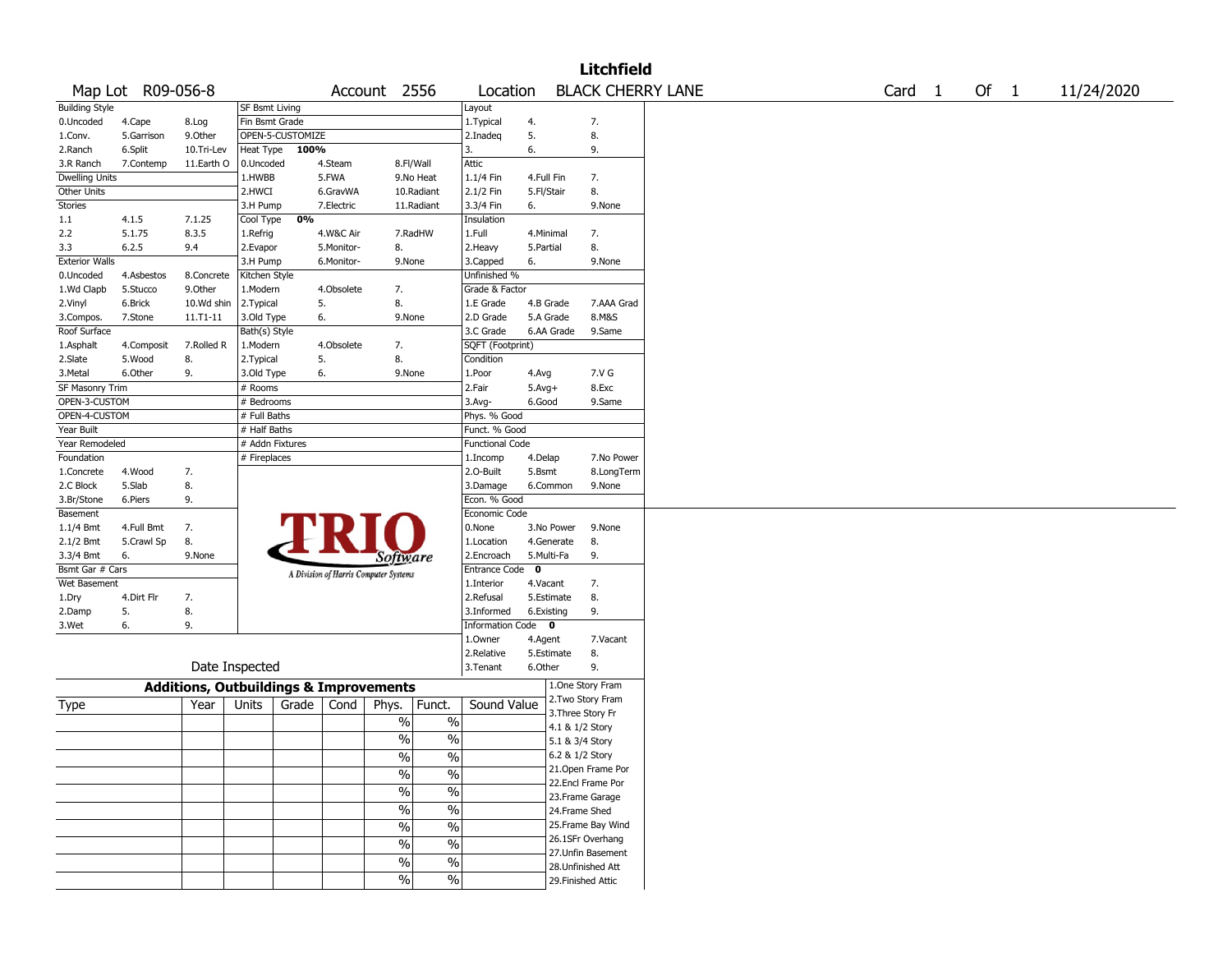# Litchfield

Map Lot R09-056-8 | Account 2556 | Location BLACK CHERRY LANE | Card 1 Of 1 | 11/24/2020

| Building Style | | | SF Bsmt Living | | | Layout | | |
|---|---|---|---|---|---|---|---|---|
| 0.Uncoded | 4.Cape | 8.Log | Fin Bsmt Grade | | | 1.Typical | 4. | 7. |
| 1.Conv. | 5.Garrison | 9.Other | OPEN-5-CUSTOMIZE | | | 2.Inadeq | 5. | 8. |
| 2.Ranch | 6.Split | 10.Tri-Lev | Heat Type 100% | | | 3. | 6. | 9. |
| 3.R Ranch | 7.Contemp | 11.Earth O | 0.Uncoded | 4.Steam | 8.Fl/Wall | Attic | | |
| Dwelling Units | | | 1.HWBB | 5.FWA | 9.No Heat | 1.1/4 Fin | 4.Full Fin | 7. |
| Other Units | | | 2.HWCI | 6.GravWA | 10.Radiant | 2.1/2 Fin | 5.Fl/Stair | 8. |
| Stories | | | 3.H Pump | 7.Electric | 11.Radiant | 3.3/4 Fin | 6. | 9.None |
| 1.1 | 4.1.5 | 7.1.25 | Cool Type 0% | | | Insulation | | |
| 2.2 | 5.1.75 | 8.3.5 | 1.Refrig | 4.W&C Air | 7.RadHW | 1.Full | 4.Minimal | 7. |
| 3.3 | 6.2.5 | 9.4 | 2.Evapor | 5.Monitor- | 8. | 2.Heavy | 5.Partial | 8. |
| Exterior Walls | | | 3.H Pump | 6.Monitor- | 9.None | 3.Capped | 6. | 9.None |
| 0.Uncoded | 4.Asbestos | 8.Concrete | Kitchen Style | | | Unfinished % | | |
| 1.Wd Clapb | 5.Stucco | 9.Other | 1.Modern | 4.Obsolete | 7. | Grade & Factor | | |
| 2.Vinyl | 6.Brick | 10.Wd shin | 2.Typical | 5. | 8. | 1.E Grade | 4.B Grade | 7.AAA Grad |
| 3.Compos. | 7.Stone | 11.T1-11 | 3.Old Type | 6. | 9.None | 2.D Grade | 5.A Grade | 8.M&S |
| Roof Surface | | | Bath(s) Style | | | 3.C Grade | 6.AA Grade | 9.Same |
| 1.Asphalt | 4.Composit | 7.Rolled R | 1.Modern | 4.Obsolete | 7. | SQFT (Footprint) | | |
| 2.Slate | 5.Wood | 8. | 2.Typical | 5. | 8. | Condition | | |
| 3.Metal | 6.Other | 9. | 3.Old Type | 6. | 9.None | 1.Poor | 4.Avg | 7.V G |
| SF Masonry Trim | | | # Rooms | | | 2.Fair | 5.Avg+ | 8.Exc |
| OPEN-3-CUSTOM | | | # Bedrooms | | | 3.Avg- | 6.Good | 9.Same |
| OPEN-4-CUSTOM | | | # Full Baths | | | Phys. % Good | | |
| Year Built | | | # Half Baths | | | Funct. % Good | | |
| Year Remodeled | | | # Addn Fixtures | | | Functional Code | | |
| Foundation | | | # Fireplaces | | | 1.Incomp | 4.Delap | 7.No Power |
| 1.Concrete | 4.Wood | 7. | | | | 2.O-Built | 5.Bsmt | 8.LongTerm |
| 2.C Block | 5.Slab | 8. | | | | 3.Damage | 6.Common | 9.None |
| 3.Br/Stone | 6.Piers | 9. | | | | Econ. % Good | | |
| Basement | | | | | | Economic Code | | |
| 1.1/4 Bmt | 4.Full Bmt | 7. | | | | 0.None | 3.No Power | 9.None |
| 2.1/2 Bmt | 5.Crawl Sp | 8. | | | | 1.Location | 4.Generate | 8. |
| 3.3/4 Bmt | 6. | 9.None | | | | 2.Encroach | 5.Multi-Fa | 9. |
| Bsmt Gar # Cars | | | | | | Entrance Code 0 | | |
| Wet Basement | | | | | | 1.Interior | 4.Vacant | 7. |
| 1.Dry | 4.Dirt Flr | 7. | | | | 2.Refusal | 5.Estimate | 8. |
| 2.Damp | 5. | 8. | | | | 3.Informed | 6.Existing | 9. |
| 3.Wet | 6. | 9. | | | | Information Code 0 | | |
| | | | | | | 1.Owner | 4.Agent | 7.Vacant |
| | | | | | | 2.Relative | 5.Estimate | 8. |
| Date Inspected | | | | | | 3.Tenant | 6.Other | 9. |

TRIO Software — A Division of Harris Computer Systems

## Additions, Outbuildings & Improvements

| Type | Year | Units | Grade | Cond | Phys. | Funct. | Sound Value |
|---|---|---|---|---|---|---|---|
| | | | | | % | % | |
| | | | | | % | % | |
| | | | | | % | % | |
| | | | | | % | % | |
| | | | | | % | % | |
| | | | | | % | % | |
| | | | | | % | % | |
| | | | | | % | % | |
| | | | | | % | % | |
| | | | | | % | % | |

1.One Story Fram
2.Two Story Fram
3.Three Story Fr
4.1 & 1/2 Story
5.1 & 3/4 Story
6.2 & 1/2 Story
21.Open Frame Por
22.Encl Frame Por
23.Frame Garage
24.Frame Shed
25.Frame Bay Wind
26.1SFr Overhang
27.Unfin Basement
28.Unfinished Att
29.Finished Attic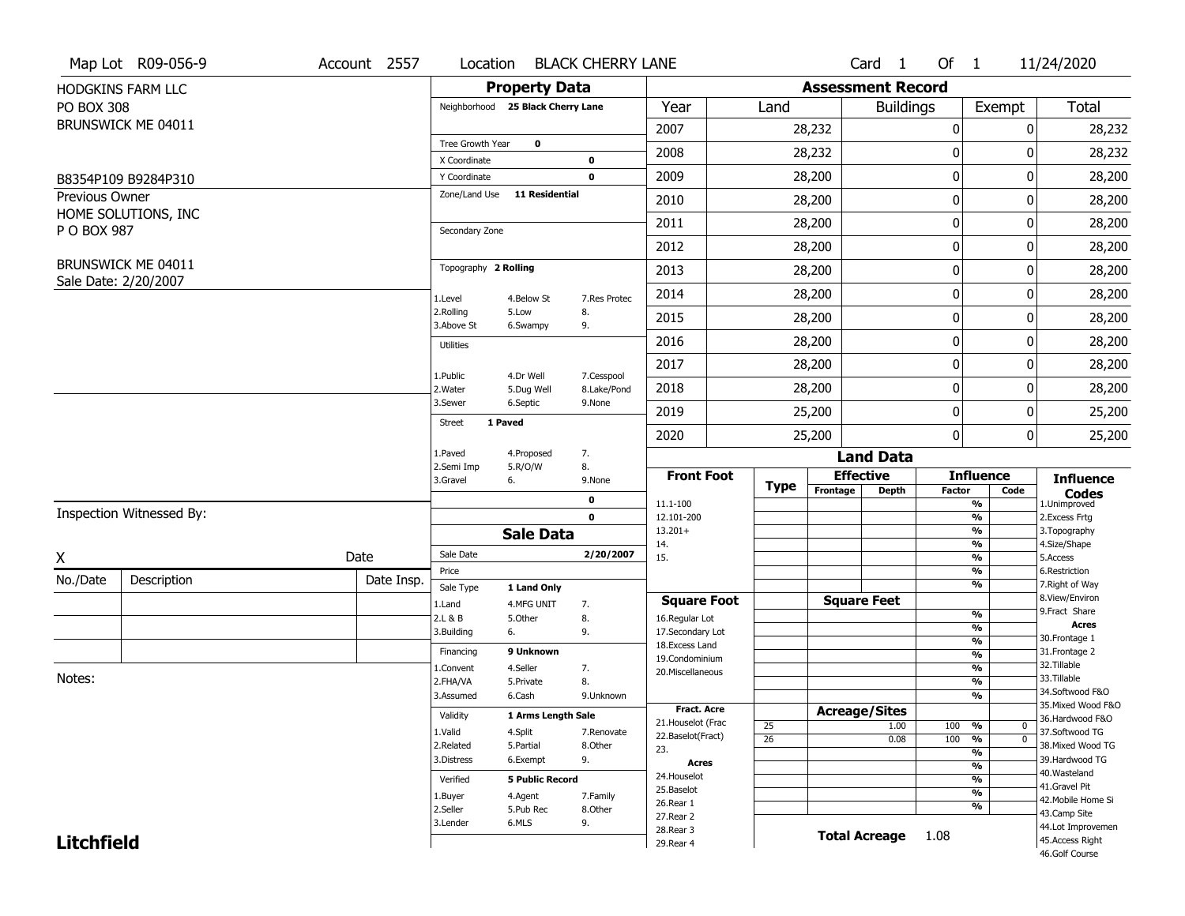Map Lot R09-056-9 | Account 2557 | Location BLACK CHERRY LANE | Card 1 Of 1 | 11/24/2020

HODGKINS FARM LLC
PO BOX 308
BRUNSWICK ME 04011

B8354P109 B9284P310

Previous Owner
HOME SOLUTIONS, INC
P O BOX 987

BRUNSWICK ME 04011
Sale Date: 2/20/2007

## Property Data

Neighborhood **25 Black Cherry Lane**

Tree Growth Year **0**
X Coordinate **0**
Y Coordinate **0**
Zone/Land Use **11 Residential**

Secondary Zone

Topography **2 Rolling**

1.Level 4.Below St 7.Res Protec
2.Rolling 5.Low 8.
3.Above St 6.Swampy 9.

Utilities

1.Public 4.Dr Well 7.Cesspool
2.Water 5.Dug Well 8.Lake/Pond
3.Sewer 6.Septic 9.None

Street **1 Paved**

1.Paved 4.Proposed 7.
2.Semi Imp 5.R/O/W 8.
3.Gravel 6. 9.None

0
0

## Sale Data

Sale Date **2/20/2007**
Price
Sale Type **1 Land Only**

1.Land 4.MFG UNIT 7.
2.L & B 5.Other 8.
3.Building 6. 9.

Financing **9 Unknown**

1.Convent 4.Seller 7.
2.FHA/VA 5.Private 8.
3.Assumed 6.Cash 9.Unknown

Validity **1 Arms Length Sale**

1.Valid 4.Split 7.Renovate
2.Related 5.Partial 8.Other
3.Distress 6.Exempt 9.

Verified **5 Public Record**

1.Buyer 4.Agent 7.Family
2.Seller 5.Pub Rec 8.Other
3.Lender 6.MLS 9.

## Assessment Record

| Year | Land | Buildings | Exempt | Total |
|---|---|---|---|---|
| 2007 | 28,232 | 0 | 0 | 28,232 |
| 2008 | 28,232 | 0 | 0 | 28,232 |
| 2009 | 28,200 | 0 | 0 | 28,200 |
| 2010 | 28,200 | 0 | 0 | 28,200 |
| 2011 | 28,200 | 0 | 0 | 28,200 |
| 2012 | 28,200 | 0 | 0 | 28,200 |
| 2013 | 28,200 | 0 | 0 | 28,200 |
| 2014 | 28,200 | 0 | 0 | 28,200 |
| 2015 | 28,200 | 0 | 0 | 28,200 |
| 2016 | 28,200 | 0 | 0 | 28,200 |
| 2017 | 28,200 | 0 | 0 | 28,200 |
| 2018 | 28,200 | 0 | 0 | 28,200 |
| 2019 | 25,200 | 0 | 0 | 25,200 |
| 2020 | 25,200 | 0 | 0 | 25,200 |

## Land Data

| Front Foot | Type | Effective Frontage | Effective Depth | Influence Factor | Influence Code |
|---|---|---|---|---|---|
| 11.1-100 | | | | % | |
| 12.101-200 | | | | % | |
| 13.201+ | | | | % | |
| 14. | | | | % | |
| 15. | | | | % | |
| | | | | % | |
| | | | | % | |

| Square Foot | Square Feet | Influence Factor | |
|---|---|---|---|
| 16.Regular Lot | | % | |
| 17.Secondary Lot | | % | |
| 18.Excess Land | | % | |
| 19.Condominium | | % | |
| 20.Miscellaneous | | % | |
| | | % | |
| | | % | |

| Fract. Acre | Type | Acreage/Sites | Influence Factor | Influence Code |
|---|---|---|---|---|
| 21.Houselot (Frac | 25 | 1.00 | 100 % | 0 |
| 22.Baselot(Fract) | 26 | 0.08 | 100 % | 0 |
| 23. | | | % | |
| **Acres** | | | % | |
| 24.Houselot | | | % | |
| 25.Baselot | | | % | |
| 26.Rear 1 | | | % | |
| 27.Rear 2 | | | | |
| 28.Rear 3 | | | | |
| 29.Rear 4 | | | | |

**Total Acreage** 1.08

**Influence Codes**
1.Unimproved
2.Excess Frtg
3.Topography
4.Size/Shape
5.Access
6.Restriction
7.Right of Way
8.View/Environ
9.Fract Share
**Acres**
30.Frontage 1
31.Frontage 2
32.Tillable
33.Tillable
34.Softwood F&O
35.Mixed Wood F&O
36.Hardwood F&O
37.Softwood TG
38.Mixed Wood TG
39.Hardwood TG
40.Wasteland
41.Gravel Pit
42.Mobile Home Si
43.Camp Site
44.Lot Improvemen
45.Access Right
46.Golf Course

Inspection Witnessed By:

X Date

| No./Date | Description | Date Insp. |
|---|---|---|
| | | |
| | | |
| | | |

Notes:

**Litchfield**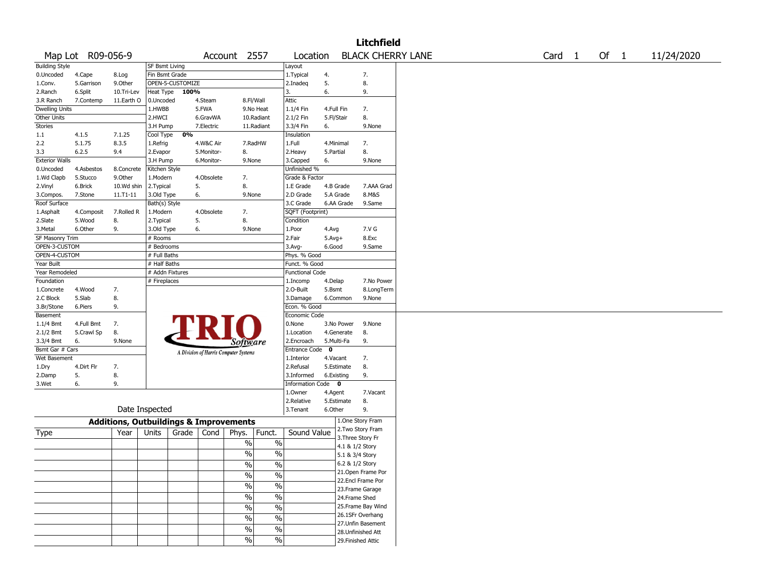# Litchfield

| Map Lot | R09-056-9 | Account | 2557 | Location | BLACK CHERRY LANE | Card | 1 | Of | 1 | 11/24/2020 |
|---|---|---|---|---|---|---|---|---|---|---|

| Building Style | | | SF Bsmt Living | | | Layout | | |
|---|---|---|---|---|---|---|---|---|
| 0.Uncoded | 4.Cape | 8.Log | Fin Bsmt Grade | | | 1.Typical | 4. | 7. |
| 1.Conv. | 5.Garrison | 9.Other | OPEN-5-CUSTOMIZE | | | 2.Inadeq | 5. | 8. |
| 2.Ranch | 6.Split | 10.Tri-Lev | Heat Type 100% | | | 3. | 6. | 9. |
| 3.R Ranch | 7.Contemp | 11.Earth O | 0.Uncoded | 4.Steam | 8.Fl/Wall | Attic | | |
| Dwelling Units | | | 1.HWBB | 5.FWA | 9.No Heat | 1.1/4 Fin | 4.Full Fin | 7. |
| Other Units | | | 2.HWCI | 6.GravWA | 10.Radiant | 2.1/2 Fin | 5.Fl/Stair | 8. |
| Stories | | | 3.H Pump | 7.Electric | 11.Radiant | 3.3/4 Fin | 6. | 9.None |
| 1.1 | 4.1.5 | 7.1.25 | Cool Type 0% | | | Insulation | | |
| 2.2 | 5.1.75 | 8.3.5 | 1.Refrig | 4.W&C Air | 7.RadHW | 1.Full | 4.Minimal | 7. |
| 3.3 | 6.2.5 | 9.4 | 2.Evapor | 5.Monitor- | 8. | 2.Heavy | 5.Partial | 8. |
| Exterior Walls | | | 3.H Pump | 6.Monitor- | 9.None | 3.Capped | 6. | 9.None |
| 0.Uncoded | 4.Asbestos | 8.Concrete | Kitchen Style | | | Unfinished % | | |
| 1.Wd Clapb | 5.Stucco | 9.Other | 1.Modern | 4.Obsolete | 7. | Grade & Factor | | |
| 2.Vinyl | 6.Brick | 10.Wd shin | 2.Typical | 5. | 8. | 1.E Grade | 4.B Grade | 7.AAA Grad |
| 3.Compos. | 7.Stone | 11.T1-11 | 3.Old Type | 6. | 9.None | 2.D Grade | 5.A Grade | 8.M&S |
| Roof Surface | | | Bath(s) Style | | | 3.C Grade | 6.AA Grade | 9.Same |
| 1.Asphalt | 4.Composit | 7.Rolled R | 1.Modern | 4.Obsolete | 7. | SQFT (Footprint) | | |
| 2.Slate | 5.Wood | 8. | 2.Typical | 5. | 8. | Condition | | |
| 3.Metal | 6.Other | 9. | 3.Old Type | 6. | 9.None | 1.Poor | 4.Avg | 7.V G |
| SF Masonry Trim | | | # Rooms | | | 2.Fair | 5.Avg+ | 8.Exc |
| OPEN-3-CUSTOM | | | # Bedrooms | | | 3.Avg- | 6.Good | 9.Same |
| OPEN-4-CUSTOM | | | # Full Baths | | | Phys. % Good | | |
| Year Built | | | # Half Baths | | | Funct. % Good | | |
| Year Remodeled | | | # Addn Fixtures | | | Functional Code | | |
| Foundation | | | # Fireplaces | | | 1.Incomp | 4.Delap | 7.No Power |
| 1.Concrete | 4.Wood | 7. | | | | 2.O-Built | 5.Bsmt | 8.LongTerm |
| 2.C Block | 5.Slab | 8. | | | | 3.Damage | 6.Common | 9.None |
| 3.Br/Stone | 6.Piers | 9. | | | | Econ. % Good | | |
| Basement | | | | | | Economic Code | | |
| 1.1/4 Bmt | 4.Full Bmt | 7. | | | | 0.None | 3.No Power | 9.None |
| 2.1/2 Bmt | 5.Crawl Sp | 8. | | | | 1.Location | 4.Generate | 8. |
| 3.3/4 Bmt | 6. | 9.None | | | | 2.Encroach | 5.Multi-Fa | 9. |
| Bsmt Gar # Cars | | | | | | Entrance Code 0 | | |
| Wet Basement | | | | | | 1.Interior | 4.Vacant | 7. |
| 1.Dry | 4.Dirt Flr | 7. | | | | 2.Refusal | 5.Estimate | 8. |
| 2.Damp | 5. | 8. | | | | 3.Informed | 6.Existing | 9. |
| 3.Wet | 6. | 9. | | | | Information Code 0 | | |
| | | | | | | 1.Owner | 4.Agent | 7.Vacant |
| | | | | | | 2.Relative | 5.Estimate | 8. |
| | Date Inspected | | | | | 3.Tenant | 6.Other | 9. |

TRIO Software — A Division of Harris Computer Systems

## Additions, Outbuildings & Improvements

| Type | Year | Units | Grade | Cond | Phys. | Funct. | Sound Value | |
|---|---|---|---|---|---|---|---|---|
| | | | | | % | % | | 1.One Story Fram |
| | | | | | % | % | | 2.Two Story Fram |
| | | | | | % | % | | 3.Three Story Fr |
| | | | | | % | % | | 4.1 & 1/2 Story |
| | | | | | % | % | | 5.1 & 3/4 Story |
| | | | | | % | % | | 6.2 & 1/2 Story |
| | | | | | % | % | | 21.Open Frame Por |
| | | | | | % | % | | 22.Encl Frame Por |
| | | | | | % | % | | 23.Frame Garage |
| | | | | | % | % | | 24.Frame Shed |
| | | | | | | | | 25.Frame Bay Wind |
| | | | | | | | | 26.1SFr Overhang |
| | | | | | | | | 27.Unfin Basement |
| | | | | | | | | 28.Unfinished Att |
| | | | | | | | | 29.Finished Attic |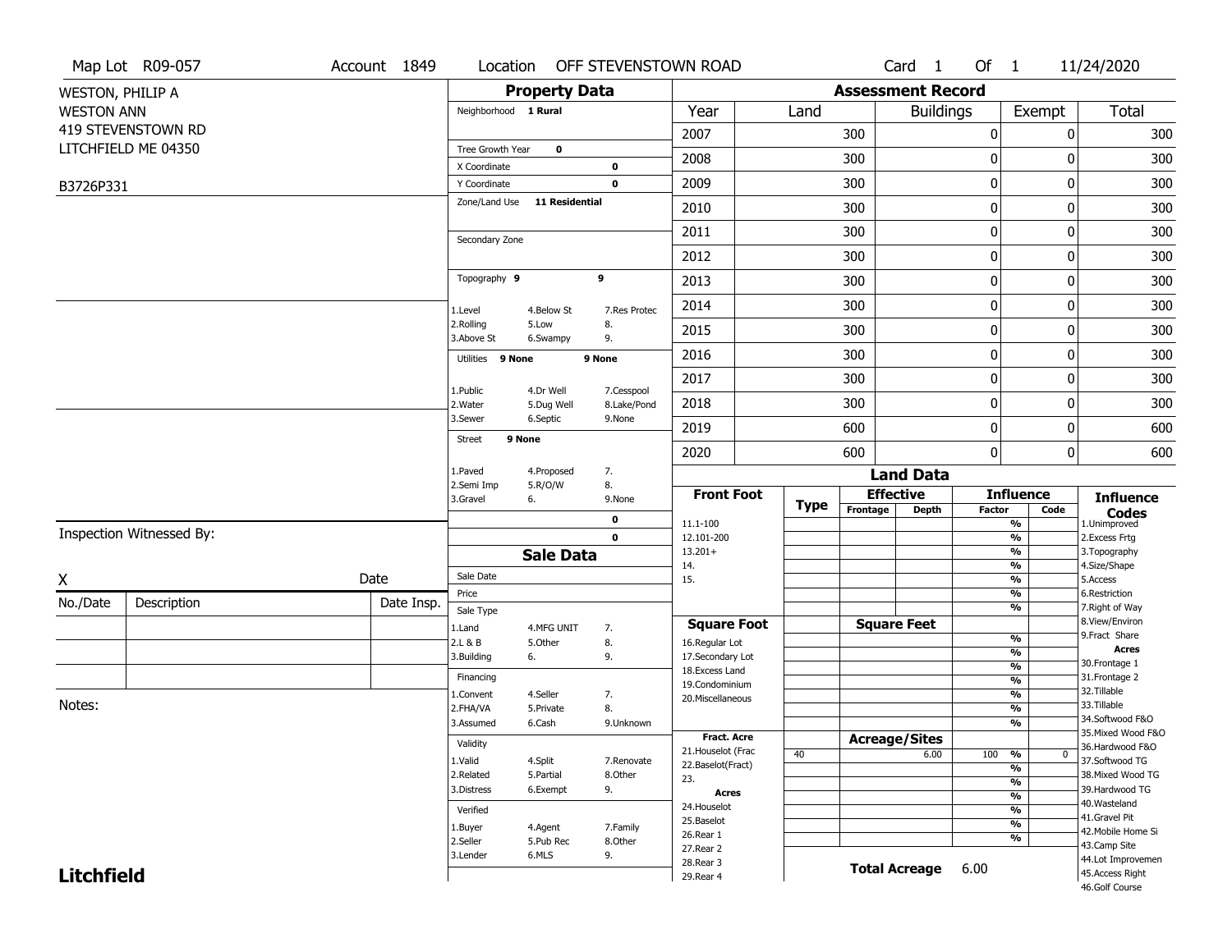Map Lot R09-057 | Account 1849 | Location OFF STEVENSTOWN ROAD | Card 1 Of 1 | 11/24/2020

WESTON, PHILIP A
WESTON ANN
419 STEVENSTOWN RD
LITCHFIELD ME 04350

B3726P331

## Property Data

| Field | Value | |
|---|---|---|
| Neighborhood | 1 Rural | |
| Tree Growth Year | 0 | |
| X Coordinate | | 0 |
| Y Coordinate | | 0 |
| Zone/Land Use | 11 Residential | |
| Secondary Zone | | |
| Topography | 9 | 9 |
| Utilities | 9 None | 9 None |
| Street | 9 None | |
| | | 0 |
| | | 0 |

Topography: 1.Level, 2.Rolling, 3.Above St, 4.Below St, 5.Low, 6.Swampy, 7.Res Protec, 8., 9.

Utilities: 1.Public, 2.Water, 3.Sewer, 4.Dr Well, 5.Dug Well, 6.Septic, 7.Cesspool, 8.Lake/Pond, 9.None

Street: 1.Paved, 2.Semi Imp, 3.Gravel, 4.Proposed, 5.R/O/W, 6., 7., 8., 9.None

## Assessment Record

| Year | Land | Buildings | Exempt | Total |
|---|---|---|---|---|
| 2007 | 300 | 0 | 0 | 300 |
| 2008 | 300 | 0 | 0 | 300 |
| 2009 | 300 | 0 | 0 | 300 |
| 2010 | 300 | 0 | 0 | 300 |
| 2011 | 300 | 0 | 0 | 300 |
| 2012 | 300 | 0 | 0 | 300 |
| 2013 | 300 | 0 | 0 | 300 |
| 2014 | 300 | 0 | 0 | 300 |
| 2015 | 300 | 0 | 0 | 300 |
| 2016 | 300 | 0 | 0 | 300 |
| 2017 | 300 | 0 | 0 | 300 |
| 2018 | 300 | 0 | 0 | 300 |
| 2019 | 600 | 0 | 0 | 600 |
| 2020 | 600 | 0 | 0 | 600 |

## Land Data

| Type | Effective Frontage | Effective Depth | Influence Factor | Influence Code |
|---|---|---|---|---|
| 40 | | 6.00 | 100 % | 0 |

Front Foot: 11.1-100, 12.101-200, 13.201+, 14., 15.

Square Foot: 16.Regular Lot, 17.Secondary Lot, 18.Excess Land, 19.Condominium, 20.Miscellaneous

Fract. Acre: 21.Houselot (Frac, 22.Baselot(Fract), 23.

Acres: 24.Houselot, 25.Baselot, 26.Rear 1, 27.Rear 2, 28.Rear 3, 29.Rear 4

**Total Acreage** 6.00

Influence Codes: 1.Unimproved, 2.Excess Frtg, 3.Topography, 4.Size/Shape, 5.Access, 6.Restriction, 7.Right of Way, 8.View/Environ, 9.Fract Share

Acres: 30.Frontage 1, 31.Frontage 2, 32.Tillable, 33.Tillable, 34.Softwood F&O, 35.Mixed Wood F&O, 36.Hardwood F&O, 37.Softwood TG, 38.Mixed Wood TG, 39.Hardwood TG, 40.Wasteland, 41.Gravel Pit, 42.Mobile Home Si, 43.Camp Site, 44.Lot Improvemen, 45.Access Right, 46.Golf Course

## Sale Data

Sale Date:
Price:

Sale Type: 1.Land, 2.L & B, 3.Building, 4.MFG UNIT, 5.Other, 6., 7., 8., 9.

Financing: 1.Convent, 2.FHA/VA, 3.Assumed, 4.Seller, 5.Private, 6.Cash, 7., 8., 9.Unknown

Validity: 1.Valid, 2.Related, 3.Distress, 4.Split, 5.Partial, 6.Exempt, 7.Renovate, 8.Other, 9.

Verified: 1.Buyer, 2.Seller, 3.Lender, 4.Agent, 5.Pub Rec, 6.MLS, 7.Family, 8.Other, 9.

Inspection Witnessed By:

X Date

| No./Date | Description | Date Insp. |
|---|---|---|
| | | |
| | | |
| | | |

Notes:

**Litchfield**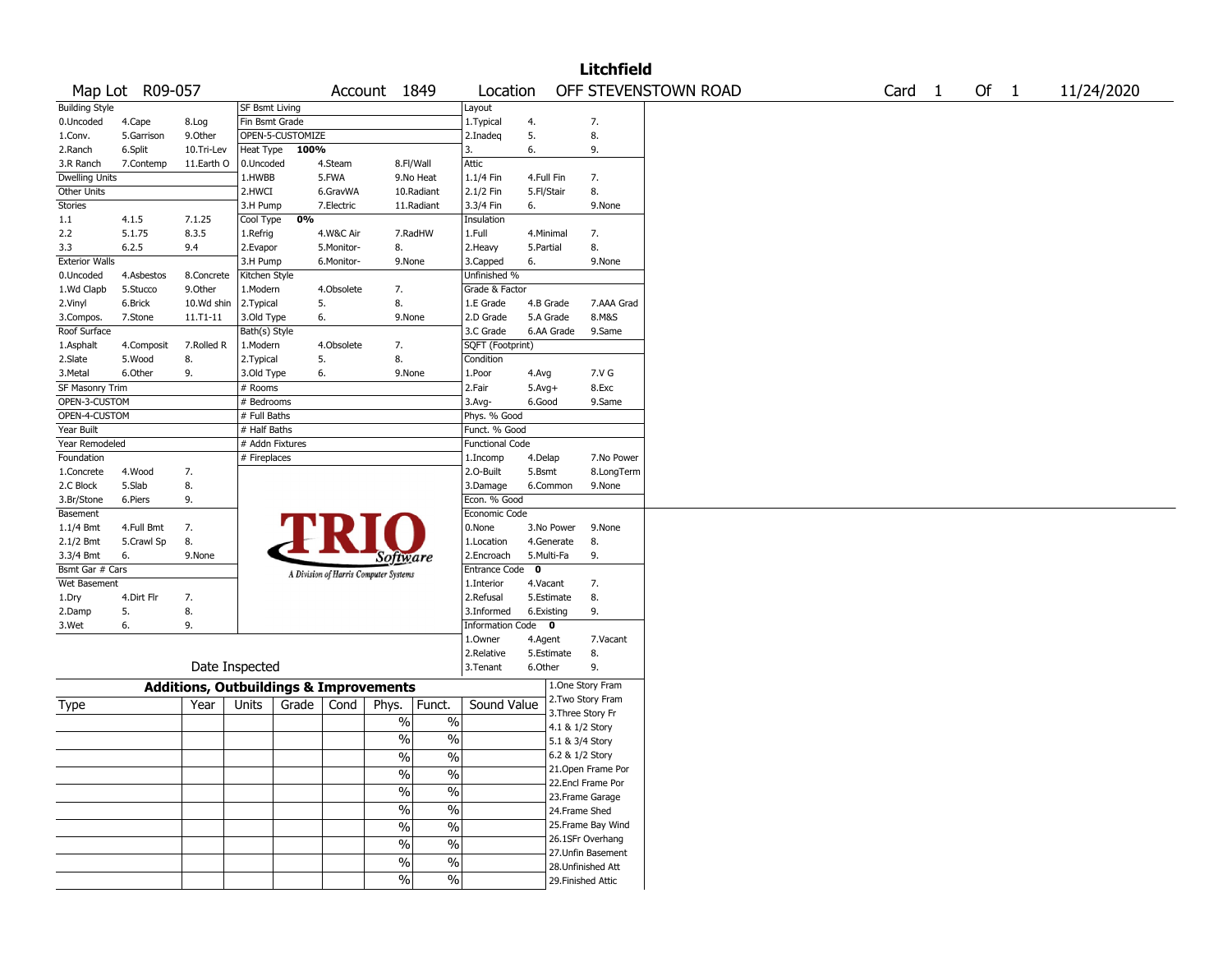# Litchfield

Map Lot R09-057 | Account 1849 | Location OFF STEVENSTOWN ROAD | Card 1 Of 1 | 11/24/2020

| Building Style | | | SF Bsmt Living | | | Layout | | |
|---|---|---|---|---|---|---|---|---|
| 0.Uncoded | 4.Cape | 8.Log | Fin Bsmt Grade | | | 1.Typical | 4. | 7. |
| 1.Conv. | 5.Garrison | 9.Other | OPEN-5-CUSTOMIZE | | | 2.Inadeq | 5. | 8. |
| 2.Ranch | 6.Split | 10.Tri-Lev | Heat Type 100% | | | 3. | 6. | 9. |
| 3.R Ranch | 7.Contemp | 11.Earth O | 0.Uncoded | 4.Steam | 8.Fl/Wall | Attic | | |
| Dwelling Units | | | 1.HWBB | 5.FWA | 9.No Heat | 1.1/4 Fin | 4.Full Fin | 7. |
| Other Units | | | 2.HWCI | 6.GravWA | 10.Radiant | 2.1/2 Fin | 5.Fl/Stair | 8. |
| Stories | | | 3.H Pump | 7.Electric | 11.Radiant | 3.3/4 Fin | 6. | 9.None |
| 1.1 | 4.1.5 | 7.1.25 | Cool Type 0% | | | Insulation | | |
| 2.2 | 5.1.75 | 8.3.5 | 1.Refrig | 4.W&C Air | 7.RadHW | 1.Full | 4.Minimal | 7. |
| 3.3 | 6.2.5 | 9.4 | 2.Evapor | 5.Monitor- | 8. | 2.Heavy | 5.Partial | 8. |
| Exterior Walls | | | 3.H Pump | 6.Monitor- | 9.None | 3.Capped | 6. | 9.None |
| 0.Uncoded | 4.Asbestos | 8.Concrete | Kitchen Style | | | Unfinished % | | |
| 1.Wd Clapb | 5.Stucco | 9.Other | 1.Modern | 4.Obsolete | 7. | Grade & Factor | | |
| 2.Vinyl | 6.Brick | 10.Wd shin | 2.Typical | 5. | 8. | 1.E Grade | 4.B Grade | 7.AAA Grad |
| 3.Compos. | 7.Stone | 11.T1-11 | 3.Old Type | 6. | 9.None | 2.D Grade | 5.A Grade | 8.M&S |
| Roof Surface | | | Bath(s) Style | | | 3.C Grade | 6.AA Grade | 9.Same |
| 1.Asphalt | 4.Composit | 7.Rolled R | 1.Modern | 4.Obsolete | 7. | SQFT (Footprint) | | |
| 2.Slate | 5.Wood | 8. | 2.Typical | 5. | 8. | Condition | | |
| 3.Metal | 6.Other | 9. | 3.Old Type | 6. | 9.None | 1.Poor | 4.Avg | 7.V G |
| SF Masonry Trim | | | # Rooms | | | 2.Fair | 5.Avg+ | 8.Exc |
| OPEN-3-CUSTOM | | | # Bedrooms | | | 3.Avg- | 6.Good | 9.Same |
| OPEN-4-CUSTOM | | | # Full Baths | | | Phys. % Good | | |
| Year Built | | | # Half Baths | | | Funct. % Good | | |
| Year Remodeled | | | # Addn Fixtures | | | Functional Code | | |
| Foundation | | | # Fireplaces | | | 1.Incomp | 4.Delap | 7.No Power |
| 1.Concrete | 4.Wood | 7. | | | | 2.O-Built | 5.Bsmt | 8.LongTerm |
| 2.C Block | 5.Slab | 8. | | | | 3.Damage | 6.Common | 9.None |
| 3.Br/Stone | 6.Piers | 9. | | | | Econ. % Good | | |
| Basement | | | | | | Economic Code | | |
| 1.1/4 Bmt | 4.Full Bmt | 7. | | | | 0.None | 3.No Power | 9.None |
| 2.1/2 Bmt | 5.Crawl Sp | 8. | | | | 1.Location | 4.Generate | 8. |
| 3.3/4 Bmt | 6. | 9.None | | | | 2.Encroach | 5.Multi-Fa | 9. |
| Bsmt Gar # Cars | | | | | | Entrance Code 0 | | |
| Wet Basement | | | | | | 1.Interior | 4.Vacant | 7. |
| 1.Dry | 4.Dirt Flr | 7. | | | | 2.Refusal | 5.Estimate | 8. |
| 2.Damp | 5. | 8. | | | | 3.Informed | 6.Existing | 9. |
| 3.Wet | 6. | 9. | | | | Information Code 0 | | |
| | | | | | | 1.Owner | 4.Agent | 7.Vacant |
| | | | | | | 2.Relative | 5.Estimate | 8. |
| Date Inspected | | | | | | 3.Tenant | 6.Other | 9. |

TRIO Software — A Division of Harris Computer Systems

## Additions, Outbuildings & Improvements

| Type | Year | Units | Grade | Cond | Phys. | Funct. | Sound Value |
|---|---|---|---|---|---|---|---|
| | | | | | % | % | |
| | | | | | % | % | |
| | | | | | % | % | |
| | | | | | % | % | |
| | | | | | % | % | |
| | | | | | % | % | |
| | | | | | % | % | |
| | | | | | % | % | |
| | | | | | % | % | |
| | | | | | % | % | |

1.One Story Fram
2.Two Story Fram
3.Three Story Fr
4.1 & 1/2 Story
5.1 & 3/4 Story
6.2 & 1/2 Story
21.Open Frame Por
22.Encl Frame Por
23.Frame Garage
24.Frame Shed
25.Frame Bay Wind
26.1SFr Overhang
27.Unfin Basement
28.Unfinished Att
29.Finished Attic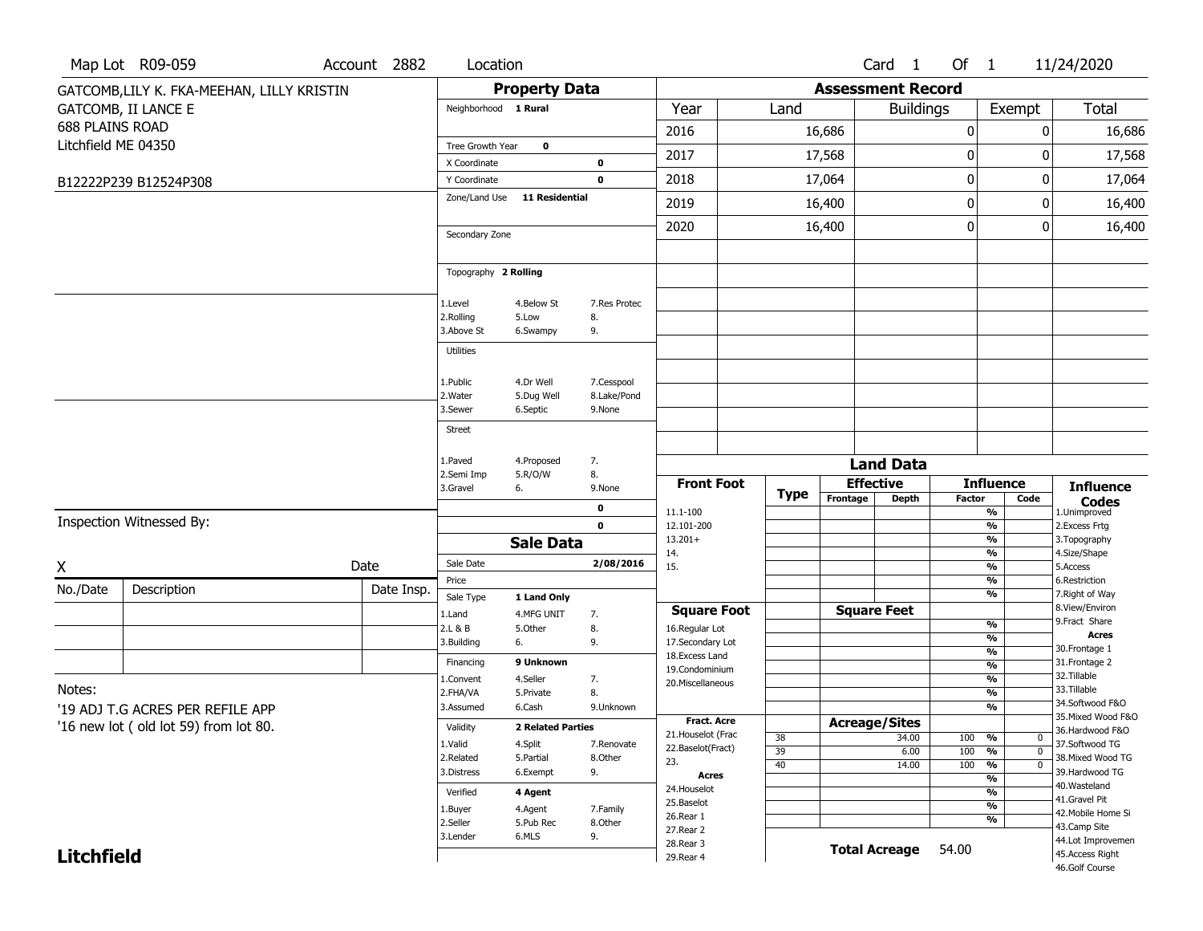Map Lot R09-059 | Account 2882 | Location | Card 1 Of 1 | 11/24/2020

GATCOMB,LILY K. FKA-MEEHAN, LILLY KRISTIN
GATCOMB, II LANCE E
688 PLAINS ROAD
Litchfield ME 04350

B12222P239 B12524P308

## Property Data

Neighborhood **1 Rural**

Tree Growth Year **0**
X Coordinate **0**
Y Coordinate **0**
Zone/Land Use **11 Residential**

Secondary Zone

Topography **2 Rolling**

1.Level 4.Below St 7.Res Protec
2.Rolling 5.Low 8.
3.Above St 6.Swampy 9.

Utilities

1.Public 4.Dr Well 7.Cesspool
2.Water 5.Dug Well 8.Lake/Pond
3.Sewer 6.Septic 9.None

Street

1.Paved 4.Proposed 7.
2.Semi Imp 5.R/O/W 8.
3.Gravel 6. 9.None

**0**
**0**

## Assessment Record

| Year | Land | Buildings | Exempt | Total |
|---|---|---|---|---|
| 2016 | 16,686 | 0 | 0 | 16,686 |
| 2017 | 17,568 | 0 | 0 | 17,568 |
| 2018 | 17,064 | 0 | 0 | 17,064 |
| 2019 | 16,400 | 0 | 0 | 16,400 |
| 2020 | 16,400 | 0 | 0 | 16,400 |

Inspection Witnessed By:

X ____________________ Date

| No./Date | Description | Date Insp. |
|---|---|---|
| | | |
| | | |
| | | |

Notes:
'19 ADJ T.G ACRES PER REFILE APP
'16 new lot ( old lot 59) from lot 80.

## Sale Data

Sale Date **2/08/2016**
Price
Sale Type **1 Land Only**

1.Land 4.MFG UNIT 7.
2.L & B 5.Other 8.
3.Building 6. 9.

Financing **9 Unknown**

1.Convent 4.Seller 7.
2.FHA/VA 5.Private 8.
3.Assumed 6.Cash 9.Unknown

Validity **2 Related Parties**

1.Valid 4.Split 7.Renovate
2.Related 5.Partial 8.Other
3.Distress 6.Exempt 9.

Verified **4 Agent**

1.Buyer 4.Agent 7.Family
2.Seller 5.Pub Rec 8.Other
3.Lender 6.MLS 9.

## Land Data

| | Type | Effective Frontage | Effective Depth | Influence Factor | Influence Code |
|---|---|---|---|---|---|
| **Front Foot** | | | | | |
| 11.1-100 | | | | % | |
| 12.101-200 | | | | % | |
| 13.201+ | | | | % | |
| 14. | | | | % | |
| 15. | | | | % | |
| | | | | % | |
| **Square Foot** | | **Square Feet** | | | |
| 16.Regular Lot | | | | % | |
| 17.Secondary Lot | | | | % | |
| 18.Excess Land | | | | % | |
| 19.Condominium | | | | % | |
| 20.Miscellaneous | | | | % | |
| | | | | % | |
| **Fract. Acre** | | **Acreage/Sites** | | | |
| 21.Houselot (Frac | 38 | | 34.00 | 100 % | 0 |
| 22.Baselot(Fract) | 39 | | 6.00 | 100 % | 0 |
| 23. | 40 | | 14.00 | 100 % | 0 |
| **Acres** | | | | % | |
| 24.Houselot | | | | % | |
| 25.Baselot | | | | % | |
| 26.Rear 1 | | | | % | |
| 27.Rear 2 | | | | | |
| 28.Rear 3 | | | | | |
| 29.Rear 4 | | | | | |

**Total Acreage** 54.00

**Influence Codes**
1.Unimproved
2.Excess Frtg
3.Topography
4.Size/Shape
5.Access
6.Restriction
7.Right of Way
8.View/Environ
9.Fract Share

**Acres**
30.Frontage 1
31.Frontage 2
32.Tillable
33.Tillable
34.Softwood F&O
35.Mixed Wood F&O
36.Hardwood F&O
37.Softwood TG
38.Mixed Wood TG
39.Hardwood TG
40.Wasteland
41.Gravel Pit
42.Mobile Home Si
43.Camp Site
44.Lot Improvemen
45.Access Right
46.Golf Course

**Litchfield**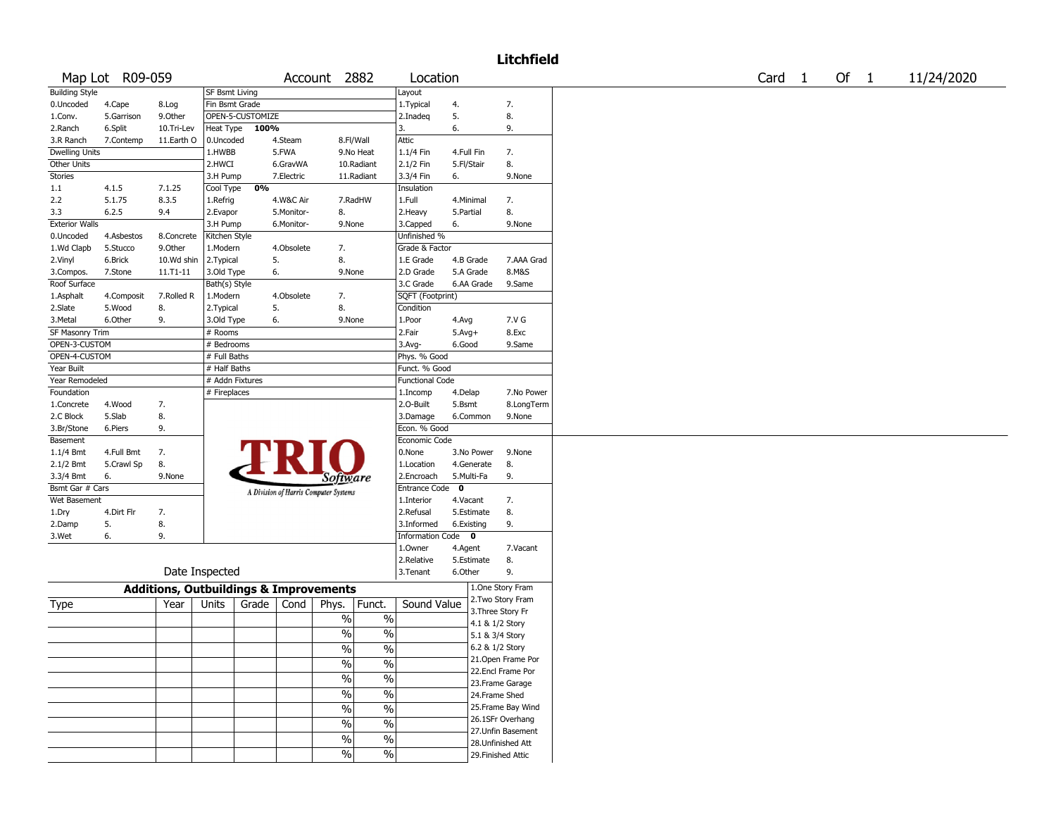# Litchfield

Map Lot R09-059 | Account 2882 | Location | Card 1 Of 1 | 11/24/2020

| Building Style | | | SF Bsmt Living | | | Layout | | |
|---|---|---|---|---|---|---|---|---|
| 0.Uncoded | 4.Cape | 8.Log | Fin Bsmt Grade | | | 1.Typical | 4. | 7. |
| 1.Conv. | 5.Garrison | 9.Other | OPEN-5-CUSTOMIZE | | | 2.Inadeq | 5. | 8. |
| 2.Ranch | 6.Split | 10.Tri-Lev | Heat Type 100% | | | 3. | 6. | 9. |
| 3.R Ranch | 7.Contemp | 11.Earth O | 0.Uncoded | 4.Steam | 8.Fl/Wall | Attic | | |
| Dwelling Units | | | 1.HWBB | 5.FWA | 9.No Heat | 1.1/4 Fin | 4.Full Fin | 7. |
| Other Units | | | 2.HWCI | 6.GravWA | 10.Radiant | 2.1/2 Fin | 5.Fl/Stair | 8. |
| Stories | | | 3.H Pump | 7.Electric | 11.Radiant | 3.3/4 Fin | 6. | 9.None |
| 1.1 | 4.1.5 | 7.1.25 | Cool Type 0% | | | Insulation | | |
| 2.2 | 5.1.75 | 8.3.5 | 1.Refrig | 4.W&C Air | 7.RadHW | 1.Full | 4.Minimal | 7. |
| 3.3 | 6.2.5 | 9.4 | 2.Evapor | 5.Monitor- | 8. | 2.Heavy | 5.Partial | 8. |
| Exterior Walls | | | 3.H Pump | 6.Monitor- | 9.None | 3.Capped | 6. | 9.None |
| 0.Uncoded | 4.Asbestos | 8.Concrete | Kitchen Style | | | Unfinished % | | |
| 1.Wd Clapb | 5.Stucco | 9.Other | 1.Modern | 4.Obsolete | 7. | Grade & Factor | | |
| 2.Vinyl | 6.Brick | 10.Wd shin | 2.Typical | 5. | 8. | 1.E Grade | 4.B Grade | 7.AAA Grad |
| 3.Compos. | 7.Stone | 11.T1-11 | 3.Old Type | 6. | 9.None | 2.D Grade | 5.A Grade | 8.M&S |
| Roof Surface | | | Bath(s) Style | | | 3.C Grade | 6.AA Grade | 9.Same |
| 1.Asphalt | 4.Composit | 7.Rolled R | 1.Modern | 4.Obsolete | 7. | SQFT (Footprint) | | |
| 2.Slate | 5.Wood | 8. | 2.Typical | 5. | 8. | Condition | | |
| 3.Metal | 6.Other | 9. | 3.Old Type | 6. | 9.None | 1.Poor | 4.Avg | 7.V G |
| SF Masonry Trim | | | # Rooms | | | 2.Fair | 5.Avg+ | 8.Exc |
| OPEN-3-CUSTOM | | | # Bedrooms | | | 3.Avg- | 6.Good | 9.Same |
| OPEN-4-CUSTOM | | | # Full Baths | | | Phys. % Good | | |
| Year Built | | | # Half Baths | | | Funct. % Good | | |
| Year Remodeled | | | # Addn Fixtures | | | Functional Code | | |
| Foundation | | | # Fireplaces | | | 1.Incomp | 4.Delap | 7.No Power |
| 1.Concrete | 4.Wood | 7. | | | | 2.O-Built | 5.Bsmt | 8.LongTerm |
| 2.C Block | 5.Slab | 8. | | | | 3.Damage | 6.Common | 9.None |
| 3.Br/Stone | 6.Piers | 9. | | | | Econ. % Good | | |
| Basement | | | | | | Economic Code | | |
| 1.1/4 Bmt | 4.Full Bmt | 7. | | | | 0.None | 3.No Power | 9.None |
| 2.1/2 Bmt | 5.Crawl Sp | 8. | | | | 1.Location | 4.Generate | 8. |
| 3.3/4 Bmt | 6. | 9.None | | | | 2.Encroach | 5.Multi-Fa | 9. |
| Bsmt Gar # Cars | | | | | | Entrance Code 0 | | |
| Wet Basement | | | | | | 1.Interior | 4.Vacant | 7. |
| 1.Dry | 4.Dirt Flr | 7. | | | | 2.Refusal | 5.Estimate | 8. |
| 2.Damp | 5. | 8. | | | | 3.Informed | 6.Existing | 9. |
| 3.Wet | 6. | 9. | | | | Information Code 0 | | |
| | | | | | | 1.Owner | 4.Agent | 7.Vacant |
| | | | | | | 2.Relative | 5.Estimate | 8. |
| Date Inspected | | | | | | 3.Tenant | 6.Other | 9. |

TRIO Software — A Division of Harris Computer Systems

## Additions, Outbuildings & Improvements

| Type | Year | Units | Grade | Cond | Phys. | Funct. | Sound Value | |
|---|---|---|---|---|---|---|---|---|
| | | | | | % | % | | 1.One Story Fram |
| | | | | | % | % | | 2.Two Story Fram |
| | | | | | % | % | | 3.Three Story Fr |
| | | | | | % | % | | 4.1 & 1/2 Story |
| | | | | | % | % | | 5.1 & 3/4 Story |
| | | | | | % | % | | 6.2 & 1/2 Story |
| | | | | | % | % | | 21.Open Frame Por |
| | | | | | % | % | | 22.Encl Frame Por |
| | | | | | % | % | | 23.Frame Garage |
| | | | | | % | % | | 24.Frame Shed |
| | | | | | | | | 25.Frame Bay Wind |
| | | | | | | | | 26.1SFr Overhang |
| | | | | | | | | 27.Unfin Basement |
| | | | | | | | | 28.Unfinished Att |
| | | | | | | | | 29.Finished Attic |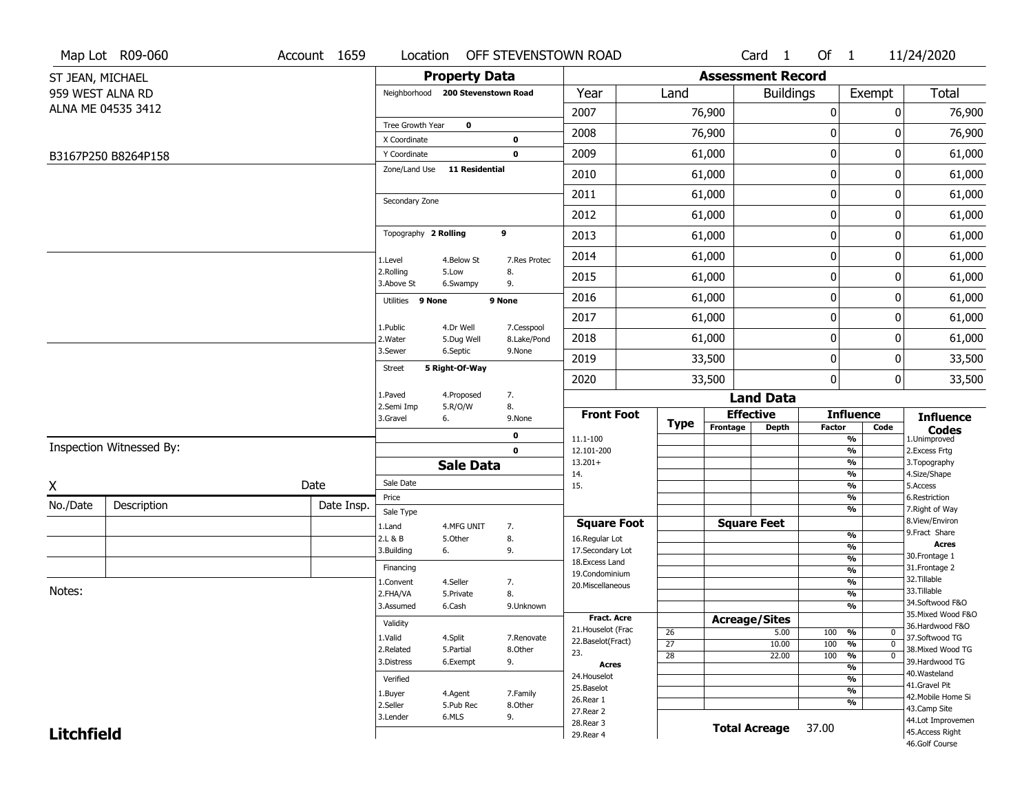Map Lot R09-060 | Account 1659 | Location OFF STEVENSTOWN ROAD | Card 1 Of 1 | 11/24/2020

ST JEAN, MICHAEL
959 WEST ALNA RD
ALNA ME 04535 3412

B3167P250 B8264P158

## Property Data

Neighborhood **200 Stevenstown Road**

Tree Growth Year **0**
X Coordinate **0**
Y Coordinate **0**
Zone/Land Use **11 Residential**

Secondary Zone

Topography **2 Rolling** **9**

1.Level 4.Below St 7.Res Protec
2.Rolling 5.Low 8.
3.Above St 6.Swampy 9.

Utilities **9 None** **9 None**

1.Public 4.Dr Well 7.Cesspool
2.Water 5.Dug Well 8.Lake/Pond
3.Sewer 6.Septic 9.None

Street **5 Right-Of-Way**

1.Paved 4.Proposed 7.
2.Semi Imp 5.R/O/W 8.
3.Gravel 6. 9.None

**0**
**0**

## Assessment Record

| Year | Land | Buildings | Exempt | Total |
|---|---|---|---|---|
| 2007 | 76,900 | 0 | 0 | 76,900 |
| 2008 | 76,900 | 0 | 0 | 76,900 |
| 2009 | 61,000 | 0 | 0 | 61,000 |
| 2010 | 61,000 | 0 | 0 | 61,000 |
| 2011 | 61,000 | 0 | 0 | 61,000 |
| 2012 | 61,000 | 0 | 0 | 61,000 |
| 2013 | 61,000 | 0 | 0 | 61,000 |
| 2014 | 61,000 | 0 | 0 | 61,000 |
| 2015 | 61,000 | 0 | 0 | 61,000 |
| 2016 | 61,000 | 0 | 0 | 61,000 |
| 2017 | 61,000 | 0 | 0 | 61,000 |
| 2018 | 61,000 | 0 | 0 | 61,000 |
| 2019 | 33,500 | 0 | 0 | 33,500 |
| 2020 | 33,500 | 0 | 0 | 33,500 |

Inspection Witnessed By:

X Date

| No./Date | Description | Date Insp. |
|---|---|---|
| | | |
| | | |
| | | |

Notes:

## Sale Data

Sale Date
Price
Sale Type
1.Land 4.MFG UNIT 7.
2.L & B 5.Other 8.
3.Building 6. 9.

Financing
1.Convent 4.Seller 7.
2.FHA/VA 5.Private 8.
3.Assumed 6.Cash 9.Unknown

Validity
1.Valid 4.Split 7.Renovate
2.Related 5.Partial 8.Other
3.Distress 6.Exempt 9.

Verified
1.Buyer 4.Agent 7.Family
2.Seller 5.Pub Rec 8.Other
3.Lender 6.MLS 9.

## Land Data

**Front Foot**: 11.1-100, 12.101-200, 13.201+, 14., 15.

**Square Foot**: 16.Regular Lot, 17.Secondary Lot, 18.Excess Land, 19.Condominium, 20.Miscellaneous

**Fract. Acre**: 21.Houselot (Frac, 22.Baselot(Fract), 23.

**Acres**: 24.Houselot, 25.Baselot, 26.Rear 1, 27.Rear 2, 28.Rear 3, 29.Rear 4

**Acreage/Sites**

| Type | Acreage/Sites | Factor | Code |
|---|---|---|---|
| 26 | 5.00 | 100 % | 0 |
| 27 | 10.00 | 100 % | 0 |
| 28 | 22.00 | 100 % | 0 |

**Total Acreage** 37.00

**Influence Codes**: 1.Unimproved, 2.Excess Frtg, 3.Topography, 4.Size/Shape, 5.Access, 6.Restriction, 7.Right of Way, 8.View/Environ, 9.Fract Share

**Acres**: 30.Frontage 1, 31.Frontage 2, 32.Tillable, 33.Tillable, 34.Softwood F&O, 35.Mixed Wood F&O, 36.Hardwood F&O, 37.Softwood TG, 38.Mixed Wood TG, 39.Hardwood TG, 40.Wasteland, 41.Gravel Pit, 42.Mobile Home Si, 43.Camp Site, 44.Lot Improvemen, 45.Access Right, 46.Golf Course

**Litchfield**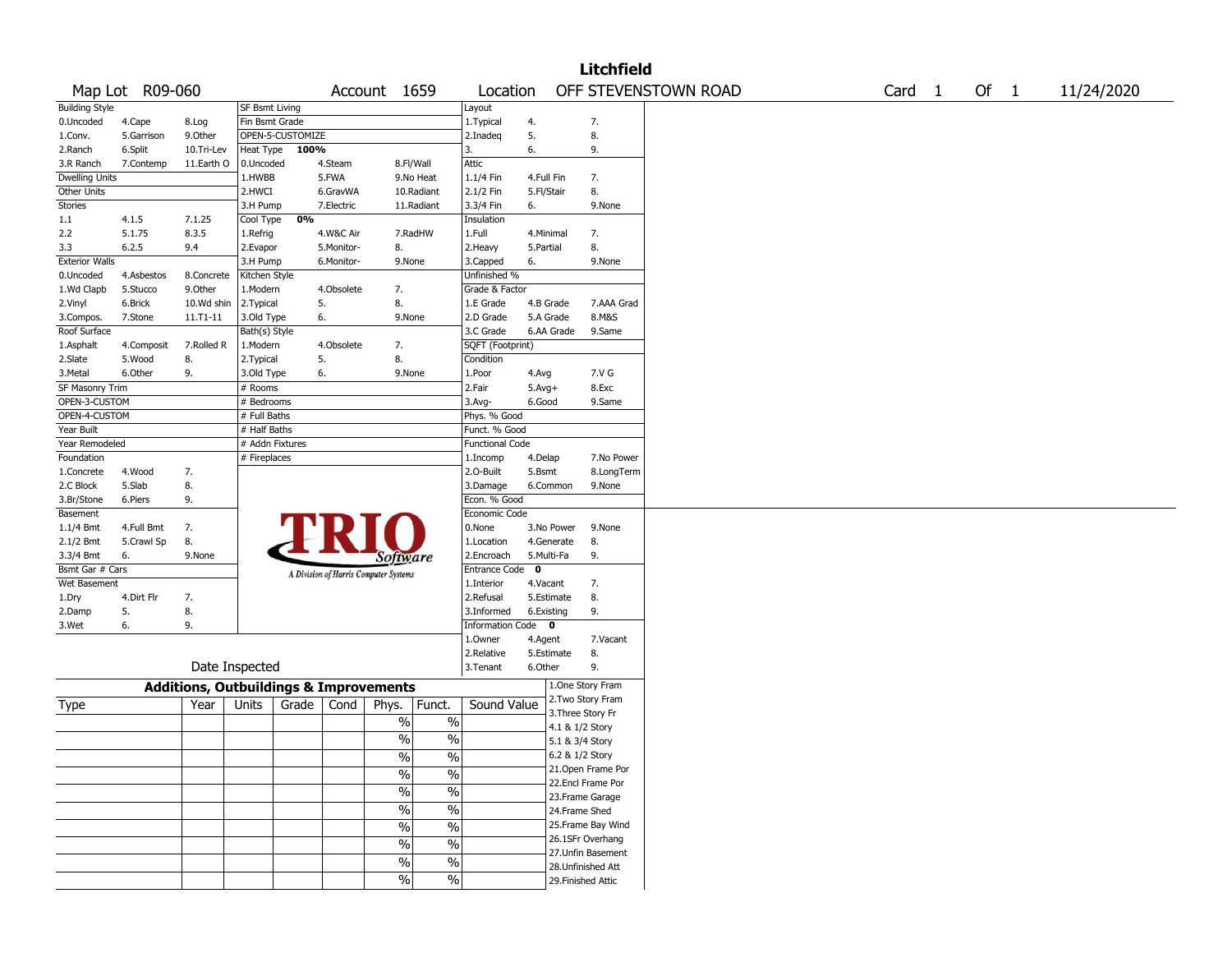# Litchfield

Map Lot R09-060 | Account 1659 | Location OFF STEVENSTOWN ROAD | Card 1 Of 1 | 11/24/2020

| Building Style | | | SF Bsmt Living | | | Layout | | |
|---|---|---|---|---|---|---|---|---|
| 0.Uncoded | 4.Cape | 8.Log | Fin Bsmt Grade | | | 1.Typical | 4. | 7. |
| 1.Conv. | 5.Garrison | 9.Other | OPEN-5-CUSTOMIZE | | | 2.Inadeq | 5. | 8. |
| 2.Ranch | 6.Split | 10.Tri-Lev | Heat Type 100% | | | 3. | 6. | 9. |
| 3.R Ranch | 7.Contemp | 11.Earth O | 0.Uncoded | 4.Steam | 8.Fl/Wall | Attic | | |
| Dwelling Units | | | 1.HWBB | 5.FWA | 9.No Heat | 1.1/4 Fin | 4.Full Fin | 7. |
| Other Units | | | 2.HWCI | 6.GravWA | 10.Radiant | 2.1/2 Fin | 5.Fl/Stair | 8. |
| Stories | | | 3.H Pump | 7.Electric | 11.Radiant | 3.3/4 Fin | 6. | 9.None |
| 1.1 | 4.1.5 | 7.1.25 | Cool Type 0% | | | Insulation | | |
| 2.2 | 5.1.75 | 8.3.5 | 1.Refrig | 4.W&C Air | 7.RadHW | 1.Full | 4.Minimal | 7. |
| 3.3 | 6.2.5 | 9.4 | 2.Evapor | 5.Monitor- | 8. | 2.Heavy | 5.Partial | 8. |
| Exterior Walls | | | 3.H Pump | 6.Monitor- | 9.None | 3.Capped | 6. | 9.None |
| 0.Uncoded | 4.Asbestos | 8.Concrete | Kitchen Style | | | Unfinished % | | |
| 1.Wd Clapb | 5.Stucco | 9.Other | 1.Modern | 4.Obsolete | 7. | Grade & Factor | | |
| 2.Vinyl | 6.Brick | 10.Wd shin | 2.Typical | 5. | 8. | 1.E Grade | 4.B Grade | 7.AAA Grad |
| 3.Compos. | 7.Stone | 11.T1-11 | 3.Old Type | 6. | 9.None | 2.D Grade | 5.A Grade | 8.M&S |
| Roof Surface | | | Bath(s) Style | | | 3.C Grade | 6.AA Grade | 9.Same |
| 1.Asphalt | 4.Composit | 7.Rolled R | 1.Modern | 4.Obsolete | 7. | SQFT (Footprint) | | |
| 2.Slate | 5.Wood | 8. | 2.Typical | 5. | 8. | Condition | | |
| 3.Metal | 6.Other | 9. | 3.Old Type | 6. | 9.None | 1.Poor | 4.Avg | 7.V G |
| SF Masonry Trim | | | # Rooms | | | 2.Fair | 5.Avg+ | 8.Exc |
| OPEN-3-CUSTOM | | | # Bedrooms | | | 3.Avg- | 6.Good | 9.Same |
| OPEN-4-CUSTOM | | | # Full Baths | | | Phys. % Good | | |
| Year Built | | | # Half Baths | | | Funct. % Good | | |
| Year Remodeled | | | # Addn Fixtures | | | Functional Code | | |
| Foundation | | | # Fireplaces | | | 1.Incomp | 4.Delap | 7.No Power |
| 1.Concrete | 4.Wood | 7. | | | | 2.O-Built | 5.Bsmt | 8.LongTerm |
| 2.C Block | 5.Slab | 8. | | | | 3.Damage | 6.Common | 9.None |
| 3.Br/Stone | 6.Piers | 9. | | | | Econ. % Good | | |
| Basement | | | | | | Economic Code | | |
| 1.1/4 Bmt | 4.Full Bmt | 7. | | | | 0.None | 3.No Power | 9.None |
| 2.1/2 Bmt | 5.Crawl Sp | 8. | | | | 1.Location | 4.Generate | 8. |
| 3.3/4 Bmt | 6. | 9.None | | | | 2.Encroach | 5.Multi-Fa | 9. |
| Bsmt Gar # Cars | | | | | | Entrance Code 0 | | |
| Wet Basement | | | | | | 1.Interior | 4.Vacant | 7. |
| 1.Dry | 4.Dirt Flr | 7. | | | | 2.Refusal | 5.Estimate | 8. |
| 2.Damp | 5. | 8. | | | | 3.Informed | 6.Existing | 9. |
| 3.Wet | 6. | 9. | | | | Information Code 0 | | |
| | | | | | | 1.Owner | 4.Agent | 7.Vacant |
| | | | | | | 2.Relative | 5.Estimate | 8. |
| | | | Date Inspected | | | 3.Tenant | 6.Other | 9. |

TRIO Software — A Division of Harris Computer Systems

## Additions, Outbuildings & Improvements

| Type | Year | Units | Grade | Cond | Phys. | Funct. | Sound Value |
|---|---|---|---|---|---|---|---|
| | | | | | % | % | |
| | | | | | % | % | |
| | | | | | % | % | |
| | | | | | % | % | |
| | | | | | % | % | |
| | | | | | % | % | |
| | | | | | % | % | |
| | | | | | % | % | |
| | | | | | % | % | |
| | | | | | % | % | |

1.One Story Fram
2.Two Story Fram
3.Three Story Fr
4.1 & 1/2 Story
5.1 & 3/4 Story
6.2 & 1/2 Story
21.Open Frame Por
22.Encl Frame Por
23.Frame Garage
24.Frame Shed
25.Frame Bay Wind
26.1SFr Overhang
27.Unfin Basement
28.Unfinished Att
29.Finished Attic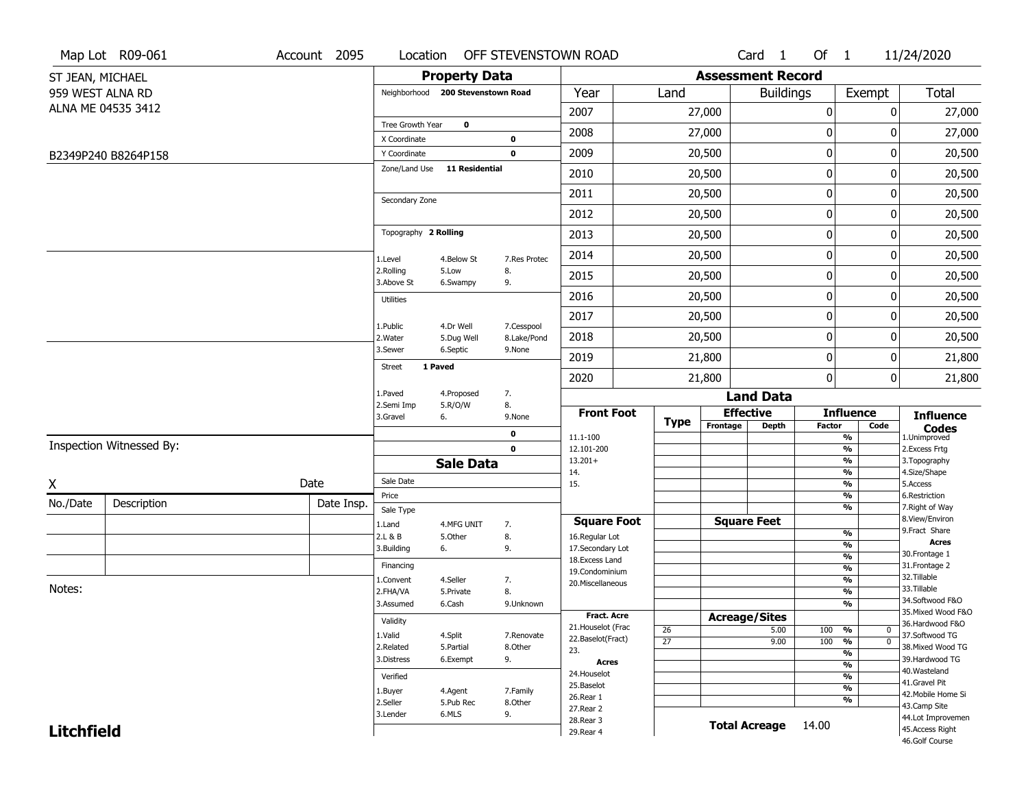Map Lot R09-061 | Account 2095 | Location OFF STEVENSTOWN ROAD | Card 1 Of 1 | 11/24/2020

ST JEAN, MICHAEL
959 WEST ALNA RD
ALNA ME 04535 3412

B2349P240 B8264P158

## Property Data

Neighborhood **200 Stevenstown Road**

Tree Growth Year **0**
X Coordinate **0**
Y Coordinate **0**
Zone/Land Use **11 Residential**

Secondary Zone

Topography **2 Rolling**

1.Level 4.Below St 7.Res Protec
2.Rolling 5.Low 8.
3.Above St 6.Swampy 9.

Utilities

1.Public 4.Dr Well 7.Cesspool
2.Water 5.Dug Well 8.Lake/Pond
3.Sewer 6.Septic 9.None

Street **1 Paved**

1.Paved 4.Proposed 7.
2.Semi Imp 5.R/O/W 8.
3.Gravel 6. 9.None

**0**
**0**

## Sale Data

Sale Date
Price
Sale Type
1.Land 4.MFG UNIT 7.
2.L & B 5.Other 8.
3.Building 6. 9.

Financing
1.Convent 4.Seller 7.
2.FHA/VA 5.Private 8.
3.Assumed 6.Cash 9.Unknown

Validity
1.Valid 4.Split 7.Renovate
2.Related 5.Partial 8.Other
3.Distress 6.Exempt 9.

Verified
1.Buyer 4.Agent 7.Family
2.Seller 5.Pub Rec 8.Other
3.Lender 6.MLS 9.

## Assessment Record

| Year | Land | Buildings | Exempt | Total |
|---|---|---|---|---|
| 2007 | 27,000 | 0 | 0 | 27,000 |
| 2008 | 27,000 | 0 | 0 | 27,000 |
| 2009 | 20,500 | 0 | 0 | 20,500 |
| 2010 | 20,500 | 0 | 0 | 20,500 |
| 2011 | 20,500 | 0 | 0 | 20,500 |
| 2012 | 20,500 | 0 | 0 | 20,500 |
| 2013 | 20,500 | 0 | 0 | 20,500 |
| 2014 | 20,500 | 0 | 0 | 20,500 |
| 2015 | 20,500 | 0 | 0 | 20,500 |
| 2016 | 20,500 | 0 | 0 | 20,500 |
| 2017 | 20,500 | 0 | 0 | 20,500 |
| 2018 | 20,500 | 0 | 0 | 20,500 |
| 2019 | 21,800 | 0 | 0 | 21,800 |
| 2020 | 21,800 | 0 | 0 | 21,800 |

## Land Data

| Front Foot | Type | Effective Frontage | Effective Depth | Influence Factor | Influence Code |
|---|---|---|---|---|---|
| 11.1-100 | | | | % | |
| 12.101-200 | | | | % | |
| 13.201+ | | | | % | |
| 14. | | | | % | |
| 15. | | | | % | |
| | | | | % | |
| | | | | % | |
| **Square Foot** | | **Square Feet** | | | |
| 16.Regular Lot | | | | % | |
| 17.Secondary Lot | | | | % | |
| 18.Excess Land | | | | % | |
| 19.Condominium | | | | % | |
| 20.Miscellaneous | | | | % | |
| | | | | % | |
| | | | | % | |
| **Fract. Acre** | | **Acreage/Sites** | | | |
| 21.Houselot (Frac | 26 | | 5.00 | 100 % | 0 |
| 22.Baselot(Fract) | 27 | | 9.00 | 100 % | 0 |
| 23. | | | | % | |
| **Acres** | | | | % | |
| 24.Houselot | | | | % | |
| 25.Baselot | | | | % | |
| 26.Rear 1 | | | | % | |
| 27.Rear 2 | | | | | |
| 28.Rear 3 | | **Total Acreage** | 14.00 | | |
| 29.Rear 4 | | | | | |

**Influence Codes**
1.Unimproved
2.Excess Frtg
3.Topography
4.Size/Shape
5.Access
6.Restriction
7.Right of Way
8.View/Environ
9.Fract Share
**Acres**
30.Frontage 1
31.Frontage 2
32.Tillable
33.Tillable
34.Softwood F&O
35.Mixed Wood F&O
36.Hardwood F&O
37.Softwood TG
38.Mixed Wood TG
39.Hardwood TG
40.Wasteland
41.Gravel Pit
42.Mobile Home Si
43.Camp Site
44.Lot Improvemen
45.Access Right
46.Golf Course

Inspection Witnessed By:

X Date

| No./Date | Description | Date Insp. |
|---|---|---|
| | | |
| | | |
| | | |

Notes:

**Litchfield**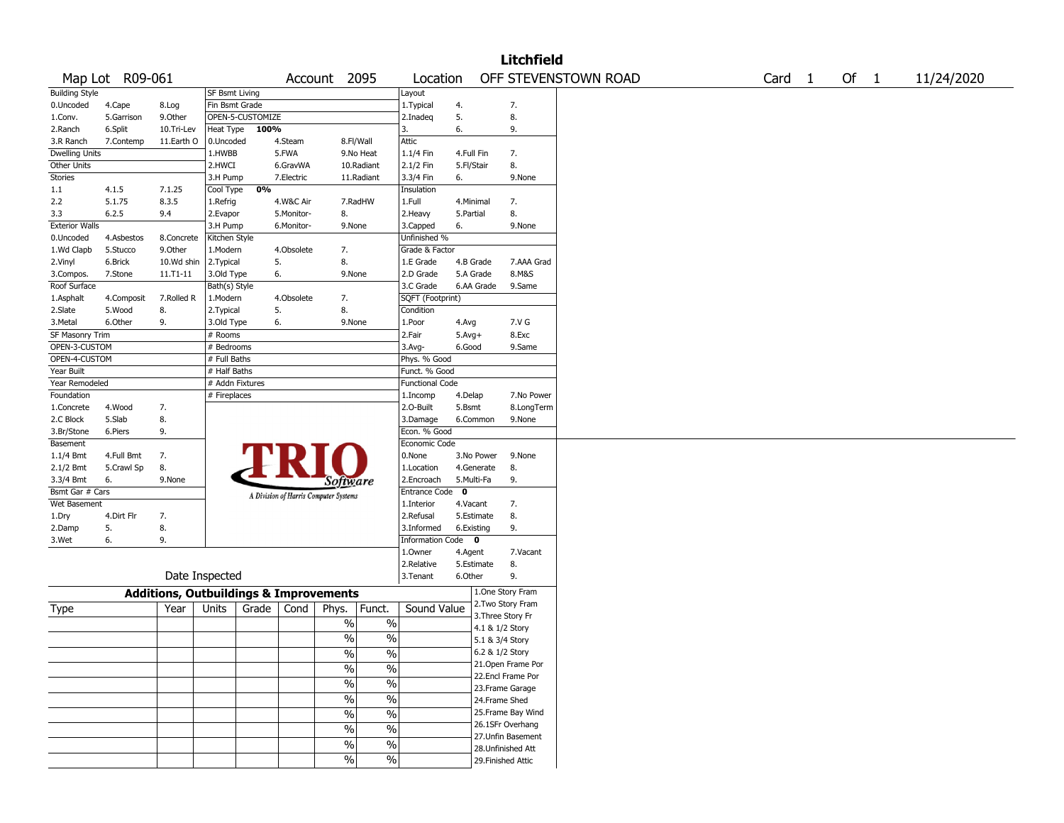# Litchfield

Map Lot R09-061 | Account 2095 | Location OFF STEVENSTOWN ROAD | Card 1 Of 1 | 11/24/2020

| Building Style | | | SF Bsmt Living | | | Layout | | |
|---|---|---|---|---|---|---|---|---|
| 0.Uncoded | 4.Cape | 8.Log | Fin Bsmt Grade | | | 1.Typical | 4. | 7. |
| 1.Conv. | 5.Garrison | 9.Other | OPEN-5-CUSTOMIZE | | | 2.Inadeq | 5. | 8. |
| 2.Ranch | 6.Split | 10.Tri-Lev | Heat Type 100% | | | 3. | 6. | 9. |
| 3.R Ranch | 7.Contemp | 11.Earth O | 0.Uncoded | 4.Steam | 8.Fl/Wall | Attic | | |
| Dwelling Units | | | 1.HWBB | 5.FWA | 9.No Heat | 1.1/4 Fin | 4.Full Fin | 7. |
| Other Units | | | 2.HWCI | 6.GravWA | 10.Radiant | 2.1/2 Fin | 5.Fl/Stair | 8. |
| Stories | | | 3.H Pump | 7.Electric | 11.Radiant | 3.3/4 Fin | 6. | 9.None |
| 1.1 | 4.1.5 | 7.1.25 | Cool Type 0% | | | Insulation | | |
| 2.2 | 5.1.75 | 8.3.5 | 1.Refrig | 4.W&C Air | 7.RadHW | 1.Full | 4.Minimal | 7. |
| 3.3 | 6.2.5 | 9.4 | 2.Evapor | 5.Monitor- | 8. | 2.Heavy | 5.Partial | 8. |
| Exterior Walls | | | 3.H Pump | 6.Monitor- | 9.None | 3.Capped | 6. | 9.None |
| 0.Uncoded | 4.Asbestos | 8.Concrete | Kitchen Style | | | Unfinished % | | |
| 1.Wd Clapb | 5.Stucco | 9.Other | 1.Modern | 4.Obsolete | 7. | Grade & Factor | | |
| 2.Vinyl | 6.Brick | 10.Wd shin | 2.Typical | 5. | 8. | 1.E Grade | 4.B Grade | 7.AAA Grad |
| 3.Compos. | 7.Stone | 11.T1-11 | 3.Old Type | 6. | 9.None | 2.D Grade | 5.A Grade | 8.M&S |
| Roof Surface | | | Bath(s) Style | | | 3.C Grade | 6.AA Grade | 9.Same |
| 1.Asphalt | 4.Composit | 7.Rolled R | 1.Modern | 4.Obsolete | 7. | SQFT (Footprint) | | |
| 2.Slate | 5.Wood | 8. | 2.Typical | 5. | 8. | Condition | | |
| 3.Metal | 6.Other | 9. | 3.Old Type | 6. | 9.None | 1.Poor | 4.Avg | 7.V G |
| SF Masonry Trim | | | # Rooms | | | 2.Fair | 5.Avg+ | 8.Exc |
| OPEN-3-CUSTOM | | | # Bedrooms | | | 3.Avg- | 6.Good | 9.Same |
| OPEN-4-CUSTOM | | | # Full Baths | | | Phys. % Good | | |
| Year Built | | | # Half Baths | | | Funct. % Good | | |
| Year Remodeled | | | # Addn Fixtures | | | Functional Code | | |
| Foundation | | | # Fireplaces | | | 1.Incomp | 4.Delap | 7.No Power |
| 1.Concrete | 4.Wood | 7. | | | | 2.O-Built | 5.Bsmt | 8.LongTerm |
| 2.C Block | 5.Slab | 8. | | | | 3.Damage | 6.Common | 9.None |
| 3.Br/Stone | 6.Piers | 9. | | | | Econ. % Good | | |
| Basement | | | | | | Economic Code | | |
| 1.1/4 Bmt | 4.Full Bmt | 7. | | | | 0.None | 3.No Power | 9.None |
| 2.1/2 Bmt | 5.Crawl Sp | 8. | | | | 1.Location | 4.Generate | 8. |
| 3.3/4 Bmt | 6. | 9.None | | | | 2.Encroach | 5.Multi-Fa | 9. |
| Bsmt Gar # Cars | | | | | | Entrance Code 0 | | |
| Wet Basement | | | | | | 1.Interior | 4.Vacant | 7. |
| 1.Dry | 4.Dirt Flr | 7. | | | | 2.Refusal | 5.Estimate | 8. |
| 2.Damp | 5. | 8. | | | | 3.Informed | 6.Existing | 9. |
| 3.Wet | 6. | 9. | | | | Information Code 0 | | |
| | | | | | | 1.Owner | 4.Agent | 7.Vacant |
| | | | | | | 2.Relative | 5.Estimate | 8. |
| Date Inspected | | | | | | 3.Tenant | 6.Other | 9. |

TRIO Software — A Division of Harris Computer Systems

## Additions, Outbuildings & Improvements

| Type | Year | Units | Grade | Cond | Phys. | Funct. | Sound Value |
|---|---|---|---|---|---|---|---|
| | | | | | % | % | |
| | | | | | % | % | |
| | | | | | % | % | |
| | | | | | % | % | |
| | | | | | % | % | |
| | | | | | % | % | |
| | | | | | % | % | |
| | | | | | % | % | |
| | | | | | % | % | |
| | | | | | % | % | |

1.One Story Fram
2.Two Story Fram
3.Three Story Fr
4.1 & 1/2 Story
5.1 & 3/4 Story
6.2 & 1/2 Story
21.Open Frame Por
22.Encl Frame Por
23.Frame Garage
24.Frame Shed
25.Frame Bay Wind
26.1SFr Overhang
27.Unfin Basement
28.Unfinished Att
29.Finished Attic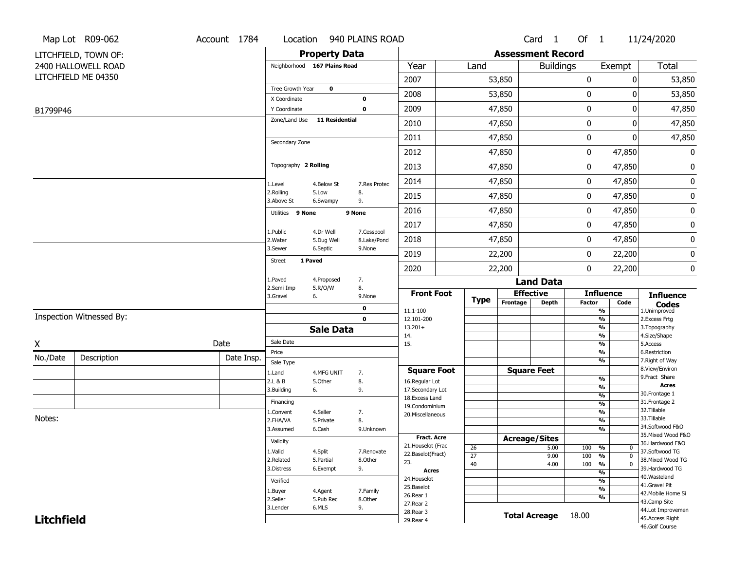Map Lot R09-062 | Account 1784 | Location 940 PLAINS ROAD | Card 1 Of 1 | 11/24/2020

LITCHFIELD, TOWN OF:
2400 HALLOWELL ROAD
LITCHFIELD ME 04350

B1799P46

## Property Data

Neighborhood 167 Plains Road

Tree Growth Year 0
X Coordinate 0
Y Coordinate 0
Zone/Land Use 11 Residential

Secondary Zone

Topography 2 Rolling

| | | |
|---|---|---|
| 1.Level | 4.Below St | 7.Res Protec |
| 2.Rolling | 5.Low | 8. |
| 3.Above St | 6.Swampy | 9. |

Utilities 9 None 9 None

| | | |
|---|---|---|
| 1.Public | 4.Dr Well | 7.Cesspool |
| 2.Water | 5.Dug Well | 8.Lake/Pond |
| 3.Sewer | 6.Septic | 9.None |

Street 1 Paved

| | | |
|---|---|---|
| 1.Paved | 4.Proposed | 7. |
| 2.Semi Imp | 5.R/O/W | 8. |
| 3.Gravel | 6. | 9.None |

0
0

## Assessment Record

| Year | Land | Buildings | Exempt | Total |
|---|---|---|---|---|
| 2007 | 53,850 | 0 | 0 | 53,850 |
| 2008 | 53,850 | 0 | 0 | 53,850 |
| 2009 | 47,850 | 0 | 0 | 47,850 |
| 2010 | 47,850 | 0 | 0 | 47,850 |
| 2011 | 47,850 | 0 | 0 | 47,850 |
| 2012 | 47,850 | 0 | 47,850 | 0 |
| 2013 | 47,850 | 0 | 47,850 | 0 |
| 2014 | 47,850 | 0 | 47,850 | 0 |
| 2015 | 47,850 | 0 | 47,850 | 0 |
| 2016 | 47,850 | 0 | 47,850 | 0 |
| 2017 | 47,850 | 0 | 47,850 | 0 |
| 2018 | 47,850 | 0 | 47,850 | 0 |
| 2019 | 22,200 | 0 | 22,200 | 0 |
| 2020 | 22,200 | 0 | 22,200 | 0 |

## Land Data

| Front Foot | Type | Effective Frontage | Effective Depth | Influence Factor | Influence Code |
|---|---|---|---|---|---|
| 11.1-100 | | | | % | |
| 12.101-200 | | | | % | |
| 13.201+ | | | | % | |
| 14. | | | | % | |
| 15. | | | | % | |
| | | | | % | |
| | | | | % | |
| **Square Foot** | | **Square Feet** | | | |
| 16.Regular Lot | | | | % | |
| 17.Secondary Lot | | | | % | |
| 18.Excess Land | | | | % | |
| 19.Condominium | | | | % | |
| 20.Miscellaneous | | | | % | |
| | | | | % | |
| | | | | % | |
| **Fract. Acre** | | **Acreage/Sites** | | | |
| 21.Houselot (Frac | 26 | | 5.00 | 100 % | 0 |
| 22.Baselot(Fract) | 27 | | 9.00 | 100 % | 0 |
| 23. | 40 | | 4.00 | 100 % | 0 |
| **Acres** | | | | % | |
| 24.Houselot | | | | % | |
| 25.Baselot | | | | % | |
| 26.Rear 1 | | | | % | |
| 27.Rear 2 | | | | | |
| 28.Rear 3 | | | | | |
| 29.Rear 4 | | | | | |

**Total Acreage** 18.00

**Influence Codes**
1.Unimproved
2.Excess Frtg
3.Topography
4.Size/Shape
5.Access
6.Restriction
7.Right of Way
8.View/Environ
9.Fract Share
**Acres**
30.Frontage 1
31.Frontage 2
32.Tillable
33.Tillable
34.Softwood F&O
35.Mixed Wood F&O
36.Hardwood F&O
37.Softwood TG
38.Mixed Wood TG
39.Hardwood TG
40.Wasteland
41.Gravel Pit
42.Mobile Home Si
43.Camp Site
44.Lot Improvemen
45.Access Right
46.Golf Course

## Sale Data

Sale Date
Price
Sale Type

| | | |
|---|---|---|
| 1.Land | 4.MFG UNIT | 7. |
| 2.L & B | 5.Other | 8. |
| 3.Building | 6. | 9. |

Financing

| | | |
|---|---|---|
| 1.Convent | 4.Seller | 7. |
| 2.FHA/VA | 5.Private | 8. |
| 3.Assumed | 6.Cash | 9.Unknown |

Validity

| | | |
|---|---|---|
| 1.Valid | 4.Split | 7.Renovate |
| 2.Related | 5.Partial | 8.Other |
| 3.Distress | 6.Exempt | 9. |

Verified

| | | |
|---|---|---|
| 1.Buyer | 4.Agent | 7.Family |
| 2.Seller | 5.Pub Rec | 8.Other |
| 3.Lender | 6.MLS | 9. |

Inspection Witnessed By:

X Date

| No./Date | Description | Date Insp. |
|---|---|---|
| | | |
| | | |
| | | |

Notes:

**Litchfield**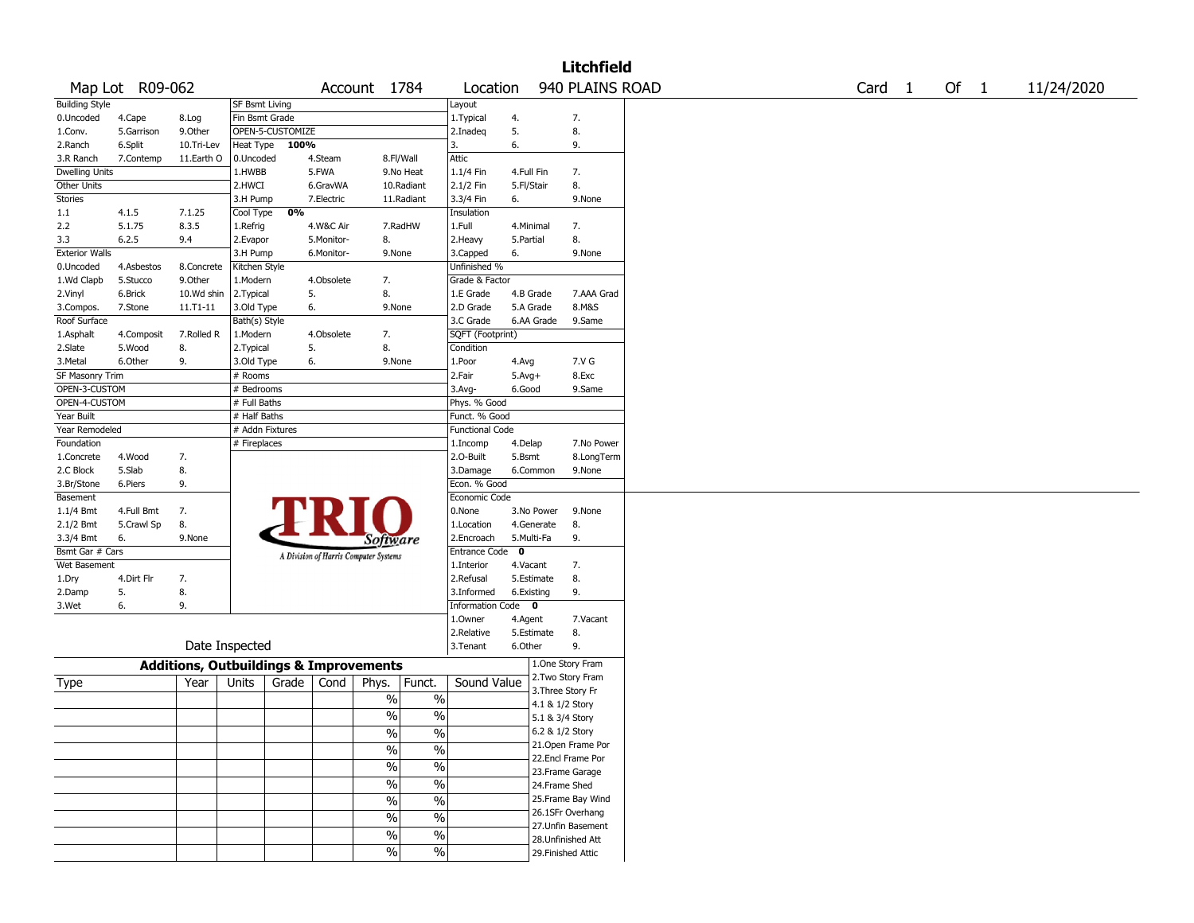# Litchfield

Map Lot R09-062 | Account 1784 | Location 940 PLAINS ROAD | Card 1 Of 1 | 11/24/2020

| Building Style | | | SF Bsmt Living | | | Layout | | |
|---|---|---|---|---|---|---|---|---|
| 0.Uncoded | 4.Cape | 8.Log | Fin Bsmt Grade | | | 1.Typical | 4. | 7. |
| 1.Conv. | 5.Garrison | 9.Other | OPEN-5-CUSTOMIZE | | | 2.Inadeq | 5. | 8. |
| 2.Ranch | 6.Split | 10.Tri-Lev | Heat Type 100% | | | 3. | 6. | 9. |
| 3.R Ranch | 7.Contemp | 11.Earth O | 0.Uncoded | 4.Steam | 8.Fl/Wall | Attic | | |
| Dwelling Units | | | 1.HWBB | 5.FWA | 9.No Heat | 1.1/4 Fin | 4.Full Fin | 7. |
| Other Units | | | 2.HWCI | 6.GravWA | 10.Radiant | 2.1/2 Fin | 5.Fl/Stair | 8. |
| Stories | | | 3.H Pump | 7.Electric | 11.Radiant | 3.3/4 Fin | 6. | 9.None |
| 1.1 | 4.1.5 | 7.1.25 | Cool Type 0% | | | Insulation | | |
| 2.2 | 5.1.75 | 8.3.5 | 1.Refrig | 4.W&C Air | 7.RadHW | 1.Full | 4.Minimal | 7. |
| 3.3 | 6.2.5 | 9.4 | 2.Evapor | 5.Monitor- | 8. | 2.Heavy | 5.Partial | 8. |
| Exterior Walls | | | 3.H Pump | 6.Monitor- | 9.None | 3.Capped | 6. | 9.None |
| 0.Uncoded | 4.Asbestos | 8.Concrete | Kitchen Style | | | Unfinished % | | |
| 1.Wd Clapb | 5.Stucco | 9.Other | 1.Modern | 4.Obsolete | 7. | Grade & Factor | | |
| 2.Vinyl | 6.Brick | 10.Wd shin | 2.Typical | 5. | 8. | 1.E Grade | 4.B Grade | 7.AAA Grad |
| 3.Compos. | 7.Stone | 11.T1-11 | 3.Old Type | 6. | 9.None | 2.D Grade | 5.A Grade | 8.M&S |
| Roof Surface | | | Bath(s) Style | | | 3.C Grade | 6.AA Grade | 9.Same |
| 1.Asphalt | 4.Composit | 7.Rolled R | 1.Modern | 4.Obsolete | 7. | SQFT (Footprint) | | |
| 2.Slate | 5.Wood | 8. | 2.Typical | 5. | 8. | Condition | | |
| 3.Metal | 6.Other | 9. | 3.Old Type | 6. | 9.None | 1.Poor | 4.Avg | 7.V G |
| SF Masonry Trim | | | # Rooms | | | 2.Fair | 5.Avg+ | 8.Exc |
| OPEN-3-CUSTOM | | | # Bedrooms | | | 3.Avg- | 6.Good | 9.Same |
| OPEN-4-CUSTOM | | | # Full Baths | | | Phys. % Good | | |
| Year Built | | | # Half Baths | | | Funct. % Good | | |
| Year Remodeled | | | # Addn Fixtures | | | Functional Code | | |
| Foundation | | | # Fireplaces | | | 1.Incomp | 4.Delap | 7.No Power |
| 1.Concrete | 4.Wood | 7. | | | | 2.O-Built | 5.Bsmt | 8.LongTerm |
| 2.C Block | 5.Slab | 8. | | | | 3.Damage | 6.Common | 9.None |
| 3.Br/Stone | 6.Piers | 9. | | | | Econ. % Good | | |
| Basement | | | | | | Economic Code | | |
| 1.1/4 Bmt | 4.Full Bmt | 7. | | | | 0.None | 3.No Power | 9.None |
| 2.1/2 Bmt | 5.Crawl Sp | 8. | | | | 1.Location | 4.Generate | 8. |
| 3.3/4 Bmt | 6. | 9.None | | | | 2.Encroach | 5.Multi-Fa | 9. |
| Bsmt Gar # Cars | | | | | | Entrance Code 0 | | |
| Wet Basement | | | | | | 1.Interior | 4.Vacant | 7. |
| 1.Dry | 4.Dirt Flr | 7. | | | | 2.Refusal | 5.Estimate | 8. |
| 2.Damp | 5. | 8. | | | | 3.Informed | 6.Existing | 9. |
| 3.Wet | 6. | 9. | | | | Information Code 0 | | |
| | | | | | | 1.Owner | 4.Agent | 7.Vacant |
| | | | | | | 2.Relative | 5.Estimate | 8. |
| Date Inspected | | | | | | 3.Tenant | 6.Other | 9. |

TRIO Software — A Division of Harris Computer Systems

## Additions, Outbuildings & Improvements

| Type | Year | Units | Grade | Cond | Phys. | Funct. | Sound Value |
|---|---|---|---|---|---|---|---|
| | | | | | % | % | |
| | | | | | % | % | |
| | | | | | % | % | |
| | | | | | % | % | |
| | | | | | % | % | |
| | | | | | % | % | |
| | | | | | % | % | |
| | | | | | % | % | |
| | | | | | % | % | |
| | | | | | % | % | |

1.One Story Fram
2.Two Story Fram
3.Three Story Fr
4.1 & 1/2 Story
5.1 & 3/4 Story
6.2 & 1/2 Story
21.Open Frame Por
22.Encl Frame Por
23.Frame Garage
24.Frame Shed
25.Frame Bay Wind
26.1SFr Overhang
27.Unfin Basement
28.Unfinished Att
29.Finished Attic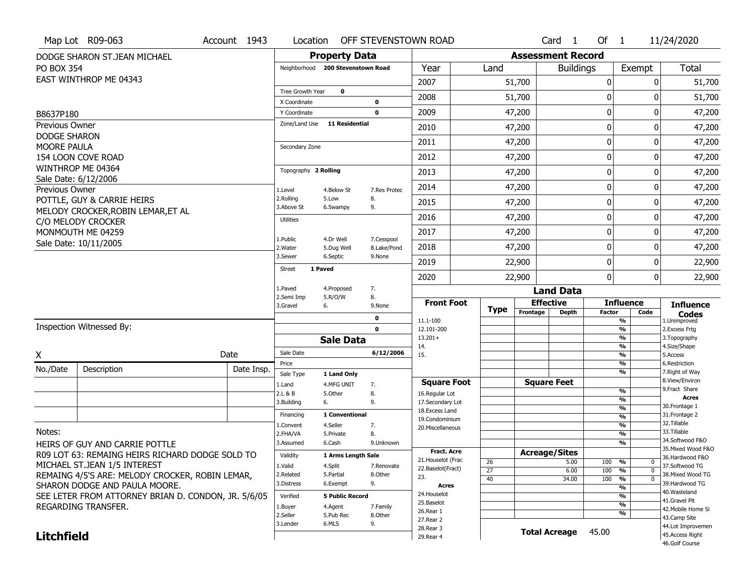Map Lot R09-063 | Account 1943 | Location OFF STEVENSTOWN ROAD | Card 1 Of 1 | 11/24/2020

DODGE SHARON ST.JEAN MICHAEL
PO BOX 354
EAST WINTHROP ME 04343

B8637P180

Previous Owner
DODGE SHARON
MOORE PAULA
154 LOON COVE ROAD
WINTHROP ME 04364
Sale Date: 6/12/2006

Previous Owner
POTTLE, GUY & CARRIE HEIRS
MELODY CROCKER,ROBIN LEMAR,ET AL
C/O MELODY CROCKER
MONMOUTH ME 04259
Sale Date: 10/11/2005

## Property Data

Neighborhood: 200 Stevenstown Road

Tree Growth Year: 0
X Coordinate: 0
Y Coordinate: 0
Zone/Land Use: 11 Residential
Secondary Zone:

Topography: 2 Rolling

| | | |
|---|---|---|
| 1.Level | 4.Below St | 7.Res Protec |
| 2.Rolling | 5.Low | 8. |
| 3.Above St | 6.Swampy | 9. |

Utilities

| | | |
|---|---|---|
| 1.Public | 4.Dr Well | 7.Cesspool |
| 2.Water | 5.Dug Well | 8.Lake/Pond |
| 3.Sewer | 6.Septic | 9.None |

Street: 1 Paved

| | | |
|---|---|---|
| 1.Paved | 4.Proposed | 7. |
| 2.Semi Imp | 5.R/O/W | 8. |
| 3.Gravel | 6. | 9.None |

0
0

## Assessment Record

| Year | Land | Buildings | Exempt | Total |
|---|---|---|---|---|
| 2007 | 51,700 | 0 | 0 | 51,700 |
| 2008 | 51,700 | 0 | 0 | 51,700 |
| 2009 | 47,200 | 0 | 0 | 47,200 |
| 2010 | 47,200 | 0 | 0 | 47,200 |
| 2011 | 47,200 | 0 | 0 | 47,200 |
| 2012 | 47,200 | 0 | 0 | 47,200 |
| 2013 | 47,200 | 0 | 0 | 47,200 |
| 2014 | 47,200 | 0 | 0 | 47,200 |
| 2015 | 47,200 | 0 | 0 | 47,200 |
| 2016 | 47,200 | 0 | 0 | 47,200 |
| 2017 | 47,200 | 0 | 0 | 47,200 |
| 2018 | 47,200 | 0 | 0 | 47,200 |
| 2019 | 22,900 | 0 | 0 | 22,900 |
| 2020 | 22,900 | 0 | 0 | 22,900 |

## Land Data

| Front Foot | Type | Effective Frontage | Effective Depth | Influence Factor | Influence Code |
|---|---|---|---|---|---|
| 11.1-100 | | | | % | |
| 12.101-200 | | | | % | |
| 13.201+ | | | | % | |
| 14. | | | | % | |
| 15. | | | | % | |
| | | | | % | |
| | | | | % | |

| Square Foot | Square Feet | | |
|---|---|---|---|
| 16.Regular Lot | | % | |
| 17.Secondary Lot | | % | |
| 18.Excess Land | | % | |
| 19.Condominium | | % | |
| 20.Miscellaneous | | % | |
| | | % | |
| | | % | |

| Fract. Acre | Type | Acreage/Sites | Factor | Code |
|---|---|---|---|---|
| 21.Houselot (Frac | 26 | 5.00 | 100 % | 0 |
| 22.Baselot(Fract) | 27 | 6.00 | 100 % | 0 |
| 23. | 40 | 34.00 | 100 % | 0 |
| **Acres** | | | % | |
| 24.Houselot | | | % | |
| 25.Baselot | | | % | |
| 26.Rear 1 | | | % | |
| 27.Rear 2 | | | | |
| 28.Rear 3 | | | | |
| 29.Rear 4 | | | | |

**Total Acreage** 45.00

**Influence Codes**
1.Unimproved
2.Excess Frtg
3.Topography
4.Size/Shape
5.Access
6.Restriction
7.Right of Way
8.View/Environ
9.Fract Share

**Acres**
30.Frontage 1
31.Frontage 2
32.Tillable
33.Tillable
34.Softwood F&O
35.Mixed Wood F&O
36.Hardwood F&O
37.Softwood TG
38.Mixed Wood TG
39.Hardwood TG
40.Wasteland
41.Gravel Pit
42.Mobile Home Si
43.Camp Site
44.Lot Improvemen
45.Access Right
46.Golf Course

## Sale Data

Sale Date: 6/12/2006
Price:
Sale Type: 1 Land Only

| | | |
|---|---|---|
| 1.Land | 4.MFG UNIT | 7. |
| 2.L & B | 5.Other | 8. |
| 3.Building | 6. | 9. |

Financing: 1 Conventional

| | | |
|---|---|---|
| 1.Convent | 4.Seller | 7. |
| 2.FHA/VA | 5.Private | 8. |
| 3.Assumed | 6.Cash | 9.Unknown |

Validity: 1 Arms Length Sale

| | | |
|---|---|---|
| 1.Valid | 4.Split | 7.Renovate |
| 2.Related | 5.Partial | 8.Other |
| 3.Distress | 6.Exempt | 9. |

Verified: 5 Public Record

| | | |
|---|---|---|
| 1.Buyer | 4.Agent | 7.Family |
| 2.Seller | 5.Pub Rec | 8.Other |
| 3.Lender | 6.MLS | 9. |

Inspection Witnessed By:

X _______________ Date

| No./Date | Description | Date Insp. |
|---|---|---|
| | | |
| | | |
| | | |

Notes:
HEIRS OF GUY AND CARRIE POTTLE
R09 LOT 63: REMAING HEIRS RICHARD DODGE SOLD TO MICHAEL ST.JEAN 1/5 INTEREST
REMAING 4/5'S ARE: MELODY CROCKER, ROBIN LEMAR, SHARON DODGE AND PAULA MOORE.
SEE LETER FROM ATTORNEY BRIAN D. CONDON, JR. 5/6/05 REGARDING TRANSFER.

**Litchfield**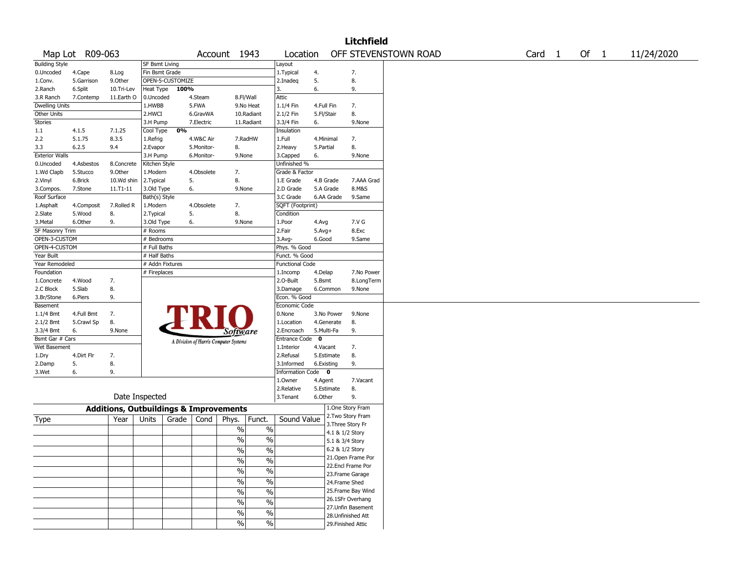# Litchfield

**Map Lot** R09-063 | **Account** 1943 | **Location** OFF STEVENSTOWN ROAD | **Card** 1 **Of** 1 | 11/24/2020

| Building Style | | | SF Bsmt Living | | | Layout | | |
|---|---|---|---|---|---|---|---|---|
| 0.Uncoded | 4.Cape | 8.Log | Fin Bsmt Grade | | | 1.Typical | 4. | 7. |
| 1.Conv. | 5.Garrison | 9.Other | OPEN-5-CUSTOMIZE | | | 2.Inadeq | 5. | 8. |
| 2.Ranch | 6.Split | 10.Tri-Lev | Heat Type **100%** | | | 3. | 6. | 9. |
| 3.R Ranch | 7.Contemp | 11.Earth O | 0.Uncoded | 4.Steam | 8.Fl/Wall | Attic | | |
| Dwelling Units | | | 1.HWBB | 5.FWA | 9.No Heat | 1.1/4 Fin | 4.Full Fin | 7. |
| Other Units | | | 2.HWCI | 6.GravWA | 10.Radiant | 2.1/2 Fin | 5.Fl/Stair | 8. |
| Stories | | | 3.H Pump | 7.Electric | 11.Radiant | 3.3/4 Fin | 6. | 9.None |
| 1.1 | 4.1.5 | 7.1.25 | Cool Type **0%** | | | Insulation | | |
| 2.2 | 5.1.75 | 8.3.5 | 1.Refrig | 4.W&C Air | 7.RadHW | 1.Full | 4.Minimal | 7. |
| 3.3 | 6.2.5 | 9.4 | 2.Evapor | 5.Monitor- | 8. | 2.Heavy | 5.Partial | 8. |
| Exterior Walls | | | 3.H Pump | 6.Monitor- | 9.None | 3.Capped | 6. | 9.None |
| 0.Uncoded | 4.Asbestos | 8.Concrete | Kitchen Style | | | Unfinished % | | |
| 1.Wd Clapb | 5.Stucco | 9.Other | 1.Modern | 4.Obsolete | 7. | Grade & Factor | | |
| 2.Vinyl | 6.Brick | 10.Wd shin | 2.Typical | 5. | 8. | 1.E Grade | 4.B Grade | 7.AAA Grad |
| 3.Compos. | 7.Stone | 11.T1-11 | 3.Old Type | 6. | 9.None | 2.D Grade | 5.A Grade | 8.M&S |
| Roof Surface | | | Bath(s) Style | | | 3.C Grade | 6.AA Grade | 9.Same |
| 1.Asphalt | 4.Composit | 7.Rolled R | 1.Modern | 4.Obsolete | 7. | SQFT (Footprint) | | |
| 2.Slate | 5.Wood | 8. | 2.Typical | 5. | 8. | Condition | | |
| 3.Metal | 6.Other | 9. | 3.Old Type | 6. | 9.None | 1.Poor | 4.Avg | 7.V G |
| SF Masonry Trim | | | # Rooms | | | 2.Fair | 5.Avg+ | 8.Exc |
| OPEN-3-CUSTOM | | | # Bedrooms | | | 3.Avg- | 6.Good | 9.Same |
| OPEN-4-CUSTOM | | | # Full Baths | | | Phys. % Good | | |
| Year Built | | | # Half Baths | | | Funct. % Good | | |
| Year Remodeled | | | # Addn Fixtures | | | Functional Code | | |
| Foundation | | | # Fireplaces | | | 1.Incomp | 4.Delap | 7.No Power |
| 1.Concrete | 4.Wood | 7. | | | | 2.O-Built | 5.Bsmt | 8.LongTerm |
| 2.C Block | 5.Slab | 8. | | | | 3.Damage | 6.Common | 9.None |
| 3.Br/Stone | 6.Piers | 9. | | | | Econ. % Good | | |
| Basement | | | | | | Economic Code | | |
| 1.1/4 Bmt | 4.Full Bmt | 7. | | | | 0.None | 3.No Power | 9.None |
| 2.1/2 Bmt | 5.Crawl Sp | 8. | | | | 1.Location | 4.Generate | 8. |
| 3.3/4 Bmt | 6. | 9.None | | | | 2.Encroach | 5.Multi-Fa | 9. |
| Bsmt Gar # Cars | | | | | | Entrance Code **0** | | |
| Wet Basement | | | | | | 1.Interior | 4.Vacant | 7. |
| 1.Dry | 4.Dirt Flr | 7. | | | | 2.Refusal | 5.Estimate | 8. |
| 2.Damp | 5. | 8. | | | | 3.Informed | 6.Existing | 9. |
| 3.Wet | 6. | 9. | | | | Information Code **0** | | |
| | | | | | | 1.Owner | 4.Agent | 7.Vacant |
| | | | | | | 2.Relative | 5.Estimate | 8. |
| Date Inspected | | | | | | 3.Tenant | 6.Other | 9. |

TRIO Software — A Division of Harris Computer Systems

## Additions, Outbuildings & Improvements

| Type | Year | Units | Grade | Cond | Phys. | Funct. | Sound Value |
|---|---|---|---|---|---|---|---|
| | | | | | % | % | |
| | | | | | % | % | |
| | | | | | % | % | |
| | | | | | % | % | |
| | | | | | % | % | |
| | | | | | % | % | |
| | | | | | % | % | |
| | | | | | % | % | |
| | | | | | % | % | |
| | | | | | % | % | |

1.One Story Fram
2.Two Story Fram
3.Three Story Fr
4.1 & 1/2 Story
5.1 & 3/4 Story
6.2 & 1/2 Story
21.Open Frame Por
22.Encl Frame Por
23.Frame Garage
24.Frame Shed
25.Frame Bay Wind
26.1SFr Overhang
27.Unfin Basement
28.Unfinished Att
29.Finished Attic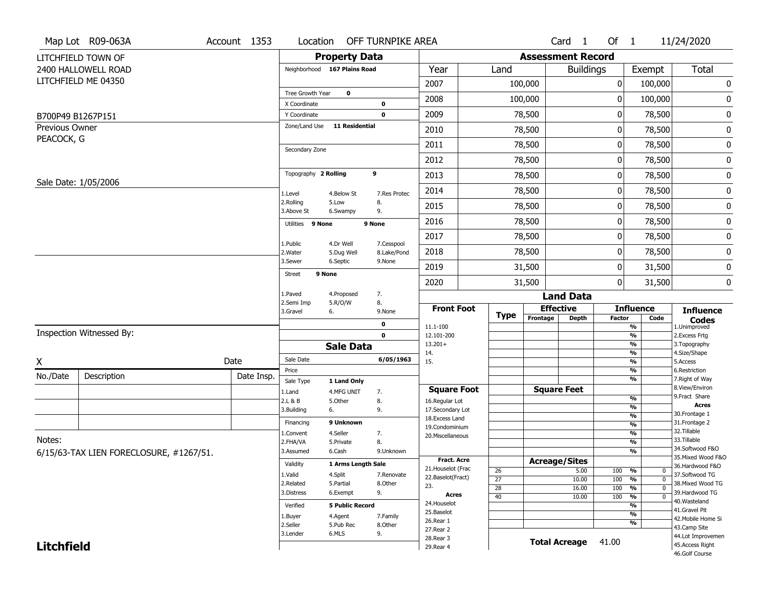Map Lot R09-063A | Account 1353 | Location OFF TURNPIKE AREA | Card 1 Of 1 | 11/24/2020

LITCHFIELD TOWN OF
2400 HALLOWELL ROAD
LITCHFIELD ME 04350

B700P49 B1267P151

Previous Owner
PEACOCK, G

Sale Date: 1/05/2006

## Property Data

Neighborhood 167 Plains Road

Tree Growth Year 0
X Coordinate 0
Y Coordinate 0
Zone/Land Use 11 Residential

Secondary Zone

Topography 2 Rolling 9

1.Level 4.Below St 7.Res Protec
2.Rolling 5.Low 8.
3.Above St 6.Swampy 9.

Utilities 9 None 9 None

1.Public 4.Dr Well 7.Cesspool
2.Water 5.Dug Well 8.Lake/Pond
3.Sewer 6.Septic 9.None

Street 9 None

1.Paved 4.Proposed 7.
2.Semi Imp 5.R/O/W 8.
3.Gravel 6. 9.None

0
0

## Sale Data

Sale Date 6/05/1963
Price
Sale Type 1 Land Only

1.Land 4.MFG UNIT 7.
2.L & B 5.Other 8.
3.Building 6. 9.

Financing 9 Unknown

1.Convent 4.Seller 7.
2.FHA/VA 5.Private 8.
3.Assumed 6.Cash 9.Unknown

Validity 1 Arms Length Sale

1.Valid 4.Split 7.Renovate
2.Related 5.Partial 8.Other
3.Distress 6.Exempt 9.

Verified 5 Public Record

1.Buyer 4.Agent 7.Family
2.Seller 5.Pub Rec 8.Other
3.Lender 6.MLS 9.

## Assessment Record

| Year | Land | Buildings | Exempt | Total |
|---|---|---|---|---|
| 2007 | 100,000 | 0 | 100,000 | 0 |
| 2008 | 100,000 | 0 | 100,000 | 0 |
| 2009 | 78,500 | 0 | 78,500 | 0 |
| 2010 | 78,500 | 0 | 78,500 | 0 |
| 2011 | 78,500 | 0 | 78,500 | 0 |
| 2012 | 78,500 | 0 | 78,500 | 0 |
| 2013 | 78,500 | 0 | 78,500 | 0 |
| 2014 | 78,500 | 0 | 78,500 | 0 |
| 2015 | 78,500 | 0 | 78,500 | 0 |
| 2016 | 78,500 | 0 | 78,500 | 0 |
| 2017 | 78,500 | 0 | 78,500 | 0 |
| 2018 | 78,500 | 0 | 78,500 | 0 |
| 2019 | 31,500 | 0 | 31,500 | 0 |
| 2020 | 31,500 | 0 | 31,500 | 0 |

## Land Data

Front Foot: 11.1-100, 12.101-200, 13.201+, 14., 15.

Square Foot: 16.Regular Lot, 17.Secondary Lot, 18.Excess Land, 19.Condominium, 20.Miscellaneous

Fract. Acre: 21.Houselot (Frac, 22.Baselot(Fract), 23.

Acres: 24.Houselot, 25.Baselot, 26.Rear 1, 27.Rear 2, 28.Rear 3, 29.Rear 4

### Acreage/Sites

| Type | Acreage/Sites | Influence Factor | Code |
|---|---|---|---|
| 26 | 5.00 | 100 % | 0 |
| 27 | 10.00 | 100 % | 0 |
| 28 | 16.00 | 100 % | 0 |
| 40 | 10.00 | 100 % | 0 |

Total Acreage 41.00

### Influence Codes

1.Unimproved
2.Excess Frtg
3.Topography
4.Size/Shape
5.Access
6.Restriction
7.Right of Way
8.View/Environ
9.Fract Share

Acres
30.Frontage 1
31.Frontage 2
32.Tillable
33.Tillable
34.Softwood F&O
35.Mixed Wood F&O
36.Hardwood F&O
37.Softwood TG
38.Mixed Wood TG
39.Hardwood TG
40.Wasteland
41.Gravel Pit
42.Mobile Home Si
43.Camp Site
44.Lot Improvemen
45.Access Right
46.Golf Course

Inspection Witnessed By:

X Date

| No./Date | Description | Date Insp. |
|---|---|---|
| | | |
| | | |
| | | |

Notes:
6/15/63-TAX LIEN FORECLOSURE, #1267/51.

**Litchfield**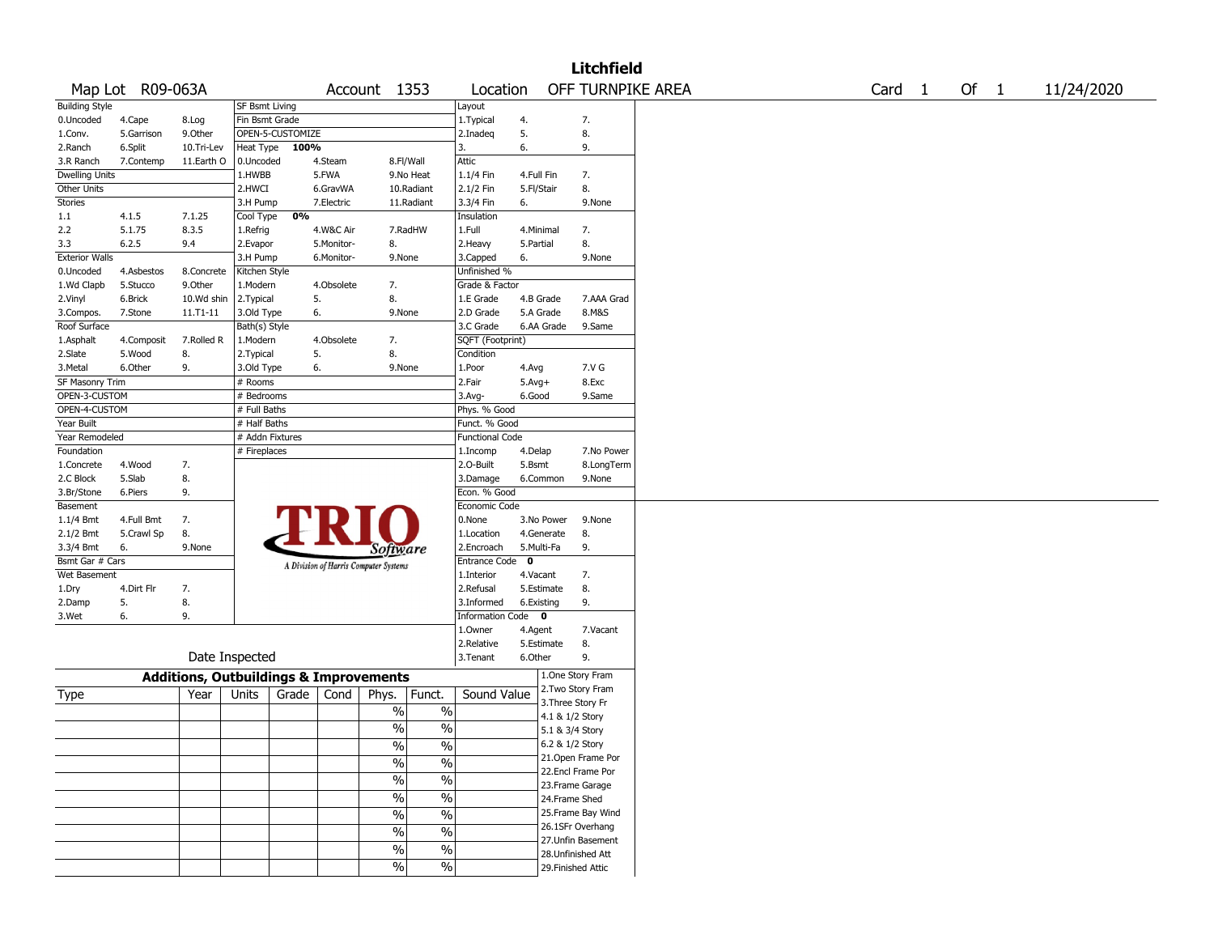# Litchfield

Map Lot R09-063A | Account 1353 | Location OFF TURNPIKE AREA | Card 1 Of 1 | 11/24/2020

| Building Style | | | SF Bsmt Living | | | Layout | | |
|---|---|---|---|---|---|---|---|---|
| 0.Uncoded | 4.Cape | 8.Log | Fin Bsmt Grade | | | 1.Typical | 4. | 7. |
| 1.Conv. | 5.Garrison | 9.Other | OPEN-5-CUSTOMIZE | | | 2.Inadeq | 5. | 8. |
| 2.Ranch | 6.Split | 10.Tri-Lev | Heat Type 100% | | | 3. | 6. | 9. |
| 3.R Ranch | 7.Contemp | 11.Earth O | 0.Uncoded | 4.Steam | 8.Fl/Wall | Attic | | |
| Dwelling Units | | | 1.HWBB | 5.FWA | 9.No Heat | 1.1/4 Fin | 4.Full Fin | 7. |
| Other Units | | | 2.HWCI | 6.GravWA | 10.Radiant | 2.1/2 Fin | 5.Fl/Stair | 8. |
| Stories | | | 3.H Pump | 7.Electric | 11.Radiant | 3.3/4 Fin | 6. | 9.None |
| 1.1 | 4.1.5 | 7.1.25 | Cool Type 0% | | | Insulation | | |
| 2.2 | 5.1.75 | 8.3.5 | 1.Refrig | 4.W&C Air | 7.RadHW | 1.Full | 4.Minimal | 7. |
| 3.3 | 6.2.5 | 9.4 | 2.Evapor | 5.Monitor- | 8. | 2.Heavy | 5.Partial | 8. |
| Exterior Walls | | | 3.H Pump | 6.Monitor- | 9.None | 3.Capped | 6. | 9.None |
| 0.Uncoded | 4.Asbestos | 8.Concrete | Kitchen Style | | | Unfinished % | | |
| 1.Wd Clapb | 5.Stucco | 9.Other | 1.Modern | 4.Obsolete | 7. | Grade & Factor | | |
| 2.Vinyl | 6.Brick | 10.Wd shin | 2.Typical | 5. | 8. | 1.E Grade | 4.B Grade | 7.AAA Grad |
| 3.Compos. | 7.Stone | 11.T1-11 | 3.Old Type | 6. | 9.None | 2.D Grade | 5.A Grade | 8.M&S |
| Roof Surface | | | Bath(s) Style | | | 3.C Grade | 6.AA Grade | 9.Same |
| 1.Asphalt | 4.Composit | 7.Rolled R | 1.Modern | 4.Obsolete | 7. | SQFT (Footprint) | | |
| 2.Slate | 5.Wood | 8. | 2.Typical | 5. | 8. | Condition | | |
| 3.Metal | 6.Other | 9. | 3.Old Type | 6. | 9.None | 1.Poor | 4.Avg | 7.V G |
| SF Masonry Trim | | | # Rooms | | | 2.Fair | 5.Avg+ | 8.Exc |
| OPEN-3-CUSTOM | | | # Bedrooms | | | 3.Avg- | 6.Good | 9.Same |
| OPEN-4-CUSTOM | | | # Full Baths | | | Phys. % Good | | |
| Year Built | | | # Half Baths | | | Funct. % Good | | |
| Year Remodeled | | | # Addn Fixtures | | | Functional Code | | |
| Foundation | | | # Fireplaces | | | 1.Incomp | 4.Delap | 7.No Power |
| 1.Concrete | 4.Wood | 7. | | | | 2.O-Built | 5.Bsmt | 8.LongTerm |
| 2.C Block | 5.Slab | 8. | | | | 3.Damage | 6.Common | 9.None |
| 3.Br/Stone | 6.Piers | 9. | | | | Econ. % Good | | |
| Basement | | | | | | Economic Code | | |
| 1.1/4 Bmt | 4.Full Bmt | 7. | | | | 0.None | 3.No Power | 9.None |
| 2.1/2 Bmt | 5.Crawl Sp | 8. | | | | 1.Location | 4.Generate | 8. |
| 3.3/4 Bmt | 6. | 9.None | | | | 2.Encroach | 5.Multi-Fa | 9. |
| Bsmt Gar # Cars | | | | | | Entrance Code 0 | | |
| Wet Basement | | | | | | 1.Interior | 4.Vacant | 7. |
| 1.Dry | 4.Dirt Flr | 7. | | | | 2.Refusal | 5.Estimate | 8. |
| 2.Damp | 5. | 8. | | | | 3.Informed | 6.Existing | 9. |
| 3.Wet | 6. | 9. | | | | Information Code 0 | | |
| | | | | | | 1.Owner | 4.Agent | 7.Vacant |
| | | | | | | 2.Relative | 5.Estimate | 8. |
| Date Inspected | | | | | | 3.Tenant | 6.Other | 9. |

TRIO Software — A Division of Harris Computer Systems

## Additions, Outbuildings & Improvements

| Type | Year | Units | Grade | Cond | Phys. | Funct. | Sound Value |
|---|---|---|---|---|---|---|---|
| | | | | | % | % | |
| | | | | | % | % | |
| | | | | | % | % | |
| | | | | | % | % | |
| | | | | | % | % | |
| | | | | | % | % | |
| | | | | | % | % | |
| | | | | | % | % | |
| | | | | | % | % | |
| | | | | | % | % | |

1.One Story Fram
2.Two Story Fram
3.Three Story Fr
4.1 & 1/2 Story
5.1 & 3/4 Story
6.2 & 1/2 Story
21.Open Frame Por
22.Encl Frame Por
23.Frame Garage
24.Frame Shed
25.Frame Bay Wind
26.1SFr Overhang
27.Unfin Basement
28.Unfinished Att
29.Finished Attic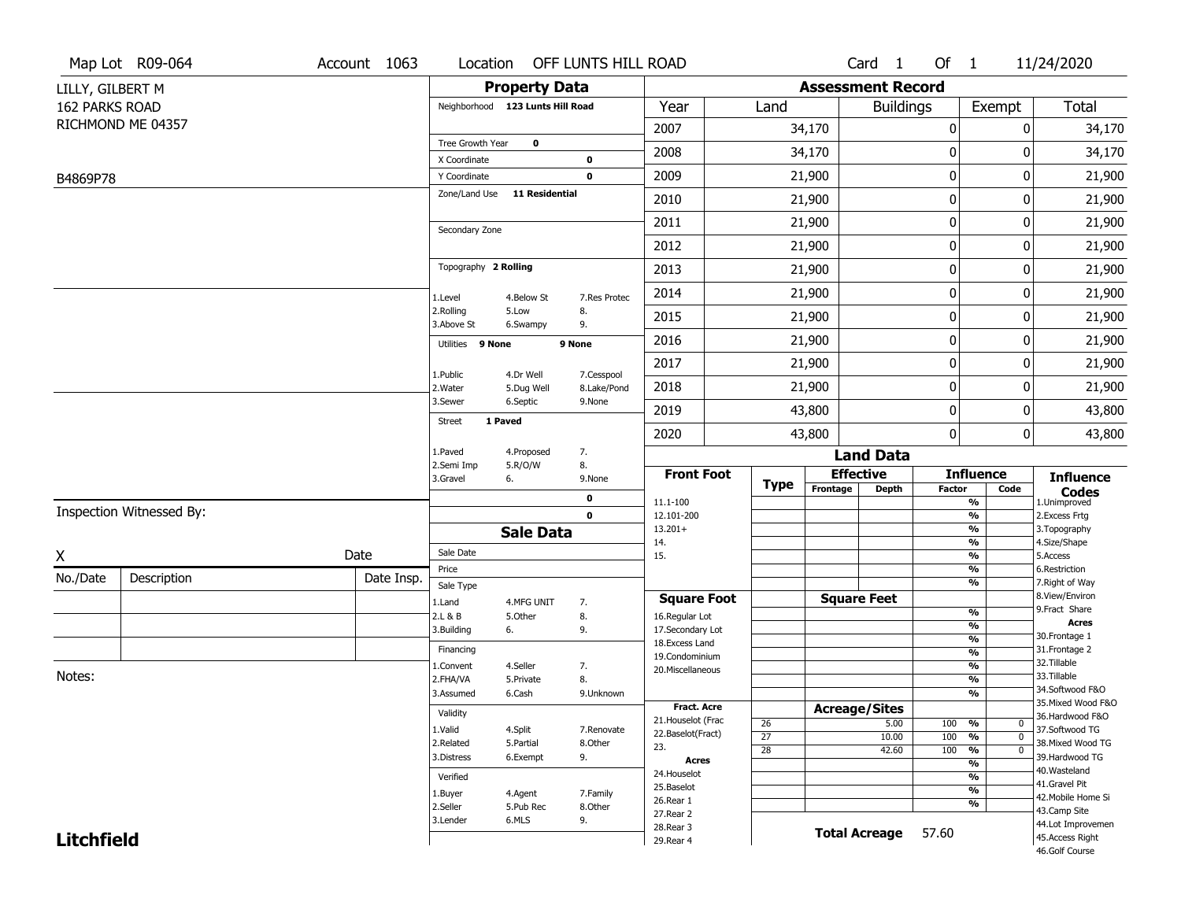Map Lot R09-064 | Account 1063 | Location OFF LUNTS HILL ROAD | Card 1 Of 1 | 11/24/2020

LILLY, GILBERT M
162 PARKS ROAD
RICHMOND ME 04357

B4869P78

## Property Data

Neighborhood 123 Lunts Hill Road

Tree Growth Year 0
X Coordinate 0
Y Coordinate 0
Zone/Land Use 11 Residential

Secondary Zone

Topography 2 Rolling

1.Level 4.Below St 7.Res Protec
2.Rolling 5.Low 8.
3.Above St 6.Swampy 9.

Utilities 9 None 9 None

1.Public 4.Dr Well 7.Cesspool
2.Water 5.Dug Well 8.Lake/Pond
3.Sewer 6.Septic 9.None

Street 1 Paved

1.Paved 4.Proposed 7.
2.Semi Imp 5.R/O/W 8.
3.Gravel 6. 9.None

0
0

## Sale Data

Sale Date
Price
Sale Type
1.Land 4.MFG UNIT 7.
2.L & B 5.Other 8.
3.Building 6. 9.

Financing
1.Convent 4.Seller 7.
2.FHA/VA 5.Private 8.
3.Assumed 6.Cash 9.Unknown

Validity
1.Valid 4.Split 7.Renovate
2.Related 5.Partial 8.Other
3.Distress 6.Exempt 9.

Verified
1.Buyer 4.Agent 7.Family
2.Seller 5.Pub Rec 8.Other
3.Lender 6.MLS 9.

## Assessment Record

| Year | Land | Buildings | Exempt | Total |
|---|---|---|---|---|
| 2007 | 34,170 | 0 | 0 | 34,170 |
| 2008 | 34,170 | 0 | 0 | 34,170 |
| 2009 | 21,900 | 0 | 0 | 21,900 |
| 2010 | 21,900 | 0 | 0 | 21,900 |
| 2011 | 21,900 | 0 | 0 | 21,900 |
| 2012 | 21,900 | 0 | 0 | 21,900 |
| 2013 | 21,900 | 0 | 0 | 21,900 |
| 2014 | 21,900 | 0 | 0 | 21,900 |
| 2015 | 21,900 | 0 | 0 | 21,900 |
| 2016 | 21,900 | 0 | 0 | 21,900 |
| 2017 | 21,900 | 0 | 0 | 21,900 |
| 2018 | 21,900 | 0 | 0 | 21,900 |
| 2019 | 43,800 | 0 | 0 | 43,800 |
| 2020 | 43,800 | 0 | 0 | 43,800 |

## Land Data

| Front Foot | Type | Effective Frontage | Effective Depth | Influence Factor | Influence Code |
|---|---|---|---|---|---|
| 11.1-100 | | | | % | |
| 12.101-200 | | | | % | |
| 13.201+ | | | | % | |
| 14. | | | | % | |
| 15. | | | | % | |

| Square Foot | Type | Square Feet | Influence Factor | Influence Code |
|---|---|---|---|---|
| 16.Regular Lot | | | % | |
| 17.Secondary Lot | | | % | |
| 18.Excess Land | | | % | |
| 19.Condominium | | | % | |
| 20.Miscellaneous | | | % | |

| Fract. Acre / Acres | Type | Acreage/Sites | Influence Factor | Influence Code |
|---|---|---|---|---|
| 21.Houselot (Frac | 26 | 5.00 | 100 % | 0 |
| 22.Baselot(Fract) | 27 | 10.00 | 100 % | 0 |
| 23. | 28 | 42.60 | 100 % | 0 |
| 24.Houselot | | | % | |
| 25.Baselot | | | % | |
| 26.Rear 1 | | | % | |
| 27.Rear 2 | | | % | |
| 28.Rear 3 | | | | |
| 29.Rear 4 | | | | |

**Total Acreage 57.60**

**Influence Codes**
1.Unimproved
2.Excess Frtg
3.Topography
4.Size/Shape
5.Access
6.Restriction
7.Right of Way
8.View/Environ
9.Fract Share

**Acres**
30.Frontage 1
31.Frontage 2
32.Tillable
33.Tillable
34.Softwood F&O
35.Mixed Wood F&O
36.Hardwood F&O
37.Softwood TG
38.Mixed Wood TG
39.Hardwood TG
40.Wasteland
41.Gravel Pit
42.Mobile Home Si
43.Camp Site
44.Lot Improvemen
45.Access Right
46.Golf Course

Inspection Witnessed By:

X Date

| No./Date | Description | Date Insp. |
|---|---|---|
| | | |
| | | |
| | | |

Notes:

**Litchfield**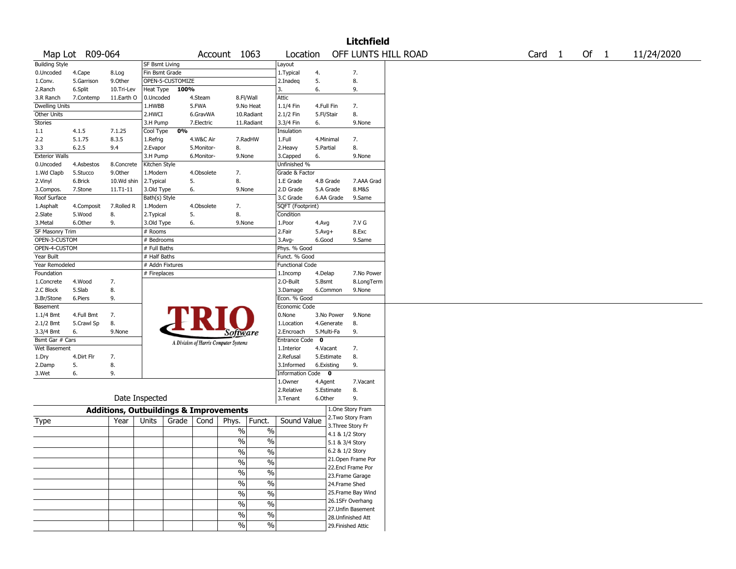# Litchfield

Map Lot R09-064 | Account 1063 | Location OFF LUNTS HILL ROAD | Card 1 Of 1 | 11/24/2020

| | | |
|---|---|---|
| **Building Style** | | |
| 0.Uncoded | 4.Cape | 8.Log |
| 1.Conv. | 5.Garrison | 9.Other |
| 2.Ranch | 6.Split | 10.Tri-Lev |
| 3.R Ranch | 7.Contemp | 11.Earth O |
| **Dwelling Units** | | |
| **Other Units** | | |
| **Stories** | | |
| 1.1 | 4.1.5 | 7.1.25 |
| 2.2 | 5.1.75 | 8.3.5 |
| 3.3 | 6.2.5 | 9.4 |
| **Exterior Walls** | | |
| 0.Uncoded | 4.Asbestos | 8.Concrete |
| 1.Wd Clapb | 5.Stucco | 9.Other |
| 2.Vinyl | 6.Brick | 10.Wd shin |
| 3.Compos. | 7.Stone | 11.T1-11 |
| **Roof Surface** | | |
| 1.Asphalt | 4.Composit | 7.Rolled R |
| 2.Slate | 5.Wood | 8. |
| 3.Metal | 6.Other | 9. |
| **SF Masonry Trim** | | |
| OPEN-3-CUSTOM | | |
| OPEN-4-CUSTOM | | |
| **Year Built** | | |
| **Year Remodeled** | | |
| **Foundation** | | |
| 1.Concrete | 4.Wood | 7. |
| 2.C Block | 5.Slab | 8. |
| 3.Br/Stone | 6.Piers | 9. |
| **Basement** | | |
| 1.1/4 Bmt | 4.Full Bmt | 7. |
| 2.1/2 Bmt | 5.Crawl Sp | 8. |
| 3.3/4 Bmt | 6. | 9.None |
| **Bsmt Gar # Cars** | | |
| **Wet Basement** | | |
| 1.Dry | 4.Dirt Flr | 7. |
| 2.Damp | 5. | 8. |
| 3.Wet | 6. | 9. |

| | | |
|---|---|---|
| **SF Bsmt Living** | | |
| **Fin Bsmt Grade** | | |
| OPEN-5-CUSTOMIZE | | |
| **Heat Type** 100% | | |
| 0.Uncoded | 4.Steam | 8.Fl/Wall |
| 1.HWBB | 5.FWA | 9.No Heat |
| 2.HWCI | 6.GravWA | 10.Radiant |
| 3.H Pump | 7.Electric | 11.Radiant |
| **Cool Type** 0% | | |
| 1.Refrig | 4.W&C Air | 7.RadHW |
| 2.Evapor | 5.Monitor- | 8. |
| 3.H Pump | 6.Monitor- | 9.None |
| **Kitchen Style** | | |
| 1.Modern | 4.Obsolete | 7. |
| 2.Typical | 5. | 8. |
| 3.Old Type | 6. | 9.None |
| **Bath(s) Style** | | |
| 1.Modern | 4.Obsolete | 7. |
| 2.Typical | 5. | 8. |
| 3.Old Type | 6. | 9.None |
| **# Rooms** | | |
| **# Bedrooms** | | |
| **# Full Baths** | | |
| **# Half Baths** | | |
| **# Addn Fixtures** | | |
| **# Fireplaces** | | |

TRIO Software — A Division of Harris Computer Systems

| | | |
|---|---|---|
| **Layout** | | |
| 1.Typical | 4. | 7. |
| 2.Inadeq | 5. | 8. |
| 3. | 6. | 9. |
| **Attic** | | |
| 1.1/4 Fin | 4.Full Fin | 7. |
| 2.1/2 Fin | 5.Fl/Stair | 8. |
| 3.3/4 Fin | 6. | 9.None |
| **Insulation** | | |
| 1.Full | 4.Minimal | 7. |
| 2.Heavy | 5.Partial | 8. |
| 3.Capped | 6. | 9.None |
| **Unfinished %** | | |
| **Grade & Factor** | | |
| 1.E Grade | 4.B Grade | 7.AAA Grad |
| 2.D Grade | 5.A Grade | 8.M&S |
| 3.C Grade | 6.AA Grade | 9.Same |
| **SQFT (Footprint)** | | |
| **Condition** | | |
| 1.Poor | 4.Avg | 7.V G |
| 2.Fair | 5.Avg+ | 8.Exc |
| 3.Avg- | 6.Good | 9.Same |
| **Phys. % Good** | | |
| **Funct. % Good** | | |
| **Functional Code** | | |
| 1.Incomp | 4.Delap | 7.No Power |
| 2.O-Built | 5.Bsmt | 8.LongTerm |
| 3.Damage | 6.Common | 9.None |
| **Econ. % Good** | | |
| **Economic Code** | | |
| 0.None | 3.No Power | 9.None |
| 1.Location | 4.Generate | 8. |
| 2.Encroach | 5.Multi-Fa | 9. |
| **Entrance Code** 0 | | |
| 1.Interior | 4.Vacant | 7. |
| 2.Refusal | 5.Estimate | 8. |
| 3.Informed | 6.Existing | 9. |
| **Information Code** 0 | | |
| 1.Owner | 4.Agent | 7.Vacant |
| 2.Relative | 5.Estimate | 8. |
| 3.Tenant | 6.Other | 9. |

Date Inspected

## Additions, Outbuildings & Improvements

| Type | Year | Units | Grade | Cond | Phys. | Funct. | Sound Value |
|---|---|---|---|---|---|---|---|
| | | | | | % | % | |
| | | | | | % | % | |
| | | | | | % | % | |
| | | | | | % | % | |
| | | | | | % | % | |
| | | | | | % | % | |
| | | | | | % | % | |
| | | | | | % | % | |
| | | | | | % | % | |
| | | | | | % | % | |

1.One Story Fram
2.Two Story Fram
3.Three Story Fr
4.1 & 1/2 Story
5.1 & 3/4 Story
6.2 & 1/2 Story
21.Open Frame Por
22.Encl Frame Por
23.Frame Garage
24.Frame Shed
25.Frame Bay Wind
26.1SFr Overhang
27.Unfin Basement
28.Unfinished Att
29.Finished Attic